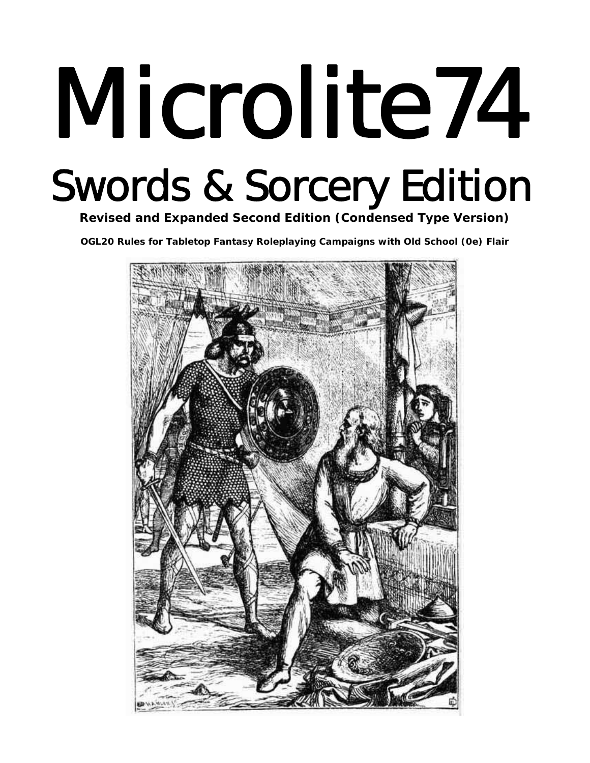# Microlite74

## Swords & Sorcery Edition

**Revised and Expanded Second Edition (Condensed Type Version)**

**OGL20 Rules for Tabletop Fantasy Roleplaying Campaigns with Old School (0e) Flair**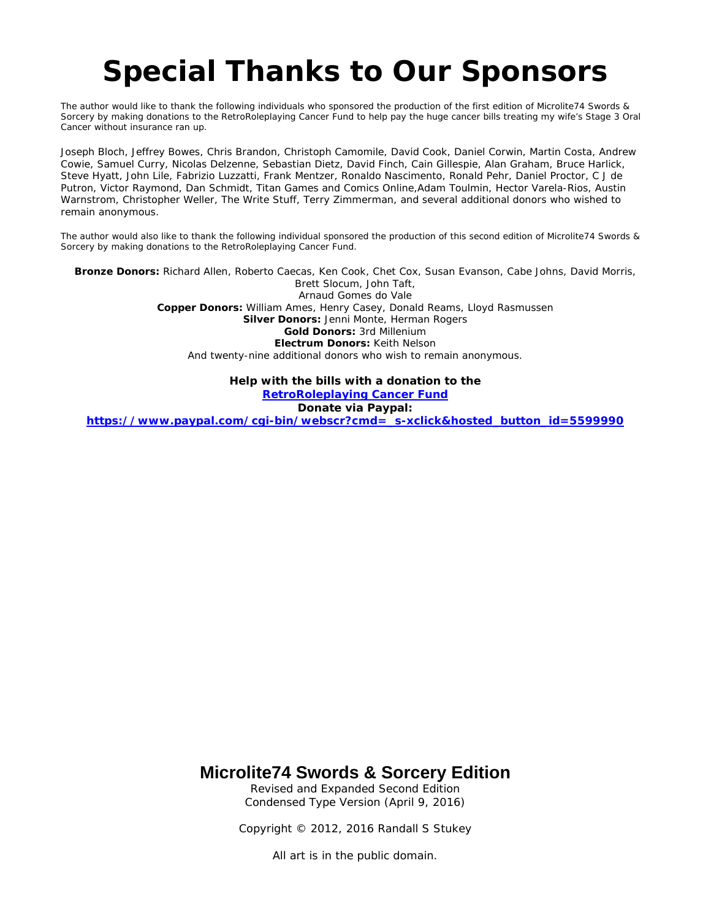# Special Thanks to Our Sponsors

The author would like to thank the following individuals who sponsored the production of the first edition of Microlite74 Swords & Sorcery by making donations to the RetroRoleplaying Cancer Fund to help pay the huge cancer bills treating my wife's Stage 3 Oral Cancer without insurance ran up.

Joseph Bloch, Jeffrey Bowes, Chris Brandon, Christoph Camomile, David Cook, Daniel Corwin, Martin Costa, Andrew Cowie, Samuel Curry, Nicolas Delzenne, Sebastian Dietz, David Finch, Cain Gillespie, Alan Graham, Bruce Harlick, Steve Hyatt, John Lile, Fabrizio Luzzatti, Frank Mentzer, Ronaldo Nascimento, Ronald Pehr, Daniel Proctor, C J de Putron, Victor Raymond, Dan Schmidt, Titan Games and Comics Online,Adam Toulmin, Hector Varela-Rios, Austin Warnstrom, Christopher Weller, The Write Stuff, Terry Zimmerman, and several additional donors who wished to remain anonymous.

The author would also like to thank the following individual sponsored the production of this second edition of Microlite74 Swords & Sorcery by making donations to the RetroRoleplaying Cancer Fund.

**Bronze Donors:** Richard Allen, Roberto Caecas, Ken Cook, Chet Cox, Susan Evanson, Cabe Johns, David Morris, Brett Slocum, John Taft, Arnaud Gomes do Vale
**Copper Donors:** William Ames, Henry Casey, Donald Reams, Lloyd Rasmussen
**Silver Donors:** Jenni Monte, Herman Rogers
**Gold Donors:** 3rd Millenium
**Electrum Donors:** Keith Nelson
And twenty-nine additional donors who wish to remain anonymous.

**Help with the bills with a donation to the**
**RetroRoleplaying Cancer Fund**
**Donate via Paypal:**
**https://www.paypal.com/cgi-bin/webscr?cmd=_s-xclick&hosted_button_id=5599990**

## Microlite74 Swords & Sorcery Edition

Revised and Expanded Second Edition
Condensed Type Version (April 9, 2016)

Copyright © 2012, 2016 Randall S Stukey

All art is in the public domain.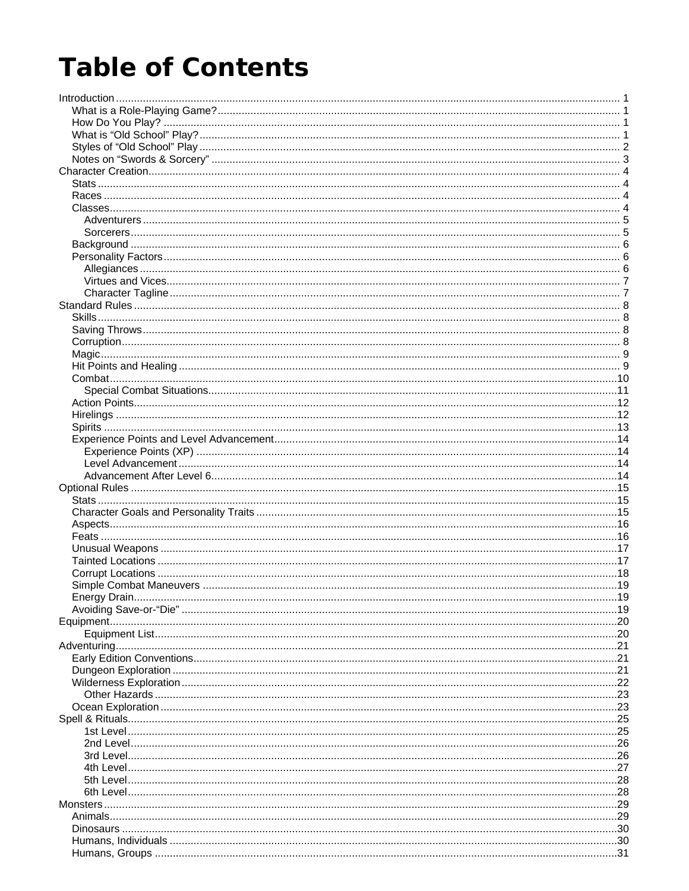# Table of Contents

- Introduction ..... 1
  - What is a Role-Playing Game? ..... 1
  - How Do You Play? ..... 1
  - What is "Old School" Play? ..... 1
  - Styles of "Old School" Play ..... 2
  - Notes on "Swords & Sorcery" ..... 3
- Character Creation ..... 4
  - Stats ..... 4
  - Races ..... 4
  - Classes ..... 4
    - Adventurers ..... 5
    - Sorcerers ..... 5
  - Background ..... 6
  - Personality Factors ..... 6
    - Allegiances ..... 6
    - Virtues and Vices ..... 7
    - Character Tagline ..... 7
- Standard Rules ..... 8
  - Skills ..... 8
  - Saving Throws ..... 8
  - Corruption ..... 8
  - Magic ..... 9
  - Hit Points and Healing ..... 9
  - Combat ..... 10
    - Special Combat Situations ..... 11
  - Action Points ..... 12
  - Hirelings ..... 12
  - Spirits ..... 13
  - Experience Points and Level Advancement ..... 14
    - Experience Points (XP) ..... 14
    - Level Advancement ..... 14
    - Advancement After Level 6 ..... 14
- Optional Rules ..... 15
  - Stats ..... 15
  - Character Goals and Personality Traits ..... 15
  - Aspects ..... 16
  - Feats ..... 16
  - Unusual Weapons ..... 17
  - Tainted Locations ..... 17
  - Corrupt Locations ..... 18
  - Simple Combat Maneuvers ..... 19
  - Energy Drain ..... 19
  - Avoiding Save-or-"Die" ..... 19
- Equipment ..... 20
    - Equipment List ..... 20
- Adventuring ..... 21
  - Early Edition Conventions ..... 21
  - Dungeon Exploration ..... 21
  - Wilderness Exploration ..... 22
    - Other Hazards ..... 23
  - Ocean Exploration ..... 23
- Spell & Rituals ..... 25
    - 1st Level ..... 25
    - 2nd Level ..... 26
    - 3rd Level ..... 26
    - 4th Level ..... 27
    - 5th Level ..... 28
    - 6th Level ..... 28
- Monsters ..... 29
  - Animals ..... 29
  - Dinosaurs ..... 30
  - Humans, Individuals ..... 30
  - Humans, Groups ..... 31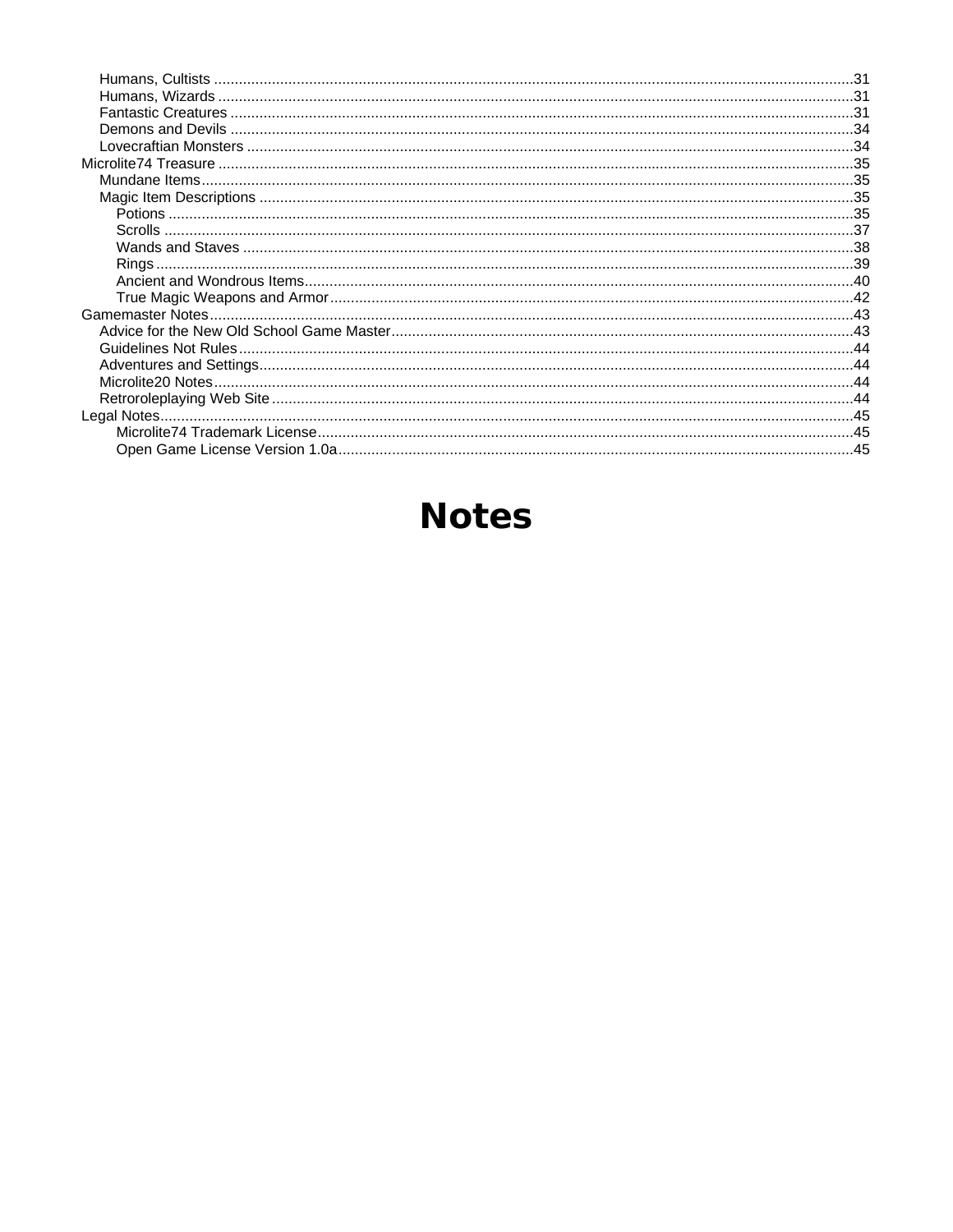- Humans, Cultists ....................................................................................................................................................31
- Humans, Wizards ....................................................................................................................................................31
- Fantastic Creatures ...............................................................................................................................................31
- Demons and Devils ...............................................................................................................................................34
- Lovecraftian Monsters ...........................................................................................................................................34

Microlite74 Treasure ....................................................................................................................................................35

- Mundane Items.......................................................................................................................................................35
- Magic Item Descriptions ........................................................................................................................................35
  - Potions ..............................................................................................................................................................35
  - Scrolls ...............................................................................................................................................................37
  - Wands and Staves ............................................................................................................................................38
  - Rings .................................................................................................................................................................39
  - Ancient and Wondrous Items.............................................................................................................................40
  - True Magic Weapons and Armor.......................................................................................................................42

Gamemaster Notes.......................................................................................................................................................43

- Advice for the New Old School Game Master........................................................................................................43
- Guidelines Not Rules..............................................................................................................................................44
- Adventures and Settings.........................................................................................................................................44
- Microlite20 Notes....................................................................................................................................................44
- Retroroleplaying Web Site......................................................................................................................................44

Legal Notes..................................................................................................................................................................45

- Microlite74 Trademark License..........................................................................................................................45
- Open Game License Version 1.0a.....................................................................................................................45

# Notes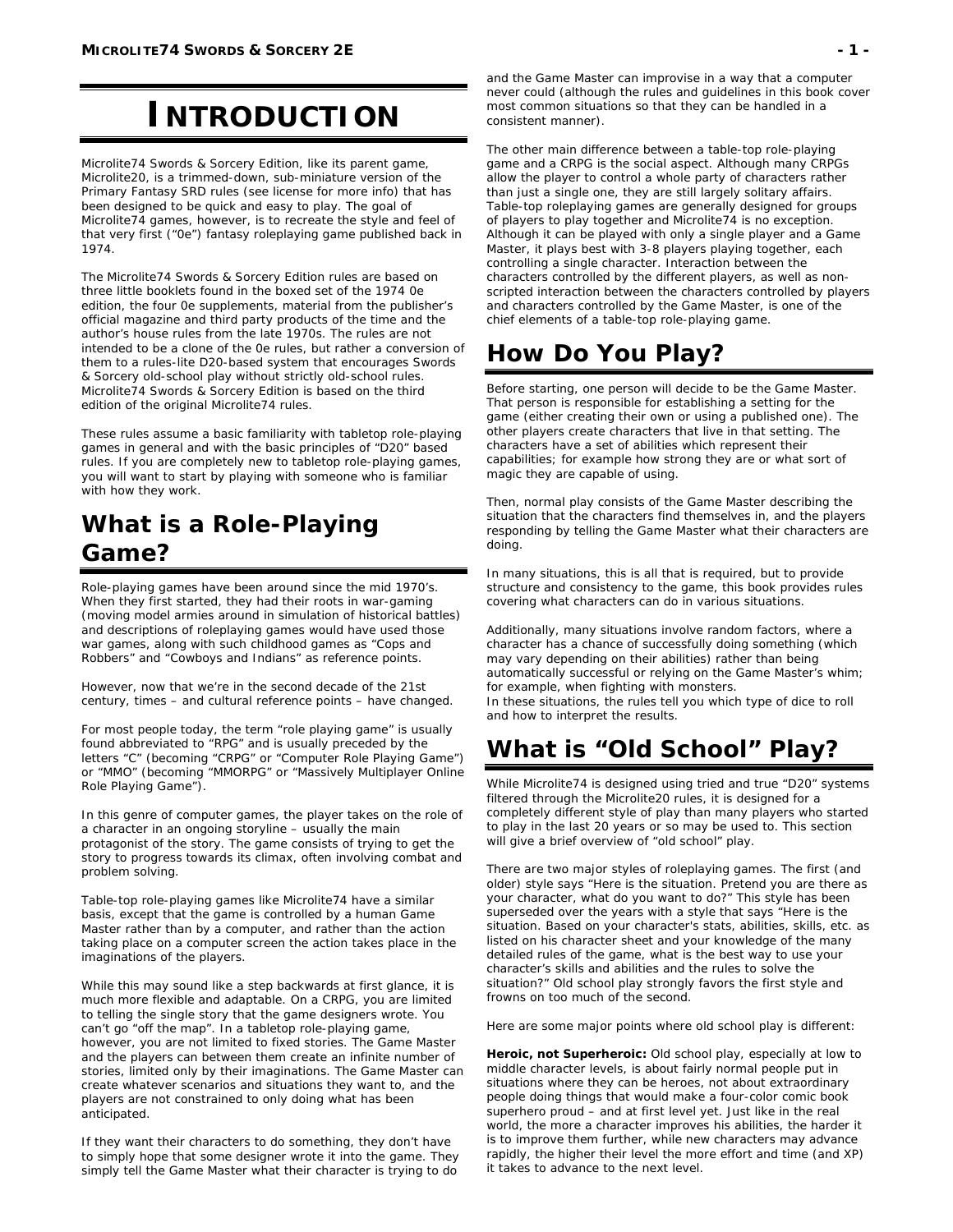# INTRODUCTION

Microlite74 Swords & Sorcery Edition, like its parent game, Microlite20, is a trimmed-down, sub-miniature version of the Primary Fantasy SRD rules (see license for more info) that has been designed to be quick and easy to play. The goal of Microlite74 games, however, is to recreate the style and feel of that very first ("0e") fantasy roleplaying game published back in 1974.

The Microlite74 Swords & Sorcery Edition rules are based on three little booklets found in the boxed set of the 1974 0e edition, the four 0e supplements, material from the publisher's official magazine and third party products of the time and the author's house rules from the late 1970s. The rules are not intended to be a clone of the 0e rules, but rather a conversion of them to a rules-lite D20-based system that encourages Swords & Sorcery old-school play without strictly old-school rules. Microlite74 Swords & Sorcery Edition is based on the third edition of the original Microlite74 rules.

These rules assume a basic familiarity with tabletop role-playing games in general and with the basic principles of "D20" based rules. If you are completely new to tabletop role-playing games, you will want to start by playing with someone who is familiar with how they work.

## What is a Role-Playing Game?

Role-playing games have been around since the mid 1970's. When they first started, they had their roots in war-gaming (moving model armies around in simulation of historical battles) and descriptions of roleplaying games would have used those war games, along with such childhood games as "Cops and Robbers" and "Cowboys and Indians" as reference points.

However, now that we're in the second decade of the 21st century, times – and cultural reference points – have changed.

For most people today, the term "role playing game" is usually found abbreviated to "RPG" and is usually preceded by the letters "C" (becoming "CRPG" or "Computer Role Playing Game") or "MMO" (becoming "MMORPG" or "Massively Multiplayer Online Role Playing Game").

In this genre of computer games, the player takes on the role of a character in an ongoing storyline – usually the main protagonist of the story. The game consists of trying to get the story to progress towards its climax, often involving combat and problem solving.

Table-top role-playing games like Microlite74 have a similar basis, except that the game is controlled by a human Game Master rather than by a computer, and rather than the action taking place on a computer screen the action takes place in the imaginations of the players.

While this may sound like a step backwards at first glance, it is much more flexible and adaptable. On a CRPG, you are limited to telling the single story that the game designers wrote. You can't go "off the map". In a tabletop role-playing game, however, you are not limited to fixed stories. The Game Master and the players can between them create an infinite number of stories, limited only by their imaginations. The Game Master can create whatever scenarios and situations they want to, and the players are not constrained to only doing what has been anticipated.

If they want their characters to do something, they don't have to simply hope that some designer wrote it into the game. They simply tell the Game Master what their character is trying to do and the Game Master can improvise in a way that a computer never could (although the rules and guidelines in this book cover most common situations so that they can be handled in a consistent manner).

The other main difference between a table-top role-playing game and a CRPG is the social aspect. Although many CRPGs allow the player to control a whole party of characters rather than just a single one, they are still largely solitary affairs. Table-top roleplaying games are generally designed for groups of players to play together and Microlite74 is no exception. Although it can be played with only a single player and a Game Master, it plays best with 3-8 players playing together, each controlling a single character. Interaction between the characters controlled by the different players, as well as non-scripted interaction between the characters controlled by players and characters controlled by the Game Master, is one of the chief elements of a table-top role-playing game.

## How Do You Play?

Before starting, one person will decide to be the Game Master. That person is responsible for establishing a setting for the game (either creating their own or using a published one). The other players create characters that live in that setting. The characters have a set of abilities which represent their capabilities; for example how strong they are or what sort of magic they are capable of using.

Then, normal play consists of the Game Master describing the situation that the characters find themselves in, and the players responding by telling the Game Master what their characters are doing.

In many situations, this is all that is required, but to provide structure and consistency to the game, this book provides rules covering what characters can do in various situations.

Additionally, many situations involve random factors, where a character has a chance of successfully doing something (which may vary depending on their abilities) rather than being automatically successful or relying on the Game Master's whim; for example, when fighting with monsters.
In these situations, the rules tell you which type of dice to roll and how to interpret the results.

## What is "Old School" Play?

While Microlite74 is designed using tried and true "D20" systems filtered through the Microlite20 rules, it is designed for a completely different style of play than many players who started to play in the last 20 years or so may be used to. This section will give a brief overview of "old school" play.

There are two major styles of roleplaying games. The first (and older) style says "Here is the situation. Pretend you are there as your character, what do you want to do?" This style has been superseded over the years with a style that says "Here is the situation. Based on your character's stats, abilities, skills, etc. as listed on his character sheet and your knowledge of the many detailed rules of the game, what is the best way to use your character's skills and abilities and the rules to solve the situation?" Old school play strongly favors the first style and frowns on too much of the second.

Here are some major points where old school play is different:

**Heroic, not Superheroic:** Old school play, especially at low to middle character levels, is about fairly normal people put in situations where they can be heroes, not about extraordinary people doing things that would make a four-color comic book superhero proud – and at first level yet. Just like in the real world, the more a character improves his abilities, the harder it is to improve them further, while new characters may advance rapidly, the higher their level the more effort and time (and XP) it takes to advance to the next level.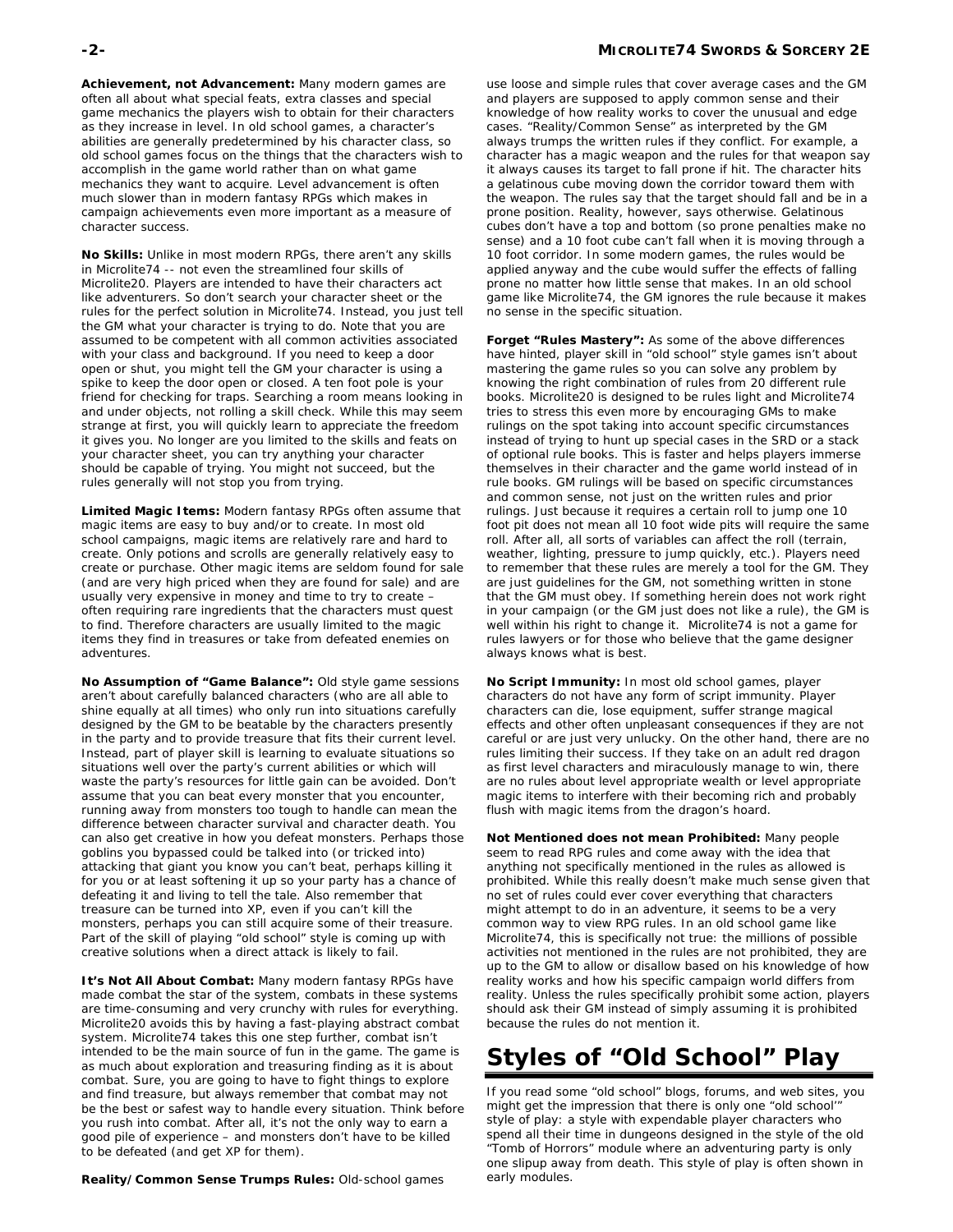**Achievement, not Advancement:** Many modern games are often all about what special feats, extra classes and special game mechanics the players wish to obtain for their characters as they increase in level. In old school games, a character's abilities are generally predetermined by his character class, so old school games focus on the things that the characters wish to accomplish in the game world rather than on what game mechanics they want to acquire. Level advancement is often much slower than in modern fantasy RPGs which makes in campaign achievements even more important as a measure of character success.

**No Skills:** Unlike in most modern RPGs, there aren't any skills in Microlite74 -- not even the streamlined four skills of Microlite20. Players are intended to have their characters act like adventurers. So don't search your character sheet or the rules for the perfect solution in Microlite74. Instead, you just tell the GM what your character is trying to do. Note that you are assumed to be competent with all common activities associated with your class and background. If you need to keep a door open or shut, you might tell the GM your character is using a spike to keep the door open or closed. A ten foot pole is your friend for checking for traps. Searching a room means looking in and under objects, not rolling a skill check. While this may seem strange at first, you will quickly learn to appreciate the freedom it gives you. No longer are you limited to the skills and feats on your character sheet, you can try anything your character should be capable of trying. You might not succeed, but the rules generally will not stop you from trying.

**Limited Magic Items:** Modern fantasy RPGs often assume that magic items are easy to buy and/or to create. In most old school campaigns, magic items are relatively rare and hard to create. Only potions and scrolls are generally relatively easy to create or purchase. Other magic items are seldom found for sale (and are very high priced when they are found for sale) and are usually very expensive in money and time to try to create – often requiring rare ingredients that the characters must quest to find. Therefore characters are usually limited to the magic items they find in treasures or take from defeated enemies on adventures.

**No Assumption of "Game Balance":** Old style game sessions aren't about carefully balanced characters (who are all able to shine equally at all times) who only run into situations carefully designed by the GM to be beatable by the characters presently in the party and to provide treasure that fits their current level. Instead, part of player skill is learning to evaluate situations so situations well over the party's current abilities or which will waste the party's resources for little gain can be avoided. Don't assume that you can beat every monster that you encounter, running away from monsters too tough to handle can mean the difference between character survival and character death. You can also get creative in how you defeat monsters. Perhaps those goblins you bypassed could be talked into (or tricked into) attacking that giant you know you can't beat, perhaps killing it for you or at least softening it up so your party has a chance of defeating it and living to tell the tale. Also remember that treasure can be turned into XP, even if you can't kill the monsters, perhaps you can still acquire some of their treasure. Part of the skill of playing "old school" style is coming up with creative solutions when a direct attack is likely to fail.

**It's Not All About Combat:** Many modern fantasy RPGs have made combat the star of the system, combats in these systems are time-consuming and very crunchy with rules for everything. Microlite20 avoids this by having a fast-playing abstract combat system. Microlite74 takes this one step further, combat isn't intended to be the main source of fun in the game. The game is as much about exploration and treasuring finding as it is about combat. Sure, you are going to have to fight things to explore and find treasure, but always remember that combat may not be the best or safest way to handle every situation. Think before you rush into combat. After all, it's not the only way to earn a good pile of experience – and monsters don't have to be killed to be defeated (and get XP for them).

**Reality/Common Sense Trumps Rules:** Old-school games use loose and simple rules that cover average cases and the GM and players are supposed to apply common sense and their knowledge of how reality works to cover the unusual and edge cases. "Reality/Common Sense" as interpreted by the GM always trumps the written rules if they conflict. For example, a character has a magic weapon and the rules for that weapon say it always causes its target to fall prone if hit. The character hits a gelatinous cube moving down the corridor toward them with the weapon. The rules say that the target should fall and be in a prone position. Reality, however, says otherwise. Gelatinous cubes don't have a top and bottom (so prone penalties make no sense) and a 10 foot cube can't fall when it is moving through a 10 foot corridor. In some modern games, the rules would be applied anyway and the cube would suffer the effects of falling prone no matter how little sense that makes. In an old school game like Microlite74, the GM ignores the rule because it makes no sense in the specific situation.

**Forget "Rules Mastery":** As some of the above differences have hinted, player skill in "old school" style games isn't about mastering the game rules so you can solve any problem by knowing the right combination of rules from 20 different rule books. Microlite20 is designed to be rules light and Microlite74 tries to stress this even more by encouraging GMs to make rulings on the spot taking into account specific circumstances instead of trying to hunt up special cases in the SRD or a stack of optional rule books. This is faster and helps players immerse themselves in their character and the game world instead of in rule books. GM rulings will be based on specific circumstances and common sense, not just on the written rules and prior rulings. Just because it requires a certain roll to jump one 10 foot pit does not mean all 10 foot wide pits will require the same roll. After all, all sorts of variables can affect the roll (terrain, weather, lighting, pressure to jump quickly, etc.). Players need to remember that these rules are merely a tool for the GM. They are just guidelines for the GM, not something written in stone that the GM must obey. If something herein does not work right in your campaign (or the GM just does not like a rule), the GM is well within his right to change it. Microlite74 is not a game for rules lawyers or for those who believe that the game designer always knows what is best.

**No Script Immunity:** In most old school games, player characters do not have any form of script immunity. Player characters can die, lose equipment, suffer strange magical effects and other often unpleasant consequences if they are not careful or are just very unlucky. On the other hand, there are no rules limiting their success. If they take on an adult red dragon as first level characters and miraculously manage to win, there are no rules about level appropriate wealth or level appropriate magic items to interfere with their becoming rich and probably flush with magic items from the dragon's hoard.

**Not Mentioned does not mean Prohibited:** Many people seem to read RPG rules and come away with the idea that anything not specifically mentioned in the rules as allowed is prohibited. While this really doesn't make much sense given that no set of rules could ever cover everything that characters might attempt to do in an adventure, it seems to be a very common way to view RPG rules. In an old school game like Microlite74, this is specifically not true: the millions of possible activities not mentioned in the rules are not prohibited, they are up to the GM to allow or disallow based on his knowledge of how reality works and how his specific campaign world differs from reality. Unless the rules specifically prohibit some action, players should ask their GM instead of simply assuming it is prohibited because the rules do not mention it.

# Styles of "Old School" Play

If you read some "old school" blogs, forums, and web sites, you might get the impression that there is only one "old school'" style of play: a style with expendable player characters who spend all their time in dungeons designed in the style of the old "Tomb of Horrors" module where an adventuring party is only one slipup away from death. This style of play is often shown in early modules.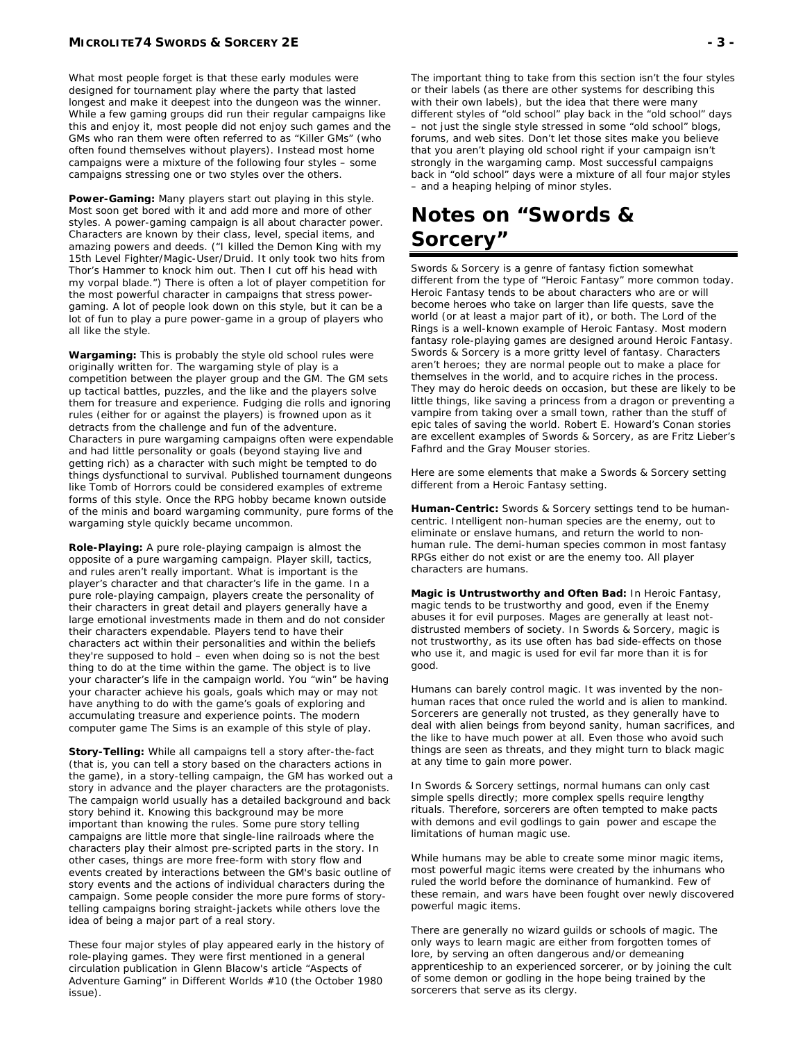What most people forget is that these early modules were designed for tournament play where the party that lasted longest and make it deepest into the dungeon was the winner. While a few gaming groups did run their regular campaigns like this and enjoy it, most people did not enjoy such games and the GMs who ran them were often referred to as "Killer GMs" (who often found themselves without players). Instead most home campaigns were a mixture of the following four styles – some campaigns stressing one or two styles over the others.

**Power-Gaming:** Many players start out playing in this style. Most soon get bored with it and add more and more of other styles. A power-gaming campaign is all about character power. Characters are known by their class, level, special items, and amazing powers and deeds. ("I killed the Demon King with my 15th Level Fighter/Magic-User/Druid. It only took two hits from Thor's Hammer to knock him out. Then I cut off his head with my vorpal blade.") There is often a lot of player competition for the most powerful character in campaigns that stress power-gaming. A lot of people look down on this style, but it can be a lot of fun to play a pure power-game in a group of players who all like the style.

**Wargaming:** This is probably the style old school rules were originally written for. The wargaming style of play is a competition between the player group and the GM. The GM sets up tactical battles, puzzles, and the like and the players solve them for treasure and experience. Fudging die rolls and ignoring rules (either for or against the players) is frowned upon as it detracts from the challenge and fun of the adventure. Characters in pure wargaming campaigns often were expendable and had little personality or goals (beyond staying live and getting rich) as a character with such might be tempted to do things dysfunctional to survival. Published tournament dungeons like Tomb of Horrors could be considered examples of extreme forms of this style. Once the RPG hobby became known outside of the minis and board wargaming community, pure forms of the wargaming style quickly became uncommon.

**Role-Playing:** A pure role-playing campaign is almost the opposite of a pure wargaming campaign. Player skill, tactics, and rules aren't really important. What is important is the player's character and that character's life in the game. In a pure role-playing campaign, players create the personality of their characters in great detail and players generally have a large emotional investments made in them and do not consider their characters expendable. Players tend to have their characters act within their personalities and within the beliefs they're supposed to hold – even when doing so is not the best thing to do at the time within the game. The object is to live your character's life in the campaign world. You "win" be having your character achieve his goals, goals which may or may not have anything to do with the game's goals of exploring and accumulating treasure and experience points. The modern computer game The Sims is an example of this style of play.

**Story-Telling:** While all campaigns tell a story after-the-fact (that is, you can tell a story based on the characters actions in the game), in a story-telling campaign, the GM has worked out a story in advance and the player characters are the protagonists. The campaign world usually has a detailed background and back story behind it. Knowing this background may be more important than knowing the rules. Some pure story telling campaigns are little more that single-line railroads where the characters play their almost pre-scripted parts in the story. In other cases, things are more free-form with story flow and events created by interactions between the GM's basic outline of story events and the actions of individual characters during the campaign. Some people consider the more pure forms of story-telling campaigns boring straight-jackets while others love the idea of being a major part of a real story.

These four major styles of play appeared early in the history of role-playing games. They were first mentioned in a general circulation publication in Glenn Blacow's article "Aspects of Adventure Gaming" in Different Worlds #10 (the October 1980 issue).

The important thing to take from this section isn't the four styles or their labels (as there are other systems for describing this with their own labels), but the idea that there were many different styles of "old school" play back in the "old school" days – not just the single style stressed in some "old school" blogs, forums, and web sites. Don't let those sites make you believe that you aren't playing old school right if your campaign isn't strongly in the wargaming camp. Most successful campaigns back in "old school" days were a mixture of all four major styles – and a heaping helping of minor styles.

# Notes on "Swords & Sorcery"

Swords & Sorcery is a genre of fantasy fiction somewhat different from the type of "Heroic Fantasy" more common today. Heroic Fantasy tends to be about characters who are or will become heroes who take on larger than life quests, save the world (or at least a major part of it), or both. The Lord of the Rings is a well-known example of Heroic Fantasy. Most modern fantasy role-playing games are designed around Heroic Fantasy. Swords & Sorcery is a more gritty level of fantasy. Characters aren't heroes; they are normal people out to make a place for themselves in the world, and to acquire riches in the process. They may do heroic deeds on occasion, but these are likely to be little things, like saving a princess from a dragon or preventing a vampire from taking over a small town, rather than the stuff of epic tales of saving the world. Robert E. Howard's Conan stories are excellent examples of Swords & Sorcery, as are Fritz Lieber's Fafhrd and the Gray Mouser stories.

Here are some elements that make a Swords & Sorcery setting different from a Heroic Fantasy setting.

**Human-Centric:** Swords & Sorcery settings tend to be human-centric. Intelligent non-human species are the enemy, out to eliminate or enslave humans, and return the world to non-human rule. The demi-human species common in most fantasy RPGs either do not exist or are the enemy too. All player characters are humans.

**Magic is Untrustworthy and Often Bad:** In Heroic Fantasy, magic tends to be trustworthy and good, even if the Enemy abuses it for evil purposes. Mages are generally at least not-distrusted members of society. In Swords & Sorcery, magic is not trustworthy, as its use often has bad side-effects on those who use it, and magic is used for evil far more than it is for good.

Humans can barely control magic. It was invented by the non-human races that once ruled the world and is alien to mankind. Sorcerers are generally not trusted, as they generally have to deal with alien beings from beyond sanity, human sacrifices, and the like to have much power at all. Even those who avoid such things are seen as threats, and they might turn to black magic at any time to gain more power.

In Swords & Sorcery settings, normal humans can only cast simple spells directly; more complex spells require lengthy rituals. Therefore, sorcerers are often tempted to make pacts with demons and evil godlings to gain power and escape the limitations of human magic use.

While humans may be able to create some minor magic items, most powerful magic items were created by the inhumans who ruled the world before the dominance of humankind. Few of these remain, and wars have been fought over newly discovered powerful magic items.

There are generally no wizard guilds or schools of magic. The only ways to learn magic are either from forgotten tomes of lore, by serving an often dangerous and/or demeaning apprenticeship to an experienced sorcerer, or by joining the cult of some demon or godling in the hope being trained by the sorcerers that serve as its clergy.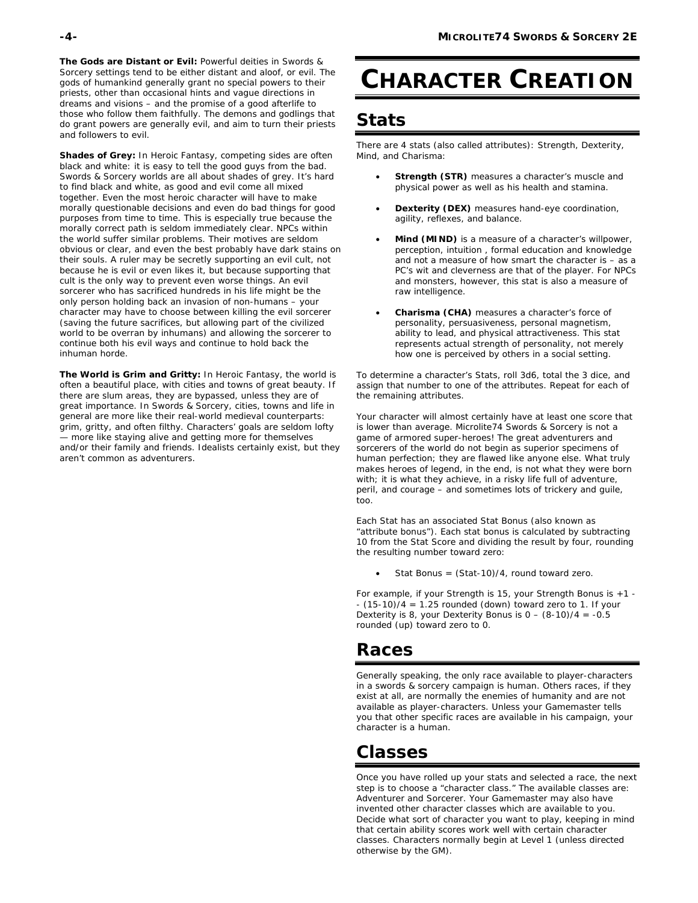**The Gods are Distant or Evil:** Powerful deities in Swords & Sorcery settings tend to be either distant and aloof, or evil. The gods of humankind generally grant no special powers to their priests, other than occasional hints and vague directions in dreams and visions – and the promise of a good afterlife to those who follow them faithfully. The demons and godlings that do grant powers are generally evil, and aim to turn their priests and followers to evil.

**Shades of Grey:** In Heroic Fantasy, competing sides are often black and white: it is easy to tell the good guys from the bad. Swords & Sorcery worlds are all about shades of grey. It's hard to find black and white, as good and evil come all mixed together. Even the most heroic character will have to make morally questionable decisions and even do bad things for good purposes from time to time. This is especially true because the morally correct path is seldom immediately clear. NPCs within the world suffer similar problems. Their motives are seldom obvious or clear, and even the best probably have dark stains on their souls. A ruler may be secretly supporting an evil cult, not because he is evil or even likes it, but because supporting that cult is the only way to prevent even worse things. An evil sorcerer who has sacrificed hundreds in his life might be the only person holding back an invasion of non-humans – your character may have to choose between killing the evil sorcerer (saving the future sacrifices, but allowing part of the civilized world to be overran by inhumans) and allowing the sorcerer to continue both his evil ways and continue to hold back the inhuman horde.

**The World is Grim and Gritty:** In Heroic Fantasy, the world is often a beautiful place, with cities and towns of great beauty. If there are slum areas, they are bypassed, unless they are of great importance. In Swords & Sorcery, cities, towns and life in general are more like their real-world medieval counterparts: grim, gritty, and often filthy. Characters' goals are seldom lofty — more like staying alive and getting more for themselves and/or their family and friends. Idealists certainly exist, but they aren't common as adventurers.

# CHARACTER CREATION

## Stats

There are 4 stats (also called attributes): Strength, Dexterity, Mind, and Charisma:

- **Strength (STR)** measures a character's muscle and physical power as well as his health and stamina.
- **Dexterity (DEX)** measures hand-eye coordination, agility, reflexes, and balance.
- **Mind (MIND)** is a measure of a character's willpower, perception, intuition , formal education and knowledge and not a measure of how smart the character is – as a PC's wit and cleverness are that of the player. For NPCs and monsters, however, this stat is also a measure of raw intelligence.
- **Charisma (CHA)** measures a character's force of personality, persuasiveness, personal magnetism, ability to lead, and physical attractiveness. This stat represents actual strength of personality, not merely how one is perceived by others in a social setting.

To determine a character's Stats, roll 3d6, total the 3 dice, and assign that number to one of the attributes. Repeat for each of the remaining attributes.

Your character will almost certainly have at least one score that is lower than average. Microlite74 Swords & Sorcery is not a game of armored super-heroes! The great adventurers and sorcerers of the world do not begin as superior specimens of human perfection; they are flawed like anyone else. What truly makes heroes of legend, in the end, is not what they were born with; it is what they achieve, in a risky life full of adventure, peril, and courage – and sometimes lots of trickery and guile, too.

Each Stat has an associated Stat Bonus (also known as "attribute bonus"). Each stat bonus is calculated by subtracting 10 from the Stat Score and dividing the result by four, rounding the resulting number toward zero:

- Stat Bonus = (Stat-10)/4, round toward zero.

For example, if your Strength is 15, your Strength Bonus is +1 -- (15-10)/4 = 1.25 rounded (down) toward zero to 1. If your Dexterity is 8, your Dexterity Bonus is 0 – (8-10)/4 = -0.5 rounded (up) toward zero to 0.

## Races

Generally speaking, the only race available to player-characters in a swords & sorcery campaign is human. Others races, if they exist at all, are normally the enemies of humanity and are not available as player-characters. Unless your Gamemaster tells you that other specific races are available in his campaign, your character is a human.

## Classes

Once you have rolled up your stats and selected a race, the next step is to choose a "character class." The available classes are: Adventurer and Sorcerer. Your Gamemaster may also have invented other character classes which are available to you. Decide what sort of character you want to play, keeping in mind that certain ability scores work well with certain character classes. Characters normally begin at Level 1 (unless directed otherwise by the GM).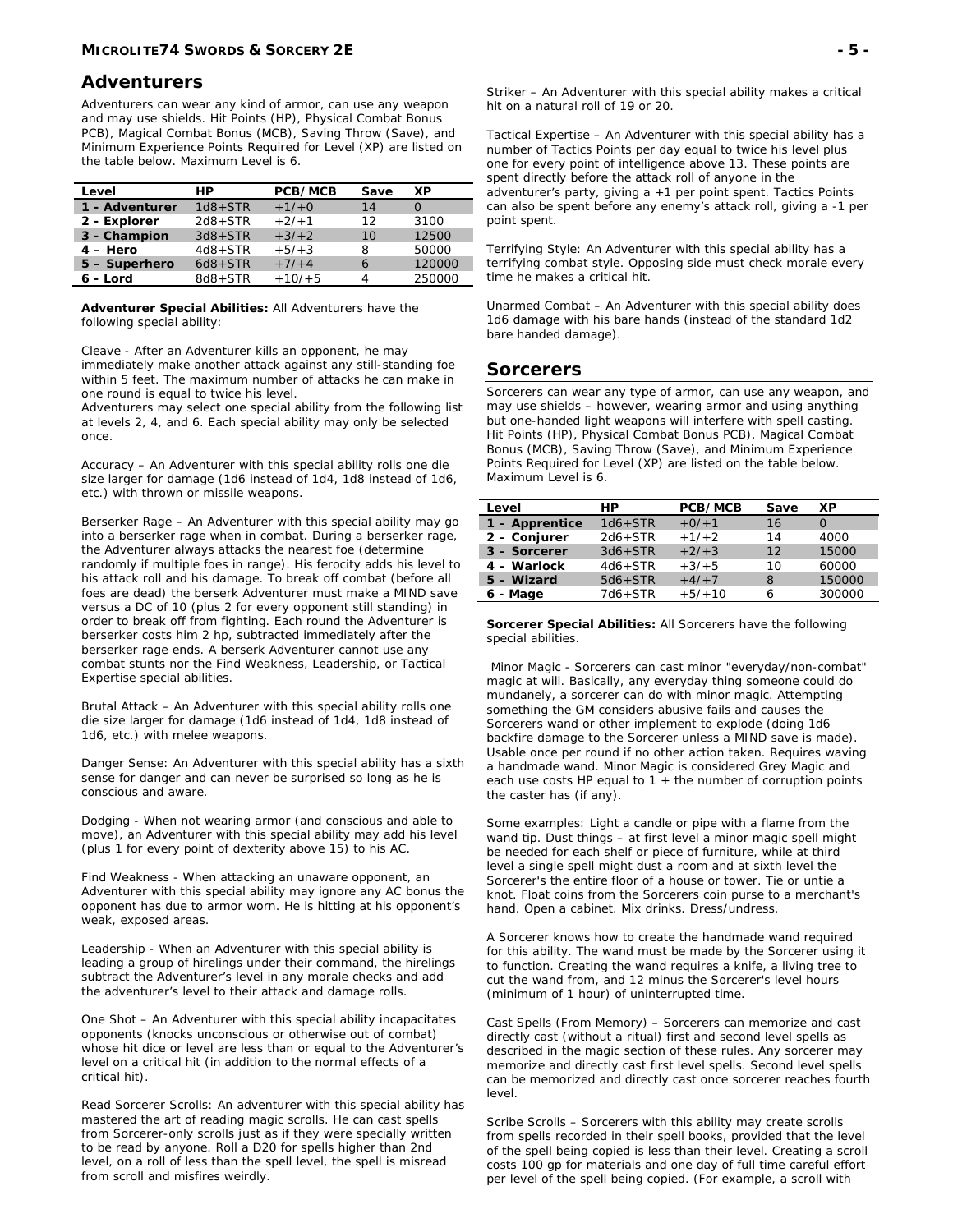## Adventurers

Adventurers can wear any kind of armor, can use any weapon and may use shields. Hit Points (HP), Physical Combat Bonus PCB), Magical Combat Bonus (MCB), Saving Throw (Save), and Minimum Experience Points Required for Level (XP) are listed on the table below. Maximum Level is 6.

| Level | HP | PCB/MCB | Save | XP |
|---|---|---|---|---|
| 1 - Adventurer | 1d8+STR | +1/+0 | 14 | 0 |
| 2 - Explorer | 2d8+STR | +2/+1 | 12 | 3100 |
| 3 - Champion | 3d8+STR | +3/+2 | 10 | 12500 |
| 4 – Hero | 4d8+STR | +5/+3 | 8 | 50000 |
| 5 – Superhero | 6d8+STR | +7/+4 | 6 | 120000 |
| 6 - Lord | 8d8+STR | +10/+5 | 4 | 250000 |

**Adventurer Special Abilities:** All Adventurers have the following special ability:

Cleave - After an Adventurer kills an opponent, he may immediately make another attack against any still-standing foe within 5 feet. The maximum number of attacks he can make in one round is equal to twice his level.

Adventurers may select one special ability from the following list at levels 2, 4, and 6. Each special ability may only be selected once.

Accuracy – An Adventurer with this special ability rolls one die size larger for damage (1d6 instead of 1d4, 1d8 instead of 1d6, etc.) with thrown or missile weapons.

Berserker Rage – An Adventurer with this special ability may go into a berserker rage when in combat. During a berserker rage, the Adventurer always attacks the nearest foe (determine randomly if multiple foes in range). His ferocity adds his level to his attack roll and his damage. To break off combat (before all foes are dead) the berserk Adventurer must make a MIND save versus a DC of 10 (plus 2 for every opponent still standing) in order to break off from fighting. Each round the Adventurer is berserker costs him 2 hp, subtracted immediately after the berserker rage ends. A berserk Adventurer cannot use any combat stunts nor the Find Weakness, Leadership, or Tactical Expertise special abilities.

Brutal Attack – An Adventurer with this special ability rolls one die size larger for damage (1d6 instead of 1d4, 1d8 instead of 1d6, etc.) with melee weapons.

Danger Sense: An Adventurer with this special ability has a sixth sense for danger and can never be surprised so long as he is conscious and aware.

Dodging - When not wearing armor (and conscious and able to move), an Adventurer with this special ability may add his level (plus 1 for every point of dexterity above 15) to his AC.

Find Weakness - When attacking an unaware opponent, an Adventurer with this special ability may ignore any AC bonus the opponent has due to armor worn. He is hitting at his opponent's weak, exposed areas.

Leadership - When an Adventurer with this special ability is leading a group of hirelings under their command, the hirelings subtract the Adventurer's level in any morale checks and add the adventurer's level to their attack and damage rolls.

One Shot – An Adventurer with this special ability incapacitates opponents (knocks unconscious or otherwise out of combat) whose hit dice or level are less than or equal to the Adventurer's level on a critical hit (in addition to the normal effects of a critical hit).

Read Sorcerer Scrolls: An adventurer with this special ability has mastered the art of reading magic scrolls. He can cast spells from Sorcerer-only scrolls just as if they were specially written to be read by anyone. Roll a D20 for spells higher than 2nd level, on a roll of less than the spell level, the spell is misread from scroll and misfires weirdly.

Striker – An Adventurer with this special ability makes a critical hit on a natural roll of 19 or 20.

Tactical Expertise – An Adventurer with this special ability has a number of Tactics Points per day equal to twice his level plus one for every point of intelligence above 13. These points are spent directly before the attack roll of anyone in the adventurer's party, giving a +1 per point spent. Tactics Points can also be spent before any enemy's attack roll, giving a -1 per point spent.

Terrifying Style: An Adventurer with this special ability has a terrifying combat style. Opposing side must check morale every time he makes a critical hit.

Unarmed Combat – An Adventurer with this special ability does 1d6 damage with his bare hands (instead of the standard 1d2 bare handed damage).

## Sorcerers

Sorcerers can wear any type of armor, can use any weapon, and may use shields – however, wearing armor and using anything but one-handed light weapons will interfere with spell casting. Hit Points (HP), Physical Combat Bonus PCB), Magical Combat Bonus (MCB), Saving Throw (Save), and Minimum Experience Points Required for Level (XP) are listed on the table below. Maximum Level is 6.

| Level | HP | PCB/MCB | Save | XP |
|---|---|---|---|---|
| 1 – Apprentice | 1d6+STR | +0/+1 | 16 | 0 |
| 2 – Conjurer | 2d6+STR | +1/+2 | 14 | 4000 |
| 3 – Sorcerer | 3d6+STR | +2/+3 | 12 | 15000 |
| 4 – Warlock | 4d6+STR | +3/+5 | 10 | 60000 |
| 5 – Wizard | 5d6+STR | +4/+7 | 8 | 150000 |
| 6 - Mage | 7d6+STR | +5/+10 | 6 | 300000 |

**Sorcerer Special Abilities:** All Sorcerers have the following special abilities.

Minor Magic - Sorcerers can cast minor "everyday/non-combat" magic at will. Basically, any everyday thing someone could do mundanely, a sorcerer can do with minor magic. Attempting something the GM considers abusive fails and causes the Sorcerers wand or other implement to explode (doing 1d6 backfire damage to the Sorcerer unless a MIND save is made). Usable once per round if no other action taken. Requires waving a handmade wand. Minor Magic is considered Grey Magic and each use costs HP equal to 1 + the number of corruption points the caster has (if any).

Some examples: Light a candle or pipe with a flame from the wand tip. Dust things – at first level a minor magic spell might be needed for each shelf or piece of furniture, while at third level a single spell might dust a room and at sixth level the Sorcerer's the entire floor of a house or tower. Tie or untie a knot. Float coins from the Sorcerers coin purse to a merchant's hand. Open a cabinet. Mix drinks. Dress/undress.

A Sorcerer knows how to create the handmade wand required for this ability. The wand must be made by the Sorcerer using it to function. Creating the wand requires a knife, a living tree to cut the wand from, and 12 minus the Sorcerer's level hours (minimum of 1 hour) of uninterrupted time.

Cast Spells (From Memory) – Sorcerers can memorize and cast directly cast (without a ritual) first and second level spells as described in the magic section of these rules. Any sorcerer may memorize and directly cast first level spells. Second level spells can be memorized and directly cast once sorcerer reaches fourth level.

Scribe Scrolls – Sorcerers with this ability may create scrolls from spells recorded in their spell books, provided that the level of the spell being copied is less than their level. Creating a scroll costs 100 gp for materials and one day of full time careful effort per level of the spell being copied. (For example, a scroll with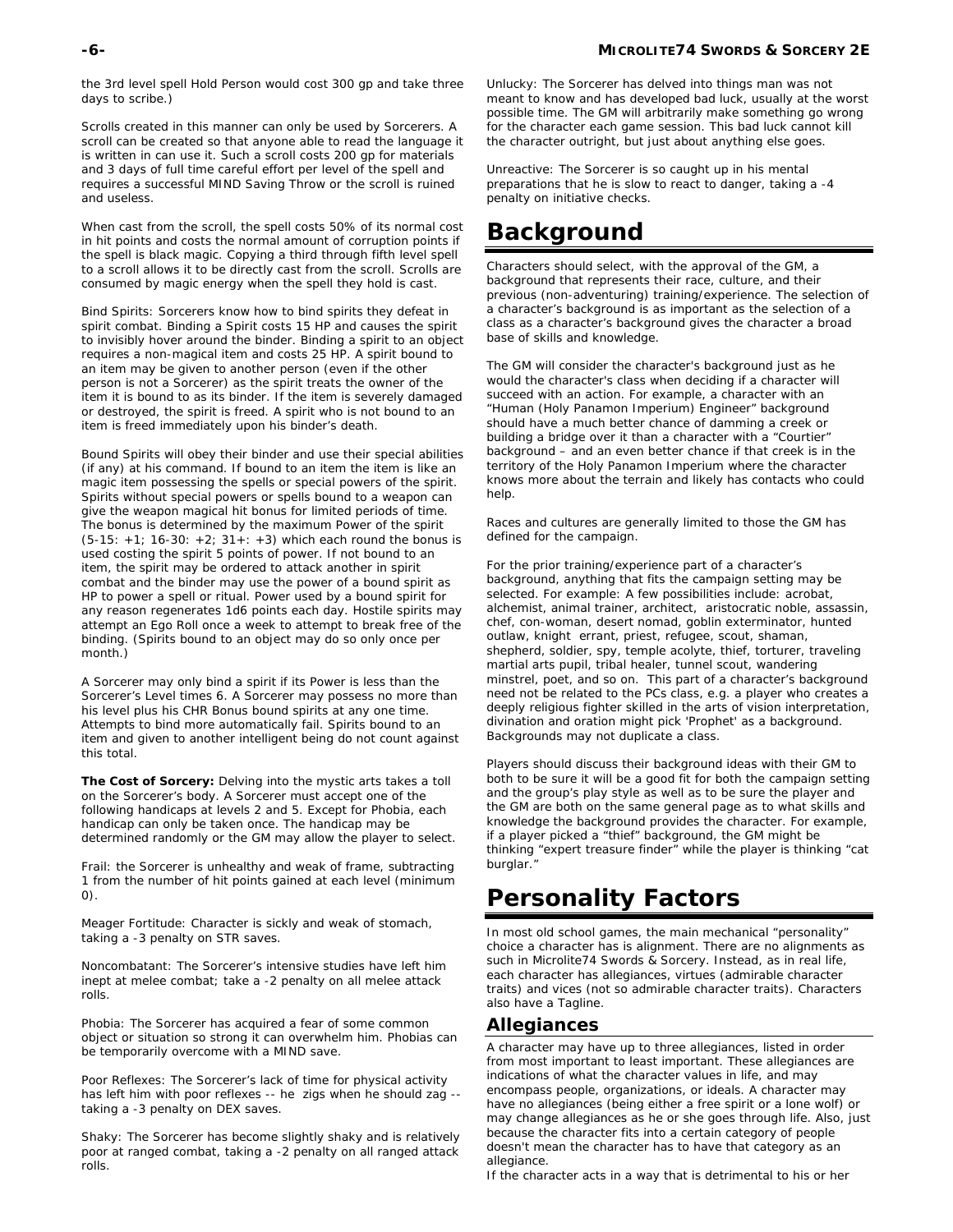the 3rd level spell Hold Person would cost 300 gp and take three days to scribe.)

Scrolls created in this manner can only be used by Sorcerers. A scroll can be created so that anyone able to read the language it is written in can use it. Such a scroll costs 200 gp for materials and 3 days of full time careful effort per level of the spell and requires a successful MIND Saving Throw or the scroll is ruined and useless.

When cast from the scroll, the spell costs 50% of its normal cost in hit points and costs the normal amount of corruption points if the spell is black magic. Copying a third through fifth level spell to a scroll allows it to be directly cast from the scroll. Scrolls are consumed by magic energy when the spell they hold is cast.

Bind Spirits: Sorcerers know how to bind spirits they defeat in spirit combat. Binding a Spirit costs 15 HP and causes the spirit to invisibly hover around the binder. Binding a spirit to an object requires a non-magical item and costs 25 HP. A spirit bound to an item may be given to another person (even if the other person is not a Sorcerer) as the spirit treats the owner of the item it is bound to as its binder. If the item is severely damaged or destroyed, the spirit is freed. A spirit who is not bound to an item is freed immediately upon his binder's death.

Bound Spirits will obey their binder and use their special abilities (if any) at his command. If bound to an item the item is like an magic item possessing the spells or special powers of the spirit. Spirits without special powers or spells bound to a weapon can give the weapon magical hit bonus for limited periods of time. The bonus is determined by the maximum Power of the spirit (5-15: +1; 16-30: +2; 31+: +3) which each round the bonus is used costing the spirit 5 points of power. If not bound to an item, the spirit may be ordered to attack another in spirit combat and the binder may use the power of a bound spirit as HP to power a spell or ritual. Power used by a bound spirit for any reason regenerates 1d6 points each day. Hostile spirits may attempt an Ego Roll once a week to attempt to break free of the binding. (Spirits bound to an object may do so only once per month.)

A Sorcerer may only bind a spirit if its Power is less than the Sorcerer's Level times 6. A Sorcerer may possess no more than his level plus his CHR Bonus bound spirits at any one time. Attempts to bind more automatically fail. Spirits bound to an item and given to another intelligent being do not count against this total.

**The Cost of Sorcery:** Delving into the mystic arts takes a toll on the Sorcerer's body. A Sorcerer must accept one of the following handicaps at levels 2 and 5. Except for Phobia, each handicap can only be taken once. The handicap may be determined randomly or the GM may allow the player to select.

Frail: the Sorcerer is unhealthy and weak of frame, subtracting 1 from the number of hit points gained at each level (minimum 0).

Meager Fortitude: Character is sickly and weak of stomach, taking a -3 penalty on STR saves.

Noncombatant: The Sorcerer's intensive studies have left him inept at melee combat; take a -2 penalty on all melee attack rolls.

Phobia: The Sorcerer has acquired a fear of some common object or situation so strong it can overwhelm him. Phobias can be temporarily overcome with a MIND save.

Poor Reflexes: The Sorcerer's lack of time for physical activity has left him with poor reflexes -- he zigs when he should zag -- taking a -3 penalty on DEX saves.

Shaky: The Sorcerer has become slightly shaky and is relatively poor at ranged combat, taking a -2 penalty on all ranged attack rolls.

Unlucky: The Sorcerer has delved into things man was not meant to know and has developed bad luck, usually at the worst possible time. The GM will arbitrarily make something go wrong for the character each game session. This bad luck cannot kill the character outright, but just about anything else goes.

Unreactive: The Sorcerer is so caught up in his mental preparations that he is slow to react to danger, taking a -4 penalty on initiative checks.

# Background

Characters should select, with the approval of the GM, a background that represents their race, culture, and their previous (non-adventuring) training/experience. The selection of a character's background is as important as the selection of a class as a character's background gives the character a broad base of skills and knowledge.

The GM will consider the character's background just as he would the character's class when deciding if a character will succeed with an action. For example, a character with an "Human (Holy Panamon Imperium) Engineer" background should have a much better chance of damming a creek or building a bridge over it than a character with a "Courtier" background – and an even better chance if that creek is in the territory of the Holy Panamon Imperium where the character knows more about the terrain and likely has contacts who could help.

Races and cultures are generally limited to those the GM has defined for the campaign.

For the prior training/experience part of a character's background, anything that fits the campaign setting may be selected. For example: A few possibilities include: acrobat, alchemist, animal trainer, architect, aristocratic noble, assassin, chef, con-woman, desert nomad, goblin exterminator, hunted outlaw, knight errant, priest, refugee, scout, shaman, shepherd, soldier, spy, temple acolyte, thief, torturer, traveling martial arts pupil, tribal healer, tunnel scout, wandering minstrel, poet, and so on. This part of a character's background need not be related to the PCs class, e.g. a player who creates a deeply religious fighter skilled in the arts of vision interpretation, divination and oration might pick 'Prophet' as a background. Backgrounds may not duplicate a class.

Players should discuss their background ideas with their GM to both to be sure it will be a good fit for both the campaign setting and the group's play style as well as to be sure the player and the GM are both on the same general page as to what skills and knowledge the background provides the character. For example, if a player picked a "thief" background, the GM might be thinking "expert treasure finder" while the player is thinking "cat burglar."

# Personality Factors

In most old school games, the main mechanical "personality" choice a character has is alignment. There are no alignments as such in Microlite74 Swords & Sorcery. Instead, as in real life, each character has allegiances, virtues (admirable character traits) and vices (not so admirable character traits). Characters also have a Tagline.

## Allegiances

A character may have up to three allegiances, listed in order from most important to least important. These allegiances are indications of what the character values in life, and may encompass people, organizations, or ideals. A character may have no allegiances (being either a free spirit or a lone wolf) or may change allegiances as he or she goes through life. Also, just because the character fits into a certain category of people doesn't mean the character has to have that category as an allegiance.

If the character acts in a way that is detrimental to his or her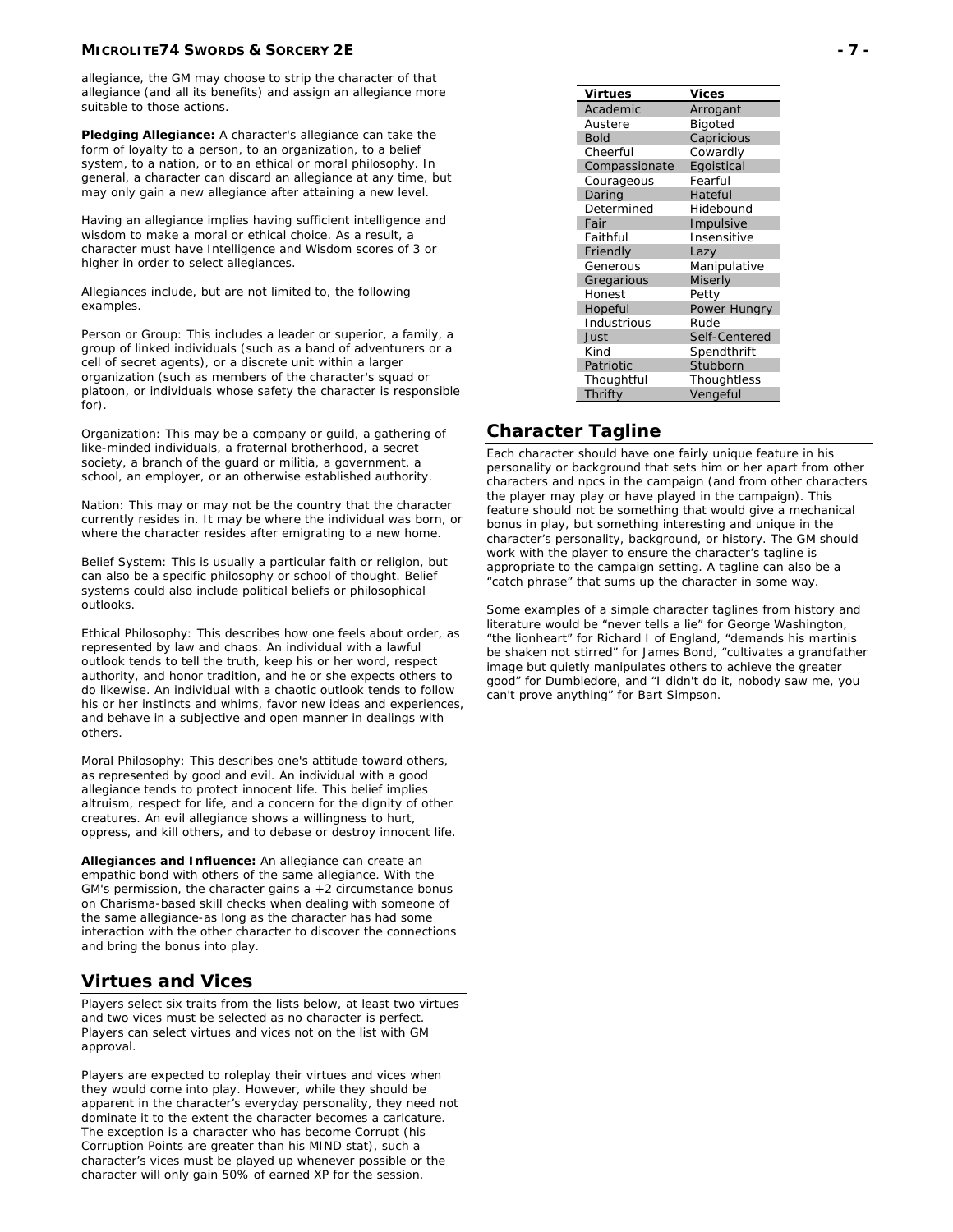allegiance, the GM may choose to strip the character of that allegiance (and all its benefits) and assign an allegiance more suitable to those actions.

**Pledging Allegiance:** A character's allegiance can take the form of loyalty to a person, to an organization, to a belief system, to a nation, or to an ethical or moral philosophy. In general, a character can discard an allegiance at any time, but may only gain a new allegiance after attaining a new level.

Having an allegiance implies having sufficient intelligence and wisdom to make a moral or ethical choice. As a result, a character must have Intelligence and Wisdom scores of 3 or higher in order to select allegiances.

Allegiances include, but are not limited to, the following examples.

Person or Group: This includes a leader or superior, a family, a group of linked individuals (such as a band of adventurers or a cell of secret agents), or a discrete unit within a larger organization (such as members of the character's squad or platoon, or individuals whose safety the character is responsible for).

Organization: This may be a company or guild, a gathering of like-minded individuals, a fraternal brotherhood, a secret society, a branch of the guard or militia, a government, a school, an employer, or an otherwise established authority.

Nation: This may or may not be the country that the character currently resides in. It may be where the individual was born, or where the character resides after emigrating to a new home.

Belief System: This is usually a particular faith or religion, but can also be a specific philosophy or school of thought. Belief systems could also include political beliefs or philosophical outlooks.

Ethical Philosophy: This describes how one feels about order, as represented by law and chaos. An individual with a lawful outlook tends to tell the truth, keep his or her word, respect authority, and honor tradition, and he or she expects others to do likewise. An individual with a chaotic outlook tends to follow his or her instincts and whims, favor new ideas and experiences, and behave in a subjective and open manner in dealings with others.

Moral Philosophy: This describes one's attitude toward others, as represented by good and evil. An individual with a good allegiance tends to protect innocent life. This belief implies altruism, respect for life, and a concern for the dignity of other creatures. An evil allegiance shows a willingness to hurt, oppress, and kill others, and to debase or destroy innocent life.

**Allegiances and Influence:** An allegiance can create an empathic bond with others of the same allegiance. With the GM's permission, the character gains a +2 circumstance bonus on Charisma-based skill checks when dealing with someone of the same allegiance-as long as the character has had some interaction with the other character to discover the connections and bring the bonus into play.

## Virtues and Vices

Players select six traits from the lists below, at least two virtues and two vices must be selected as no character is perfect. Players can select virtues and vices not on the list with GM approval.

Players are expected to roleplay their virtues and vices when they would come into play. However, while they should be apparent in the character's everyday personality, they need not dominate it to the extent the character becomes a caricature. The exception is a character who has become Corrupt (his Corruption Points are greater than his MIND stat), such a character's vices must be played up whenever possible or the character will only gain 50% of earned XP for the session.

| Virtues | Vices |
|---|---|
| Academic | Arrogant |
| Austere | Bigoted |
| Bold | Capricious |
| Cheerful | Cowardly |
| Compassionate | Egoistical |
| Courageous | Fearful |
| Daring | Hateful |
| Determined | Hidebound |
| Fair | Impulsive |
| Faithful | Insensitive |
| Friendly | Lazy |
| Generous | Manipulative |
| Gregarious | Miserly |
| Honest | Petty |
| Hopeful | Power Hungry |
| Industrious | Rude |
| Just | Self-Centered |
| Kind | Spendthrift |
| Patriotic | Stubborn |
| Thoughtful | Thoughtless |
| Thrifty | Vengeful |

## Character Tagline

Each character should have one fairly unique feature in his personality or background that sets him or her apart from other characters and npcs in the campaign (and from other characters the player may play or have played in the campaign). This feature should not be something that would give a mechanical bonus in play, but something interesting and unique in the character's personality, background, or history. The GM should work with the player to ensure the character's tagline is appropriate to the campaign setting. A tagline can also be a "catch phrase" that sums up the character in some way.

Some examples of a simple character taglines from history and literature would be "never tells a lie" for George Washington, "the lionheart" for Richard I of England, "demands his martinis be shaken not stirred" for James Bond, "cultivates a grandfather image but quietly manipulates others to achieve the greater good" for Dumbledore, and "I didn't do it, nobody saw me, you can't prove anything" for Bart Simpson.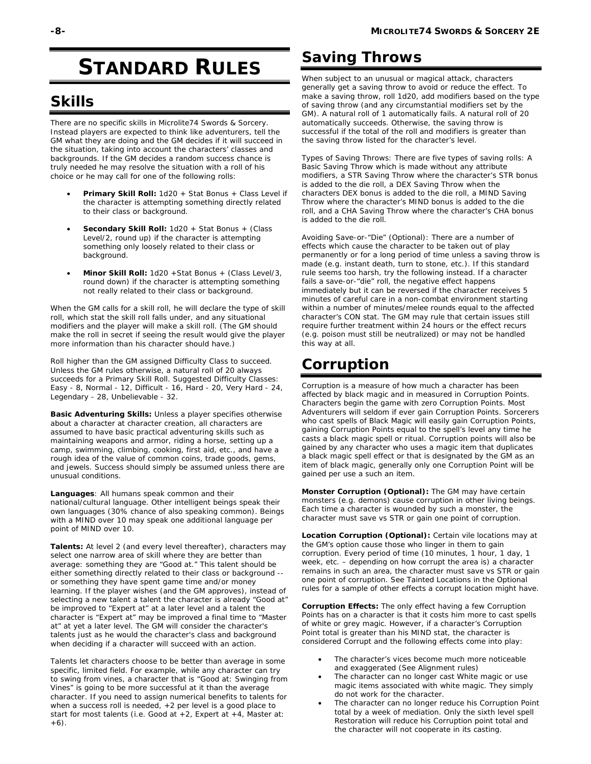# STANDARD RULES

## Skills

There are no specific skills in Microlite74 Swords & Sorcery. Instead players are expected to think like adventurers, tell the GM what they are doing and the GM decides if it will succeed in the situation, taking into account the characters' classes and backgrounds. If the GM decides a random success chance is truly needed he may resolve the situation with a roll of his choice or he may call for one of the following rolls:

- **Primary Skill Roll:** 1d20 + Stat Bonus + Class Level if the character is attempting something directly related to their class or background.
- **Secondary Skill Roll:** 1d20 + Stat Bonus + (Class Level/2, round up) if the character is attempting something only loosely related to their class or background.
- **Minor Skill Roll:** 1d20 +Stat Bonus + (Class Level/3, round down) if the character is attempting something not really related to their class or background.

When the GM calls for a skill roll, he will declare the type of skill roll, which stat the skill roll falls under, and any situational modifiers and the player will make a skill roll. (The GM should make the roll in secret if seeing the result would give the player more information than his character should have.)

Roll higher than the GM assigned Difficulty Class to succeed. Unless the GM rules otherwise, a natural roll of 20 always succeeds for a Primary Skill Roll. Suggested Difficulty Classes: Easy - 8, Normal - 12, Difficult - 16, Hard - 20, Very Hard - 24, Legendary - 28, Unbelievable - 32.

**Basic Adventuring Skills:** Unless a player specifies otherwise about a character at character creation, all characters are assumed to have basic practical adventuring skills such as maintaining weapons and armor, riding a horse, setting up a camp, swimming, climbing, cooking, first aid, etc., and have a rough idea of the value of common coins, trade goods, gems, and jewels. Success should simply be assumed unless there are unusual conditions.

**Languages**: All humans speak common and their national/cultural language. Other intelligent beings speak their own languages (30% chance of also speaking common). Beings with a MIND over 10 may speak one additional language per point of MIND over 10.

**Talents:** At level 2 (and every level thereafter), characters may select one narrow area of skill where they are better than average: something they are "Good at." This talent should be either something directly related to their class or background -- or something they have spent game time and/or money learning. If the player wishes (and the GM approves), instead of selecting a new talent a talent the character is already "Good at" be improved to "Expert at" at a later level and a talent the character is "Expert at" may be improved a final time to "Master at" at yet a later level. The GM will consider the character's talents just as he would the character's class and background when deciding if a character will succeed with an action.

Talents let characters choose to be better than average in some specific, limited field. For example, while any character can try to swing from vines, a character that is "Good at: Swinging from Vines" is going to be more successful at it than the average character. If you need to assign numerical benefits to talents for when a success roll is needed, +2 per level is a good place to start for most talents (i.e. Good at +2, Expert at +4, Master at: +6).

## Saving Throws

When subject to an unusual or magical attack, characters generally get a saving throw to avoid or reduce the effect. To make a saving throw, roll 1d20, add modifiers based on the type of saving throw (and any circumstantial modifiers set by the GM). A natural roll of 1 automatically fails. A natural roll of 20 automatically succeeds. Otherwise, the saving throw is successful if the total of the roll and modifiers is greater than the saving throw listed for the character's level.

Types of Saving Throws: There are five types of saving rolls: A Basic Saving Throw which is made without any attribute modifiers, a STR Saving Throw where the character's STR bonus is added to the die roll, a DEX Saving Throw when the characters DEX bonus is added to the die roll, a MIND Saving Throw where the character's MIND bonus is added to the die roll, and a CHA Saving Throw where the character's CHA bonus is added to the die roll.

Avoiding Save-or-"Die" (Optional): There are a number of effects which cause the character to be taken out of play permanently or for a long period of time unless a saving throw is made (e.g. instant death, turn to stone, etc.). If this standard rule seems too harsh, try the following instead. If a character fails a save-or-"die" roll, the negative effect happens immediately but it can be reversed if the character receives 5 minutes of careful care in a non-combat environment starting within a number of minutes/melee rounds equal to the affected character's CON stat. The GM may rule that certain issues still require further treatment within 24 hours or the effect recurs (e.g. poison must still be neutralized) or may not be handled this way at all.

## Corruption

Corruption is a measure of how much a character has been affected by black magic and in measured in Corruption Points. Characters begin the game with zero Corruption Points. Most Adventurers will seldom if ever gain Corruption Points. Sorcerers who cast spells of Black Magic will easily gain Corruption Points, gaining Corruption Points equal to the spell's level any time he casts a black magic spell or ritual. Corruption points will also be gained by any character who uses a magic item that duplicates a black magic spell effect or that is designated by the GM as an item of black magic, generally only one Corruption Point will be gained per use a such an item.

**Monster Corruption (Optional):** The GM may have certain monsters (e.g. demons) cause corruption in other living beings. Each time a character is wounded by such a monster, the character must save vs STR or gain one point of corruption.

**Location Corruption (Optional):** Certain vile locations may at the GM's option cause those who linger in them to gain corruption. Every period of time (10 minutes, 1 hour, 1 day, 1 week, etc. – depending on how corrupt the area is) a character remains in such an area, the character must save vs STR or gain one point of corruption. See Tainted Locations in the Optional rules for a sample of other effects a corrupt location might have.

**Corruption Effects:** The only effect having a few Corruption Points has on a character is that it costs him more to cast spells of white or grey magic. However, if a character's Corruption Point total is greater than his MIND stat, the character is considered Corrupt and the following effects come into play:

- The character's vices become much more noticeable and exaggerated (See Alignment rules)
- The character can no longer cast White magic or use magic items associated with white magic. They simply do not work for the character.
- The character can no longer reduce his Corruption Point total by a week of mediation. Only the sixth level spell Restoration will reduce his Corruption point total and the character will not cooperate in its casting.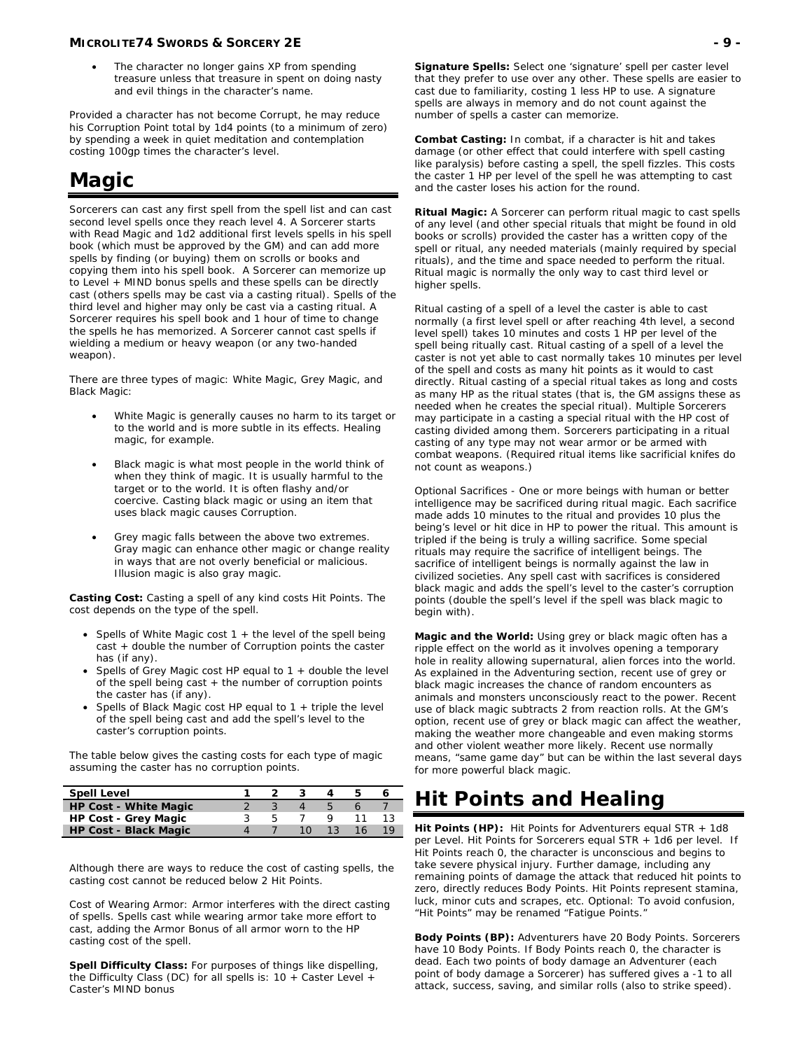- The character no longer gains XP from spending treasure unless that treasure in spent on doing nasty and evil things in the character's name.

Provided a character has not become Corrupt, he may reduce his Corruption Point total by 1d4 points (to a minimum of zero) by spending a week in quiet meditation and contemplation costing 100gp times the character's level.

# Magic

Sorcerers can cast any first spell from the spell list and can cast second level spells once they reach level 4. A Sorcerer starts with Read Magic and 1d2 additional first levels spells in his spell book (which must be approved by the GM) and can add more spells by finding (or buying) them on scrolls or books and copying them into his spell book. A Sorcerer can memorize up to Level + MIND bonus spells and these spells can be directly cast (others spells may be cast via a casting ritual). Spells of the third level and higher may only be cast via a casting ritual. A Sorcerer requires his spell book and 1 hour of time to change the spells he has memorized. A Sorcerer cannot cast spells if wielding a medium or heavy weapon (or any two-handed weapon).

There are three types of magic: White Magic, Grey Magic, and Black Magic:

- White Magic is generally causes no harm to its target or to the world and is more subtle in its effects. Healing magic, for example.
- Black magic is what most people in the world think of when they think of magic. It is usually harmful to the target or to the world. It is often flashy and/or coercive. Casting black magic or using an item that uses black magic causes Corruption.
- Grey magic falls between the above two extremes. Gray magic can enhance other magic or change reality in ways that are not overly beneficial or malicious. Illusion magic is also gray magic.

**Casting Cost:** Casting a spell of any kind costs Hit Points. The cost depends on the type of the spell.

- Spells of White Magic cost 1 + the level of the spell being cast + double the number of Corruption points the caster has (if any).
- Spells of Grey Magic cost HP equal to 1 + double the level of the spell being cast + the number of corruption points the caster has (if any).
- Spells of Black Magic cost HP equal to 1 + triple the level of the spell being cast and add the spell's level to the caster's corruption points.

The table below gives the casting costs for each type of magic assuming the caster has no corruption points.

| Spell Level | 1 | 2 | 3 | 4 | 5 | 6 |
|---|---|---|---|---|---|---|
| HP Cost - White Magic | 2 | 3 | 4 | 5 | 6 | 7 |
| HP Cost - Grey Magic | 3 | 5 | 7 | 9 | 11 | 13 |
| HP Cost - Black Magic | 4 | 7 | 10 | 13 | 16 | 19 |

Although there are ways to reduce the cost of casting spells, the casting cost cannot be reduced below 2 Hit Points.

Cost of Wearing Armor: Armor interferes with the direct casting of spells. Spells cast while wearing armor take more effort to cast, adding the Armor Bonus of all armor worn to the HP casting cost of the spell.

**Spell Difficulty Class:** For purposes of things like dispelling, the Difficulty Class (DC) for all spells is: 10 + Caster Level + Caster's MIND bonus

**Signature Spells:** Select one 'signature' spell per caster level that they prefer to use over any other. These spells are easier to cast due to familiarity, costing 1 less HP to use. A signature spells are always in memory and do not count against the number of spells a caster can memorize.

**Combat Casting:** In combat, if a character is hit and takes damage (or other effect that could interfere with spell casting like paralysis) before casting a spell, the spell fizzles. This costs the caster 1 HP per level of the spell he was attempting to cast and the caster loses his action for the round.

**Ritual Magic:** A Sorcerer can perform ritual magic to cast spells of any level (and other special rituals that might be found in old books or scrolls) provided the caster has a written copy of the spell or ritual, any needed materials (mainly required by special rituals), and the time and space needed to perform the ritual. Ritual magic is normally the only way to cast third level or higher spells.

Ritual casting of a spell of a level the caster is able to cast normally (a first level spell or after reaching 4th level, a second level spell) takes 10 minutes and costs 1 HP per level of the spell being ritually cast. Ritual casting of a spell of a level the caster is not yet able to cast normally takes 10 minutes per level of the spell and costs as many hit points as it would to cast directly. Ritual casting of a special ritual takes as long and costs as many HP as the ritual states (that is, the GM assigns these as needed when he creates the special ritual). Multiple Sorcerers may participate in a casting a special ritual with the HP cost of casting divided among them. Sorcerers participating in a ritual casting of any type may not wear armor or be armed with combat weapons. (Required ritual items like sacrificial knifes do not count as weapons.)

Optional Sacrifices - One or more beings with human or better intelligence may be sacrificed during ritual magic. Each sacrifice made adds 10 minutes to the ritual and provides 10 plus the being's level or hit dice in HP to power the ritual. This amount is tripled if the being is truly a willing sacrifice. Some special rituals may require the sacrifice of intelligent beings. The sacrifice of intelligent beings is normally against the law in civilized societies. Any spell cast with sacrifices is considered black magic and adds the spell's level to the caster's corruption points (double the spell's level if the spell was black magic to begin with).

**Magic and the World:** Using grey or black magic often has a ripple effect on the world as it involves opening a temporary hole in reality allowing supernatural, alien forces into the world. As explained in the Adventuring section, recent use of grey or black magic increases the chance of random encounters as animals and monsters unconsciously react to the power. Recent use of black magic subtracts 2 from reaction rolls. At the GM's option, recent use of grey or black magic can affect the weather, making the weather more changeable and even making storms and other violent weather more likely. Recent use normally means, "same game day" but can be within the last several days for more powerful black magic.

# Hit Points and Healing

**Hit Points (HP):** Hit Points for Adventurers equal STR + 1d8 per Level. Hit Points for Sorcerers equal STR + 1d6 per level. If Hit Points reach 0, the character is unconscious and begins to take severe physical injury. Further damage, including any remaining points of damage the attack that reduced hit points to zero, directly reduces Body Points. Hit Points represent stamina, luck, minor cuts and scrapes, etc. Optional: To avoid confusion, "Hit Points" may be renamed "Fatigue Points."

**Body Points (BP):** Adventurers have 20 Body Points. Sorcerers have 10 Body Points. If Body Points reach 0, the character is dead. Each two points of body damage an Adventurer (each point of body damage a Sorcerer) has suffered gives a -1 to all attack, success, saving, and similar rolls (also to strike speed).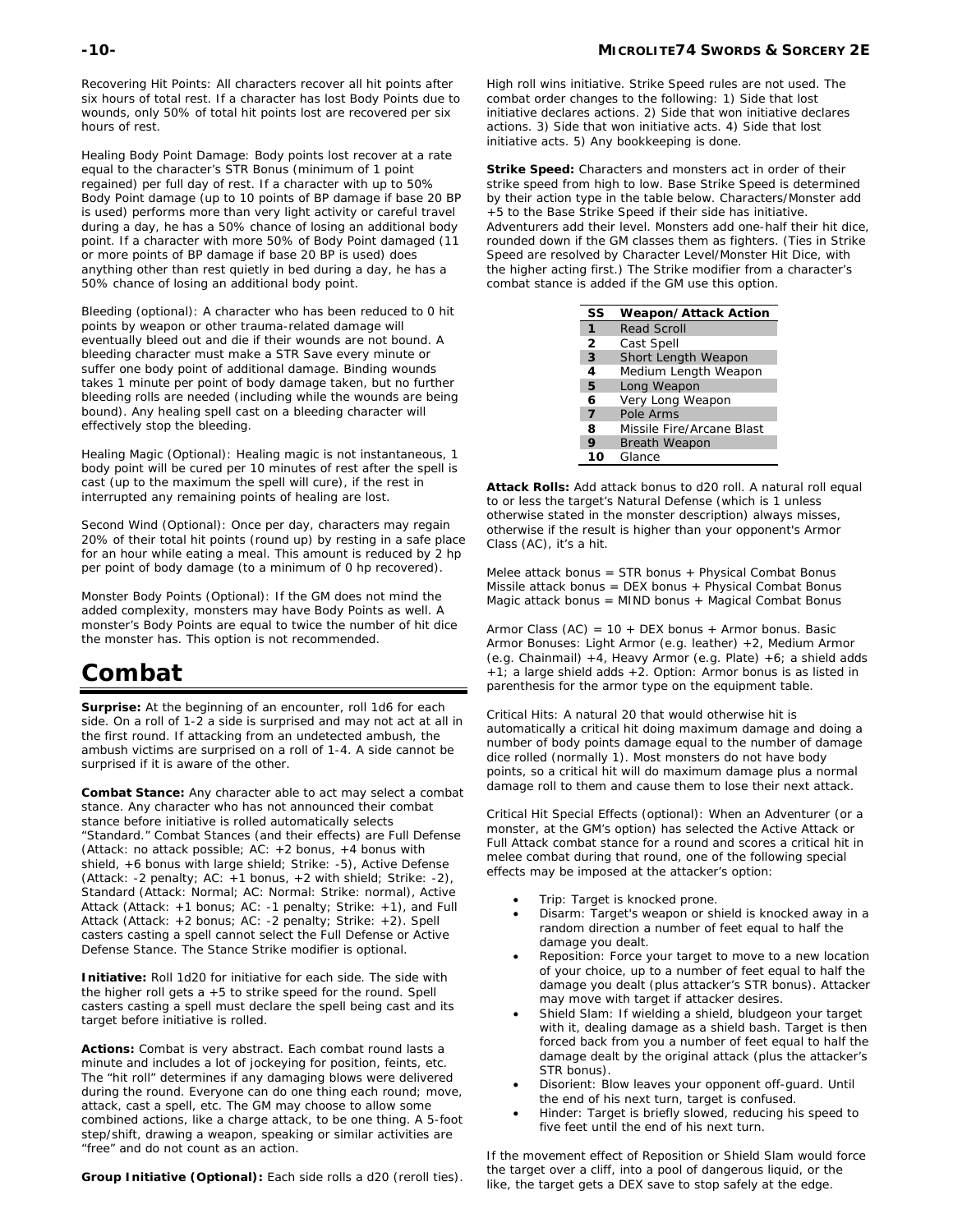Recovering Hit Points: All characters recover all hit points after six hours of total rest. If a character has lost Body Points due to wounds, only 50% of total hit points lost are recovered per six hours of rest.

Healing Body Point Damage: Body points lost recover at a rate equal to the character's STR Bonus (minimum of 1 point regained) per full day of rest. If a character with up to 50% Body Point damage (up to 10 points of BP damage if base 20 BP is used) performs more than very light activity or careful travel during a day, he has a 50% chance of losing an additional body point. If a character with more 50% of Body Point damaged (11 or more points of BP damage if base 20 BP is used) does anything other than rest quietly in bed during a day, he has a 50% chance of losing an additional body point.

Bleeding (optional): A character who has been reduced to 0 hit points by weapon or other trauma-related damage will eventually bleed out and die if their wounds are not bound. A bleeding character must make a STR Save every minute or suffer one body point of additional damage. Binding wounds takes 1 minute per point of body damage taken, but no further bleeding rolls are needed (including while the wounds are being bound). Any healing spell cast on a bleeding character will effectively stop the bleeding.

Healing Magic (Optional): Healing magic is not instantaneous, 1 body point will be cured per 10 minutes of rest after the spell is cast (up to the maximum the spell will cure), if the rest in interrupted any remaining points of healing are lost.

Second Wind (Optional): Once per day, characters may regain 20% of their total hit points (round up) by resting in a safe place for an hour while eating a meal. This amount is reduced by 2 hp per point of body damage (to a minimum of 0 hp recovered).

Monster Body Points (Optional): If the GM does not mind the added complexity, monsters may have Body Points as well. A monster's Body Points are equal to twice the number of hit dice the monster has. This option is not recommended.

# Combat

**Surprise:** At the beginning of an encounter, roll 1d6 for each side. On a roll of 1-2 a side is surprised and may not act at all in the first round. If attacking from an undetected ambush, the ambush victims are surprised on a roll of 1-4. A side cannot be surprised if it is aware of the other.

**Combat Stance:** Any character able to act may select a combat stance. Any character who has not announced their combat stance before initiative is rolled automatically selects "Standard." Combat Stances (and their effects) are Full Defense (Attack: no attack possible; AC: +2 bonus, +4 bonus with shield, +6 bonus with large shield; Strike: -5), Active Defense (Attack: -2 penalty; AC: +1 bonus, +2 with shield; Strike: -2), Standard (Attack: Normal; AC: Normal: Strike: normal), Active Attack (Attack: +1 bonus; AC: -1 penalty; Strike: +1), and Full Attack (Attack: +2 bonus; AC: -2 penalty; Strike: +2). Spell casters casting a spell cannot select the Full Defense or Active Defense Stance. The Stance Strike modifier is optional.

**Initiative:** Roll 1d20 for initiative for each side. The side with the higher roll gets a +5 to strike speed for the round. Spell casters casting a spell must declare the spell being cast and its target before initiative is rolled.

**Actions:** Combat is very abstract. Each combat round lasts a minute and includes a lot of jockeying for position, feints, etc. The "hit roll" determines if any damaging blows were delivered during the round. Everyone can do one thing each round; move, attack, cast a spell, etc. The GM may choose to allow some combined actions, like a charge attack, to be one thing. A 5-foot step/shift, drawing a weapon, speaking or similar activities are "free" and do not count as an action.

**Group Initiative (Optional):** Each side rolls a d20 (reroll ties). High roll wins initiative. Strike Speed rules are not used. The combat order changes to the following: 1) Side that lost initiative declares actions. 2) Side that won initiative declares actions. 3) Side that won initiative acts. 4) Side that lost initiative acts. 5) Any bookkeeping is done.

**Strike Speed:** Characters and monsters act in order of their strike speed from high to low. Base Strike Speed is determined by their action type in the table below. Characters/Monster add +5 to the Base Strike Speed if their side has initiative. Adventurers add their level. Monsters add one-half their hit dice, rounded down if the GM classes them as fighters. (Ties in Strike Speed are resolved by Character Level/Monster Hit Dice, with the higher acting first.) The Strike modifier from a character's combat stance is added if the GM use this option.

| SS | Weapon/Attack Action |
|---|---|
| 1 | Read Scroll |
| 2 | Cast Spell |
| 3 | Short Length Weapon |
| 4 | Medium Length Weapon |
| 5 | Long Weapon |
| 6 | Very Long Weapon |
| 7 | Pole Arms |
| 8 | Missile Fire/Arcane Blast |
| 9 | Breath Weapon |
| 10 | Glance |

**Attack Rolls:** Add attack bonus to d20 roll. A natural roll equal to or less the target's Natural Defense (which is 1 unless otherwise stated in the monster description) always misses, otherwise if the result is higher than your opponent's Armor Class (AC), it's a hit.

Melee attack bonus = STR bonus + Physical Combat Bonus
Missile attack bonus = DEX bonus + Physical Combat Bonus
Magic attack bonus = MIND bonus + Magical Combat Bonus

Armor Class (AC) = 10 + DEX bonus + Armor bonus. Basic Armor Bonuses: Light Armor (e.g. leather) +2, Medium Armor (e.g. Chainmail) +4, Heavy Armor (e.g. Plate) +6; a shield adds +1; a large shield adds +2. Option: Armor bonus is as listed in parenthesis for the armor type on the equipment table.

Critical Hits: A natural 20 that would otherwise hit is automatically a critical hit doing maximum damage and doing a number of body points damage equal to the number of damage dice rolled (normally 1). Most monsters do not have body points, so a critical hit will do maximum damage plus a normal damage roll to them and cause them to lose their next attack.

Critical Hit Special Effects (optional): When an Adventurer (or a monster, at the GM's option) has selected the Active Attack or Full Attack combat stance for a round and scores a critical hit in melee combat during that round, one of the following special effects may be imposed at the attacker's option:

- Trip: Target is knocked prone.
- Disarm: Target's weapon or shield is knocked away in a random direction a number of feet equal to half the damage you dealt.
- Reposition: Force your target to move to a new location of your choice, up to a number of feet equal to half the damage you dealt (plus attacker's STR bonus). Attacker may move with target if attacker desires.
- Shield Slam: If wielding a shield, bludgeon your target with it, dealing damage as a shield bash. Target is then forced back from you a number of feet equal to half the damage dealt by the original attack (plus the attacker's STR bonus).
- Disorient: Blow leaves your opponent off-guard. Until the end of his next turn, target is confused.
- Hinder: Target is briefly slowed, reducing his speed to five feet until the end of his next turn.

If the movement effect of Reposition or Shield Slam would force the target over a cliff, into a pool of dangerous liquid, or the like, the target gets a DEX save to stop safely at the edge.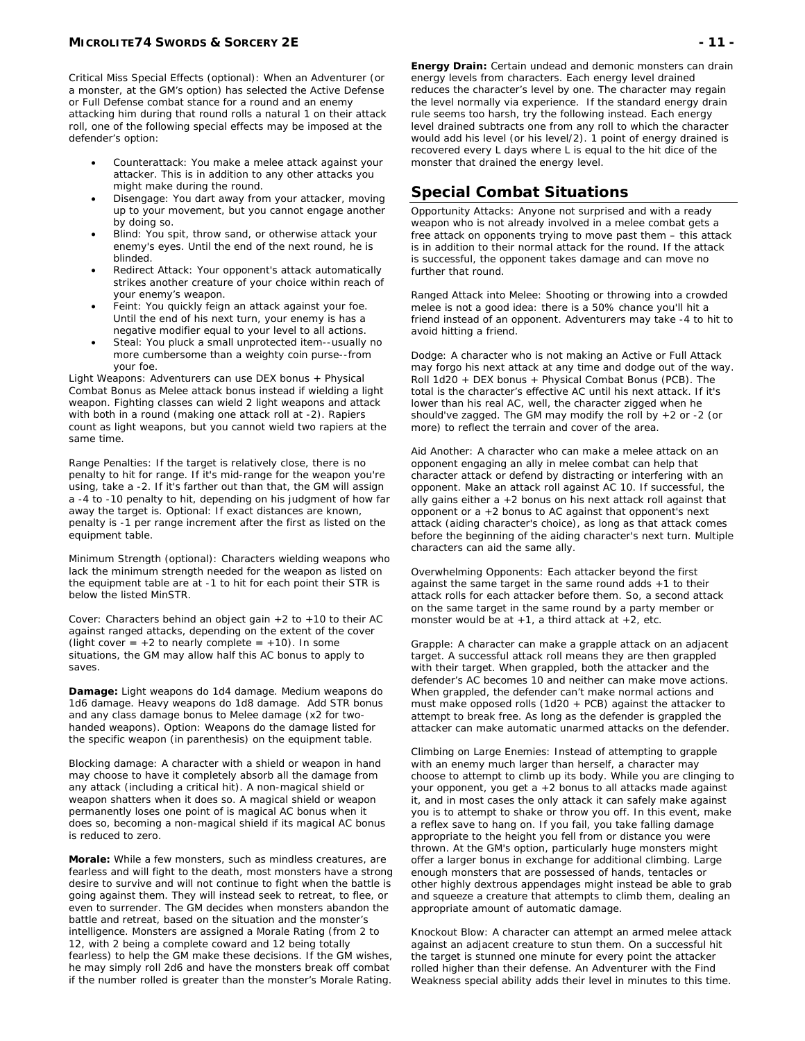Critical Miss Special Effects (optional): When an Adventurer (or a monster, at the GM's option) has selected the Active Defense or Full Defense combat stance for a round and an enemy attacking him during that round rolls a natural 1 on their attack roll, one of the following special effects may be imposed at the defender's option:

- Counterattack: You make a melee attack against your attacker. This is in addition to any other attacks you might make during the round.
- Disengage: You dart away from your attacker, moving up to your movement, but you cannot engage another by doing so.
- Blind: You spit, throw sand, or otherwise attack your enemy's eyes. Until the end of the next round, he is blinded.
- Redirect Attack: Your opponent's attack automatically strikes another creature of your choice within reach of your enemy's weapon.
- Feint: You quickly feign an attack against your foe. Until the end of his next turn, your enemy is has a negative modifier equal to your level to all actions.
- Steal: You pluck a small unprotected item--usually no more cumbersome than a weighty coin purse--from your foe.

Light Weapons: Adventurers can use DEX bonus + Physical Combat Bonus as Melee attack bonus instead if wielding a light weapon. Fighting classes can wield 2 light weapons and attack with both in a round (making one attack roll at -2). Rapiers count as light weapons, but you cannot wield two rapiers at the same time.

Range Penalties: If the target is relatively close, there is no penalty to hit for range. If it's mid-range for the weapon you're using, take a -2. If it's farther out than that, the GM will assign a -4 to -10 penalty to hit, depending on his judgment of how far away the target is. Optional: If exact distances are known, penalty is -1 per range increment after the first as listed on the equipment table.

Minimum Strength (optional): Characters wielding weapons who lack the minimum strength needed for the weapon as listed on the equipment table are at -1 to hit for each point their STR is below the listed MinSTR.

Cover: Characters behind an object gain +2 to +10 to their AC against ranged attacks, depending on the extent of the cover (light cover = +2 to nearly complete = +10). In some situations, the GM may allow half this AC bonus to apply to saves.

**Damage:** Light weapons do 1d4 damage. Medium weapons do 1d6 damage. Heavy weapons do 1d8 damage. Add STR bonus and any class damage bonus to Melee damage (x2 for two-handed weapons). Option: Weapons do the damage listed for the specific weapon (in parenthesis) on the equipment table.

Blocking damage: A character with a shield or weapon in hand may choose to have it completely absorb all the damage from any attack (including a critical hit). A non-magical shield or weapon shatters when it does so. A magical shield or weapon permanently loses one point of is magical AC bonus when it does so, becoming a non-magical shield if its magical AC bonus is reduced to zero.

**Morale:** While a few monsters, such as mindless creatures, are fearless and will fight to the death, most monsters have a strong desire to survive and will not continue to fight when the battle is going against them. They will instead seek to retreat, to flee, or even to surrender. The GM decides when monsters abandon the battle and retreat, based on the situation and the monster's intelligence. Monsters are assigned a Morale Rating (from 2 to 12, with 2 being a complete coward and 12 being totally fearless) to help the GM make these decisions. If the GM wishes, he may simply roll 2d6 and have the monsters break off combat if the number rolled is greater than the monster's Morale Rating.

**Energy Drain:** Certain undead and demonic monsters can drain energy levels from characters. Each energy level drained reduces the character's level by one. The character may regain the level normally via experience. If the standard energy drain rule seems too harsh, try the following instead. Each energy level drained subtracts one from any roll to which the character would add his level (or his level/2). 1 point of energy drained is recovered every L days where L is equal to the hit dice of the monster that drained the energy level.

## Special Combat Situations

Opportunity Attacks: Anyone not surprised and with a ready weapon who is not already involved in a melee combat gets a free attack on opponents trying to move past them – this attack is in addition to their normal attack for the round. If the attack is successful, the opponent takes damage and can move no further that round.

Ranged Attack into Melee: Shooting or throwing into a crowded melee is not a good idea: there is a 50% chance you'll hit a friend instead of an opponent. Adventurers may take -4 to hit to avoid hitting a friend.

Dodge: A character who is not making an Active or Full Attack may forgo his next attack at any time and dodge out of the way. Roll 1d20 + DEX bonus + Physical Combat Bonus (PCB). The total is the character's effective AC until his next attack. If it's lower than his real AC, well, the character zigged when he should've zagged. The GM may modify the roll by +2 or -2 (or more) to reflect the terrain and cover of the area.

Aid Another: A character who can make a melee attack on an opponent engaging an ally in melee combat can help that character attack or defend by distracting or interfering with an opponent. Make an attack roll against AC 10. If successful, the ally gains either a +2 bonus on his next attack roll against that opponent or a +2 bonus to AC against that opponent's next attack (aiding character's choice), as long as that attack comes before the beginning of the aiding character's next turn. Multiple characters can aid the same ally.

Overwhelming Opponents: Each attacker beyond the first against the same target in the same round adds +1 to their attack rolls for each attacker before them. So, a second attack on the same target in the same round by a party member or monster would be at +1, a third attack at +2, etc.

Grapple: A character can make a grapple attack on an adjacent target. A successful attack roll means they are then grappled with their target. When grappled, both the attacker and the defender's AC becomes 10 and neither can make move actions. When grappled, the defender can't make normal actions and must make opposed rolls (1d20 + PCB) against the attacker to attempt to break free. As long as the defender is grappled the attacker can make automatic unarmed attacks on the defender.

Climbing on Large Enemies: Instead of attempting to grapple with an enemy much larger than herself, a character may choose to attempt to climb up its body. While you are clinging to your opponent, you get a +2 bonus to all attacks made against it, and in most cases the only attack it can safely make against you is to attempt to shake or throw you off. In this event, make a reflex save to hang on. If you fail, you take falling damage appropriate to the height you fell from or distance you were thrown. At the GM's option, particularly huge monsters might offer a larger bonus in exchange for additional climbing. Large enough monsters that are possessed of hands, tentacles or other highly dextrous appendages might instead be able to grab and squeeze a creature that attempts to climb them, dealing an appropriate amount of automatic damage.

Knockout Blow: A character can attempt an armed melee attack against an adjacent creature to stun them. On a successful hit the target is stunned one minute for every point the attacker rolled higher than their defense. An Adventurer with the Find Weakness special ability adds their level in minutes to this time.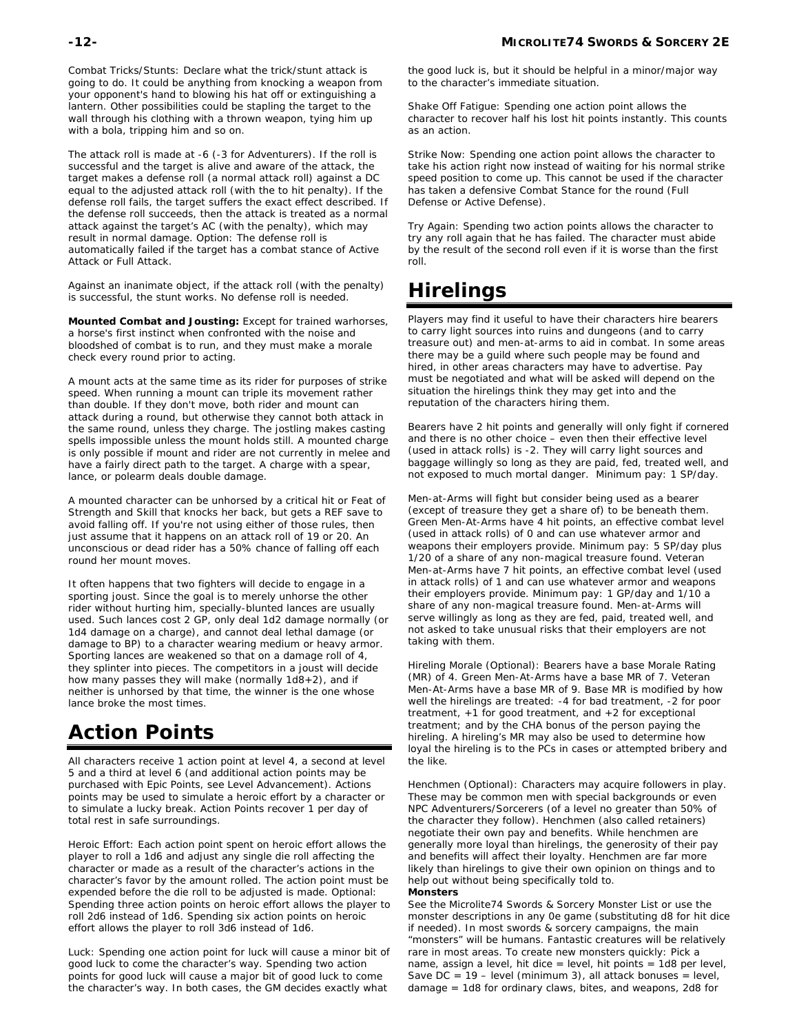Combat Tricks/Stunts: Declare what the trick/stunt attack is going to do. It could be anything from knocking a weapon from your opponent's hand to blowing his hat off or extinguishing a lantern. Other possibilities could be stapling the target to the wall through his clothing with a thrown weapon, tying him up with a bola, tripping him and so on.

The attack roll is made at -6 (-3 for Adventurers). If the roll is successful and the target is alive and aware of the attack, the target makes a defense roll (a normal attack roll) against a DC equal to the adjusted attack roll (with the to hit penalty). If the defense roll fails, the target suffers the exact effect described. If the defense roll succeeds, then the attack is treated as a normal attack against the target's AC (with the penalty), which may result in normal damage. Option: The defense roll is automatically failed if the target has a combat stance of Active Attack or Full Attack.

Against an inanimate object, if the attack roll (with the penalty) is successful, the stunt works. No defense roll is needed.

**Mounted Combat and Jousting:** Except for trained warhorses, a horse's first instinct when confronted with the noise and bloodshed of combat is to run, and they must make a morale check every round prior to acting.

A mount acts at the same time as its rider for purposes of strike speed. When running a mount can triple its movement rather than double. If they don't move, both rider and mount can attack during a round, but otherwise they cannot both attack in the same round, unless they charge. The jostling makes casting spells impossible unless the mount holds still. A mounted charge is only possible if mount and rider are not currently in melee and have a fairly direct path to the target. A charge with a spear, lance, or polearm deals double damage.

A mounted character can be unhorsed by a critical hit or Feat of Strength and Skill that knocks her back, but gets a REF save to avoid falling off. If you're not using either of those rules, then just assume that it happens on an attack roll of 19 or 20. An unconscious or dead rider has a 50% chance of falling off each round her mount moves.

It often happens that two fighters will decide to engage in a sporting joust. Since the goal is to merely unhorse the other rider without hurting him, specially-blunted lances are usually used. Such lances cost 2 GP, only deal 1d2 damage normally (or 1d4 damage on a charge), and cannot deal lethal damage (or damage to BP) to a character wearing medium or heavy armor. Sporting lances are weakened so that on a damage roll of 4, they splinter into pieces. The competitors in a joust will decide how many passes they will make (normally 1d8+2), and if neither is unhorsed by that time, the winner is the one whose lance broke the most times.

# Action Points

All characters receive 1 action point at level 4, a second at level 5 and a third at level 6 (and additional action points may be purchased with Epic Points, see Level Advancement). Actions points may be used to simulate a heroic effort by a character or to simulate a lucky break. Action Points recover 1 per day of total rest in safe surroundings.

Heroic Effort: Each action point spent on heroic effort allows the player to roll a 1d6 and adjust any single die roll affecting the character or made as a result of the character's actions in the character's favor by the amount rolled. The action point must be expended before the die roll to be adjusted is made. Optional: Spending three action points on heroic effort allows the player to roll 2d6 instead of 1d6. Spending six action points on heroic effort allows the player to roll 3d6 instead of 1d6.

Luck: Spending one action point for luck will cause a minor bit of good luck to come the character's way. Spending two action points for good luck will cause a major bit of good luck to come the character's way. In both cases, the GM decides exactly what the good luck is, but it should be helpful in a minor/major way to the character's immediate situation.

Shake Off Fatigue: Spending one action point allows the character to recover half his lost hit points instantly. This counts as an action.

Strike Now: Spending one action point allows the character to take his action right now instead of waiting for his normal strike speed position to come up. This cannot be used if the character has taken a defensive Combat Stance for the round (Full Defense or Active Defense).

Try Again: Spending two action points allows the character to try any roll again that he has failed. The character must abide by the result of the second roll even if it is worse than the first roll.

# Hirelings

Players may find it useful to have their characters hire bearers to carry light sources into ruins and dungeons (and to carry treasure out) and men-at-arms to aid in combat. In some areas there may be a guild where such people may be found and hired, in other areas characters may have to advertise. Pay must be negotiated and what will be asked will depend on the situation the hirelings think they may get into and the reputation of the characters hiring them.

Bearers have 2 hit points and generally will only fight if cornered and there is no other choice – even then their effective level (used in attack rolls) is -2. They will carry light sources and baggage willingly so long as they are paid, fed, treated well, and not exposed to much mortal danger. Minimum pay: 1 SP/day.

Men-at-Arms will fight but consider being used as a bearer (except of treasure they get a share of) to be beneath them. Green Men-At-Arms have 4 hit points, an effective combat level (used in attack rolls) of 0 and can use whatever armor and weapons their employers provide. Minimum pay: 5 SP/day plus 1/20 of a share of any non-magical treasure found. Veteran Men-at-Arms have 7 hit points, an effective combat level (used in attack rolls) of 1 and can use whatever armor and weapons their employers provide. Minimum pay: 1 GP/day and 1/10 a share of any non-magical treasure found. Men-at-Arms will serve willingly as long as they are fed, paid, treated well, and not asked to take unusual risks that their employers are not taking with them.

Hireling Morale (Optional): Bearers have a base Morale Rating (MR) of 4. Green Men-At-Arms have a base MR of 7. Veteran Men-At-Arms have a base MR of 9. Base MR is modified by how well the hirelings are treated: -4 for bad treatment, -2 for poor treatment, +1 for good treatment, and +2 for exceptional treatment; and by the CHA bonus of the person paying the hireling. A hireling's MR may also be used to determine how loyal the hireling is to the PCs in cases or attempted bribery and the like.

Henchmen (Optional): Characters may acquire followers in play. These may be common men with special backgrounds or even NPC Adventurers/Sorcerers (of a level no greater than 50% of the character they follow). Henchmen (also called retainers) negotiate their own pay and benefits. While henchmen are generally more loyal than hirelings, the generosity of their pay and benefits will affect their loyalty. Henchmen are far more likely than hirelings to give their own opinion on things and to help out without being specifically told to.

**Monsters**

See the Microlite74 Swords & Sorcery Monster List or use the monster descriptions in any 0e game (substituting d8 for hit dice if needed). In most swords & sorcery campaigns, the main "monsters" will be humans. Fantastic creatures will be relatively rare in most areas. To create new monsters quickly: Pick a name, assign a level, hit dice = level, hit points = 1d8 per level, Save DC = 19 – level (minimum 3), all attack bonuses = level, damage = 1d8 for ordinary claws, bites, and weapons, 2d8 for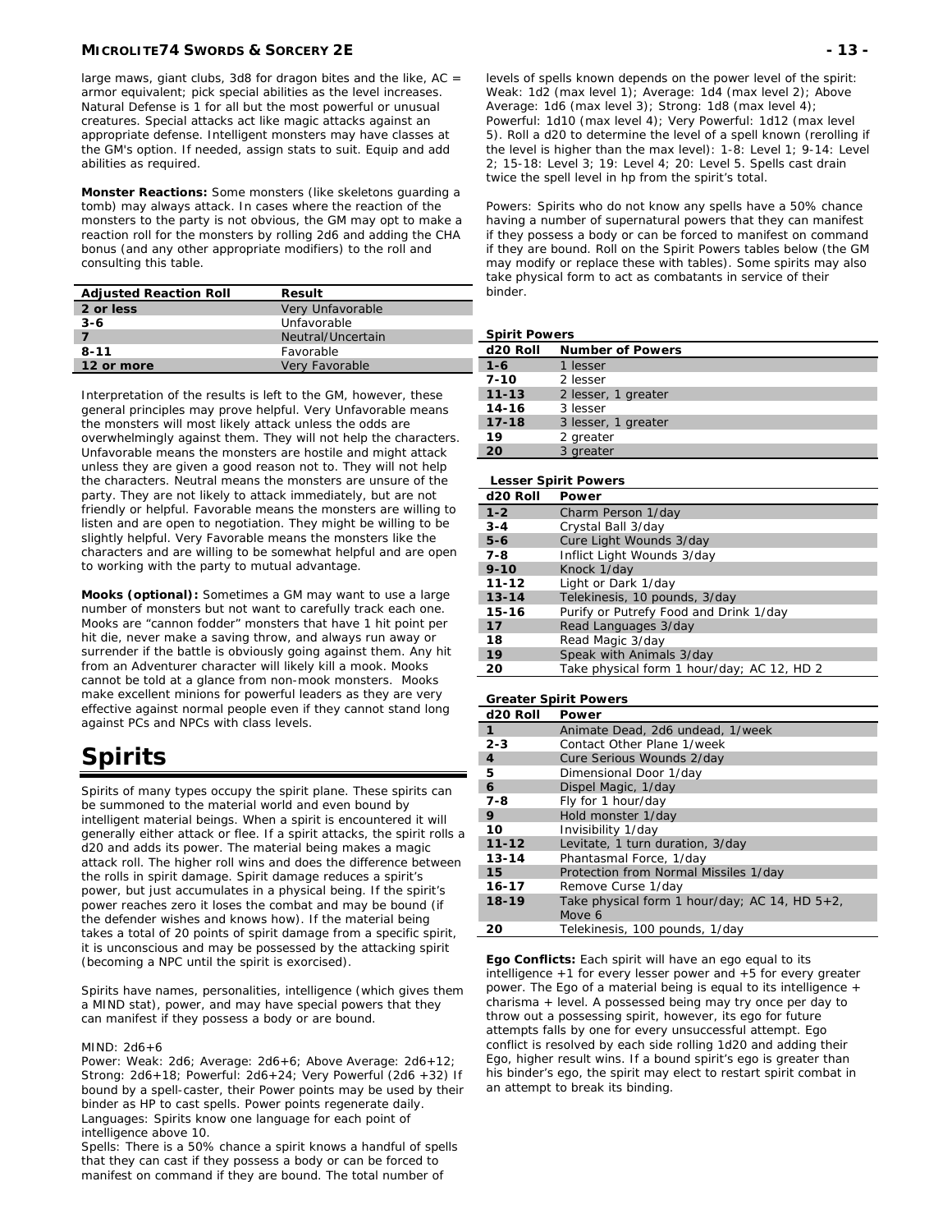large maws, giant clubs, 3d8 for dragon bites and the like, AC = armor equivalent; pick special abilities as the level increases. Natural Defense is 1 for all but the most powerful or unusual creatures. Special attacks act like magic attacks against an appropriate defense. Intelligent monsters may have classes at the GM's option. If needed, assign stats to suit. Equip and add abilities as required.

**Monster Reactions:** Some monsters (like skeletons guarding a tomb) may always attack. In cases where the reaction of the monsters to the party is not obvious, the GM may opt to make a reaction roll for the monsters by rolling 2d6 and adding the CHA bonus (and any other appropriate modifiers) to the roll and consulting this table.

| Adjusted Reaction Roll | Result |
|---|---|
| 2 or less | Very Unfavorable |
| 3-6 | Unfavorable |
| 7 | Neutral/Uncertain |
| 8-11 | Favorable |
| 12 or more | Very Favorable |

Interpretation of the results is left to the GM, however, these general principles may prove helpful. Very Unfavorable means the monsters will most likely attack unless the odds are overwhelmingly against them. They will not help the characters. Unfavorable means the monsters are hostile and might attack unless they are given a good reason not to. They will not help the characters. Neutral means the monsters are unsure of the party. They are not likely to attack immediately, but are not friendly or helpful. Favorable means the monsters are willing to listen and are open to negotiation. They might be willing to be slightly helpful. Very Favorable means the monsters like the characters and are willing to be somewhat helpful and are open to working with the party to mutual advantage.

**Mooks (optional):** Sometimes a GM may want to use a large number of monsters but not want to carefully track each one. Mooks are "cannon fodder" monsters that have 1 hit point per hit die, never make a saving throw, and always run away or surrender if the battle is obviously going against them. Any hit from an Adventurer character will likely kill a mook. Mooks cannot be told at a glance from non-mook monsters. Mooks make excellent minions for powerful leaders as they are very effective against normal people even if they cannot stand long against PCs and NPCs with class levels.

# Spirits

Spirits of many types occupy the spirit plane. These spirits can be summoned to the material world and even bound by intelligent material beings. When a spirit is encountered it will generally either attack or flee. If a spirit attacks, the spirit rolls a d20 and adds its power. The material being makes a magic attack roll. The higher roll wins and does the difference between the rolls in spirit damage. Spirit damage reduces a spirit's power, but just accumulates in a physical being. If the spirit's power reaches zero it loses the combat and may be bound (if the defender wishes and knows how). If the material being takes a total of 20 points of spirit damage from a specific spirit, it is unconscious and may be possessed by the attacking spirit (becoming a NPC until the spirit is exorcised).

Spirits have names, personalities, intelligence (which gives them a MIND stat), power, and may have special powers that they can manifest if they possess a body or are bound.

MIND: 2d6+6

Power: Weak: 2d6; Average: 2d6+6; Above Average: 2d6+12; Strong: 2d6+18; Powerful: 2d6+24; Very Powerful (2d6 +32) If bound by a spell-caster, their Power points may be used by their binder as HP to cast spells. Power points regenerate daily.

Languages: Spirits know one language for each point of intelligence above 10.

Spells: There is a 50% chance a spirit knows a handful of spells that they can cast if they possess a body or can be forced to manifest on command if they are bound. The total number of levels of spells known depends on the power level of the spirit: Weak: 1d2 (max level 1); Average: 1d4 (max level 2); Above Average: 1d6 (max level 3); Strong: 1d8 (max level 4); Powerful: 1d10 (max level 4); Very Powerful: 1d12 (max level 5). Roll a d20 to determine the level of a spell known (rerolling if the level is higher than the max level): 1-8: Level 1; 9-14: Level 2; 15-18: Level 3; 19: Level 4; 20: Level 5. Spells cast drain twice the spell level in hp from the spirit's total.

Powers: Spirits who do not know any spells have a 50% chance having a number of supernatural powers that they can manifest if they possess a body or can be forced to manifest on command if they are bound. Roll on the Spirit Powers tables below (the GM may modify or replace these with tables). Some spirits may also take physical form to act as combatants in service of their binder.

**Spirit Powers**

| d20 Roll | Number of Powers |
|---|---|
| 1-6 | 1 lesser |
| 7-10 | 2 lesser |
| 11-13 | 2 lesser, 1 greater |
| 14-16 | 3 lesser |
| 17-18 | 3 lesser, 1 greater |
| 19 | 2 greater |
| 20 | 3 greater |

**Lesser Spirit Powers**

| d20 Roll | Power |
|---|---|
| 1-2 | Charm Person 1/day |
| 3-4 | Crystal Ball 3/day |
| 5-6 | Cure Light Wounds 3/day |
| 7-8 | Inflict Light Wounds 3/day |
| 9-10 | Knock 1/day |
| 11-12 | Light or Dark 1/day |
| 13-14 | Telekinesis, 10 pounds, 3/day |
| 15-16 | Purify or Putrefy Food and Drink 1/day |
| 17 | Read Languages 3/day |
| 18 | Read Magic 3/day |
| 19 | Speak with Animals 3/day |
| 20 | Take physical form 1 hour/day; AC 12, HD 2 |

**Greater Spirit Powers**

| d20 Roll | Power |
|---|---|
| 1 | Animate Dead, 2d6 undead, 1/week |
| 2-3 | Contact Other Plane 1/week |
| 4 | Cure Serious Wounds 2/day |
| 5 | Dimensional Door 1/day |
| 6 | Dispel Magic, 1/day |
| 7-8 | Fly for 1 hour/day |
| 9 | Hold monster 1/day |
| 10 | Invisibility 1/day |
| 11-12 | Levitate, 1 turn duration, 3/day |
| 13-14 | Phantasmal Force, 1/day |
| 15 | Protection from Normal Missiles 1/day |
| 16-17 | Remove Curse 1/day |
| 18-19 | Take physical form 1 hour/day; AC 14, HD 5+2, Move 6 |
| 20 | Telekinesis, 100 pounds, 1/day |

**Ego Conflicts:** Each spirit will have an ego equal to its intelligence +1 for every lesser power and +5 for every greater power. The Ego of a material being is equal to its intelligence + charisma + level. A possessed being may try once per day to throw out a possessing spirit, however, its ego for future attempts falls by one for every unsuccessful attempt. Ego conflict is resolved by each side rolling 1d20 and adding their Ego, higher result wins. If a bound spirit's ego is greater than his binder's ego, the spirit may elect to restart spirit combat in an attempt to break its binding.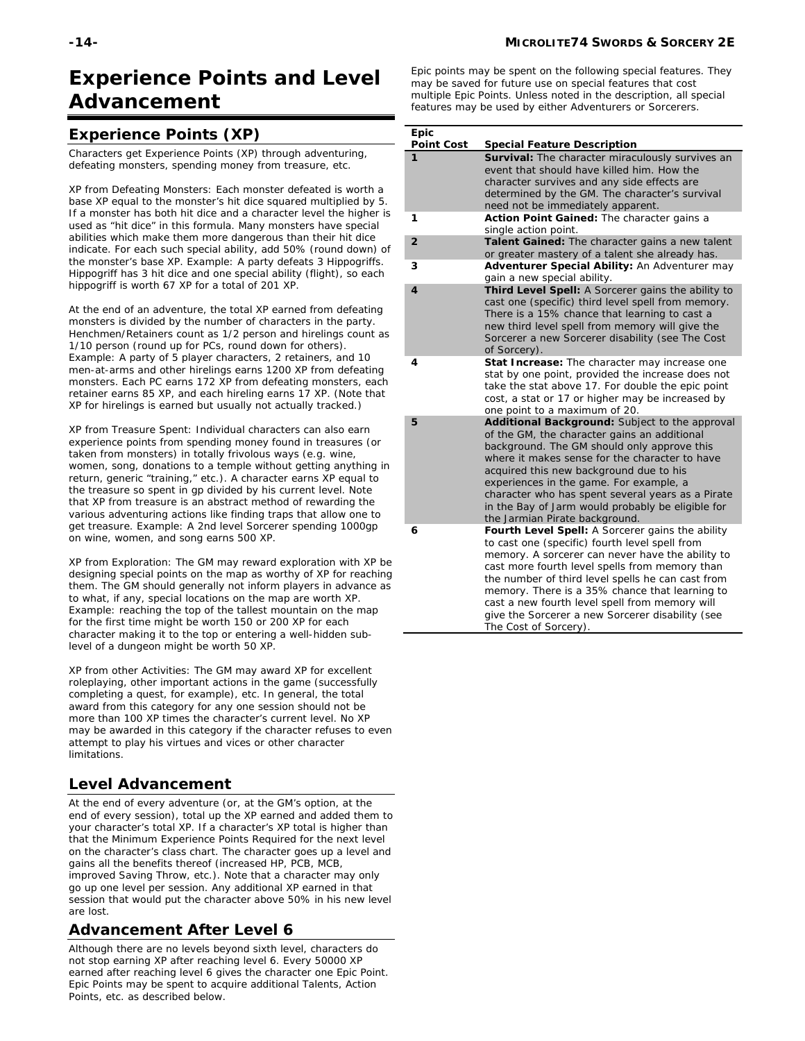# Experience Points and Level Advancement

## Experience Points (XP)

Characters get Experience Points (XP) through adventuring, defeating monsters, spending money from treasure, etc.

XP from Defeating Monsters: Each monster defeated is worth a base XP equal to the monster's hit dice squared multiplied by 5. If a monster has both hit dice and a character level the higher is used as "hit dice" in this formula. Many monsters have special abilities which make them more dangerous than their hit dice indicate. For each such special ability, add 50% (round down) of the monster's base XP. Example: A party defeats 3 Hippogriffs. Hippogriff has 3 hit dice and one special ability (flight), so each hippogriff is worth 67 XP for a total of 201 XP.

At the end of an adventure, the total XP earned from defeating monsters is divided by the number of characters in the party. Henchmen/Retainers count as 1/2 person and hirelings count as 1/10 person (round up for PCs, round down for others). Example: A party of 5 player characters, 2 retainers, and 10 men-at-arms and other hirelings earns 1200 XP from defeating monsters. Each PC earns 172 XP from defeating monsters, each retainer earns 85 XP, and each hireling earns 17 XP. (Note that XP for hirelings is earned but usually not actually tracked.)

XP from Treasure Spent: Individual characters can also earn experience points from spending money found in treasures (or taken from monsters) in totally frivolous ways (e.g. wine, women, song, donations to a temple without getting anything in return, generic "training," etc.). A character earns XP equal to the treasure so spent in gp divided by his current level. Note that XP from treasure is an abstract method of rewarding the various adventuring actions like finding traps that allow one to get treasure. Example: A 2nd level Sorcerer spending 1000gp on wine, women, and song earns 500 XP.

XP from Exploration: The GM may reward exploration with XP be designing special points on the map as worthy of XP for reaching them. The GM should generally not inform players in advance as to what, if any, special locations on the map are worth XP. Example: reaching the top of the tallest mountain on the map for the first time might be worth 150 or 200 XP for each character making it to the top or entering a well-hidden sub-level of a dungeon might be worth 50 XP.

XP from other Activities: The GM may award XP for excellent roleplaying, other important actions in the game (successfully completing a quest, for example), etc. In general, the total award from this category for any one session should not be more than 100 XP times the character's current level. No XP may be awarded in this category if the character refuses to even attempt to play his virtues and vices or other character limitations.

## Level Advancement

At the end of every adventure (or, at the GM's option, at the end of every session), total up the XP earned and added them to your character's total XP. If a character's XP total is higher than that the Minimum Experience Points Required for the next level on the character's class chart. The character goes up a level and gains all the benefits thereof (increased HP, PCB, MCB, improved Saving Throw, etc.). Note that a character may only go up one level per session. Any additional XP earned in that session that would put the character above 50% in his new level are lost.

## Advancement After Level 6

Although there are no levels beyond sixth level, characters do not stop earning XP after reaching level 6. Every 50000 XP earned after reaching level 6 gives the character one Epic Point. Epic Points may be spent to acquire additional Talents, Action Points, etc. as described below.

Epic points may be spent on the following special features. They may be saved for future use on special features that cost multiple Epic Points. Unless noted in the description, all special features may be used by either Adventurers or Sorcerers.

| Epic Point Cost | Special Feature Description |
|---|---|
| 1 | **Survival:** The character miraculously survives an event that should have killed him. How the character survives and any side effects are determined by the GM. The character's survival need not be immediately apparent. |
| 1 | **Action Point Gained:** The character gains a single action point. |
| 2 | **Talent Gained:** The character gains a new talent or greater mastery of a talent she already has. |
| 3 | **Adventurer Special Ability:** An Adventurer may gain a new special ability. |
| 4 | **Third Level Spell:** A Sorcerer gains the ability to cast one (specific) third level spell from memory. There is a 15% chance that learning to cast a new third level spell from memory will give the Sorcerer a new Sorcerer disability (see The Cost of Sorcery). |
| 4 | **Stat Increase:** The character may increase one stat by one point, provided the increase does not take the stat above 17. For double the epic point cost, a stat or 17 or higher may be increased by one point to a maximum of 20. |
| 5 | **Additional Background:** Subject to the approval of the GM, the character gains an additional background. The GM should only approve this where it makes sense for the character to have acquired this new background due to his experiences in the game. For example, a character who has spent several years as a Pirate in the Bay of Jarm would probably be eligible for the Jarmian Pirate background. |
| 6 | **Fourth Level Spell:** A Sorcerer gains the ability to cast one (specific) fourth level spell from memory. A sorcerer can never have the ability to cast more fourth level spells from memory than the number of third level spells he can cast from memory. There is a 35% chance that learning to cast a new fourth level spell from memory will give the Sorcerer a new Sorcerer disability (see The Cost of Sorcery). |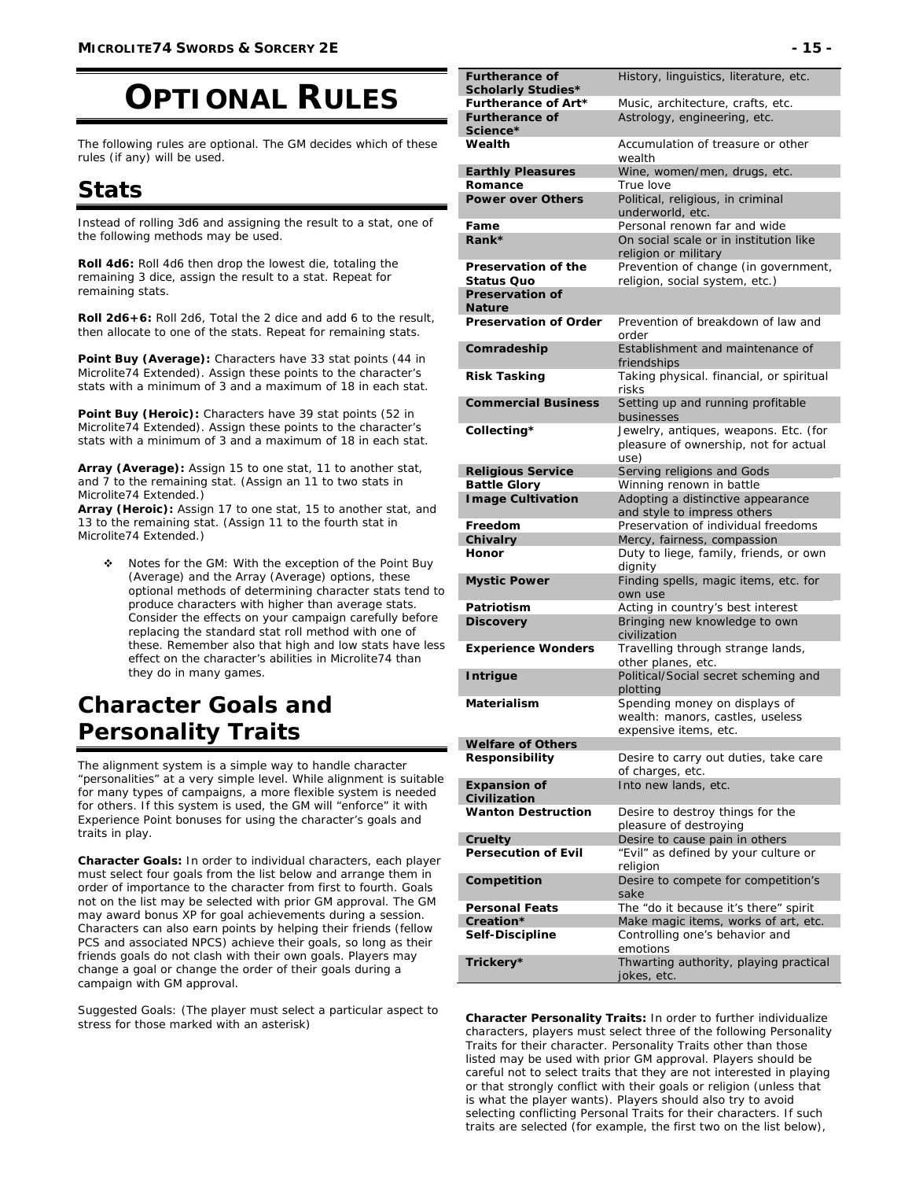# OPTIONAL RULES

The following rules are optional. The GM decides which of these rules (if any) will be used.

## Stats

Instead of rolling 3d6 and assigning the result to a stat, one of the following methods may be used.

**Roll 4d6:** Roll 4d6 then drop the lowest die, totaling the remaining 3 dice, assign the result to a stat. Repeat for remaining stats.

**Roll 2d6+6:** Roll 2d6, Total the 2 dice and add 6 to the result, then allocate to one of the stats. Repeat for remaining stats.

**Point Buy (Average):** Characters have 33 stat points (44 in Microlite74 Extended). Assign these points to the character's stats with a minimum of 3 and a maximum of 18 in each stat.

**Point Buy (Heroic):** Characters have 39 stat points (52 in Microlite74 Extended). Assign these points to the character's stats with a minimum of 3 and a maximum of 18 in each stat.

**Array (Average):** Assign 15 to one stat, 11 to another stat, and 7 to the remaining stat. (Assign an 11 to two stats in Microlite74 Extended.)
**Array (Heroic):** Assign 17 to one stat, 15 to another stat, and 13 to the remaining stat. (Assign 11 to the fourth stat in Microlite74 Extended.)

- Notes for the GM: With the exception of the Point Buy (Average) and the Array (Average) options, these optional methods of determining character stats tend to produce characters with higher than average stats. Consider the effects on your campaign carefully before replacing the standard stat roll method with one of these. Remember also that high and low stats have less effect on the character's abilities in Microlite74 than they do in many games.

## Character Goals and Personality Traits

The alignment system is a simple way to handle character "personalities" at a very simple level. While alignment is suitable for many types of campaigns, a more flexible system is needed for others. If this system is used, the GM will "enforce" it with Experience Point bonuses for using the character's goals and traits in play.

**Character Goals:** In order to individual characters, each player must select four goals from the list below and arrange them in order of importance to the character from first to fourth. Goals not on the list may be selected with prior GM approval. The GM may award bonus XP for goal achievements during a session. Characters can also earn points by helping their friends (fellow PCS and associated NPCS) achieve their goals, so long as their friends goals do not clash with their own goals. Players may change a goal or change the order of their goals during a campaign with GM approval.

Suggested Goals: (The player must select a particular aspect to stress for those marked with an asterisk)

| Goal | Description |
|---|---|
| **Furtherance of Scholarly Studies*** | History, linguistics, literature, etc. |
| **Furtherance of Art*** | Music, architecture, crafts, etc. |
| **Furtherance of Science*** | Astrology, engineering, etc. |
| **Wealth** | Accumulation of treasure or other wealth |
| **Earthly Pleasures** | Wine, women/men, drugs, etc. |
| **Romance** | True love |
| **Power over Others** | Political, religious, in criminal underworld, etc. |
| **Fame** | Personal renown far and wide |
| **Rank*** | On social scale or in institution like religion or military |
| **Preservation of the Status Quo** | Prevention of change (in government, religion, social system, etc.) |
| **Preservation of Nature** | |
| **Preservation of Order** | Prevention of breakdown of law and order |
| **Comradeship** | Establishment and maintenance of friendships |
| **Risk Tasking** | Taking physical. financial, or spiritual risks |
| **Commercial Business** | Setting up and running profitable businesses |
| **Collecting*** | Jewelry, antiques, weapons. Etc. (for pleasure of ownership, not for actual use) |
| **Religious Service** | Serving religions and Gods |
| **Battle Glory** | Winning renown in battle |
| **Image Cultivation** | Adopting a distinctive appearance and style to impress others |
| **Freedom** | Preservation of individual freedoms |
| **Chivalry** | Mercy, fairness, compassion |
| **Honor** | Duty to liege, family, friends, or own dignity |
| **Mystic Power** | Finding spells, magic items, etc. for own use |
| **Patriotism** | Acting in country's best interest |
| **Discovery** | Bringing new knowledge to own civilization |
| **Experience Wonders** | Travelling through strange lands, other planes, etc. |
| **Intrigue** | Political/Social secret scheming and plotting |
| **Materialism** | Spending money on displays of wealth: manors, castles, useless expensive items, etc. |
| **Welfare of Others** | |
| **Responsibility** | Desire to carry out duties, take care of charges, etc. |
| **Expansion of Civilization** | Into new lands, etc. |
| **Wanton Destruction** | Desire to destroy things for the pleasure of destroying |
| **Cruelty** | Desire to cause pain in others |
| **Persecution of Evil** | "Evil" as defined by your culture or religion |
| **Competition** | Desire to compete for competition's sake |
| **Personal Feats** | The "do it because it's there" spirit |
| **Creation*** | Make magic items, works of art, etc. |
| **Self-Discipline** | Controlling one's behavior and emotions |
| **Trickery*** | Thwarting authority, playing practical jokes, etc. |

**Character Personality Traits:** In order to further individualize characters, players must select three of the following Personality Traits for their character. Personality Traits other than those listed may be used with prior GM approval. Players should be careful not to select traits that they are not interested in playing or that strongly conflict with their goals or religion (unless that is what the player wants). Players should also try to avoid selecting conflicting Personal Traits for their characters. If such traits are selected (for example, the first two on the list below),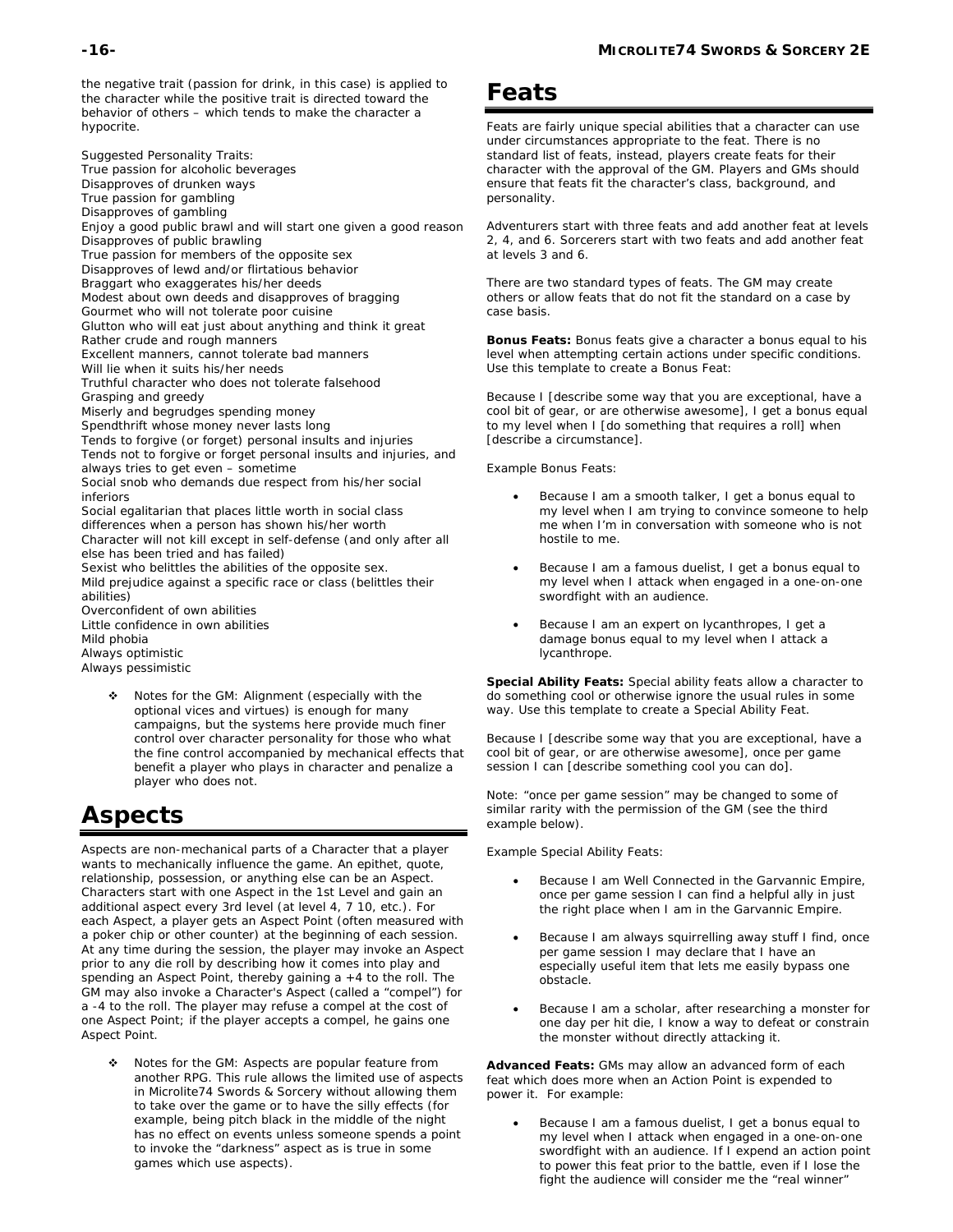the negative trait (passion for drink, in this case) is applied to the character while the positive trait is directed toward the behavior of others – which tends to make the character a hypocrite.

Suggested Personality Traits:
True passion for alcoholic beverages
Disapproves of drunken ways
True passion for gambling
Disapproves of gambling
Enjoy a good public brawl and will start one given a good reason
Disapproves of public brawling
True passion for members of the opposite sex
Disapproves of lewd and/or flirtatious behavior
Braggart who exaggerates his/her deeds
Modest about own deeds and disapproves of bragging
Gourmet who will not tolerate poor cuisine
Glutton who will eat just about anything and think it great
Rather crude and rough manners
Excellent manners, cannot tolerate bad manners
Will lie when it suits his/her needs
Truthful character who does not tolerate falsehood
Grasping and greedy
Miserly and begrudges spending money
Spendthrift whose money never lasts long
Tends to forgive (or forget) personal insults and injuries
Tends not to forgive or forget personal insults and injuries, and always tries to get even – sometime
Social snob who demands due respect from his/her social inferiors
Social egalitarian that places little worth in social class differences when a person has shown his/her worth
Character will not kill except in self-defense (and only after all else has been tried and has failed)
Sexist who belittles the abilities of the opposite sex.
Mild prejudice against a specific race or class (belittles their abilities)
Overconfident of own abilities
Little confidence in own abilities
Mild phobia
Always optimistic
Always pessimistic

- Notes for the GM: Alignment (especially with the optional vices and virtues) is enough for many campaigns, but the systems here provide much finer control over character personality for those who what the fine control accompanied by mechanical effects that benefit a player who plays in character and penalize a player who does not.

# Aspects

Aspects are non-mechanical parts of a Character that a player wants to mechanically influence the game. An epithet, quote, relationship, possession, or anything else can be an Aspect. Characters start with one Aspect in the 1st Level and gain an additional aspect every 3rd level (at level 4, 7 10, etc.). For each Aspect, a player gets an Aspect Point (often measured with a poker chip or other counter) at the beginning of each session. At any time during the session, the player may invoke an Aspect prior to any die roll by describing how it comes into play and spending an Aspect Point, thereby gaining a +4 to the roll. The GM may also invoke a Character's Aspect (called a "compel") for a -4 to the roll. The player may refuse a compel at the cost of one Aspect Point; if the player accepts a compel, he gains one Aspect Point.

- Notes for the GM: Aspects are popular feature from another RPG. This rule allows the limited use of aspects in Microlite74 Swords & Sorcery without allowing them to take over the game or to have the silly effects (for example, being pitch black in the middle of the night has no effect on events unless someone spends a point to invoke the "darkness" aspect as is true in some games which use aspects).

# Feats

Feats are fairly unique special abilities that a character can use under circumstances appropriate to the feat. There is no standard list of feats, instead, players create feats for their character with the approval of the GM. Players and GMs should ensure that feats fit the character's class, background, and personality.

Adventurers start with three feats and add another feat at levels 2, 4, and 6. Sorcerers start with two feats and add another feat at levels 3 and 6.

There are two standard types of feats. The GM may create others or allow feats that do not fit the standard on a case by case basis.

**Bonus Feats:** Bonus feats give a character a bonus equal to his level when attempting certain actions under specific conditions. Use this template to create a Bonus Feat:

Because I [describe some way that you are exceptional, have a cool bit of gear, or are otherwise awesome], I get a bonus equal to my level when I [do something that requires a roll] when [describe a circumstance].

Example Bonus Feats:

- Because I am a smooth talker, I get a bonus equal to my level when I am trying to convince someone to help me when I'm in conversation with someone who is not hostile to me.
- Because I am a famous duelist, I get a bonus equal to my level when I attack when engaged in a one-on-one swordfight with an audience.
- Because I am an expert on lycanthropes, I get a damage bonus equal to my level when I attack a lycanthrope.

**Special Ability Feats:** Special ability feats allow a character to do something cool or otherwise ignore the usual rules in some way. Use this template to create a Special Ability Feat.

Because I [describe some way that you are exceptional, have a cool bit of gear, or are otherwise awesome], once per game session I can [describe something cool you can do].

Note: "once per game session" may be changed to some of similar rarity with the permission of the GM (see the third example below).

Example Special Ability Feats:

- Because I am Well Connected in the Garvannic Empire, once per game session I can find a helpful ally in just the right place when I am in the Garvannic Empire.
- Because I am always squirrelling away stuff I find, once per game session I may declare that I have an especially useful item that lets me easily bypass one obstacle.
- Because I am a scholar, after researching a monster for one day per hit die, I know a way to defeat or constrain the monster without directly attacking it.

**Advanced Feats:** GMs may allow an advanced form of each feat which does more when an Action Point is expended to power it. For example:

- Because I am a famous duelist, I get a bonus equal to my level when I attack when engaged in a one-on-one swordfight with an audience. If I expend an action point to power this feat prior to the battle, even if I lose the fight the audience will consider me the "real winner"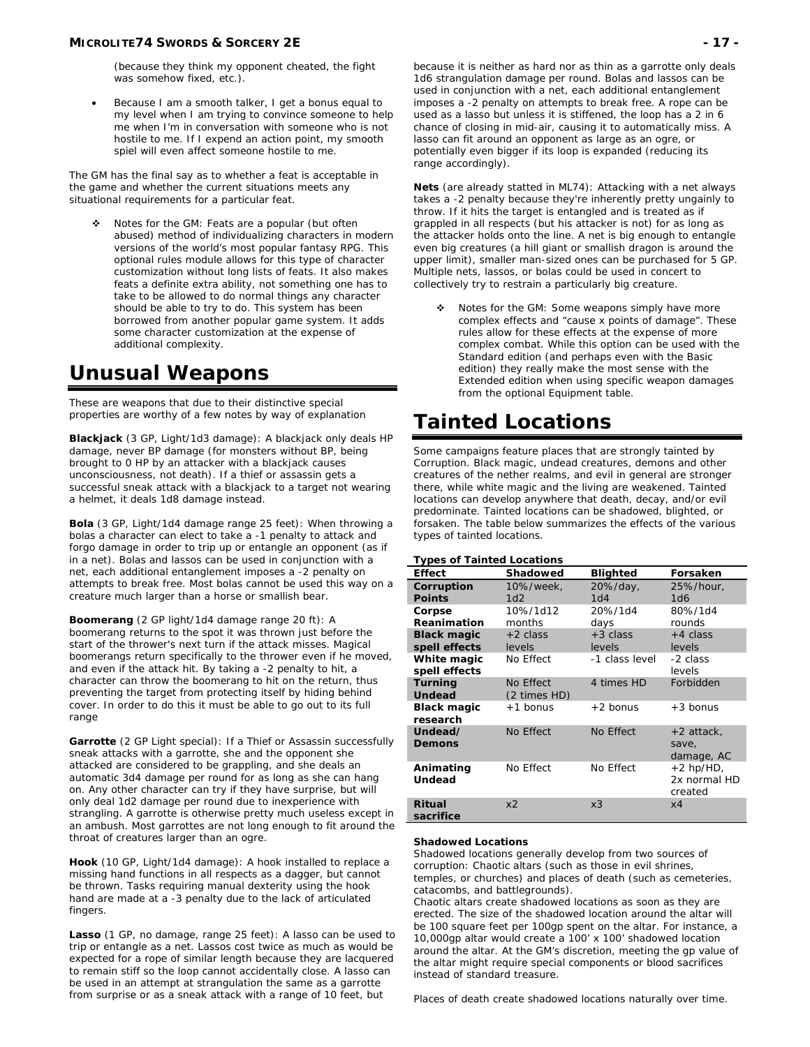(because they think my opponent cheated, the fight was somehow fixed, etc.).

- Because I am a smooth talker, I get a bonus equal to my level when I am trying to convince someone to help me when I'm in conversation with someone who is not hostile to me. If I expend an action point, my smooth spiel will even affect someone hostile to me.

The GM has the final say as to whether a feat is acceptable in the game and whether the current situations meets any situational requirements for a particular feat.

- Notes for the GM: Feats are a popular (but often abused) method of individualizing characters in modern versions of the world's most popular fantasy RPG. This optional rules module allows for this type of character customization without long lists of feats. It also makes feats a definite extra ability, not something one has to take to be allowed to do normal things any character should be able to try to do. This system has been borrowed from another popular game system. It adds some character customization at the expense of additional complexity.

# Unusual Weapons

These are weapons that due to their distinctive special properties are worthy of a few notes by way of explanation

**Blackjack** (3 GP, Light/1d3 damage): A blackjack only deals HP damage, never BP damage (for monsters without BP, being brought to 0 HP by an attacker with a blackjack causes unconsciousness, not death). If a thief or assassin gets a successful sneak attack with a blackjack to a target not wearing a helmet, it deals 1d8 damage instead.

**Bola** (3 GP, Light/1d4 damage range 25 feet): When throwing a bolas a character can elect to take a -1 penalty to attack and forgo damage in order to trip up or entangle an opponent (as if in a net). Bolas and lassos can be used in conjunction with a net, each additional entanglement imposes a -2 penalty on attempts to break free. Most bolas cannot be used this way on a creature much larger than a horse or smallish bear.

**Boomerang** (2 GP light/1d4 damage range 20 ft): A boomerang returns to the spot it was thrown just before the start of the thrower's next turn if the attack misses. Magical boomerangs return specifically to the thrower even if he moved, and even if the attack hit. By taking a -2 penalty to hit, a character can throw the boomerang to hit on the return, thus preventing the target from protecting itself by hiding behind cover. In order to do this it must be able to go out to its full range

**Garrotte** (2 GP Light special): If a Thief or Assassin successfully sneak attacks with a garrotte, she and the opponent she attacked are considered to be grappling, and she deals an automatic 3d4 damage per round for as long as she can hang on. Any other character can try if they have surprise, but will only deal 1d2 damage per round due to inexperience with strangling. A garrotte is otherwise pretty much useless except in an ambush. Most garrottes are not long enough to fit around the throat of creatures larger than an ogre.

**Hook** (10 GP, Light/1d4 damage): A hook installed to replace a missing hand functions in all respects as a dagger, but cannot be thrown. Tasks requiring manual dexterity using the hook hand are made at a -3 penalty due to the lack of articulated fingers.

**Lasso** (1 GP, no damage, range 25 feet): A lasso can be used to trip or entangle as a net. Lassos cost twice as much as would be expected for a rope of similar length because they are lacquered to remain stiff so the loop cannot accidentally close. A lasso can be used in an attempt at strangulation the same as a garrotte from surprise or as a sneak attack with a range of 10 feet, but because it is neither as hard nor as thin as a garrotte only deals 1d6 strangulation damage per round. Bolas and lassos can be used in conjunction with a net, each additional entanglement imposes a -2 penalty on attempts to break free. A rope can be used as a lasso but unless it is stiffened, the loop has a 2 in 6 chance of closing in mid-air, causing it to automatically miss. A lasso can fit around an opponent as large as an ogre, or potentially even bigger if its loop is expanded (reducing its range accordingly).

**Nets** (are already statted in ML74): Attacking with a net always takes a -2 penalty because they're inherently pretty ungainly to throw. If it hits the target is entangled and is treated as if grappled in all respects (but his attacker is not) for as long as the attacker holds onto the line. A net is big enough to entangle even big creatures (a hill giant or smallish dragon is around the upper limit), smaller man-sized ones can be purchased for 5 GP. Multiple nets, lassos, or bolas could be used in concert to collectively try to restrain a particularly big creature.

- Notes for the GM: Some weapons simply have more complex effects and "cause x points of damage". These rules allow for these effects at the expense of more complex combat. While this option can be used with the Standard edition (and perhaps even with the Basic edition) they really make the most sense with the Extended edition when using specific weapon damages from the optional Equipment table.

# Tainted Locations

Some campaigns feature places that are strongly tainted by Corruption. Black magic, undead creatures, demons and other creatures of the nether realms, and evil in general are stronger there, while white magic and the living are weakened. Tainted locations can develop anywhere that death, decay, and/or evil predominate. Tainted locations can be shadowed, blighted, or forsaken. The table below summarizes the effects of the various types of tainted locations.

**Types of Tainted Locations**

| Effect | Shadowed | Blighted | Forsaken |
|---|---|---|---|
| Corruption Points | 10%/week, 1d2 | 20%/day, 1d4 | 25%/hour, 1d6 |
| Corpse Reanimation | 10%/1d12 months | 20%/1d4 days | 80%/1d4 rounds |
| Black magic spell effects | +2 class levels | +3 class levels | +4 class levels |
| White magic spell effects | No Effect | -1 class level | -2 class levels |
| Turning Undead | No Effect (2 times HD) | 4 times HD | Forbidden |
| Black magic research | +1 bonus | +2 bonus | +3 bonus |
| Undead/ Demons | No Effect | No Effect | +2 attack, save, damage, AC |
| Animating Undead | No Effect | No Effect | +2 hp/HD, 2x normal HD created |
| Ritual sacrifice | x2 | x3 | x4 |

**Shadowed Locations**

Shadowed locations generally develop from two sources of corruption: Chaotic altars (such as those in evil shrines, temples, or churches) and places of death (such as cemeteries, catacombs, and battlegrounds).

Chaotic altars create shadowed locations as soon as they are erected. The size of the shadowed location around the altar will be 100 square feet per 100gp spent on the altar. For instance, a 10,000gp altar would create a 100' x 100' shadowed location around the altar. At the GM's discretion, meeting the gp value of the altar might require special components or blood sacrifices instead of standard treasure.

Places of death create shadowed locations naturally over time.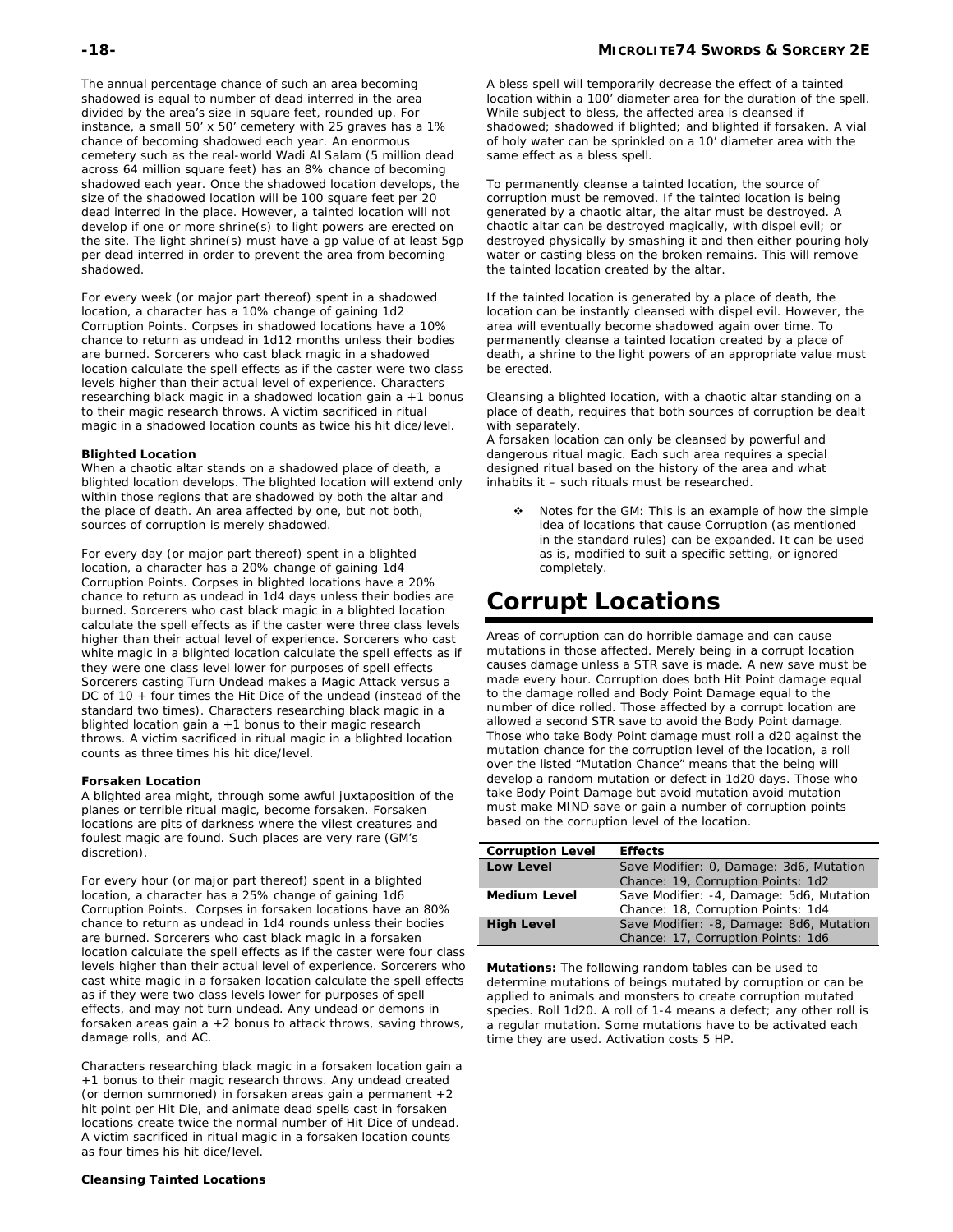The annual percentage chance of such an area becoming shadowed is equal to number of dead interred in the area divided by the area's size in square feet, rounded up. For instance, a small 50' x 50' cemetery with 25 graves has a 1% chance of becoming shadowed each year. An enormous cemetery such as the real-world Wadi Al Salam (5 million dead across 64 million square feet) has an 8% chance of becoming shadowed each year. Once the shadowed location develops, the size of the shadowed location will be 100 square feet per 20 dead interred in the place. However, a tainted location will not develop if one or more shrine(s) to light powers are erected on the site. The light shrine(s) must have a gp value of at least 5gp per dead interred in order to prevent the area from becoming shadowed.

For every week (or major part thereof) spent in a shadowed location, a character has a 10% change of gaining 1d2 Corruption Points. Corpses in shadowed locations have a 10% chance to return as undead in 1d12 months unless their bodies are burned. Sorcerers who cast black magic in a shadowed location calculate the spell effects as if the caster were two class levels higher than their actual level of experience. Characters researching black magic in a shadowed location gain a +1 bonus to their magic research throws. A victim sacrificed in ritual magic in a shadowed location counts as twice his hit dice/level.

**Blighted Location**

When a chaotic altar stands on a shadowed place of death, a blighted location develops. The blighted location will extend only within those regions that are shadowed by both the altar and the place of death. An area affected by one, but not both, sources of corruption is merely shadowed.

For every day (or major part thereof) spent in a blighted location, a character has a 20% change of gaining 1d4 Corruption Points. Corpses in blighted locations have a 20% chance to return as undead in 1d4 days unless their bodies are burned. Sorcerers who cast black magic in a blighted location calculate the spell effects as if the caster were three class levels higher than their actual level of experience. Sorcerers who cast white magic in a blighted location calculate the spell effects as if they were one class level lower for purposes of spell effects Sorcerers casting Turn Undead makes a Magic Attack versus a DC of 10 + four times the Hit Dice of the undead (instead of the standard two times). Characters researching black magic in a blighted location gain a +1 bonus to their magic research throws. A victim sacrificed in ritual magic in a blighted location counts as three times his hit dice/level.

**Forsaken Location**

A blighted area might, through some awful juxtaposition of the planes or terrible ritual magic, become forsaken. Forsaken locations are pits of darkness where the vilest creatures and foulest magic are found. Such places are very rare (GM's discretion).

For every hour (or major part thereof) spent in a blighted location, a character has a 25% change of gaining 1d6 Corruption Points. Corpses in forsaken locations have an 80% chance to return as undead in 1d4 rounds unless their bodies are burned. Sorcerers who cast black magic in a forsaken location calculate the spell effects as if the caster were four class levels higher than their actual level of experience. Sorcerers who cast white magic in a forsaken location calculate the spell effects as if they were two class levels lower for purposes of spell effects, and may not turn undead. Any undead or demons in forsaken areas gain a +2 bonus to attack throws, saving throws, damage rolls, and AC.

Characters researching black magic in a forsaken location gain a +1 bonus to their magic research throws. Any undead created (or demon summoned) in forsaken areas gain a permanent +2 hit point per Hit Die, and animate dead spells cast in forsaken locations create twice the normal number of Hit Dice of undead. A victim sacrificed in ritual magic in a forsaken location counts as four times his hit dice/level.

**Cleansing Tainted Locations**

A bless spell will temporarily decrease the effect of a tainted location within a 100' diameter area for the duration of the spell. While subject to bless, the affected area is cleansed if shadowed; shadowed if blighted; and blighted if forsaken. A vial of holy water can be sprinkled on a 10' diameter area with the same effect as a bless spell.

To permanently cleanse a tainted location, the source of corruption must be removed. If the tainted location is being generated by a chaotic altar, the altar must be destroyed. A chaotic altar can be destroyed magically, with dispel evil; or destroyed physically by smashing it and then either pouring holy water or casting bless on the broken remains. This will remove the tainted location created by the altar.

If the tainted location is generated by a place of death, the location can be instantly cleansed with dispel evil. However, the area will eventually become shadowed again over time. To permanently cleanse a tainted location created by a place of death, a shrine to the light powers of an appropriate value must be erected.

Cleansing a blighted location, with a chaotic altar standing on a place of death, requires that both sources of corruption be dealt with separately.

A forsaken location can only be cleansed by powerful and dangerous ritual magic. Each such area requires a special designed ritual based on the history of the area and what inhabits it – such rituals must be researched.

- Notes for the GM: This is an example of how the simple idea of locations that cause Corruption (as mentioned in the standard rules) can be expanded. It can be used as is, modified to suit a specific setting, or ignored completely.

# Corrupt Locations

Areas of corruption can do horrible damage and can cause mutations in those affected. Merely being in a corrupt location causes damage unless a STR save is made. A new save must be made every hour. Corruption does both Hit Point damage equal to the damage rolled and Body Point Damage equal to the number of dice rolled. Those affected by a corrupt location are allowed a second STR save to avoid the Body Point damage. Those who take Body Point damage must roll a d20 against the mutation chance for the corruption level of the location, a roll over the listed "Mutation Chance" means that the being will develop a random mutation or defect in 1d20 days. Those who take Body Point Damage but avoid mutation avoid mutation must make MIND save or gain a number of corruption points based on the corruption level of the location.

| Corruption Level | Effects |
|---|---|
| **Low Level** | Save Modifier: 0, Damage: 3d6, Mutation Chance: 19, Corruption Points: 1d2 |
| **Medium Level** | Save Modifier: -4, Damage: 5d6, Mutation Chance: 18, Corruption Points: 1d4 |
| **High Level** | Save Modifier: -8, Damage: 8d6, Mutation Chance: 17, Corruption Points: 1d6 |

**Mutations:** The following random tables can be used to determine mutations of beings mutated by corruption or can be applied to animals and monsters to create corruption mutated species. Roll 1d20. A roll of 1-4 means a defect; any other roll is a regular mutation. Some mutations have to be activated each time they are used. Activation costs 5 HP.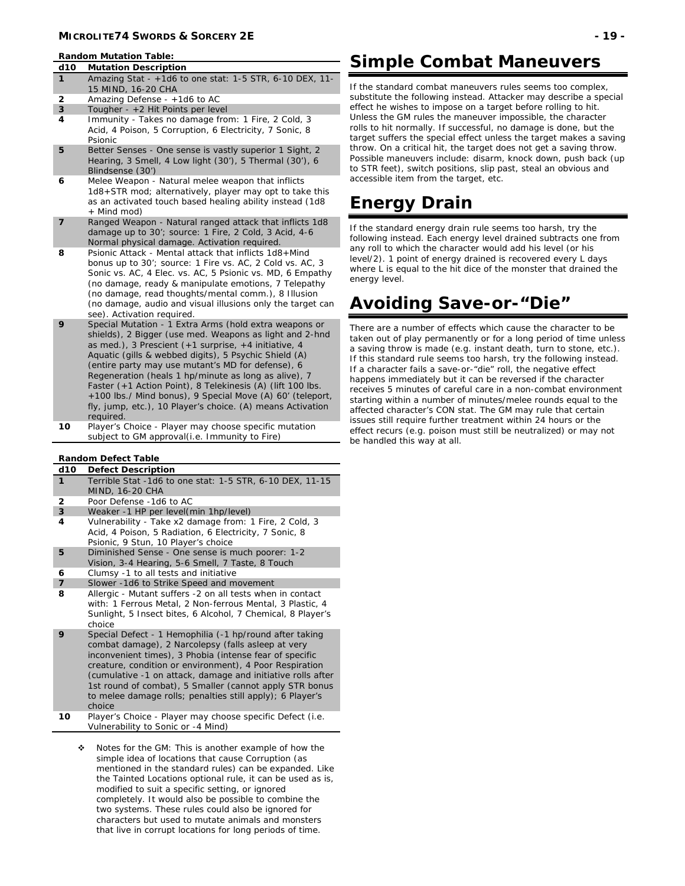**Random Mutation Table:**

| d10 | Mutation Description |
|---|---|
| 1 | Amazing Stat - +1d6 to one stat: 1-5 STR, 6-10 DEX, 11-15 MIND, 16-20 CHA |
| 2 | Amazing Defense - +1d6 to AC |
| 3 | Tougher - +2 Hit Points per level |
| 4 | Immunity - Takes no damage from: 1 Fire, 2 Cold, 3 Acid, 4 Poison, 5 Corruption, 6 Electricity, 7 Sonic, 8 Psionic |
| 5 | Better Senses - One sense is vastly superior 1 Sight, 2 Hearing, 3 Smell, 4 Low light (30'), 5 Thermal (30'), 6 Blindsense (30') |
| 6 | Melee Weapon - Natural melee weapon that inflicts 1d8+STR mod; alternatively, player may opt to take this as an activated touch based healing ability instead (1d8 + Mind mod) |
| 7 | Ranged Weapon - Natural ranged attack that inflicts 1d8 damage up to 30'; source: 1 Fire, 2 Cold, 3 Acid, 4-6 Normal physical damage. Activation required. |
| 8 | Psionic Attack - Mental attack that inflicts 1d8+Mind bonus up to 30'; source: 1 Fire vs. AC, 2 Cold vs. AC, 3 Sonic vs. AC, 4 Elec. vs. AC, 5 Psionic vs. MD, 6 Empathy (no damage, ready & manipulate emotions, 7 Telepathy (no damage, read thoughts/mental comm.), 8 Illusion (no damage, audio and visual illusions only the target can see). Activation required. |
| 9 | Special Mutation - 1 Extra Arms (hold extra weapons or shields), 2 Bigger (use med. Weapons as light and 2-hnd as med.), 3 Prescient (+1 surprise, +4 initiative, 4 Aquatic (gills & webbed digits), 5 Psychic Shield (A) (entire party may use mutant's MD for defense), 6 Regeneration (heals 1 hp/minute as long as alive), 7 Faster (+1 Action Point), 8 Telekinesis (A) (lift 100 lbs. +100 lbs./ Mind bonus), 9 Special Move (A) 60' (teleport, fly, jump, etc.), 10 Player's choice. (A) means Activation required. |
| 10 | Player's Choice - Player may choose specific mutation subject to GM approval(i.e. Immunity to Fire) |

**Random Defect Table**

| d10 | Defect Description |
|---|---|
| 1 | Terrible Stat -1d6 to one stat: 1-5 STR, 6-10 DEX, 11-15 MIND, 16-20 CHA |
| 2 | Poor Defense -1d6 to AC |
| 3 | Weaker -1 HP per level(min 1hp/level) |
| 4 | Vulnerability - Take x2 damage from: 1 Fire, 2 Cold, 3 Acid, 4 Poison, 5 Radiation, 6 Electricity, 7 Sonic, 8 Psionic, 9 Stun, 10 Player's choice |
| 5 | Diminished Sense - One sense is much poorer: 1-2 Vision, 3-4 Hearing, 5-6 Smell, 7 Taste, 8 Touch |
| 6 | Clumsy -1 to all tests and initiative |
| 7 | Slower -1d6 to Strike Speed and movement |
| 8 | Allergic - Mutant suffers -2 on all tests when in contact with: 1 Ferrous Metal, 2 Non-ferrous Mental, 3 Plastic, 4 Sunlight, 5 Insect bites, 6 Alcohol, 7 Chemical, 8 Player's choice |
| 9 | Special Defect - 1 Hemophilia (-1 hp/round after taking combat damage), 2 Narcolepsy (falls asleep at very inconvenient times), 3 Phobia (intense fear of specific creature, condition or environment), 4 Poor Respiration (cumulative -1 on attack, damage and initiative rolls after 1st round of combat), 5 Smaller (cannot apply STR bonus to melee damage rolls; penalties still apply); 6 Player's choice |
| 10 | Player's Choice - Player may choose specific Defect (i.e. Vulnerability to Sonic or -4 Mind) |

- Notes for the GM: This is another example of how the simple idea of locations that cause Corruption (as mentioned in the standard rules) can be expanded. Like the Tainted Locations optional rule, it can be used as is, modified to suit a specific setting, or ignored completely. It would also be possible to combine the two systems. These rules could also be ignored for characters but used to mutate animals and monsters that live in corrupt locations for long periods of time.

# Simple Combat Maneuvers

If the standard combat maneuvers rules seems too complex, substitute the following instead. Attacker may describe a special effect he wishes to impose on a target before rolling to hit. Unless the GM rules the maneuver impossible, the character rolls to hit normally. If successful, no damage is done, but the target suffers the special effect unless the target makes a saving throw. On a critical hit, the target does not get a saving throw. Possible maneuvers include: disarm, knock down, push back (up to STR feet), switch positions, slip past, steal an obvious and accessible item from the target, etc.

# Energy Drain

If the standard energy drain rule seems too harsh, try the following instead. Each energy level drained subtracts one from any roll to which the character would add his level (or his level/2). 1 point of energy drained is recovered every L days where L is equal to the hit dice of the monster that drained the energy level.

# Avoiding Save-or-"Die"

There are a number of effects which cause the character to be taken out of play permanently or for a long period of time unless a saving throw is made (e.g. instant death, turn to stone, etc.). If this standard rule seems too harsh, try the following instead. If a character fails a save-or-"die" roll, the negative effect happens immediately but it can be reversed if the character receives 5 minutes of careful care in a non-combat environment starting within a number of minutes/melee rounds equal to the affected character's CON stat. The GM may rule that certain issues still require further treatment within 24 hours or the effect recurs (e.g. poison must still be neutralized) or may not be handled this way at all.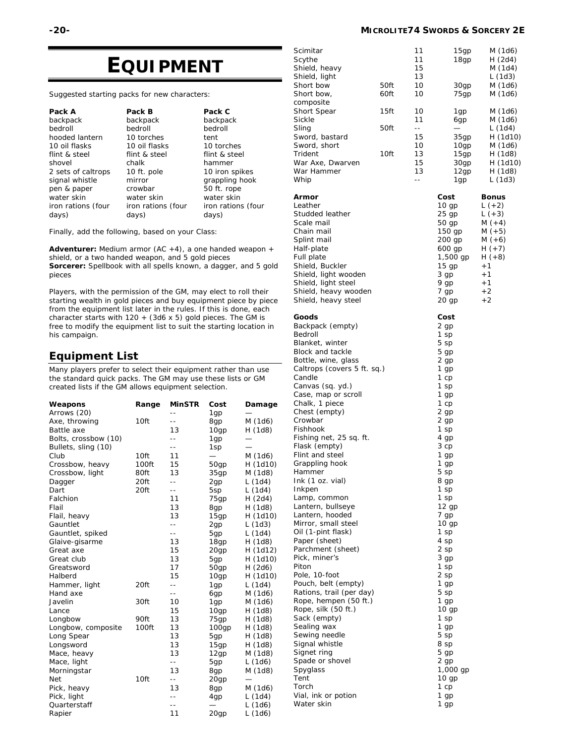# EQUIPMENT

Suggested starting packs for new characters:

| Pack A | Pack B | Pack C |
|---|---|---|
| backpack | backpack | backpack |
| bedroll | bedroll | bedroll |
| hooded lantern | 10 torches | tent |
| 10 oil flasks | 10 oil flasks | 10 torches |
| flint & steel | flint & steel | flint & steel |
| shovel | chalk | hammer |
| 2 sets of caltrops | 10 ft. pole | 10 iron spikes |
| signal whistle | mirror | grappling hook |
| pen & paper | crowbar | 50 ft. rope |
| water skin | water skin | water skin |
| iron rations (four days) | iron rations (four days) | iron rations (four days) |

Finally, add the following, based on your Class:

**Adventurer:** Medium armor (AC +4), a one handed weapon + shield, or a two handed weapon, and 5 gold pieces
**Sorcerer:** Spellbook with all spells known, a dagger, and 5 gold pieces

Players, with the permission of the GM, may elect to roll their starting wealth in gold pieces and buy equipment piece by piece from the equipment list later in the rules. If this is done, each character starts with 120 + (3d6 x 5) gold pieces. The GM is free to modify the equipment list to suit the starting location in his campaign.

## Equipment List

Many players prefer to select their equipment rather than use the standard quick packs. The GM may use these lists or GM created lists if the GM allows equipment selection.

| Weapons | Range | MinSTR | Cost | Damage |
|---|---|---|---|---|
| Arrows (20) | | -- | 1gp | — |
| Axe, throwing | 10ft | -- | 8gp | M (1d6) |
| Battle axe | | 13 | 10gp | H (1d8) |
| Bolts, crossbow (10) | | -- | 1gp | — |
| Bullets, sling (10) | | -- | 1sp | — |
| Club | 10ft | 11 | — | M (1d6) |
| Crossbow, heavy | 100ft | 15 | 50gp | H (1d10) |
| Crossbow, light | 80ft | 13 | 35gp | M (1d8) |
| Dagger | 20ft | -- | 2gp | L (1d4) |
| Dart | 20ft | -- | 5sp | L (1d4) |
| Falchion | | 11 | 75gp | H (2d4) |
| Flail | | 13 | 8gp | H (1d8) |
| Flail, heavy | | 13 | 15gp | H (1d10) |
| Gauntlet | | -- | 2gp | L (1d3) |
| Gauntlet, spiked | | -- | 5gp | L (1d4) |
| Glaive-gisarme | | 13 | 18gp | H (1d8) |
| Great axe | | 15 | 20gp | H (1d12) |
| Great club | | 13 | 5gp | H (1d10) |
| Greatsword | | 17 | 50gp | H (2d6) |
| Halberd | | 15 | 10gp | H (1d10) |
| Hammer, light | 20ft | -- | 1gp | L (1d4) |
| Hand axe | | -- | 6gp | M (1d6) |
| Javelin | 30ft | 10 | 1gp | M (1d6) |
| Lance | | 15 | 10gp | H (1d8) |
| Longbow | 90ft | 13 | 75gp | H (1d8) |
| Longbow, composite | 100ft | 13 | 100gp | H (1d8) |
| Long Spear | | 13 | 5gp | H (1d8) |
| Longsword | | 13 | 15gp | H (1d8) |
| Mace, heavy | | 13 | 12gp | M (1d8) |
| Mace, light | | -- | 5gp | L (1d6) |
| Morningstar | | 13 | 8gp | M (1d8) |
| Net | 10ft | -- | 20gp | — |
| Pick, heavy | | 13 | 8gp | M (1d6) |
| Pick, light | | -- | 4gp | L (1d4) |
| Quarterstaff | | -- | — | L (1d6) |
| Rapier | | 11 | 20gp | L (1d6) |
| Scimitar | | 11 | 15gp | M (1d6) |
| Scythe | | 11 | 18gp | H (2d4) |
| Shield, heavy | | 15 | | M (1d4) |
| Shield, light | | 13 | | L (1d3) |
| Short bow | 50ft | 10 | 30gp | M (1d6) |
| Short bow, composite | 60ft | 10 | 75gp | M (1d6) |
| Short Spear | 15ft | 10 | 1gp | M (1d6) |
| Sickle | | 11 | 6gp | M (1d6) |
| Sling | 50ft | -- | — | L (1d4) |
| Sword, bastard | | 15 | 35gp | H (1d10) |
| Sword, short | | 10 | 10gp | M (1d6) |
| Trident | 10ft | 13 | 15gp | H (1d8) |
| War Axe, Dwarven | | 15 | 30gp | H (1d10) |
| War Hammer | | 13 | 12gp | H (1d8) |
| Whip | | -- | 1gp | L (1d3) |

| Armor | Cost | Bonus |
|---|---|---|
| Leather | 10 gp | L (+2) |
| Studded leather | 25 gp | L (+3) |
| Scale mail | 50 gp | M (+4) |
| Chain mail | 150 gp | M (+5) |
| Splint mail | 200 gp | M (+6) |
| Half-plate | 600 gp | H (+7) |
| Full plate | 1,500 gp | H (+8) |
| Shield, Buckler | 15 gp | +1 |
| Shield, light wooden | 3 gp | +1 |
| Shield, light steel | 9 gp | +1 |
| Shield, heavy wooden | 7 gp | +2 |
| Shield, heavy steel | 20 gp | +2 |

| Goods | Cost |
|---|---|
| Backpack (empty) | 2 gp |
| Bedroll | 1 sp |
| Blanket, winter | 5 sp |
| Block and tackle | 5 gp |
| Bottle, wine, glass | 2 gp |
| Caltrops (covers 5 ft. sq.) | 1 gp |
| Candle | 1 cp |
| Canvas (sq. yd.) | 1 sp |
| Case, map or scroll | 1 gp |
| Chalk, 1 piece | 1 cp |
| Chest (empty) | 2 gp |
| Crowbar | 2 gp |
| Fishhook | 1 sp |
| Fishing net, 25 sq. ft. | 4 gp |
| Flask (empty) | 3 cp |
| Flint and steel | 1 gp |
| Grappling hook | 1 gp |
| Hammer | 5 sp |
| Ink (1 oz. vial) | 8 gp |
| Inkpen | 1 sp |
| Lamp, common | 1 sp |
| Lantern, bullseye | 12 gp |
| Lantern, hooded | 7 gp |
| Mirror, small steel | 10 gp |
| Oil (1-pint flask) | 1 sp |
| Paper (sheet) | 4 sp |
| Parchment (sheet) | 2 sp |
| Pick, miner's | 3 gp |
| Piton | 1 sp |
| Pole, 10-foot | 2 sp |
| Pouch, belt (empty) | 1 gp |
| Rations, trail (per day) | 5 sp |
| Rope, hempen (50 ft.) | 1 gp |
| Rope, silk (50 ft.) | 10 gp |
| Sack (empty) | 1 sp |
| Sealing wax | 1 gp |
| Sewing needle | 5 sp |
| Signal whistle | 8 sp |
| Signet ring | 5 gp |
| Spade or shovel | 2 gp |
| Spyglass | 1,000 gp |
| Tent | 10 gp |
| Torch | 1 cp |
| Vial, ink or potion | 1 gp |
| Water skin | 1 gp |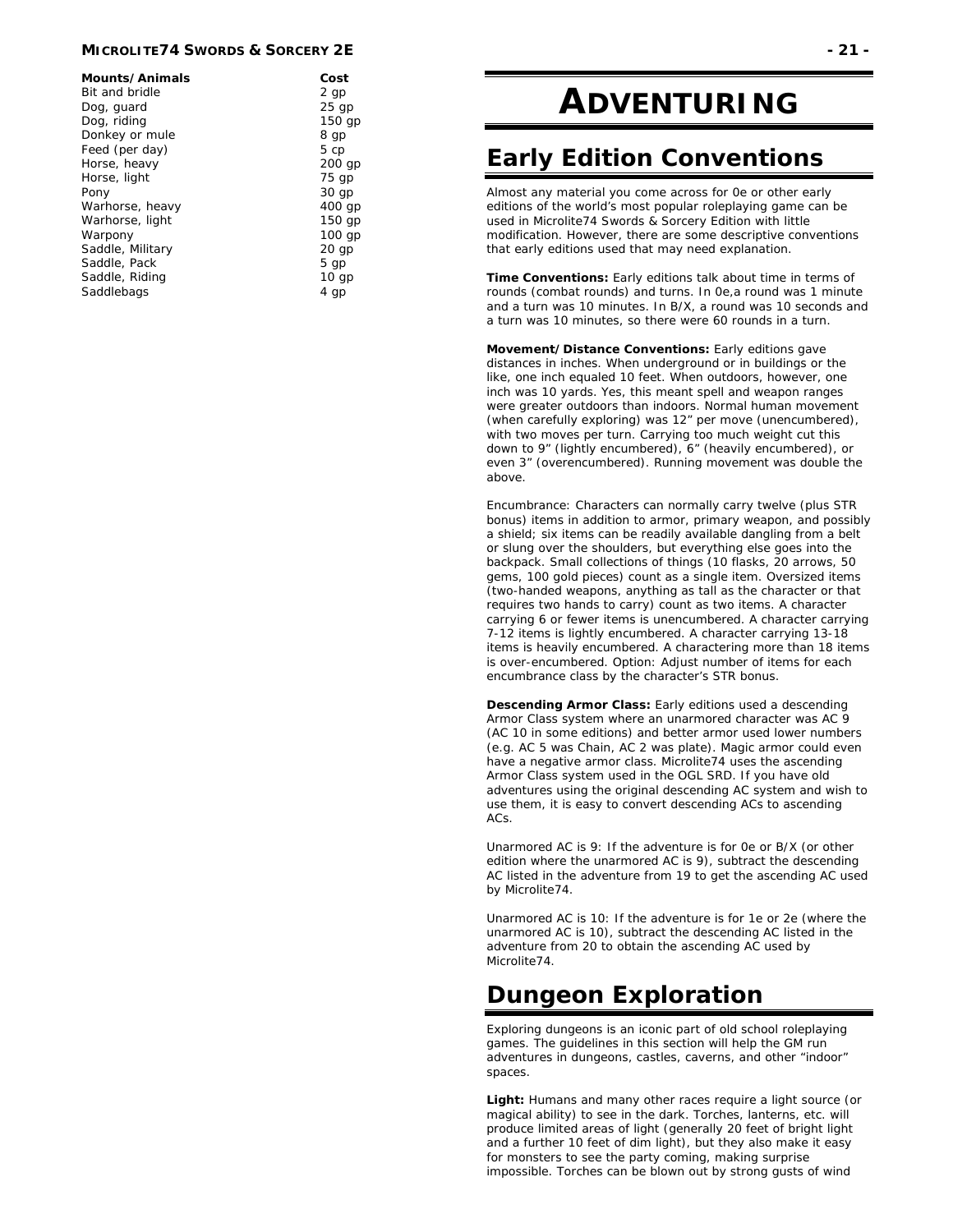| Mounts/Animals | Cost |
|---|---|
| Bit and bridle | 2 gp |
| Dog, guard | 25 gp |
| Dog, riding | 150 gp |
| Donkey or mule | 8 gp |
| Feed (per day) | 5 cp |
| Horse, heavy | 200 gp |
| Horse, light | 75 gp |
| Pony | 30 gp |
| Warhorse, heavy | 400 gp |
| Warhorse, light | 150 gp |
| Warpony | 100 gp |
| Saddle, Military | 20 gp |
| Saddle, Pack | 5 gp |
| Saddle, Riding | 10 gp |
| Saddlebags | 4 gp |

# ADVENTURING

## Early Edition Conventions

Almost any material you come across for 0e or other early editions of the world's most popular roleplaying game can be used in Microlite74 Swords & Sorcery Edition with little modification. However, there are some descriptive conventions that early editions used that may need explanation.

**Time Conventions:** Early editions talk about time in terms of rounds (combat rounds) and turns. In 0e,a round was 1 minute and a turn was 10 minutes. In B/X, a round was 10 seconds and a turn was 10 minutes, so there were 60 rounds in a turn.

**Movement/Distance Conventions:** Early editions gave distances in inches. When underground or in buildings or the like, one inch equaled 10 feet. When outdoors, however, one inch was 10 yards. Yes, this meant spell and weapon ranges were greater outdoors than indoors. Normal human movement (when carefully exploring) was 12" per move (unencumbered), with two moves per turn. Carrying too much weight cut this down to 9" (lightly encumbered), 6" (heavily encumbered), or even 3" (overencumbered). Running movement was double the above.

Encumbrance: Characters can normally carry twelve (plus STR bonus) items in addition to armor, primary weapon, and possibly a shield; six items can be readily available dangling from a belt or slung over the shoulders, but everything else goes into the backpack. Small collections of things (10 flasks, 20 arrows, 50 gems, 100 gold pieces) count as a single item. Oversized items (two-handed weapons, anything as tall as the character or that requires two hands to carry) count as two items. A character carrying 6 or fewer items is unencumbered. A character carrying 7-12 items is lightly encumbered. A character carrying 13-18 items is heavily encumbered. A charactering more than 18 items is over-encumbered. Option: Adjust number of items for each encumbrance class by the character's STR bonus.

**Descending Armor Class:** Early editions used a descending Armor Class system where an unarmored character was AC 9 (AC 10 in some editions) and better armor used lower numbers (e.g. AC 5 was Chain, AC 2 was plate). Magic armor could even have a negative armor class. Microlite74 uses the ascending Armor Class system used in the OGL SRD. If you have old adventures using the original descending AC system and wish to use them, it is easy to convert descending ACs to ascending ACs.

Unarmored AC is 9: If the adventure is for 0e or B/X (or other edition where the unarmored AC is 9), subtract the descending AC listed in the adventure from 19 to get the ascending AC used by Microlite74.

Unarmored AC is 10: If the adventure is for 1e or 2e (where the unarmored AC is 10), subtract the descending AC listed in the adventure from 20 to obtain the ascending AC used by Microlite74.

## Dungeon Exploration

Exploring dungeons is an iconic part of old school roleplaying games. The guidelines in this section will help the GM run adventures in dungeons, castles, caverns, and other "indoor" spaces.

**Light:** Humans and many other races require a light source (or magical ability) to see in the dark. Torches, lanterns, etc. will produce limited areas of light (generally 20 feet of bright light and a further 10 feet of dim light), but they also make it easy for monsters to see the party coming, making surprise impossible. Torches can be blown out by strong gusts of wind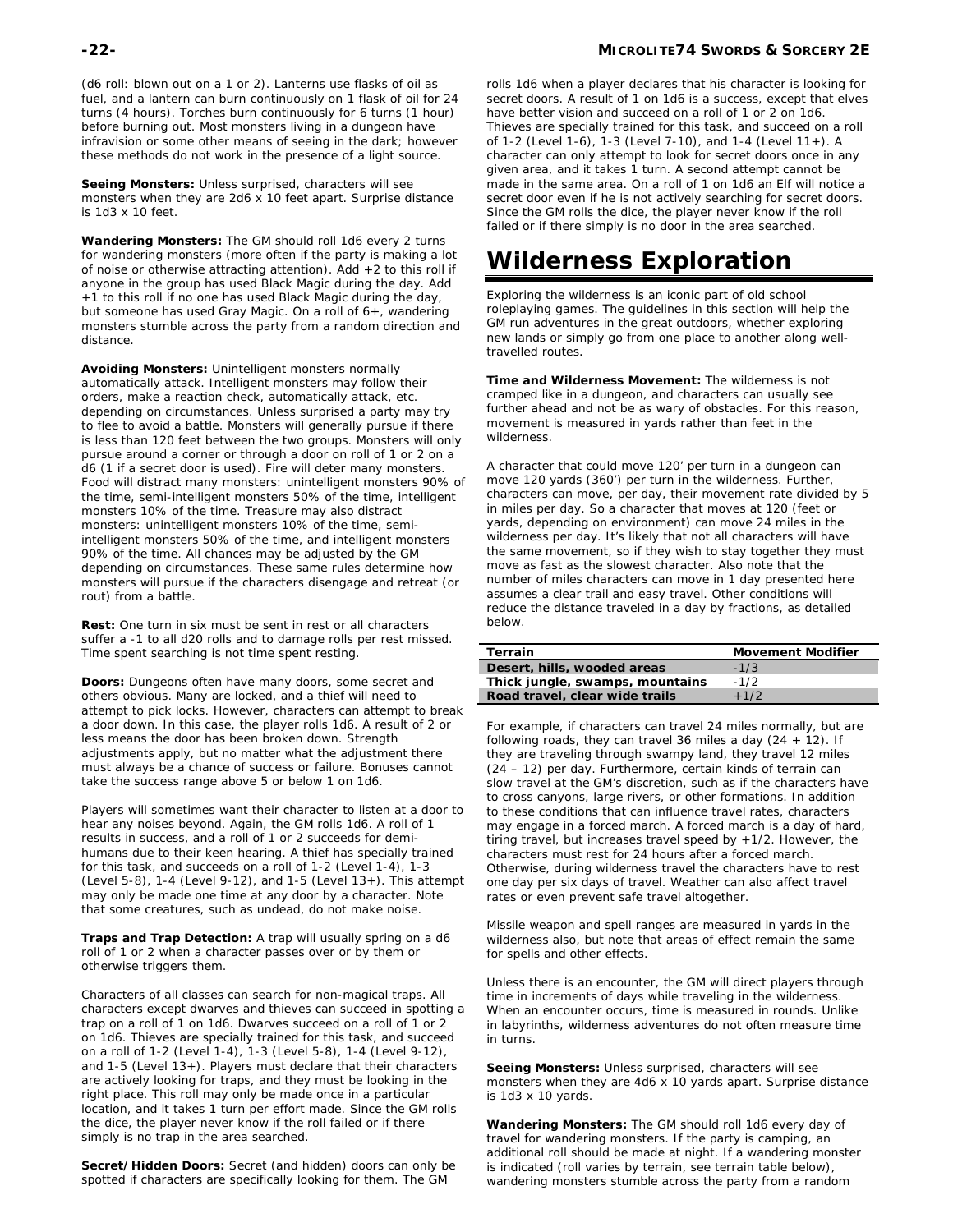(d6 roll: blown out on a 1 or 2). Lanterns use flasks of oil as fuel, and a lantern can burn continuously on 1 flask of oil for 24 turns (4 hours). Torches burn continuously for 6 turns (1 hour) before burning out. Most monsters living in a dungeon have infravision or some other means of seeing in the dark; however these methods do not work in the presence of a light source.

**Seeing Monsters:** Unless surprised, characters will see monsters when they are 2d6 x 10 feet apart. Surprise distance is 1d3 x 10 feet.

**Wandering Monsters:** The GM should roll 1d6 every 2 turns for wandering monsters (more often if the party is making a lot of noise or otherwise attracting attention). Add +2 to this roll if anyone in the group has used Black Magic during the day. Add +1 to this roll if no one has used Black Magic during the day, but someone has used Gray Magic. On a roll of 6+, wandering monsters stumble across the party from a random direction and distance.

**Avoiding Monsters:** Unintelligent monsters normally automatically attack. Intelligent monsters may follow their orders, make a reaction check, automatically attack, etc. depending on circumstances. Unless surprised a party may try to flee to avoid a battle. Monsters will generally pursue if there is less than 120 feet between the two groups. Monsters will only pursue around a corner or through a door on roll of 1 or 2 on a d6 (1 if a secret door is used). Fire will deter many monsters. Food will distract many monsters: unintelligent monsters 90% of the time, semi-intelligent monsters 50% of the time, intelligent monsters 10% of the time. Treasure may also distract monsters: unintelligent monsters 10% of the time, semi-intelligent monsters 50% of the time, and intelligent monsters 90% of the time. All chances may be adjusted by the GM depending on circumstances. These same rules determine how monsters will pursue if the characters disengage and retreat (or rout) from a battle.

**Rest:** One turn in six must be sent in rest or all characters suffer a -1 to all d20 rolls and to damage rolls per rest missed. Time spent searching is not time spent resting.

**Doors:** Dungeons often have many doors, some secret and others obvious. Many are locked, and a thief will need to attempt to pick locks. However, characters can attempt to break a door down. In this case, the player rolls 1d6. A result of 2 or less means the door has been broken down. Strength adjustments apply, but no matter what the adjustment there must always be a chance of success or failure. Bonuses cannot take the success range above 5 or below 1 on 1d6.

Players will sometimes want their character to listen at a door to hear any noises beyond. Again, the GM rolls 1d6. A roll of 1 results in success, and a roll of 1 or 2 succeeds for demi-humans due to their keen hearing. A thief has specially trained for this task, and succeeds on a roll of 1-2 (Level 1-4), 1-3 (Level 5-8), 1-4 (Level 9-12), and 1-5 (Level 13+). This attempt may only be made one time at any door by a character. Note that some creatures, such as undead, do not make noise.

**Traps and Trap Detection:** A trap will usually spring on a d6 roll of 1 or 2 when a character passes over or by them or otherwise triggers them.

Characters of all classes can search for non-magical traps. All characters except dwarves and thieves can succeed in spotting a trap on a roll of 1 on 1d6. Dwarves succeed on a roll of 1 or 2 on 1d6. Thieves are specially trained for this task, and succeed on a roll of 1-2 (Level 1-4), 1-3 (Level 5-8), 1-4 (Level 9-12), and 1-5 (Level 13+). Players must declare that their characters are actively looking for traps, and they must be looking in the right place. This roll may only be made once in a particular location, and it takes 1 turn per effort made. Since the GM rolls the dice, the player never know if the roll failed or if there simply is no trap in the area searched.

**Secret/Hidden Doors:** Secret (and hidden) doors can only be spotted if characters are specifically looking for them. The GM rolls 1d6 when a player declares that his character is looking for secret doors. A result of 1 on 1d6 is a success, except that elves have better vision and succeed on a roll of 1 or 2 on 1d6. Thieves are specially trained for this task, and succeed on a roll of 1-2 (Level 1-6), 1-3 (Level 7-10), and 1-4 (Level 11+). A character can only attempt to look for secret doors once in any given area, and it takes 1 turn. A second attempt cannot be made in the same area. On a roll of 1 on 1d6 an Elf will notice a secret door even if he is not actively searching for secret doors. Since the GM rolls the dice, the player never know if the roll failed or if there simply is no door in the area searched.

# Wilderness Exploration

Exploring the wilderness is an iconic part of old school roleplaying games. The guidelines in this section will help the GM run adventures in the great outdoors, whether exploring new lands or simply go from one place to another along well-travelled routes.

**Time and Wilderness Movement:** The wilderness is not cramped like in a dungeon, and characters can usually see further ahead and not be as wary of obstacles. For this reason, movement is measured in yards rather than feet in the wilderness.

A character that could move 120’ per turn in a dungeon can move 120 yards (360’) per turn in the wilderness. Further, characters can move, per day, their movement rate divided by 5 in miles per day. So a character that moves at 120 (feet or yards, depending on environment) can move 24 miles in the wilderness per day. It’s likely that not all characters will have the same movement, so if they wish to stay together they must move as fast as the slowest character. Also note that the number of miles characters can move in 1 day presented here assumes a clear trail and easy travel. Other conditions will reduce the distance traveled in a day by fractions, as detailed below.

| Terrain | Movement Modifier |
|---|---|
| Desert, hills, wooded areas | -1/3 |
| Thick jungle, swamps, mountains | -1/2 |
| Road travel, clear wide trails | +1/2 |

For example, if characters can travel 24 miles normally, but are following roads, they can travel 36 miles a day (24 + 12). If they are traveling through swampy land, they travel 12 miles (24 – 12) per day. Furthermore, certain kinds of terrain can slow travel at the GM’s discretion, such as if the characters have to cross canyons, large rivers, or other formations. In addition to these conditions that can influence travel rates, characters may engage in a forced march. A forced march is a day of hard, tiring travel, but increases travel speed by +1/2. However, the characters must rest for 24 hours after a forced march. Otherwise, during wilderness travel the characters have to rest one day per six days of travel. Weather can also affect travel rates or even prevent safe travel altogether.

Missile weapon and spell ranges are measured in yards in the wilderness also, but note that areas of effect remain the same for spells and other effects.

Unless there is an encounter, the GM will direct players through time in increments of days while traveling in the wilderness. When an encounter occurs, time is measured in rounds. Unlike in labyrinths, wilderness adventures do not often measure time in turns.

**Seeing Monsters:** Unless surprised, characters will see monsters when they are 4d6 x 10 yards apart. Surprise distance is 1d3 x 10 yards.

**Wandering Monsters:** The GM should roll 1d6 every day of travel for wandering monsters. If the party is camping, an additional roll should be made at night. If a wandering monster is indicated (roll varies by terrain, see terrain table below), wandering monsters stumble across the party from a random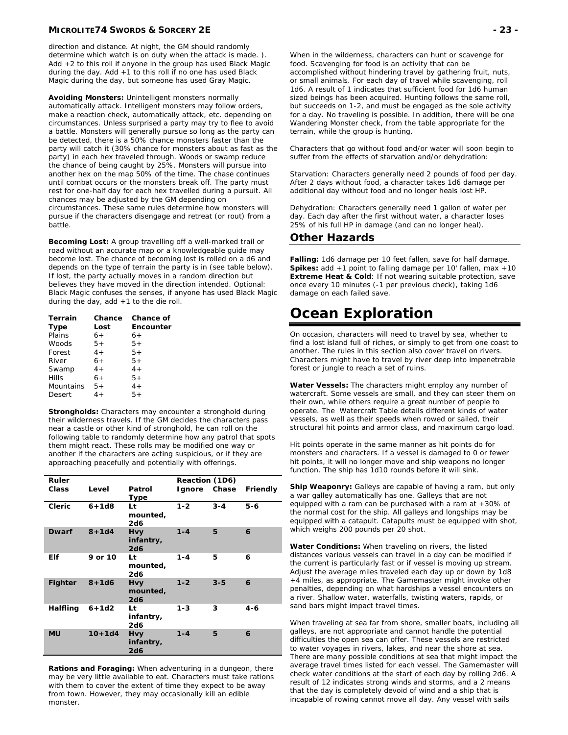direction and distance. At night, the GM should randomly determine which watch is on duty when the attack is made. ). Add +2 to this roll if anyone in the group has used Black Magic during the day. Add +1 to this roll if no one has used Black Magic during the day, but someone has used Gray Magic.

**Avoiding Monsters:** Unintelligent monsters normally automatically attack. Intelligent monsters may follow orders, make a reaction check, automatically attack, etc. depending on circumstances. Unless surprised a party may try to flee to avoid a battle. Monsters will generally pursue so long as the party can be detected, there is a 50% chance monsters faster than the party will catch it (30% chance for monsters about as fast as the party) in each hex traveled through. Woods or swamp reduce the chance of being caught by 25%. Monsters will pursue into another hex on the map 50% of the time. The chase continues until combat occurs or the monsters break off. The party must rest for one-half day for each hex travelled during a pursuit. All chances may be adjusted by the GM depending on circumstances. These same rules determine how monsters will pursue if the characters disengage and retreat (or rout) from a battle.

**Becoming Lost:** A group travelling off a well-marked trail or road without an accurate map or a knowledgeable guide may become lost. The chance of becoming lost is rolled on a d6 and depends on the type of terrain the party is in (see table below). If lost, the party actually moves in a random direction but believes they have moved in the direction intended. Optional: Black Magic confuses the senses, if anyone has used Black Magic during the day, add +1 to the die roll.

| Terrain Type | Chance Lost | Chance of Encounter |
|---|---|---|
| Plains | 6+ | 6+ |
| Woods | 5+ | 5+ |
| Forest | 4+ | 5+ |
| River | 6+ | 5+ |
| Swamp | 4+ | 4+ |
| Hills | 6+ | 5+ |
| Mountains | 5+ | 4+ |
| Desert | 4+ | 5+ |

**Strongholds:** Characters may encounter a stronghold during their wilderness travels. If the GM decides the characters pass near a castle or other kind of stronghold, he can roll on the following table to randomly determine how any patrol that spots them might react. These rolls may be modified one way or another if the characters are acting suspicious, or if they are approaching peacefully and potentially with offerings.

| Ruler Class | Level | Patrol Type | Reaction (1D6) Ignore | Chase | Friendly |
|---|---|---|---|---|---|
| **Cleric** | **6+1d8** | **Lt mounted, 2d6** | **1-2** | **3-4** | **5-6** |
| **Dwarf** | **8+1d4** | **Hvy infantry, 2d6** | **1-4** | **5** | **6** |
| **Elf** | **9 or 10** | **Lt mounted, 2d6** | **1-4** | **5** | **6** |
| **Fighter** | **8+1d6** | **Hvy mounted, 2d6** | **1-2** | **3-5** | **6** |
| **Halfling** | **6+1d2** | **Lt infantry, 2d6** | **1-3** | **3** | **4-6** |
| **MU** | **10+1d4** | **Hvy infantry, 2d6** | **1-4** | **5** | **6** |

**Rations and Foraging:** When adventuring in a dungeon, there may be very little available to eat. Characters must take rations with them to cover the extent of time they expect to be away from town. However, they may occasionally kill an edible monster.

When in the wilderness, characters can hunt or scavenge for food. Scavenging for food is an activity that can be accomplished without hindering travel by gathering fruit, nuts, or small animals. For each day of travel while scavenging, roll 1d6. A result of 1 indicates that sufficient food for 1d6 human sized beings has been acquired. Hunting follows the same roll, but succeeds on 1-2, and must be engaged as the sole activity for a day. No traveling is possible. In addition, there will be one Wandering Monster check, from the table appropriate for the terrain, while the group is hunting.

Characters that go without food and/or water will soon begin to suffer from the effects of starvation and/or dehydration:

Starvation: Characters generally need 2 pounds of food per day. After 2 days without food, a character takes 1d6 damage per additional day without food and no longer heals lost HP.

Dehydration: Characters generally need 1 gallon of water per day. Each day after the first without water, a character loses 25% of his full HP in damage (and can no longer heal).

## Other Hazards

**Falling:** 1d6 damage per 10 feet fallen, save for half damage.
**Spikes:** add +1 point to falling damage per 10' fallen, max +10
**Extreme Heat & Cold**: If not wearing suitable protection, save once every 10 minutes (-1 per previous check), taking 1d6 damage on each failed save.

# Ocean Exploration

On occasion, characters will need to travel by sea, whether to find a lost island full of riches, or simply to get from one coast to another. The rules in this section also cover travel on rivers. Characters might have to travel by river deep into impenetrable forest or jungle to reach a set of ruins.

**Water Vessels:** The characters might employ any number of watercraft. Some vessels are small, and they can steer them on their own, while others require a great number of people to operate. The Watercraft Table details different kinds of water vessels, as well as their speeds when rowed or sailed, their structural hit points and armor class, and maximum cargo load.

Hit points operate in the same manner as hit points do for monsters and characters. If a vessel is damaged to 0 or fewer hit points, it will no longer move and ship weapons no longer function. The ship has 1d10 rounds before it will sink.

**Ship Weaponry:** Galleys are capable of having a ram, but only a war galley automatically has one. Galleys that are not equipped with a ram can be purchased with a ram at +30% of the normal cost for the ship. All galleys and longships may be equipped with a catapult. Catapults must be equipped with shot, which weighs 200 pounds per 20 shot.

**Water Conditions:** When traveling on rivers, the listed distances various vessels can travel in a day can be modified if the current is particularly fast or if vessel is moving up stream. Adjust the average miles traveled each day up or down by 1d8 +4 miles, as appropriate. The Gamemaster might invoke other penalties, depending on what hardships a vessel encounters on a river. Shallow water, waterfalls, twisting waters, rapids, or sand bars might impact travel times.

When traveling at sea far from shore, smaller boats, including all galleys, are not appropriate and cannot handle the potential difficulties the open sea can offer. These vessels are restricted to water voyages in rivers, lakes, and near the shore at sea. There are many possible conditions at sea that might impact the average travel times listed for each vessel. The Gamemaster will check water conditions at the start of each day by rolling 2d6. A result of 12 indicates strong winds and storms, and a 2 means that the day is completely devoid of wind and a ship that is incapable of rowing cannot move all day. Any vessel with sails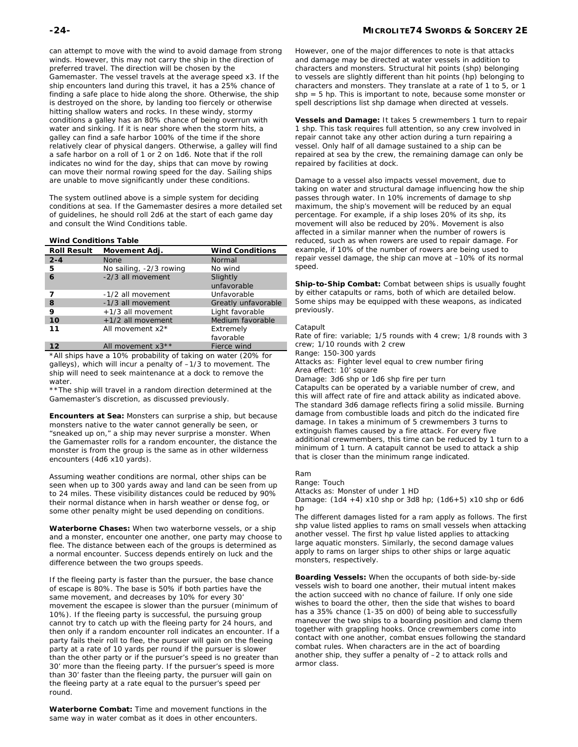can attempt to move with the wind to avoid damage from strong winds. However, this may not carry the ship in the direction of preferred travel. The direction will be chosen by the Gamemaster. The vessel travels at the average speed x3. If the ship encounters land during this travel, it has a 25% chance of finding a safe place to hide along the shore. Otherwise, the ship is destroyed on the shore, by landing too fiercely or otherwise hitting shallow waters and rocks. In these windy, stormy conditions a galley has an 80% chance of being overrun with water and sinking. If it is near shore when the storm hits, a galley can find a safe harbor 100% of the time if the shore relatively clear of physical dangers. Otherwise, a galley will find a safe harbor on a roll of 1 or 2 on 1d6. Note that if the roll indicates no wind for the day, ships that can move by rowing can move their normal rowing speed for the day. Sailing ships are unable to move significantly under these conditions.

The system outlined above is a simple system for deciding conditions at sea. If the Gamemaster desires a more detailed set of guidelines, he should roll 2d6 at the start of each game day and consult the Wind Conditions table.

**Wind Conditions Table**

| Roll Result | Movement Adj. | Wind Conditions |
|---|---|---|
| **2-4** | None | Normal |
| **5** | No sailing, -2/3 rowing | No wind |
| **6** | -2/3 all movement | Slightly unfavorable |
| **7** | -1/2 all movement | Unfavorable |
| **8** | -1/3 all movement | Greatly unfavorable |
| **9** | +1/3 all movement | Light favorable |
| **10** | +1/2 all movement | Medium favorable |
| **11** | All movement x2* | Extremely favorable |
| **12** | All movement x3** | Fierce wind |

*All ships have a 10% probability of taking on water (20% for galleys), which will incur a penalty of –1/3 to movement. The ship will need to seek maintenance at a dock to remove the water.

**The ship will travel in a random direction determined at the Gamemaster's discretion, as discussed previously.

**Encounters at Sea:** Monsters can surprise a ship, but because monsters native to the water cannot generally be seen, or "sneaked up on," a ship may never surprise a monster. When the Gamemaster rolls for a random encounter, the distance the monster is from the group is the same as in other wilderness encounters (4d6 x10 yards).

Assuming weather conditions are normal, other ships can be seen when up to 300 yards away and land can be seen from up to 24 miles. These visibility distances could be reduced by 90% their normal distance when in harsh weather or dense fog, or some other penalty might be used depending on conditions.

**Waterborne Chases:** When two waterborne vessels, or a ship and a monster, encounter one another, one party may choose to flee. The distance between each of the groups is determined as a normal encounter. Success depends entirely on luck and the difference between the two groups speeds.

If the fleeing party is faster than the pursuer, the base chance of escape is 80%. The base is 50% if both parties have the same movement, and decreases by 10% for every 30' movement the escapee is slower than the pursuer (minimum of 10%). If the fleeing party is successful, the pursuing group cannot try to catch up with the fleeing party for 24 hours, and then only if a random encounter roll indicates an encounter. If a party fails their roll to flee, the pursuer will gain on the fleeing party at a rate of 10 yards per round if the pursuer is slower than the other party or if the pursuer's speed is no greater than 30' more than the fleeing party. If the pursuer's speed is more than 30' faster than the fleeing party, the pursuer will gain on the fleeing party at a rate equal to the pursuer's speed per round.

**Waterborne Combat:** Time and movement functions in the same way in water combat as it does in other encounters. However, one of the major differences to note is that attacks and damage may be directed at water vessels in addition to characters and monsters. Structural hit points (shp) belonging to vessels are slightly different than hit points (hp) belonging to characters and monsters. They translate at a rate of 1 to 5, or 1 shp = 5 hp. This is important to note, because some monster or spell descriptions list shp damage when directed at vessels.

**Vessels and Damage:** It takes 5 crewmembers 1 turn to repair 1 shp. This task requires full attention, so any crew involved in repair cannot take any other action during a turn repairing a vessel. Only half of all damage sustained to a ship can be repaired at sea by the crew, the remaining damage can only be repaired by facilities at dock.

Damage to a vessel also impacts vessel movement, due to taking on water and structural damage influencing how the ship passes through water. In 10% increments of damage to shp maximum, the ship's movement will be reduced by an equal percentage. For example, if a ship loses 20% of its shp, its movement will also be reduced by 20%. Movement is also affected in a similar manner when the number of rowers is reduced, such as when rowers are used to repair damage. For example, if 10% of the number of rowers are being used to repair vessel damage, the ship can move at –10% of its normal speed.

**Ship-to-Ship Combat:** Combat between ships is usually fought by either catapults or rams, both of which are detailed below. Some ships may be equipped with these weapons, as indicated previously.

Catapult
Rate of fire: variable; 1/5 rounds with 4 crew; 1/8 rounds with 3 crew; 1/10 rounds with 2 crew
Range: 150-300 yards
Attacks as: Fighter level equal to crew number firing
Area effect: 10' square
Damage: 3d6 shp or 1d6 shp fire per turn
Catapults can be operated by a variable number of crew, and this will affect rate of fire and attack ability as indicated above. The standard 3d6 damage reflects firing a solid missile. Burning damage from combustible loads and pitch do the indicated fire damage. In takes a minimum of 5 crewmembers 3 turns to extinguish flames caused by a fire attack. For every five additional crewmembers, this time can be reduced by 1 turn to a minimum of 1 turn. A catapult cannot be used to attack a ship that is closer than the minimum range indicated.

Ram
Range: Touch
Attacks as: Monster of under 1 HD
Damage: (1d4 +4) x10 shp or 3d8 hp; (1d6+5) x10 shp or 6d6 hp
The different damages listed for a ram apply as follows. The first shp value listed applies to rams on small vessels when attacking another vessel. The first hp value listed applies to attacking large aquatic monsters. Similarly, the second damage values apply to rams on larger ships to other ships or large aquatic monsters, respectively.

**Boarding Vessels:** When the occupants of both side-by-side vessels wish to board one another, their mutual intent makes the action succeed with no chance of failure. If only one side wishes to board the other, then the side that wishes to board has a 35% chance (1-35 on d00) of being able to successfully maneuver the two ships to a boarding position and clamp them together with grappling hooks. Once crewmembers come into contact with one another, combat ensues following the standard combat rules. When characters are in the act of boarding another ship, they suffer a penalty of –2 to attack rolls and armor class.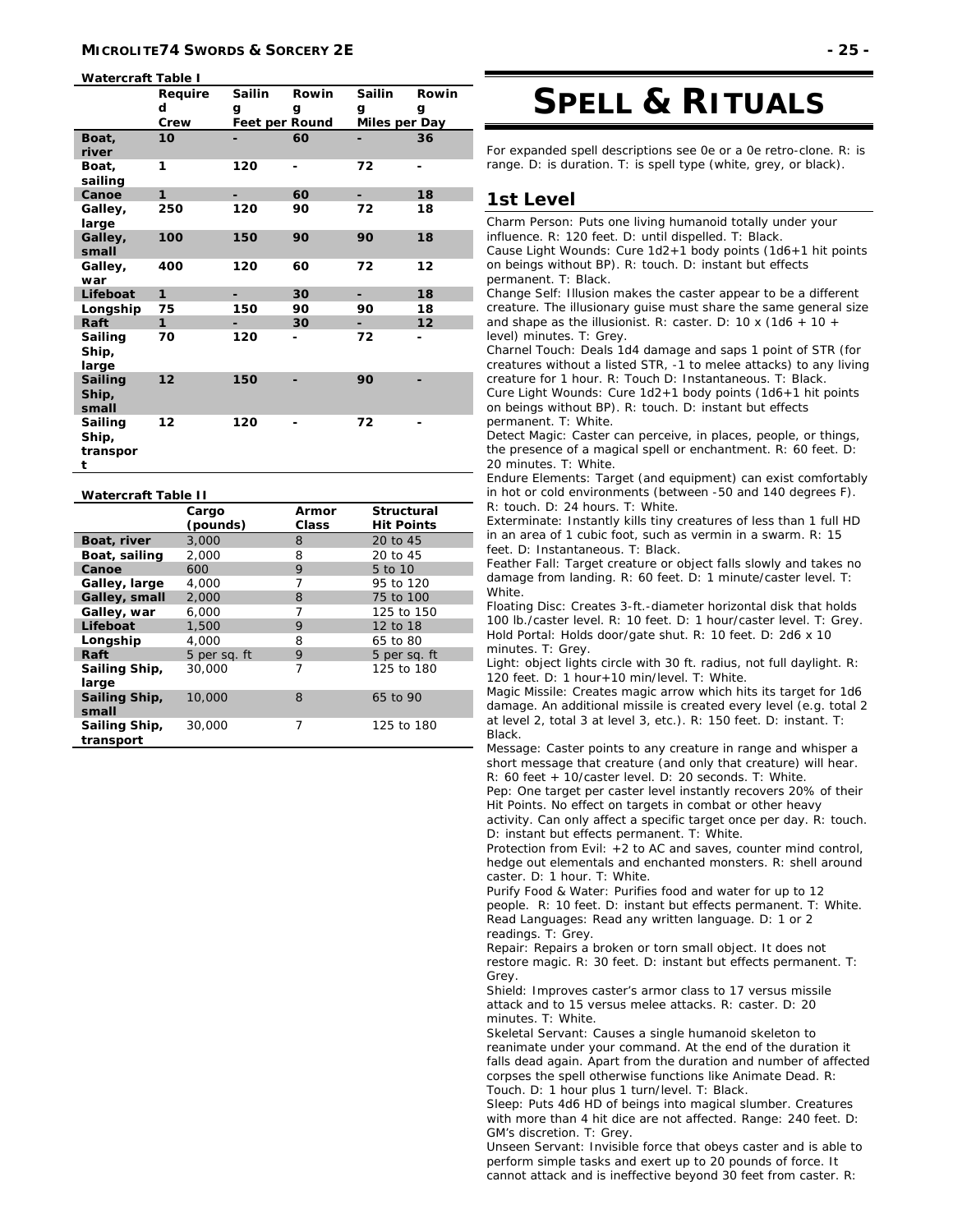**Watercraft Table I**

| | Required Crew | Sailing Feet per Round | Rowing | Sailing Miles per Day | Rowing |
|---|---|---|---|---|---|
| **Boat, river** | 10 | - | 60 | - | 36 |
| **Boat, sailing** | 1 | 120 | - | 72 | - |
| **Canoe** | 1 | - | 60 | - | 18 |
| **Galley, large** | 250 | 120 | 90 | 72 | 18 |
| **Galley, small** | 100 | 150 | 90 | 90 | 18 |
| **Galley, war** | 400 | 120 | 60 | 72 | 12 |
| **Lifeboat** | 1 | - | 30 | - | 18 |
| **Longship** | 75 | 150 | 90 | 90 | 18 |
| **Raft** | 1 | - | 30 | - | 12 |
| **Sailing Ship, large** | 70 | 120 | - | 72 | - |
| **Sailing Ship, small** | 12 | 150 | - | 90 | - |
| **Sailing Ship, transport** | 12 | 120 | - | 72 | - |

**Watercraft Table II**

| | Cargo (pounds) | Armor Class | Structural Hit Points |
|---|---|---|---|
| **Boat, river** | 3,000 | 8 | 20 to 45 |
| **Boat, sailing** | 2,000 | 8 | 20 to 45 |
| **Canoe** | 600 | 9 | 5 to 10 |
| **Galley, large** | 4,000 | 7 | 95 to 120 |
| **Galley, small** | 2,000 | 8 | 75 to 100 |
| **Galley, war** | 6,000 | 7 | 125 to 150 |
| **Lifeboat** | 1,500 | 9 | 12 to 18 |
| **Longship** | 4,000 | 8 | 65 to 80 |
| **Raft** | 5 per sq. ft | 9 | 5 per sq. ft |
| **Sailing Ship, large** | 30,000 | 7 | 125 to 180 |
| **Sailing Ship, small** | 10,000 | 8 | 65 to 90 |
| **Sailing Ship, transport** | 30,000 | 7 | 125 to 180 |

# SPELL & RITUALS

For expanded spell descriptions see 0e or a 0e retro-clone. R: is range. D: is duration. T: is spell type (white, grey, or black).

## 1st Level

Charm Person: Puts one living humanoid totally under your influence. R: 120 feet. D: until dispelled. T: Black.
Cause Light Wounds: Cure 1d2+1 body points (1d6+1 hit points on beings without BP). R: touch. D: instant but effects permanent. T: Black.
Change Self: Illusion makes the caster appear to be a different creature. The illusionary guise must share the same general size and shape as the illusionist. R: caster. D: 10 x (1d6 + 10 + level) minutes. T: Grey.
Charnel Touch: Deals 1d4 damage and saps 1 point of STR (for creatures without a listed STR, -1 to melee attacks) to any living creature for 1 hour. R: Touch D: Instantaneous. T: Black.
Cure Light Wounds: Cure 1d2+1 body points (1d6+1 hit points on beings without BP). R: touch. D: instant but effects permanent. T: White.
Detect Magic: Caster can perceive, in places, people, or things, the presence of a magical spell or enchantment. R: 60 feet. D: 20 minutes. T: White.
Endure Elements: Target (and equipment) can exist comfortably in hot or cold environments (between -50 and 140 degrees F). R: touch. D: 24 hours. T: White.
Exterminate: Instantly kills tiny creatures of less than 1 full HD in an area of 1 cubic foot, such as vermin in a swarm. R: 15 feet. D: Instantaneous. T: Black.
Feather Fall: Target creature or object falls slowly and takes no damage from landing. R: 60 feet. D: 1 minute/caster level. T: White.
Floating Disc: Creates 3-ft.-diameter horizontal disk that holds 100 lb./caster level. R: 10 feet. D: 1 hour/caster level. T: Grey.
Hold Portal: Holds door/gate shut. R: 10 feet. D: 2d6 x 10 minutes. T: Grey.
Light: object lights circle with 30 ft. radius, not full daylight. R: 120 feet. D: 1 hour+10 min/level. T: White.
Magic Missile: Creates magic arrow which hits its target for 1d6 damage. An additional missile is created every level (e.g. total 2 at level 2, total 3 at level 3, etc.). R: 150 feet. D: instant. T: Black.
Message: Caster points to any creature in range and whisper a short message that creature (and only that creature) will hear. R: 60 feet + 10/caster level. D: 20 seconds. T: White.
Pep: One target per caster level instantly recovers 20% of their Hit Points. No effect on targets in combat or other heavy activity. Can only affect a specific target once per day. R: touch. D: instant but effects permanent. T: White.
Protection from Evil: +2 to AC and saves, counter mind control, hedge out elementals and enchanted monsters. R: shell around caster. D: 1 hour. T: White.
Purify Food & Water: Purifies food and water for up to 12 people. R: 10 feet. D: instant but effects permanent. T: White.
Read Languages: Read any written language. D: 1 or 2 readings. T: Grey.
Repair: Repairs a broken or torn small object. It does not restore magic. R: 30 feet. D: instant but effects permanent. T: Grey.
Shield: Improves caster's armor class to 17 versus missile attack and to 15 versus melee attacks. R: caster. D: 20 minutes. T: White.
Skeletal Servant: Causes a single humanoid skeleton to reanimate under your command. At the end of the duration it falls dead again. Apart from the duration and number of affected corpses the spell otherwise functions like Animate Dead. R: Touch. D: 1 hour plus 1 turn/level. T: Black.
Sleep: Puts 4d6 HD of beings into magical slumber. Creatures with more than 4 hit dice are not affected. Range: 240 feet. D: GM's discretion. T: Grey.
Unseen Servant: Invisible force that obeys caster and is able to perform simple tasks and exert up to 20 pounds of force. It cannot attack and is ineffective beyond 30 feet from caster. R: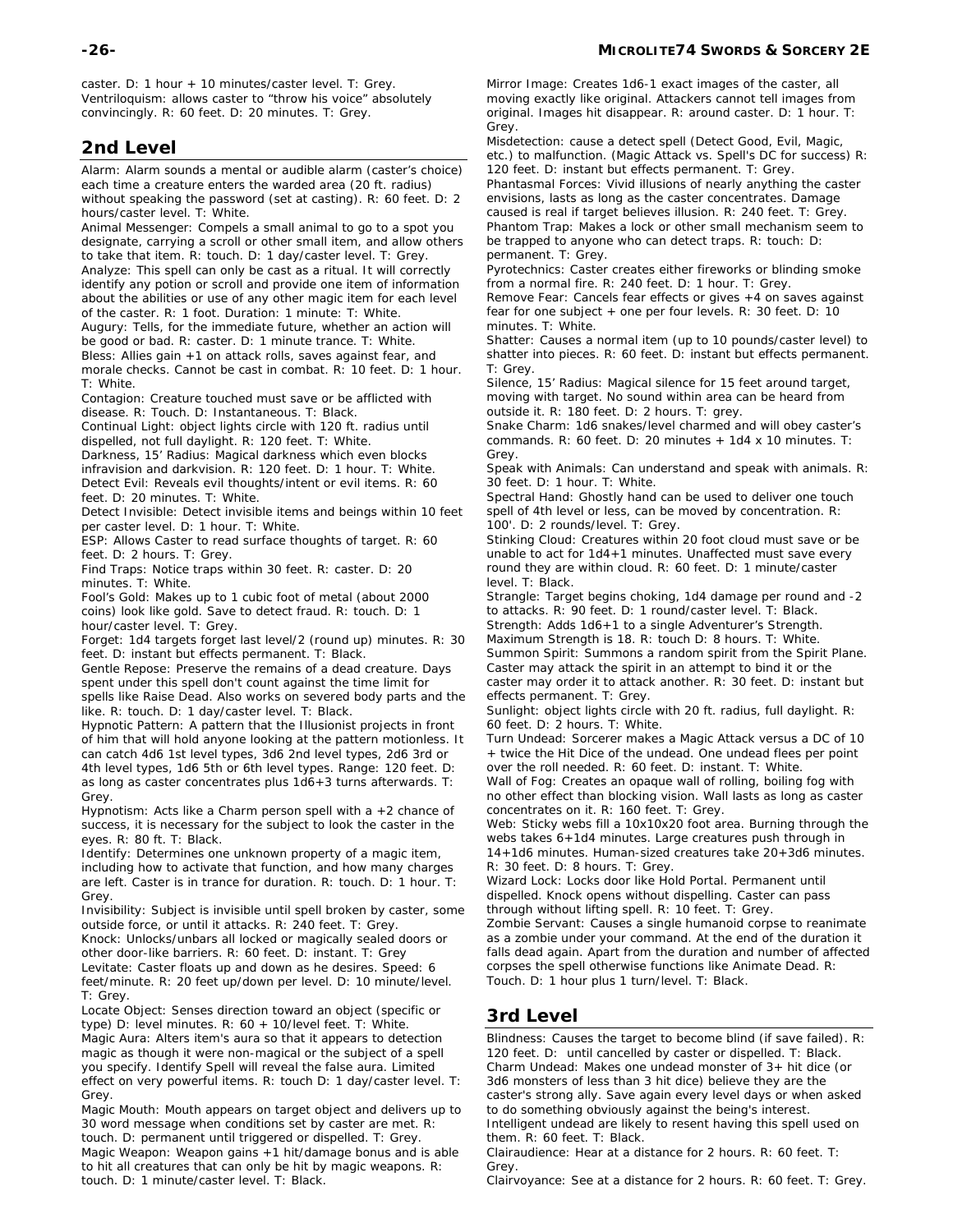caster. D: 1 hour + 10 minutes/caster level. T: Grey.
Ventriloquism: allows caster to "throw his voice" absolutely convincingly. R: 60 feet. D: 20 minutes. T: Grey.

## 2nd Level

Alarm: Alarm sounds a mental or audible alarm (caster's choice) each time a creature enters the warded area (20 ft. radius) without speaking the password (set at casting). R: 60 feet. D: 2 hours/caster level. T: White.
Animal Messenger: Compels a small animal to go to a spot you designate, carrying a scroll or other small item, and allow others to take that item. R: touch. D: 1 day/caster level. T: Grey.
Analyze: This spell can only be cast as a ritual. It will correctly identify any potion or scroll and provide one item of information about the abilities or use of any other magic item for each level of the caster. R: 1 foot. Duration: 1 minute: T: White.
Augury: Tells, for the immediate future, whether an action will be good or bad. R: caster. D: 1 minute trance. T: White.
Bless: Allies gain +1 on attack rolls, saves against fear, and morale checks. Cannot be cast in combat. R: 10 feet. D: 1 hour. T: White.
Contagion: Creature touched must save or be afflicted with disease. R: Touch. D: Instantaneous. T: Black.
Continual Light: object lights circle with 120 ft. radius until dispelled, not full daylight. R: 120 feet. T: White.
Darkness, 15' Radius: Magical darkness which even blocks infravision and darkvision. R: 120 feet. D: 1 hour. T: White.
Detect Evil: Reveals evil thoughts/intent or evil items. R: 60 feet. D: 20 minutes. T: White.
Detect Invisible: Detect invisible items and beings within 10 feet per caster level. D: 1 hour. T: White.
ESP: Allows Caster to read surface thoughts of target. R: 60 feet. D: 2 hours. T: Grey.
Find Traps: Notice traps within 30 feet. R: caster. D: 20 minutes. T: White.
Fool's Gold: Makes up to 1 cubic foot of metal (about 2000 coins) look like gold. Save to detect fraud. R: touch. D: 1 hour/caster level. T: Grey.
Forget: 1d4 targets forget last level/2 (round up) minutes. R: 30 feet. D: instant but effects permanent. T: Black.
Gentle Repose: Preserve the remains of a dead creature. Days spent under this spell don't count against the time limit for spells like Raise Dead. Also works on severed body parts and the like. R: touch. D: 1 day/caster level. T: Black.
Hypnotic Pattern: A pattern that the Illusionist projects in front of him that will hold anyone looking at the pattern motionless. It can catch 4d6 1st level types, 3d6 2nd level types, 2d6 3rd or 4th level types, 1d6 5th or 6th level types. Range: 120 feet. D: as long as caster concentrates plus 1d6+3 turns afterwards. T: Grey.
Hypnotism: Acts like a Charm person spell with a +2 chance of success, it is necessary for the subject to look the caster in the eyes. R: 80 ft. T: Black.
Identify: Determines one unknown property of a magic item, including how to activate that function, and how many charges are left. Caster is in trance for duration. R: touch. D: 1 hour. T: Grey.
Invisibility: Subject is invisible until spell broken by caster, some outside force, or until it attacks. R: 240 feet. T: Grey.
Knock: Unlocks/unbars all locked or magically sealed doors or other door-like barriers. R: 60 feet. D: instant. T: Grey
Levitate: Caster floats up and down as he desires. Speed: 6 feet/minute. R: 20 feet up/down per level. D: 10 minute/level. T: Grey.
Locate Object: Senses direction toward an object (specific or type) D: level minutes. R: 60 + 10/level feet. T: White.
Magic Aura: Alters item's aura so that it appears to detection magic as though it were non-magical or the subject of a spell you specify. Identify Spell will reveal the false aura. Limited effect on very powerful items. R: touch D: 1 day/caster level. T: Grey.
Magic Mouth: Mouth appears on target object and delivers up to 30 word message when conditions set by caster are met. R: touch. D: permanent until triggered or dispelled. T: Grey.
Magic Weapon: Weapon gains +1 hit/damage bonus and is able to hit all creatures that can only be hit by magic weapons. R: touch. D: 1 minute/caster level. T: Black.
Mirror Image: Creates 1d6-1 exact images of the caster, all moving exactly like original. Attackers cannot tell images from original. Images hit disappear. R: around caster. D: 1 hour. T: Grey.
Misdetection: cause a detect spell (Detect Good, Evil, Magic, etc.) to malfunction. (Magic Attack vs. Spell's DC for success) R: 120 feet. D: instant but effects permanent. T: Grey.
Phantasmal Forces: Vivid illusions of nearly anything the caster envisions, lasts as long as the caster concentrates. Damage caused is real if target believes illusion. R: 240 feet. T: Grey.
Phantom Trap: Makes a lock or other small mechanism seem to be trapped to anyone who can detect traps. R: touch: D: permanent. T: Grey.
Pyrotechnics: Caster creates either fireworks or blinding smoke from a normal fire. R: 240 feet. D: 1 hour. T: Grey.
Remove Fear: Cancels fear effects or gives +4 on saves against fear for one subject + one per four levels. R: 30 feet. D: 10 minutes. T: White.
Shatter: Causes a normal item (up to 10 pounds/caster level) to shatter into pieces. R: 60 feet. D: instant but effects permanent. T: Grey.
Silence, 15' Radius: Magical silence for 15 feet around target, moving with target. No sound within area can be heard from outside it. R: 180 feet. D: 2 hours. T: grey.
Snake Charm: 1d6 snakes/level charmed and will obey caster's commands. R: 60 feet. D: 20 minutes + 1d4 x 10 minutes. T: Grey.
Speak with Animals: Can understand and speak with animals. R: 30 feet. D: 1 hour. T: White.
Spectral Hand: Ghostly hand can be used to deliver one touch spell of 4th level or less, can be moved by concentration. R: 100'. D: 2 rounds/level. T: Grey.
Stinking Cloud: Creatures within 20 foot cloud must save or be unable to act for 1d4+1 minutes. Unaffected must save every round they are within cloud. R: 60 feet. D: 1 minute/caster level. T: Black.
Strangle: Target begins choking, 1d4 damage per round and -2 to attacks. R: 90 feet. D: 1 round/caster level. T: Black.
Strength: Adds 1d6+1 to a single Adventurer's Strength. Maximum Strength is 18. R: touch D: 8 hours. T: White.
Summon Spirit: Summons a random spirit from the Spirit Plane. Caster may attack the spirit in an attempt to bind it or the caster may order it to attack another. R: 30 feet. D: instant but effects permanent. T: Grey.
Sunlight: object lights circle with 20 ft. radius, full daylight. R: 60 feet. D: 2 hours. T: White.
Turn Undead: Sorcerer makes a Magic Attack versus a DC of 10 + twice the Hit Dice of the undead. One undead flees per point over the roll needed. R: 60 feet. D: instant. T: White.
Wall of Fog: Creates an opaque wall of rolling, boiling fog with no other effect than blocking vision. Wall lasts as long as caster concentrates on it. R: 160 feet. T: Grey.
Web: Sticky webs fill a 10x10x20 foot area. Burning through the webs takes 6+1d4 minutes. Large creatures push through in 14+1d6 minutes. Human-sized creatures take 20+3d6 minutes. R: 30 feet. D: 8 hours. T: Grey.
Wizard Lock: Locks door like Hold Portal. Permanent until dispelled. Knock opens without dispelling. Caster can pass through without lifting spell. R: 10 feet. T: Grey.
Zombie Servant: Causes a single humanoid corpse to reanimate as a zombie under your command. At the end of the duration it falls dead again. Apart from the duration and number of affected corpses the spell otherwise functions like Animate Dead. R: Touch. D: 1 hour plus 1 turn/level. T: Black.

## 3rd Level

Blindness: Causes the target to become blind (if save failed). R: 120 feet. D: until cancelled by caster or dispelled. T: Black.
Charm Undead: Makes one undead monster of 3+ hit dice (or 3d6 monsters of less than 3 hit dice) believe they are the caster's strong ally. Save again every level days or when asked to do something obviously against the being's interest. Intelligent undead are likely to resent having this spell used on them. R: 60 feet. T: Black.
Clairaudience: Hear at a distance for 2 hours. R: 60 feet. T: Grey.
Clairvoyance: See at a distance for 2 hours. R: 60 feet. T: Grey.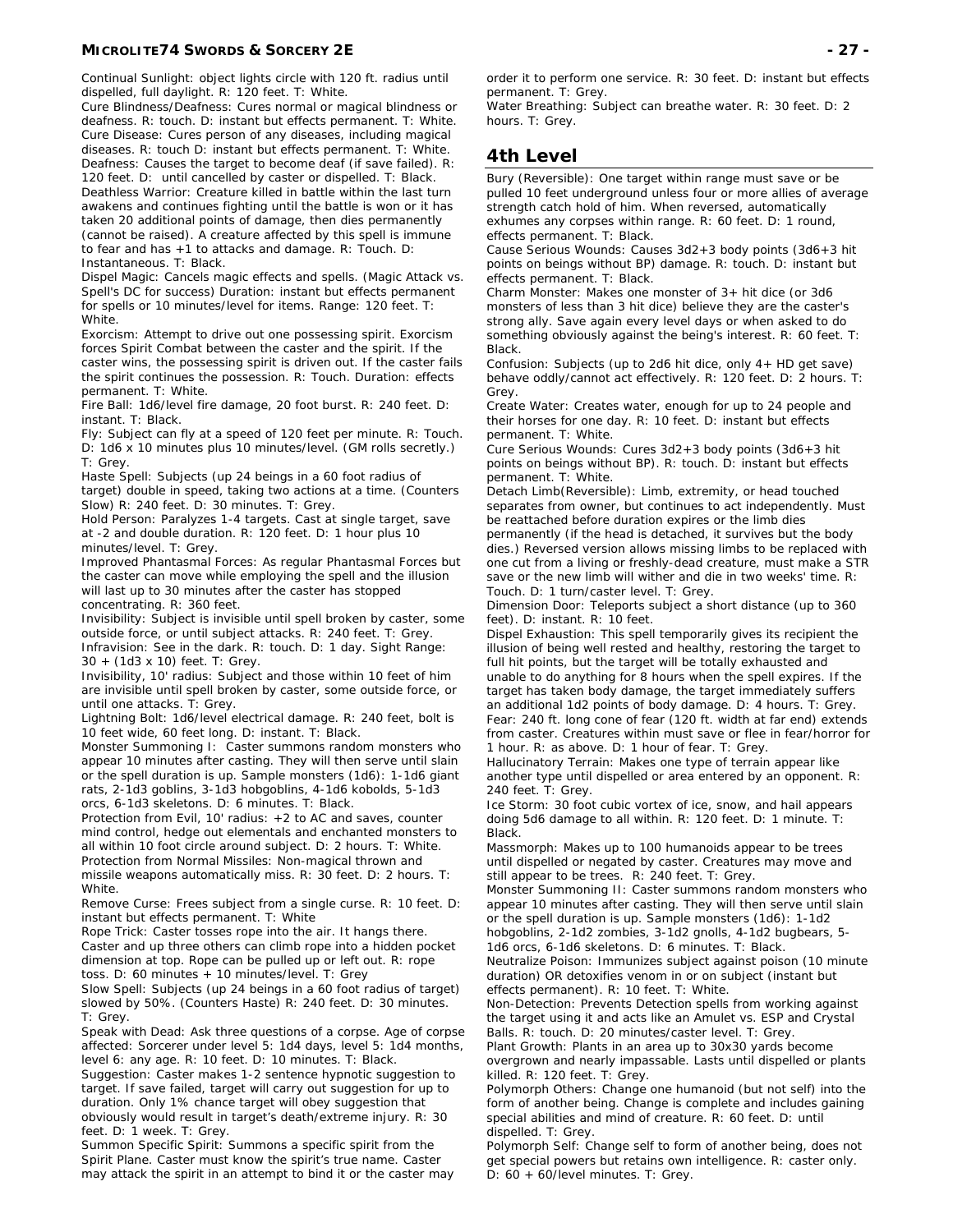Continual Sunlight: object lights circle with 120 ft. radius until dispelled, full daylight. R: 120 feet. T: White.

Cure Blindness/Deafness: Cures normal or magical blindness or deafness. R: touch. D: instant but effects permanent. T: White.

Cure Disease: Cures person of any diseases, including magical diseases. R: touch D: instant but effects permanent. T: White.

Deafness: Causes the target to become deaf (if save failed). R: 120 feet. D: until cancelled by caster or dispelled. T: Black.

Deathless Warrior: Creature killed in battle within the last turn awakens and continues fighting until the battle is won or it has taken 20 additional points of damage, then dies permanently (cannot be raised). A creature affected by this spell is immune to fear and has +1 to attacks and damage. R: Touch. D: Instantaneous. T: Black.

Dispel Magic: Cancels magic effects and spells. (Magic Attack vs. Spell's DC for success) Duration: instant but effects permanent for spells or 10 minutes/level for items. Range: 120 feet. T: White.

Exorcism: Attempt to drive out one possessing spirit. Exorcism forces Spirit Combat between the caster and the spirit. If the caster wins, the possessing spirit is driven out. If the caster fails the spirit continues the possession. R: Touch. Duration: effects permanent. T: White.

Fire Ball: 1d6/level fire damage, 20 foot burst. R: 240 feet. D: instant. T: Black.

Fly: Subject can fly at a speed of 120 feet per minute. R: Touch. D: 1d6 x 10 minutes plus 10 minutes/level. (GM rolls secretly.) T: Grey.

Haste Spell: Subjects (up 24 beings in a 60 foot radius of target) double in speed, taking two actions at a time. (Counters Slow) R: 240 feet. D: 30 minutes. T: Grey.

Hold Person: Paralyzes 1-4 targets. Cast at single target, save at -2 and double duration. R: 120 feet. D: 1 hour plus 10 minutes/level. T: Grey.

Improved Phantasmal Forces: As regular Phantasmal Forces but the caster can move while employing the spell and the illusion will last up to 30 minutes after the caster has stopped concentrating. R: 360 feet.

Invisibility: Subject is invisible until spell broken by caster, some outside force, or until subject attacks. R: 240 feet. T: Grey.

Infravision: See in the dark. R: touch. D: 1 day. Sight Range: 30 + (1d3 x 10) feet. T: Grey.

Invisibility, 10' radius: Subject and those within 10 feet of him are invisible until spell broken by caster, some outside force, or until one attacks. T: Grey.

Lightning Bolt: 1d6/level electrical damage. R: 240 feet, bolt is 10 feet wide, 60 feet long. D: instant. T: Black.

Monster Summoning I: Caster summons random monsters who appear 10 minutes after casting. They will then serve until slain or the spell duration is up. Sample monsters (1d6): 1-1d6 giant rats, 2-1d3 goblins, 3-1d3 hobgoblins, 4-1d6 kobolds, 5-1d3 orcs, 6-1d3 skeletons. D: 6 minutes. T: Black.

Protection from Evil, 10' radius: +2 to AC and saves, counter mind control, hedge out elementals and enchanted monsters to all within 10 foot circle around subject. D: 2 hours. T: White.

Protection from Normal Missiles: Non-magical thrown and missile weapons automatically miss. R: 30 feet. D: 2 hours. T: White.

Remove Curse: Frees subject from a single curse. R: 10 feet. D: instant but effects permanent. T: White

Rope Trick: Caster tosses rope into the air. It hangs there. Caster and up three others can climb rope into a hidden pocket dimension at top. Rope can be pulled up or left out. R: rope toss. D: 60 minutes + 10 minutes/level. T: Grey

Slow Spell: Subjects (up 24 beings in a 60 foot radius of target) slowed by 50%. (Counters Haste) R: 240 feet. D: 30 minutes. T: Grey.

Speak with Dead: Ask three questions of a corpse. Age of corpse affected: Sorcerer under level 5: 1d4 days, level 5: 1d4 months, level 6: any age. R: 10 feet. D: 10 minutes. T: Black.

Suggestion: Caster makes 1-2 sentence hypnotic suggestion to target. If save failed, target will carry out suggestion for up to duration. Only 1% chance target will obey suggestion that obviously would result in target's death/extreme injury. R: 30 feet. D: 1 week. T: Grey.

Summon Specific Spirit: Summons a specific spirit from the Spirit Plane. Caster must know the spirit's true name. Caster may attack the spirit in an attempt to bind it or the caster may order it to perform one service. R: 30 feet. D: instant but effects permanent. T: Grey.

Water Breathing: Subject can breathe water. R: 30 feet. D: 2 hours. T: Grey.

## 4th Level

Bury (Reversible): One target within range must save or be pulled 10 feet underground unless four or more allies of average strength catch hold of him. When reversed, automatically exhumes any corpses within range. R: 60 feet. D: 1 round, effects permanent. T: Black.

Cause Serious Wounds: Causes 3d2+3 body points (3d6+3 hit points on beings without BP) damage. R: touch. D: instant but effects permanent. T: Black.

Charm Monster: Makes one monster of 3+ hit dice (or 3d6 monsters of less than 3 hit dice) believe they are the caster's strong ally. Save again every level days or when asked to do something obviously against the being's interest. R: 60 feet. T: Black.

Confusion: Subjects (up to 2d6 hit dice, only 4+ HD get save) behave oddly/cannot act effectively. R: 120 feet. D: 2 hours. T: Grey.

Create Water: Creates water, enough for up to 24 people and their horses for one day. R: 10 feet. D: instant but effects permanent. T: White.

Cure Serious Wounds: Cures 3d2+3 body points (3d6+3 hit points on beings without BP). R: touch. D: instant but effects permanent. T: White.

Detach Limb(Reversible): Limb, extremity, or head touched separates from owner, but continues to act independently. Must be reattached before duration expires or the limb dies permanently (if the head is detached, it survives but the body dies.) Reversed version allows missing limbs to be replaced with one cut from a living or freshly-dead creature, must make a STR save or the new limb will wither and die in two weeks' time. R: Touch. D: 1 turn/caster level. T: Grey.

Dimension Door: Teleports subject a short distance (up to 360 feet). D: instant. R: 10 feet.

Dispel Exhaustion: This spell temporarily gives its recipient the illusion of being well rested and healthy, restoring the target to full hit points, but the target will be totally exhausted and unable to do anything for 8 hours when the spell expires. If the target has taken body damage, the target immediately suffers an additional 1d2 points of body damage. D: 4 hours. T: Grey.

Fear: 240 ft. long cone of fear (120 ft. width at far end) extends from caster. Creatures within must save or flee in fear/horror for 1 hour. R: as above. D: 1 hour of fear. T: Grey.

Hallucinatory Terrain: Makes one type of terrain appear like another type until dispelled or area entered by an opponent. R: 240 feet. T: Grey.

Ice Storm: 30 foot cubic vortex of ice, snow, and hail appears doing 5d6 damage to all within. R: 120 feet. D: 1 minute. T: Black.

Massmorph: Makes up to 100 humanoids appear to be trees until dispelled or negated by caster. Creatures may move and still appear to be trees. R: 240 feet. T: Grey.

Monster Summoning II: Caster summons random monsters who appear 10 minutes after casting. They will then serve until slain or the spell duration is up. Sample monsters (1d6): 1-1d2 hobgoblins, 2-1d2 zombies, 3-1d2 gnolls, 4-1d2 bugbears, 5-1d6 orcs, 6-1d6 skeletons. D: 6 minutes. T: Black.

Neutralize Poison: Immunizes subject against poison (10 minute duration) OR detoxifies venom in or on subject (instant but effects permanent). R: 10 feet. T: White.

Non-Detection: Prevents Detection spells from working against the target using it and acts like an Amulet vs. ESP and Crystal Balls. R: touch. D: 20 minutes/caster level. T: Grey.

Plant Growth: Plants in an area up to 30x30 yards become overgrown and nearly impassable. Lasts until dispelled or plants killed. R: 120 feet. T: Grey.

Polymorph Others: Change one humanoid (but not self) into the form of another being. Change is complete and includes gaining special abilities and mind of creature. R: 60 feet. D: until dispelled. T: Grey.

Polymorph Self: Change self to form of another being, does not get special powers but retains own intelligence. R: caster only. D: 60 + 60/level minutes. T: Grey.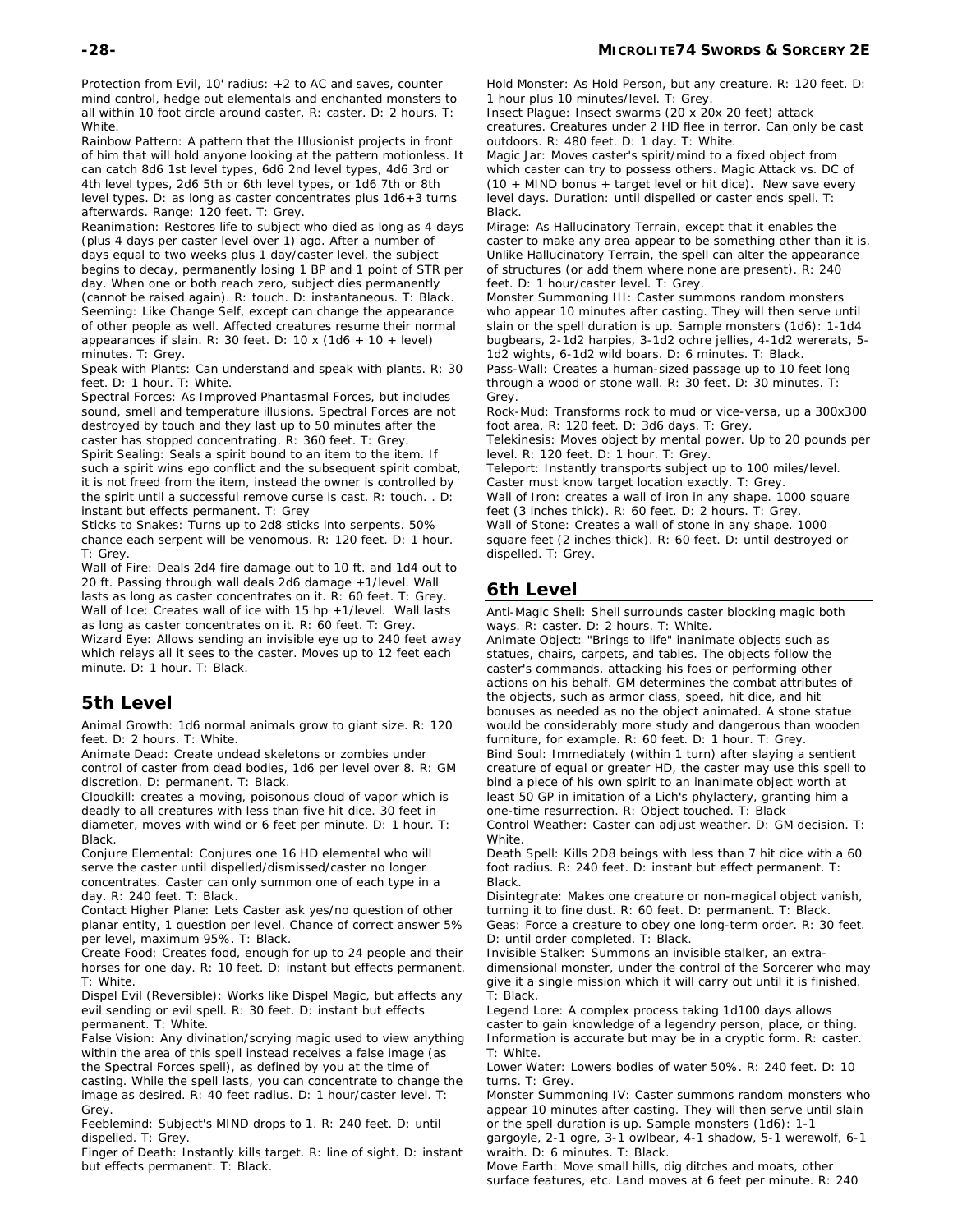Protection from Evil, 10' radius: +2 to AC and saves, counter mind control, hedge out elementals and enchanted monsters to all within 10 foot circle around caster. R: caster. D: 2 hours. T: White.

Rainbow Pattern: A pattern that the Illusionist projects in front of him that will hold anyone looking at the pattern motionless. It can catch 8d6 1st level types, 6d6 2nd level types, 4d6 3rd or 4th level types, 2d6 5th or 6th level types, or 1d6 7th or 8th level types. D: as long as caster concentrates plus 1d6+3 turns afterwards. Range: 120 feet. T: Grey.

Reanimation: Restores life to subject who died as long as 4 days (plus 4 days per caster level over 1) ago. After a number of days equal to two weeks plus 1 day/caster level, the subject begins to decay, permanently losing 1 BP and 1 point of STR per day. When one or both reach zero, subject dies permanently (cannot be raised again). R: touch. D: instantaneous. T: Black.

Seeming: Like Change Self, except can change the appearance of other people as well. Affected creatures resume their normal appearances if slain. R: 30 feet. D: 10 x (1d6 + 10 + level) minutes. T: Grey.

Speak with Plants: Can understand and speak with plants. R: 30 feet. D: 1 hour. T: White.

Spectral Forces: As Improved Phantasmal Forces, but includes sound, smell and temperature illusions. Spectral Forces are not destroyed by touch and they last up to 50 minutes after the caster has stopped concentrating. R: 360 feet. T: Grey.

Spirit Sealing: Seals a spirit bound to an item to the item. If such a spirit wins ego conflict and the subsequent spirit combat, it is not freed from the item, instead the owner is controlled by the spirit until a successful remove curse is cast. R: touch. . D: instant but effects permanent. T: Grey

Sticks to Snakes: Turns up to 2d8 sticks into serpents. 50% chance each serpent will be venomous. R: 120 feet. D: 1 hour. T: Grey.

Wall of Fire: Deals 2d4 fire damage out to 10 ft. and 1d4 out to 20 ft. Passing through wall deals 2d6 damage +1/level. Wall lasts as long as caster concentrates on it. R: 60 feet. T: Grey.

Wall of Ice: Creates wall of ice with 15 hp +1/level. Wall lasts as long as caster concentrates on it. R: 60 feet. T: Grey.

Wizard Eye: Allows sending an invisible eye up to 240 feet away which relays all it sees to the caster. Moves up to 12 feet each minute. D: 1 hour. T: Black.

## 5th Level

Animal Growth: 1d6 normal animals grow to giant size. R: 120 feet. D: 2 hours. T: White.

Animate Dead: Create undead skeletons or zombies under control of caster from dead bodies, 1d6 per level over 8. R: GM discretion. D: permanent. T: Black.

Cloudkill: creates a moving, poisonous cloud of vapor which is deadly to all creatures with less than five hit dice. 30 feet in diameter, moves with wind or 6 feet per minute. D: 1 hour. T: Black.

Conjure Elemental: Conjures one 16 HD elemental who will serve the caster until dispelled/dismissed/caster no longer concentrates. Caster can only summon one of each type in a day. R: 240 feet. T: Black.

Contact Higher Plane: Lets Caster ask yes/no question of other planar entity, 1 question per level. Chance of correct answer 5% per level, maximum 95%. T: Black.

Create Food: Creates food, enough for up to 24 people and their horses for one day. R: 10 feet. D: instant but effects permanent. T: White.

Dispel Evil (Reversible): Works like Dispel Magic, but affects any evil sending or evil spell. R: 30 feet. D: instant but effects permanent. T: White.

False Vision: Any divination/scrying magic used to view anything within the area of this spell instead receives a false image (as the Spectral Forces spell), as defined by you at the time of casting. While the spell lasts, you can concentrate to change the image as desired. R: 40 feet radius. D: 1 hour/caster level. T: Grey.

Feeblemind: Subject's MIND drops to 1. R: 240 feet. D: until dispelled. T: Grey.

Finger of Death: Instantly kills target. R: line of sight. D: instant but effects permanent. T: Black.

Hold Monster: As Hold Person, but any creature. R: 120 feet. D: 1 hour plus 10 minutes/level. T: Grey.

Insect Plague: Insect swarms (20 x 20x 20 feet) attack creatures. Creatures under 2 HD flee in terror. Can only be cast outdoors. R: 480 feet. D: 1 day. T: White.

Magic Jar: Moves caster's spirit/mind to a fixed object from which caster can try to possess others. Magic Attack vs. DC of (10 + MIND bonus + target level or hit dice). New save every level days. Duration: until dispelled or caster ends spell. T: Black.

Mirage: As Hallucinatory Terrain, except that it enables the caster to make any area appear to be something other than it is. Unlike Hallucinatory Terrain, the spell can alter the appearance of structures (or add them where none are present). R: 240 feet. D: 1 hour/caster level. T: Grey.

Monster Summoning III: Caster summons random monsters who appear 10 minutes after casting. They will then serve until slain or the spell duration is up. Sample monsters (1d6): 1-1d4 bugbears, 2-1d2 harpies, 3-1d2 ochre jellies, 4-1d2 wererats, 5-1d2 wights, 6-1d2 wild boars. D: 6 minutes. T: Black.

Pass-Wall: Creates a human-sized passage up to 10 feet long through a wood or stone wall. R: 30 feet. D: 30 minutes. T: Grey.

Rock-Mud: Transforms rock to mud or vice-versa, up a 300x300 foot area. R: 120 feet. D: 3d6 days. T: Grey.

Telekinesis: Moves object by mental power. Up to 20 pounds per level. R: 120 feet. D: 1 hour. T: Grey.

Teleport: Instantly transports subject up to 100 miles/level. Caster must know target location exactly. T: Grey.

Wall of Iron: creates a wall of iron in any shape. 1000 square feet (3 inches thick). R: 60 feet. D: 2 hours. T: Grey.

Wall of Stone: Creates a wall of stone in any shape. 1000 square feet (2 inches thick). R: 60 feet. D: until destroyed or dispelled. T: Grey.

## 6th Level

Anti-Magic Shell: Shell surrounds caster blocking magic both ways. R: caster. D: 2 hours. T: White.

Animate Object: "Brings to life" inanimate objects such as statues, chairs, carpets, and tables. The objects follow the caster's commands, attacking his foes or performing other actions on his behalf. GM determines the combat attributes of the objects, such as armor class, speed, hit dice, and hit bonuses as needed as no the object animated. A stone statue would be considerably more study and dangerous than wooden furniture, for example. R: 60 feet. D: 1 hour. T: Grey.

Bind Soul: Immediately (within 1 turn) after slaying a sentient creature of equal or greater HD, the caster may use this spell to bind a piece of his own spirit to an inanimate object worth at least 50 GP in imitation of a Lich's phylactery, granting him a one-time resurrection. R: Object touched. T: Black

Control Weather: Caster can adjust weather. D: GM decision. T: White.

Death Spell: Kills 2D8 beings with less than 7 hit dice with a 60 foot radius. R: 240 feet. D: instant but effect permanent. T: Black.

Disintegrate: Makes one creature or non-magical object vanish, turning it to fine dust. R: 60 feet. D: permanent. T: Black.

Geas: Force a creature to obey one long-term order. R: 30 feet. D: until order completed. T: Black.

Invisible Stalker: Summons an invisible stalker, an extra-dimensional monster, under the control of the Sorcerer who may give it a single mission which it will carry out until it is finished. T: Black.

Legend Lore: A complex process taking 1d100 days allows caster to gain knowledge of a legendry person, place, or thing. Information is accurate but may be in a cryptic form. R: caster. T: White.

Lower Water: Lowers bodies of water 50%. R: 240 feet. D: 10 turns. T: Grey.

Monster Summoning IV: Caster summons random monsters who appear 10 minutes after casting. They will then serve until slain or the spell duration is up. Sample monsters (1d6): 1-1 gargoyle, 2-1 ogre, 3-1 owlbear, 4-1 shadow, 5-1 werewolf, 6-1 wraith. D: 6 minutes. T: Black.

Move Earth: Move small hills, dig ditches and moats, other surface features, etc. Land moves at 6 feet per minute. R: 240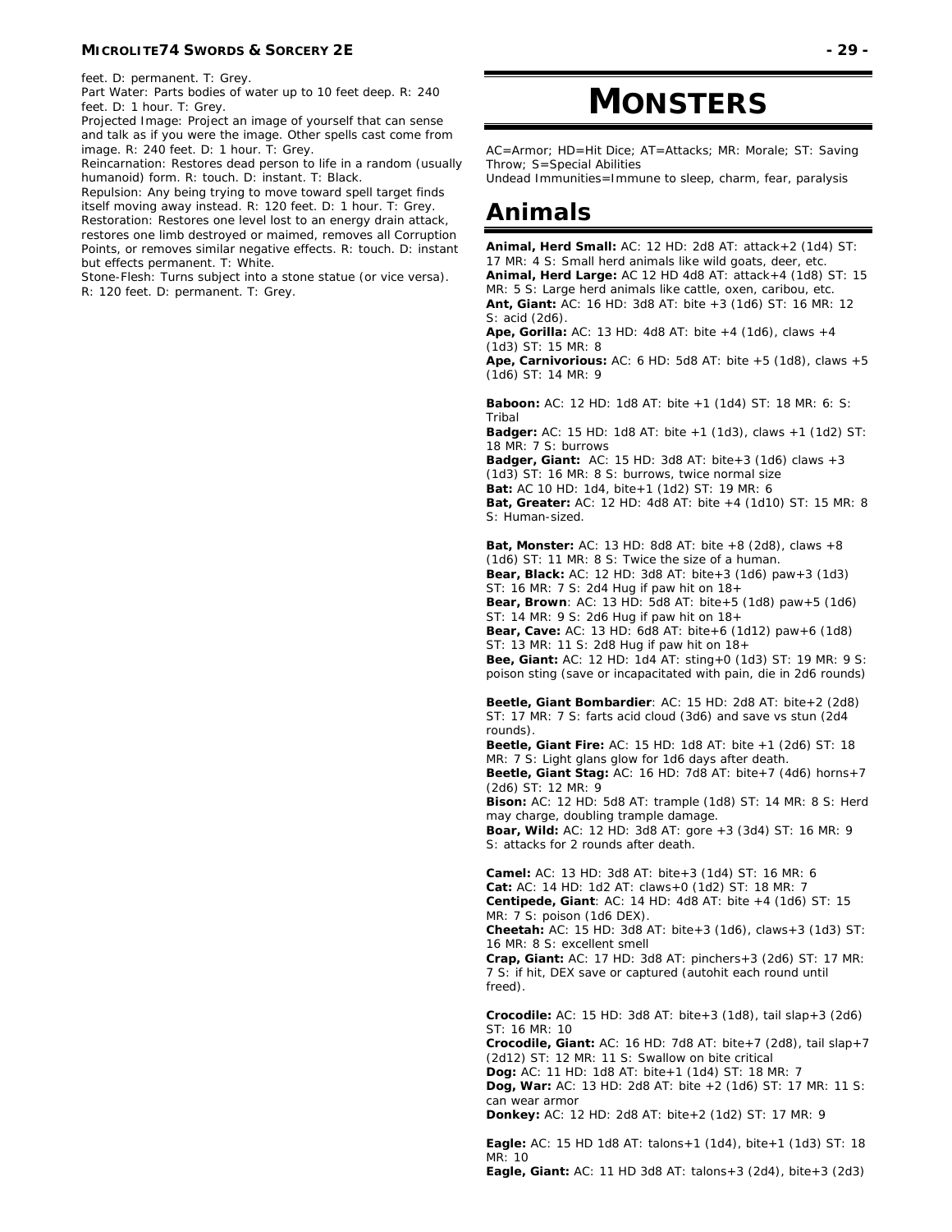feet. D: permanent. T: Grey.
Part Water: Parts bodies of water up to 10 feet deep. R: 240 feet. D: 1 hour. T: Grey.
Projected Image: Project an image of yourself that can sense and talk as if you were the image. Other spells cast come from image. R: 240 feet. D: 1 hour. T: Grey.
Reincarnation: Restores dead person to life in a random (usually humanoid) form. R: touch. D: instant. T: Black.
Repulsion: Any being trying to move toward spell target finds itself moving away instead. R: 120 feet. D: 1 hour. T: Grey.
Restoration: Restores one level lost to an energy drain attack, restores one limb destroyed or maimed, removes all Corruption Points, or removes similar negative effects. R: touch. D: instant but effects permanent. T: White.
Stone-Flesh: Turns subject into a stone statue (or vice versa). R: 120 feet. D: permanent. T: Grey.

# MONSTERS

AC=Armor; HD=Hit Dice; AT=Attacks; MR: Morale; ST: Saving Throw; S=Special Abilities
Undead Immunities=Immune to sleep, charm, fear, paralysis

## Animals

**Animal, Herd Small:** AC: 12 HD: 2d8 AT: attack+2 (1d4) ST: 17 MR: 4 S: Small herd animals like wild goats, deer, etc.
**Animal, Herd Large:** AC 12 HD 4d8 AT: attack+4 (1d8) ST: 15 MR: 5 S: Large herd animals like cattle, oxen, caribou, etc.
**Ant, Giant:** AC: 16 HD: 3d8 AT: bite +3 (1d6) ST: 16 MR: 12 S: acid (2d6).
**Ape, Gorilla:** AC: 13 HD: 4d8 AT: bite +4 (1d6), claws +4 (1d3) ST: 15 MR: 8
**Ape, Carnivorious:** AC: 6 HD: 5d8 AT: bite +5 (1d8), claws +5 (1d6) ST: 14 MR: 9

**Baboon:** AC: 12 HD: 1d8 AT: bite +1 (1d4) ST: 18 MR: 6: S: Tribal
**Badger:** AC: 15 HD: 1d8 AT: bite +1 (1d3), claws +1 (1d2) ST: 18 MR: 7 S: burrows
**Badger, Giant:** AC: 15 HD: 3d8 AT: bite+3 (1d6) claws +3 (1d3) ST: 16 MR: 8 S: burrows, twice normal size
**Bat:** AC 10 HD: 1d4, bite+1 (1d2) ST: 19 MR: 6
**Bat, Greater:** AC: 12 HD: 4d8 AT: bite +4 (1d10) ST: 15 MR: 8 S: Human-sized.

**Bat, Monster:** AC: 13 HD: 8d8 AT: bite +8 (2d8), claws +8 (1d6) ST: 11 MR: 8 S: Twice the size of a human.
**Bear, Black:** AC: 12 HD: 3d8 AT: bite+3 (1d6) paw+3 (1d3) ST: 16 MR: 7 S: 2d4 Hug if paw hit on 18+
**Bear, Brown**: AC: 13 HD: 5d8 AT: bite+5 (1d8) paw+5 (1d6) ST: 14 MR: 9 S: 2d6 Hug if paw hit on 18+
**Bear, Cave:** AC: 13 HD: 6d8 AT: bite+6 (1d12) paw+6 (1d8) ST: 13 MR: 11 S: 2d8 Hug if paw hit on 18+
**Bee, Giant:** AC: 12 HD: 1d4 AT: sting+0 (1d3) ST: 19 MR: 9 S: poison sting (save or incapacitated with pain, die in 2d6 rounds)

**Beetle, Giant Bombardier**: AC: 15 HD: 2d8 AT: bite+2 (2d8) ST: 17 MR: 7 S: farts acid cloud (3d6) and save vs stun (2d4 rounds).
**Beetle, Giant Fire:** AC: 15 HD: 1d8 AT: bite +1 (2d6) ST: 18 MR: 7 S: Light glans glow for 1d6 days after death.
**Beetle, Giant Stag:** AC: 16 HD: 7d8 AT: bite+7 (4d6) horns+7 (2d6) ST: 12 MR: 9
**Bison:** AC: 12 HD: 5d8 AT: trample (1d8) ST: 14 MR: 8 S: Herd may charge, doubling trample damage.
**Boar, Wild:** AC: 12 HD: 3d8 AT: gore +3 (3d4) ST: 16 MR: 9 S: attacks for 2 rounds after death.

**Camel:** AC: 13 HD: 3d8 AT: bite+3 (1d4) ST: 16 MR: 6
**Cat:** AC: 14 HD: 1d2 AT: claws+0 (1d2) ST: 18 MR: 7
**Centipede, Giant**: AC: 14 HD: 4d8 AT: bite +4 (1d6) ST: 15 MR: 7 S: poison (1d6 DEX).
**Cheetah:** AC: 15 HD: 3d8 AT: bite+3 (1d6), claws+3 (1d3) ST: 16 MR: 8 S: excellent smell
**Crap, Giant:** AC: 17 HD: 3d8 AT: pinchers+3 (2d6) ST: 17 MR: 7 S: if hit, DEX save or captured (autohit each round until freed).

**Crocodile:** AC: 15 HD: 3d8 AT: bite+3 (1d8), tail slap+3 (2d6) ST: 16 MR: 10
**Crocodile, Giant:** AC: 16 HD: 7d8 AT: bite+7 (2d8), tail slap+7 (2d12) ST: 12 MR: 11 S: Swallow on bite critical
**Dog:** AC: 11 HD: 1d8 AT: bite+1 (1d4) ST: 18 MR: 7
**Dog, War:** AC: 13 HD: 2d8 AT: bite +2 (1d6) ST: 17 MR: 11 S: can wear armor
**Donkey:** AC: 12 HD: 2d8 AT: bite+2 (1d2) ST: 17 MR: 9

**Eagle:** AC: 15 HD 1d8 AT: talons+1 (1d4), bite+1 (1d3) ST: 18 MR: 10
**Eagle, Giant:** AC: 11 HD 3d8 AT: talons+3 (2d4), bite+3 (2d3)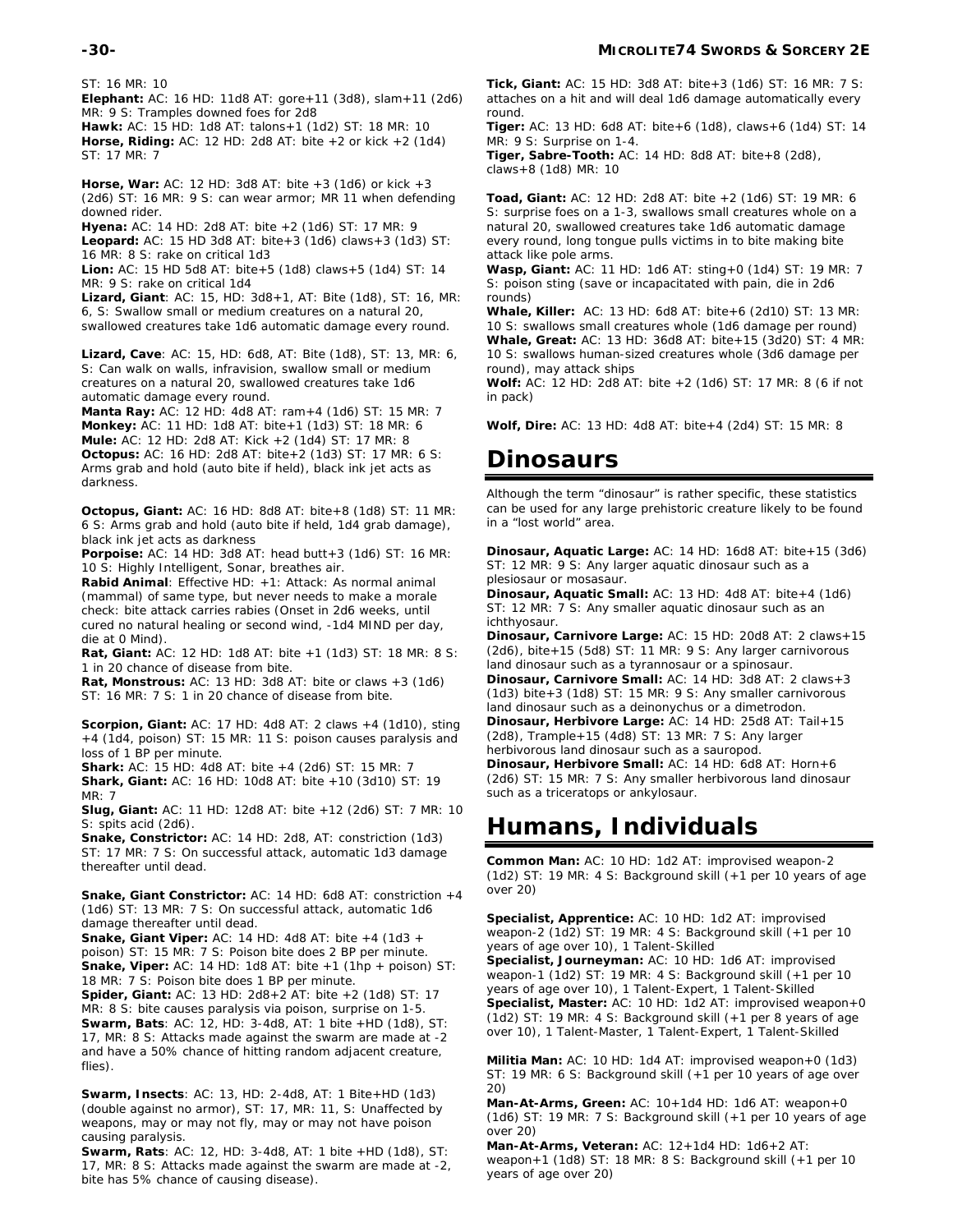ST: 16 MR: 10

**Elephant:** AC: 16 HD: 11d8 AT: gore+11 (3d8), slam+11 (2d6) MR: 9 S: Tramples downed foes for 2d8

**Hawk:** AC: 15 HD: 1d8 AT: talons+1 (1d2) ST: 18 MR: 10

**Horse, Riding:** AC: 12 HD: 2d8 AT: bite +2 or kick +2 (1d4) ST: 17 MR: 7

**Horse, War:** AC: 12 HD: 3d8 AT: bite +3 (1d6) or kick +3 (2d6) ST: 16 MR: 9 S: can wear armor; MR 11 when defending downed rider.

**Hyena:** AC: 14 HD: 2d8 AT: bite +2 (1d6) ST: 17 MR: 9

**Leopard:** AC: 15 HD 3d8 AT: bite+3 (1d6) claws+3 (1d3) ST: 16 MR: 8 S: rake on critical 1d3

**Lion:** AC: 15 HD 5d8 AT: bite+5 (1d8) claws+5 (1d4) ST: 14 MR: 9 S: rake on critical 1d4

**Lizard, Giant**: AC: 15, HD: 3d8+1, AT: Bite (1d8), ST: 16, MR: 6, S: Swallow small or medium creatures on a natural 20, swallowed creatures take 1d6 automatic damage every round.

**Lizard, Cave**: AC: 15, HD: 6d8, AT: Bite (1d8), ST: 13, MR: 6, S: Can walk on walls, infravision, swallow small or medium creatures on a natural 20, swallowed creatures take 1d6 automatic damage every round.

**Manta Ray:** AC: 12 HD: 4d8 AT: ram+4 (1d6) ST: 15 MR: 7

**Monkey:** AC: 11 HD: 1d8 AT: bite+1 (1d3) ST: 18 MR: 6

**Mule:** AC: 12 HD: 2d8 AT: Kick +2 (1d4) ST: 17 MR: 8

**Octopus:** AC: 16 HD: 2d8 AT: bite+2 (1d3) ST: 17 MR: 6 S: Arms grab and hold (auto bite if held), black ink jet acts as darkness.

**Octopus, Giant:** AC: 16 HD: 8d8 AT: bite+8 (1d8) ST: 11 MR: 6 S: Arms grab and hold (auto bite if held, 1d4 grab damage), black ink jet acts as darkness

**Porpoise:** AC: 14 HD: 3d8 AT: head butt+3 (1d6) ST: 16 MR: 10 S: Highly Intelligent, Sonar, breathes air.

**Rabid Animal**: Effective HD: +1: Attack: As normal animal (mammal) of same type, but never needs to make a morale check: bite attack carries rabies (Onset in 2d6 weeks, until cured no natural healing or second wind, -1d4 MIND per day, die at 0 Mind).

**Rat, Giant:** AC: 12 HD: 1d8 AT: bite +1 (1d3) ST: 18 MR: 8 S: 1 in 20 chance of disease from bite.

**Rat, Monstrous:** AC: 13 HD: 3d8 AT: bite or claws +3 (1d6) ST: 16 MR: 7 S: 1 in 20 chance of disease from bite.

**Scorpion, Giant:** AC: 17 HD: 4d8 AT: 2 claws +4 (1d10), sting +4 (1d4, poison) ST: 15 MR: 11 S: poison causes paralysis and loss of 1 BP per minute.

**Shark:** AC: 15 HD: 4d8 AT: bite +4 (2d6) ST: 15 MR: 7

**Shark, Giant:** AC: 16 HD: 10d8 AT: bite +10 (3d10) ST: 19 MR: 7

**Slug, Giant:** AC: 11 HD: 12d8 AT: bite +12 (2d6) ST: 7 MR: 10 S: spits acid (2d6).

**Snake, Constrictor:** AC: 14 HD: 2d8, AT: constriction (1d3) ST: 17 MR: 7 S: On successful attack, automatic 1d3 damage thereafter until dead.

**Snake, Giant Constrictor:** AC: 14 HD: 6d8 AT: constriction +4 (1d6) ST: 13 MR: 7 S: On successful attack, automatic 1d6 damage thereafter until dead.

**Snake, Giant Viper:** AC: 14 HD: 4d8 AT: bite +4 (1d3 + poison) ST: 15 MR: 7 S: Poison bite does 2 BP per minute.

**Snake, Viper:** AC: 14 HD: 1d8 AT: bite +1 (1hp + poison) ST: 18 MR: 7 S: Poison bite does 1 BP per minute.

**Spider, Giant:** AC: 13 HD: 2d8+2 AT: bite +2 (1d8) ST: 17 MR: 8 S: bite causes paralysis via poison, surprise on 1-5.

**Swarm, Bats**: AC: 12, HD: 3-4d8, AT: 1 bite +HD (1d8), ST: 17, MR: 8 S: Attacks made against the swarm are made at -2 and have a 50% chance of hitting random adjacent creature, flies).

**Swarm, Insects**: AC: 13, HD: 2-4d8, AT: 1 Bite+HD (1d3) (double against no armor), ST: 17, MR: 11, S: Unaffected by weapons, may or may not fly, may or may not have poison causing paralysis.

**Swarm, Rats**: AC: 12, HD: 3-4d8, AT: 1 bite +HD (1d8), ST: 17, MR: 8 S: Attacks made against the swarm are made at -2, bite has 5% chance of causing disease).

**Tick, Giant:** AC: 15 HD: 3d8 AT: bite+3 (1d6) ST: 16 MR: 7 S: attaches on a hit and will deal 1d6 damage automatically every round.

**Tiger:** AC: 13 HD: 6d8 AT: bite+6 (1d8), claws+6 (1d4) ST: 14 MR: 9 S: Surprise on 1-4.

**Tiger, Sabre-Tooth:** AC: 14 HD: 8d8 AT: bite+8 (2d8), claws+8 (1d8) MR: 10

**Toad, Giant:** AC: 12 HD: 2d8 AT: bite +2 (1d6) ST: 19 MR: 6 S: surprise foes on a 1-3, swallows small creatures whole on a natural 20, swallowed creatures take 1d6 automatic damage every round, long tongue pulls victims in to bite making bite attack like pole arms.

**Wasp, Giant:** AC: 11 HD: 1d6 AT: sting+0 (1d4) ST: 19 MR: 7 S: poison sting (save or incapacitated with pain, die in 2d6 rounds)

**Whale, Killer:** AC: 13 HD: 6d8 AT: bite+6 (2d10) ST: 13 MR: 10 S: swallows small creatures whole (1d6 damage per round)

**Whale, Great:** AC: 13 HD: 36d8 AT: bite+15 (3d20) ST: 4 MR: 10 S: swallows human-sized creatures whole (3d6 damage per round), may attack ships

**Wolf:** AC: 12 HD: 2d8 AT: bite +2 (1d6) ST: 17 MR: 8 (6 if not in pack)

**Wolf, Dire:** AC: 13 HD: 4d8 AT: bite+4 (2d4) ST: 15 MR: 8

# Dinosaurs

Although the term “dinosaur” is rather specific, these statistics can be used for any large prehistoric creature likely to be found in a “lost world” area.

**Dinosaur, Aquatic Large:** AC: 14 HD: 16d8 AT: bite+15 (3d6) ST: 12 MR: 9 S: Any larger aquatic dinosaur such as a plesiosaur or mosasaur.

**Dinosaur, Aquatic Small:** AC: 13 HD: 4d8 AT: bite+4 (1d6) ST: 12 MR: 7 S: Any smaller aquatic dinosaur such as an ichthyosaur.

**Dinosaur, Carnivore Large:** AC: 15 HD: 20d8 AT: 2 claws+15 (2d6), bite+15 (5d8) ST: 11 MR: 9 S: Any larger carnivorous land dinosaur such as a tyrannosaur or a spinosaur.

**Dinosaur, Carnivore Small:** AC: 14 HD: 3d8 AT: 2 claws+3 (1d3) bite+3 (1d8) ST: 15 MR: 9 S: Any smaller carnivorous land dinosaur such as a deinonychus or a dimetrodon.

**Dinosaur, Herbivore Large:** AC: 14 HD: 25d8 AT: Tail+15 (2d8), Trample+15 (4d8) ST: 13 MR: 7 S: Any larger herbivorous land dinosaur such as a sauropod.

**Dinosaur, Herbivore Small:** AC: 14 HD: 6d8 AT: Horn+6 (2d6) ST: 15 MR: 7 S: Any smaller herbivorous land dinosaur such as a triceratops or ankylosaur.

# Humans, Individuals

**Common Man:** AC: 10 HD: 1d2 AT: improvised weapon-2 (1d2) ST: 19 MR: 4 S: Background skill (+1 per 10 years of age over 20)

**Specialist, Apprentice:** AC: 10 HD: 1d2 AT: improvised weapon-2 (1d2) ST: 19 MR: 4 S: Background skill (+1 per 10 years of age over 10), 1 Talent-Skilled

**Specialist, Journeyman:** AC: 10 HD: 1d6 AT: improvised weapon-1 (1d2) ST: 19 MR: 4 S: Background skill (+1 per 10 years of age over 10), 1 Talent-Expert, 1 Talent-Skilled

**Specialist, Master:** AC: 10 HD: 1d2 AT: improvised weapon+0 (1d2) ST: 19 MR: 4 S: Background skill (+1 per 8 years of age over 10), 1 Talent-Master, 1 Talent-Expert, 1 Talent-Skilled

**Militia Man:** AC: 10 HD: 1d4 AT: improvised weapon+0 (1d3) ST: 19 MR: 6 S: Background skill (+1 per 10 years of age over 20)

**Man-At-Arms, Green:** AC: 10+1d4 HD: 1d6 AT: weapon+0 (1d6) ST: 19 MR: 7 S: Background skill (+1 per 10 years of age over 20)

**Man-At-Arms, Veteran:** AC: 12+1d4 HD: 1d6+2 AT: weapon+1 (1d8) ST: 18 MR: 8 S: Background skill (+1 per 10 years of age over 20)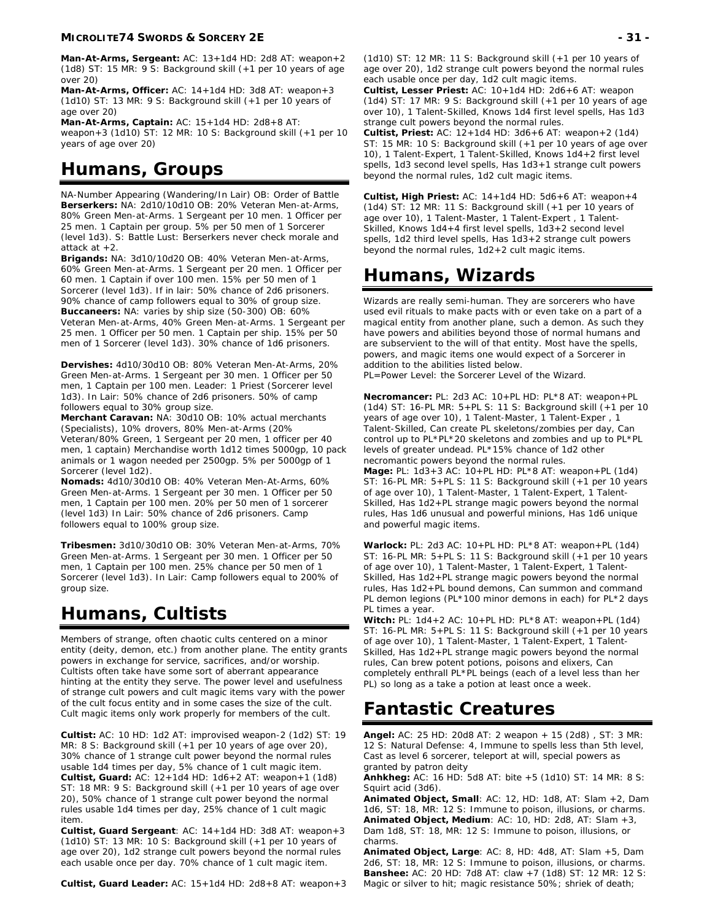**Man-At-Arms, Sergeant:** AC: 13+1d4 HD: 2d8 AT: weapon+2 (1d8) ST: 15 MR: 9 S: Background skill (+1 per 10 years of age over 20)

**Man-At-Arms, Officer:** AC: 14+1d4 HD: 3d8 AT: weapon+3 (1d10) ST: 13 MR: 9 S: Background skill (+1 per 10 years of age over 20)

**Man-At-Arms, Captain:** AC: 15+1d4 HD: 2d8+8 AT: weapon+3 (1d10) ST: 12 MR: 10 S: Background skill (+1 per 10 years of age over 20)

# Humans, Groups

NA-Number Appearing (Wandering/In Lair) OB: Order of Battle

**Berserkers:** NA: 2d10/10d10 OB: 20% Veteran Men-at-Arms, 80% Green Men-at-Arms. 1 Sergeant per 10 men. 1 Officer per 25 men. 1 Captain per group. 5% per 50 men of 1 Sorcerer (level 1d3). S: Battle Lust: Berserkers never check morale and attack at +2.

**Brigands:** NA: 3d10/10d20 OB: 40% Veteran Men-at-Arms, 60% Green Men-at-Arms. 1 Sergeant per 20 men. 1 Officer per 60 men. 1 Captain if over 100 men. 15% per 50 men of 1 Sorcerer (level 1d3). If in lair: 50% chance of 2d6 prisoners. 90% chance of camp followers equal to 30% of group size.

**Buccaneers:** NA: varies by ship size (50-300) OB: 60% Veteran Men-at-Arms, 40% Green Men-at-Arms. 1 Sergeant per 25 men. 1 Officer per 50 men. 1 Captain per ship. 15% per 50 men of 1 Sorcerer (level 1d3). 30% chance of 1d6 prisoners.

**Dervishes:** 4d10/30d10 OB: 80% Veteran Men-At-Arms, 20% Green Men-at-Arms. 1 Sergeant per 30 men. 1 Officer per 50 men, 1 Captain per 100 men. Leader: 1 Priest (Sorcerer level 1d3). In Lair: 50% chance of 2d6 prisoners. 50% of camp followers equal to 30% group size.

**Merchant Caravan:** NA: 30d10 OB: 10% actual merchants (Specialists), 10% drovers, 80% Men-at-Arms (20% Veteran/80% Green, 1 Sergeant per 20 men, 1 officer per 40 men, 1 captain) Merchandise worth 1d12 times 5000gp, 10 pack animals or 1 wagon needed per 2500gp. 5% per 5000gp of 1 Sorcerer (level 1d2).

**Nomads:** 4d10/30d10 OB: 40% Veteran Men-At-Arms, 60% Green Men-at-Arms. 1 Sergeant per 30 men. 1 Officer per 50 men, 1 Captain per 100 men. 20% per 50 men of 1 sorcerer (level 1d3) In Lair: 50% chance of 2d6 prisoners. Camp followers equal to 100% group size.

**Tribesmen:** 3d10/30d10 OB: 30% Veteran Men-at-Arms, 70% Green Men-at-Arms. 1 Sergeant per 30 men. 1 Officer per 50 men, 1 Captain per 100 men. 25% chance per 50 men of 1 Sorcerer (level 1d3). In Lair: Camp followers equal to 200% of group size.

# Humans, Cultists

Members of strange, often chaotic cults centered on a minor entity (deity, demon, etc.) from another plane. The entity grants powers in exchange for service, sacrifices, and/or worship. Cultists often take have some sort of aberrant appearance hinting at the entity they serve. The power level and usefulness of strange cult powers and cult magic items vary with the power of the cult focus entity and in some cases the size of the cult. Cult magic items only work properly for members of the cult.

**Cultist:** AC: 10 HD: 1d2 AT: improvised weapon-2 (1d2) ST: 19 MR: 8 S: Background skill (+1 per 10 years of age over 20), 30% chance of 1 strange cult power beyond the normal rules usable 1d4 times per day, 5% chance of 1 cult magic item.

**Cultist, Guard:** AC: 12+1d4 HD: 1d6+2 AT: weapon+1 (1d8) ST: 18 MR: 9 S: Background skill (+1 per 10 years of age over 20), 50% chance of 1 strange cult power beyond the normal rules usable 1d4 times per day, 25% chance of 1 cult magic item.

**Cultist, Guard Sergeant**: AC: 14+1d4 HD: 3d8 AT: weapon+3 (1d10) ST: 13 MR: 10 S: Background skill (+1 per 10 years of age over 20), 1d2 strange cult powers beyond the normal rules each usable once per day. 70% chance of 1 cult magic item.

**Cultist, Guard Leader:** AC: 15+1d4 HD: 2d8+8 AT: weapon+3 (1d10) ST: 12 MR: 11 S: Background skill (+1 per 10 years of age over 20), 1d2 strange cult powers beyond the normal rules each usable once per day, 1d2 cult magic items.

**Cultist, Lesser Priest:** AC: 10+1d4 HD: 2d6+6 AT: weapon (1d4) ST: 17 MR: 9 S: Background skill (+1 per 10 years of age over 10), 1 Talent-Skilled, Knows 1d4 first level spells, Has 1d3 strange cult powers beyond the normal rules.

**Cultist, Priest:** AC: 12+1d4 HD: 3d6+6 AT: weapon+2 (1d4) ST: 15 MR: 10 S: Background skill (+1 per 10 years of age over 10), 1 Talent-Expert, 1 Talent-Skilled, Knows 1d4+2 first level spells, 1d3 second level spells, Has 1d3+1 strange cult powers beyond the normal rules, 1d2 cult magic items.

**Cultist, High Priest:** AC: 14+1d4 HD: 5d6+6 AT: weapon+4 (1d4) ST: 12 MR: 11 S: Background skill (+1 per 10 years of age over 10), 1 Talent-Master, 1 Talent-Expert , 1 Talent-Skilled, Knows 1d4+4 first level spells, 1d3+2 second level spells, 1d2 third level spells, Has 1d3+2 strange cult powers beyond the normal rules, 1d2+2 cult magic items.

# Humans, Wizards

Wizards are really semi-human. They are sorcerers who have used evil rituals to make pacts with or even take on a part of a magical entity from another plane, such a demon. As such they have powers and abilities beyond those of normal humans and are subservient to the will of that entity. Most have the spells, powers, and magic items one would expect of a Sorcerer in addition to the abilities listed below.

PL=Power Level: the Sorcerer Level of the Wizard.

**Necromancer:** PL: 2d3 AC: 10+PL HD: PL*8 AT: weapon+PL (1d4) ST: 16-PL MR: 5+PL S: 11 S: Background skill (+1 per 10 years of age over 10), 1 Talent-Master, 1 Talent-Exper , 1 Talent-Skilled, Can create PL skeletons/zombies per day, Can control up to PL*PL*20 skeletons and zombies and up to PL*PL levels of greater undead. PL*15% chance of 1d2 other necromantic powers beyond the normal rules.

**Mage:** PL: 1d3+3 AC: 10+PL HD: PL*8 AT: weapon+PL (1d4) ST: 16-PL MR: 5+PL S: 11 S: Background skill (+1 per 10 years of age over 10), 1 Talent-Master, 1 Talent-Expert, 1 Talent-Skilled, Has 1d2+PL strange magic powers beyond the normal rules, Has 1d6 unusual and powerful minions, Has 1d6 unique and powerful magic items.

**Warlock:** PL: 2d3 AC: 10+PL HD: PL*8 AT: weapon+PL (1d4) ST: 16-PL MR: 5+PL S: 11 S: Background skill (+1 per 10 years of age over 10), 1 Talent-Master, 1 Talent-Expert, 1 Talent-Skilled, Has 1d2+PL strange magic powers beyond the normal rules, Has 1d2+PL bound demons, Can summon and command PL demon legions (PL*100 minor demons in each) for PL*2 days PL times a year.

**Witch:** PL: 1d4+2 AC: 10+PL HD: PL*8 AT: weapon+PL (1d4) ST: 16-PL MR: 5+PL S: 11 S: Background skill (+1 per 10 years of age over 10), 1 Talent-Master, 1 Talent-Expert, 1 Talent-Skilled, Has 1d2+PL strange magic powers beyond the normal rules, Can brew potent potions, poisons and elixers, Can completely enthrall PL*PL beings (each of a level less than her PL) so long as a take a potion at least once a week.

# Fantastic Creatures

**Angel:** AC: 25 HD: 20d8 AT: 2 weapon + 15 (2d8) , ST: 3 MR: 12 S: Natural Defense: 4, Immune to spells less than 5th level, Cast as level 6 sorcerer, teleport at will, special powers as granted by patron deity

**Anhkheg:** AC: 16 HD: 5d8 AT: bite +5 (1d10) ST: 14 MR: 8 S: Squirt acid (3d6).

**Animated Object, Small**: AC: 12, HD: 1d8, AT: Slam +2, Dam 1d6, ST: 18, MR: 12 S: Immune to poison, illusions, or charms.

**Animated Object, Medium**: AC: 10, HD: 2d8, AT: Slam +3, Dam 1d8, ST: 18, MR: 12 S: Immune to poison, illusions, or charms.

**Animated Object, Large**: AC: 8, HD: 4d8, AT: Slam +5, Dam 2d6, ST: 18, MR: 12 S: Immune to poison, illusions, or charms.

**Banshee:** AC: 20 HD: 7d8 AT: claw +7 (1d8) ST: 12 MR: 12 S: Magic or silver to hit; magic resistance 50%; shriek of death;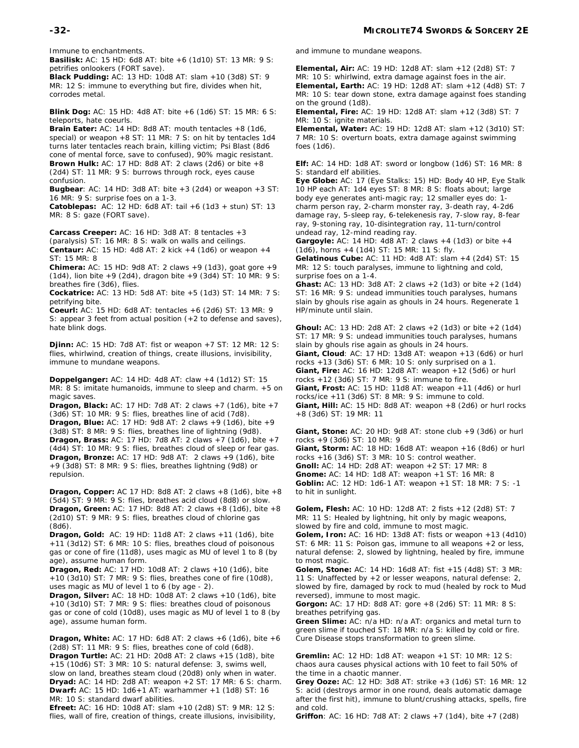Immune to enchantments.

**Basilisk:** AC: 15 HD: 6d8 AT: bite +6 (1d10) ST: 13 MR: 9 S: petrifies onlookers (FORT save).

**Black Pudding:** AC: 13 HD: 10d8 AT: slam +10 (3d8) ST: 9 MR: 12 S: immune to everything but fire, divides when hit, corrodes metal.

**Blink Dog:** AC: 15 HD: 4d8 AT: bite +6 (1d6) ST: 15 MR: 6 S: teleports, hate coeurls.

**Brain Eater:** AC: 14 HD: 8d8 AT: mouth tentacles +8 (1d6, special) or weapon +8 ST: 11 MR: 7 S: on hit by tentacles 1d4 turns later tentacles reach brain, killing victim; Psi Blast (8d6 cone of mental force, save to confused), 90% magic resistant.

**Brown Hulk:** AC: 17 HD: 8d8 AT: 2 claws (2d6) or bite +8 (2d4) ST: 11 MR: 9 S: burrows through rock, eyes cause confusion.

**Bugbear**: AC: 14 HD: 3d8 AT: bite +3 (2d4) or weapon +3 ST: 16 MR: 9 S: surprise foes on a 1-3.

**Catoblepas:** AC: 12 HD: 6d8 AT: tail +6 (1d3 + stun) ST: 13 MR: 8 S: gaze (FORT save).

**Carcass Creeper:** AC: 16 HD: 3d8 AT: 8 tentacles +3 (paralysis) ST: 16 MR: 8 S: walk on walls and ceilings.

**Centaur:** AC: 15 HD: 4d8 AT: 2 kick +4 (1d6) or weapon +4 ST: 15 MR: 8

**Chimera:** AC: 15 HD: 9d8 AT: 2 claws +9 (1d3), goat gore +9 (1d4), lion bite +9 (2d4), dragon bite +9 (3d4) ST: 10 MR: 9 S: breathes fire (3d6), flies.

**Cockatrice:** AC: 13 HD: 5d8 AT: bite +5 (1d3) ST: 14 MR: 7 S: petrifying bite.

**Coeurl:** AC: 15 HD: 6d8 AT: tentacles +6 (2d6) ST: 13 MR: 9 S: appear 3 feet from actual position (+2 to defense and saves), hate blink dogs.

**Djinn:** AC: 15 HD: 7d8 AT: fist or weapon +7 ST: 12 MR: 12 S: flies, whirlwind, creation of things, create illusions, invisibility, immune to mundane weapons.

**Doppelganger:** AC: 14 HD: 4d8 AT: claw +4 (1d12) ST: 15 MR: 8 S: imitate humanoids, immune to sleep and charm. +5 on magic saves.

**Dragon, Black:** AC: 17 HD: 7d8 AT: 2 claws +7 (1d6), bite +7 (3d6) ST: 10 MR: 9 S: flies, breathes line of acid (7d8).

**Dragon, Blue:** AC: 17 HD: 9d8 AT: 2 claws +9 (1d6), bite +9 (3d8) ST: 8 MR: 9 S: flies, breathes line of lightning (9d8).

**Dragon, Brass:** AC: 17 HD: 7d8 AT: 2 claws +7 (1d6), bite +7 (4d4) ST: 10 MR: 9 S: flies, breathes cloud of sleep or fear gas.

**Dragon, Bronze:** AC: 17 HD: 9d8 AT: 2 claws +9 (1d6), bite +9 (3d8) ST: 8 MR: 9 S: flies, breathes lightning (9d8) or repulsion.

**Dragon, Copper:** AC 17 HD: 8d8 AT: 2 claws +8 (1d6), bite +8 (5d4) ST: 9 MR: 9 S: flies, breathes acid cloud (8d8) or slow.

**Dragon, Green:** AC: 17 HD: 8d8 AT: 2 claws +8 (1d6), bite +8 (2d10) ST: 9 MR: 9 S: flies, breathes cloud of chlorine gas (8d6).

**Dragon, Gold:** AC: 19 HD: 11d8 AT: 2 claws +11 (1d6), bite +11 (3d12) ST: 6 MR: 10 S: flies, breathes cloud of poisonous gas or cone of fire (11d8), uses magic as MU of level 1 to 8 (by age), assume human form.

**Dragon, Red:** AC: 17 HD: 10d8 AT: 2 claws +10 (1d6), bite +10 (3d10) ST: 7 MR: 9 S: flies, breathes cone of fire (10d8), uses magic as MU of level 1 to 6 (by age - 2).

**Dragon, Silver:** AC: 18 HD: 10d8 AT: 2 claws +10 (1d6), bite +10 (3d10) ST: 7 MR: 9 S: flies: breathes cloud of poisonous gas or cone of cold (10d8), uses magic as MU of level 1 to 8 (by age), assume human form.

**Dragon, White:** AC: 17 HD: 6d8 AT: 2 claws +6 (1d6), bite +6 (2d8) ST: 11 MR: 9 S: flies, breathes cone of cold (6d8).

**Dragon Turtle:** AC: 21 HD: 20d8 AT: 2 claws +15 (1d8), bite +15 (10d6) ST: 3 MR: 10 S: natural defense: 3, swims well, slow on land, breathes steam cloud (20d8) only when in water.

**Dryad:** AC: 14 HD: 2d8 AT: weapon +2 ST: 17 MR: 6 S: charm.

**Dwarf:** AC: 15 HD: 1d6+1 AT: warhammer +1 (1d8) ST: 16 MR: 10 S: standard dwarf abilities.

**Efreet:** AC: 16 HD: 10d8 AT: slam +10 (2d8) ST: 9 MR: 12 S: flies, wall of fire, creation of things, create illusions, invisibility, and immune to mundane weapons.

**Elemental, Air:** AC: 19 HD: 12d8 AT: slam +12 (2d8) ST: 7 MR: 10 S: whirlwind, extra damage against foes in the air.

**Elemental, Earth:** AC: 19 HD: 12d8 AT: slam +12 (4d8) ST: 7 MR: 10 S: tear down stone, extra damage against foes standing on the ground (1d8).

**Elemental, Fire:** AC: 19 HD: 12d8 AT: slam +12 (3d8) ST: 7 MR: 10 S: ignite materials.

**Elemental, Water:** AC: 19 HD: 12d8 AT: slam +12 (3d10) ST: 7 MR: 10 S: overturn boats, extra damage against swimming foes (1d6).

**Elf:** AC: 14 HD: 1d8 AT: sword or longbow (1d6) ST: 16 MR: 8 S: standard elf abilities.

**Eye Globe:** AC: 17 (Eye Stalks: 15) HD: Body 40 HP, Eye Stalk 10 HP each AT: 1d4 eyes ST: 8 MR: 8 S: floats about; large body eye generates anti-magic ray; 12 smaller eyes do: 1-charm person ray, 2-charm monster ray, 3-death ray, 4-2d6 damage ray, 5-sleep ray, 6-telekenesis ray, 7-slow ray, 8-fear ray, 9-stoning ray, 10-disintegration ray, 11-turn/control undead ray, 12-mind reading ray.

**Gargoyle:** AC: 14 HD: 4d8 AT: 2 claws +4 (1d3) or bite +4 (1d6), horns +4 (1d4) ST: 15 MR: 11 S: fly.

**Gelatinous Cube:** AC: 11 HD: 4d8 AT: slam +4 (2d4) ST: 15 MR: 12 S: touch paralyses, immune to lightning and cold, surprise foes on a 1-4.

**Ghast:** AC: 13 HD: 3d8 AT: 2 claws +2 (1d3) or bite +2 (1d4) ST: 16 MR: 9 S: undead immunities touch paralyses, humans slain by ghouls rise again as ghouls in 24 hours. Regenerate 1 HP/minute until slain.

**Ghoul:** AC: 13 HD: 2d8 AT: 2 claws +2 (1d3) or bite +2 (1d4) ST: 17 MR: 9 S: undead immunities touch paralyses, humans slain by ghouls rise again as ghouls in 24 hours.

**Giant, Cloud**: AC: 17 HD: 13d8 AT: weapon +13 (6d6) or hurl rocks +13 (3d6) ST: 6 MR: 10 S: only surprised on a 1.

**Giant, Fire:** AC: 16 HD: 12d8 AT: weapon +12 (5d6) or hurl rocks +12 (3d6) ST: 7 MR: 9 S: immune to fire.

**Giant, Frost:** AC: 15 HD: 11d8 AT: weapon +11 (4d6) or hurl rocks/ice +11 (3d6) ST: 8 MR: 9 S: immune to cold.

**Giant, Hill:** AC: 15 HD: 8d8 AT: weapon +8 (2d6) or hurl rocks +8 (3d6) ST: 19 MR: 11

**Giant, Stone:** AC: 20 HD: 9d8 AT: stone club +9 (3d6) or hurl rocks +9 (3d6) ST: 10 MR: 9

**Giant, Storm:** AC: 18 HD: 16d8 AT: weapon +16 (8d6) or hurl rocks +16 (3d6) ST: 3 MR: 10 S: control weather.

**Gnoll:** AC: 14 HD: 2d8 AT: weapon +2 ST: 17 MR: 8

**Gnome:** AC: 14 HD: 1d8 AT: weapon +1 ST: 16 MR: 8

**Goblin:** AC: 12 HD: 1d6-1 AT: weapon +1 ST: 18 MR: 7 S: -1 to hit in sunlight.

**Golem, Flesh:** AC: 10 HD: 12d8 AT: 2 fists +12 (2d8) ST: 7 MR: 11 S: Healed by lightning, hit only by magic weapons, slowed by fire and cold, immune to most magic.

**Golem, Iron:** AC: 16 HD: 13d8 AT: fists or weapon +13 (4d10) ST: 6 MR: 11 S: Poison gas, immune to all weapons +2 or less, natural defense: 2, slowed by lightning, healed by fire, immune to most magic.

**Golem, Stone:** AC: 14 HD: 16d8 AT: fist +15 (4d8) ST: 3 MR: 11 S: Unaffected by +2 or lesser weapons, natural defense: 2, slowed by fire, damaged by rock to mud (healed by rock to Mud reversed), immune to most magic.

**Gorgon:** AC: 17 HD: 8d8 AT: gore +8 (2d6) ST: 11 MR: 8 S: breathes petrifying gas.

**Green Slime:** AC: n/a HD: n/a AT: organics and metal turn to green slime if touched ST: 18 MR: n/a S: killed by cold or fire. Cure Disease stops transformation to green slime.

**Gremlin:** AC: 12 HD: 1d8 AT: weapon +1 ST: 10 MR: 12 S: chaos aura causes physical actions with 10 feet to fail 50% of the time in a chaotic manner.

**Grey Ooze:** AC: 12 HD: 3d8 AT: strike +3 (1d6) ST: 16 MR: 12 S: acid (destroys armor in one round, deals automatic damage after the first hit), immune to blunt/crushing attacks, spells, fire and cold.

**Griffon**: AC: 16 HD: 7d8 AT: 2 claws +7 (1d4), bite +7 (2d8)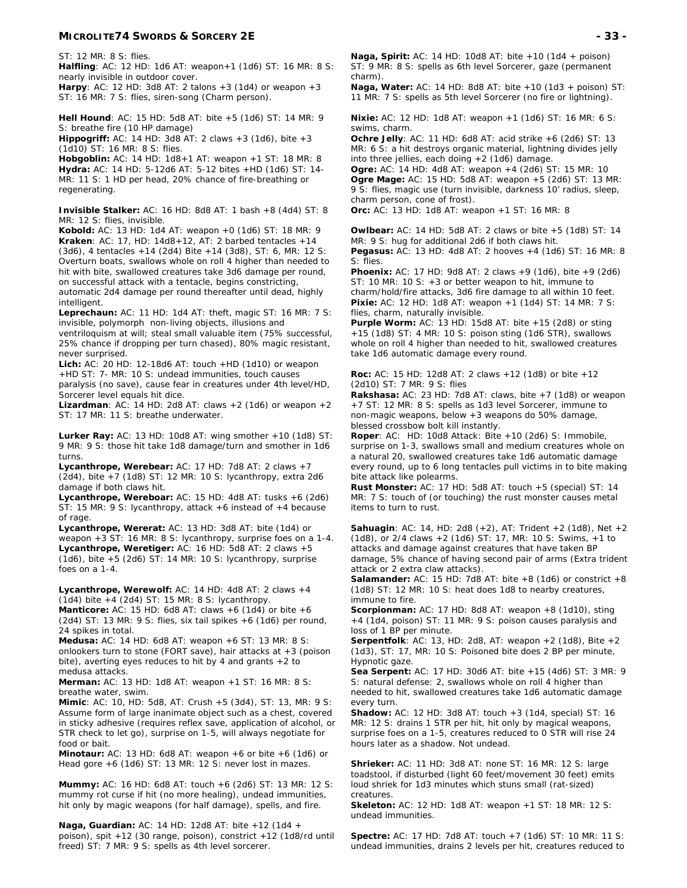ST: 12 MR: 8 S: flies.
**Halfling**: AC: 12 HD: 1d6 AT: weapon+1 (1d6) ST: 16 MR: 8 S: nearly invisible in outdoor cover.
**Harpy**: AC: 12 HD: 3d8 AT: 2 talons +3 (1d4) or weapon +3 ST: 16 MR: 7 S: flies, siren-song (Charm person).

**Hell Hound**: AC: 15 HD: 5d8 AT: bite +5 (1d6) ST: 14 MR: 9 S: breathe fire (10 HP damage)
**Hippogriff:** AC: 14 HD: 3d8 AT: 2 claws +3 (1d6), bite +3 (1d10) ST: 16 MR: 8 S: flies.
**Hobgoblin:** AC: 14 HD: 1d8+1 AT: weapon +1 ST: 18 MR: 8
**Hydra:** AC: 14 HD: 5-12d6 AT: 5-12 bites +HD (1d6) ST: 14- MR: 11 S: 1 HD per head, 20% chance of fire-breathing or regenerating.

**Invisible Stalker:** AC: 16 HD: 8d8 AT: 1 bash +8 (4d4) ST: 8 MR: 12 S: flies, invisible.
**Kobold:** AC: 13 HD: 1d4 AT: weapon +0 (1d6) ST: 18 MR: 9
**Kraken**: AC: 17, HD: 14d8+12, AT: 2 barbed tentacles +14 (3d6), 4 tentacles +14 (2d4) Bite +14 (3d8), ST: 6, MR: 12 S: Overturn boats, swallows whole on roll 4 higher than needed to hit with bite, swallowed creatures take 3d6 damage per round, on successful attack with a tentacle, begins constricting, automatic 2d4 damage per round thereafter until dead, highly intelligent.
**Leprechaun:** AC: 11 HD: 1d4 AT: theft, magic ST: 16 MR: 7 S: invisible, polymorph non-living objects, illusions and ventriloquism at will; steal small valuable item (75% successful, 25% chance if dropping per turn chased), 80% magic resistant, never surprised.
**Lich:** AC: 20 HD: 12-18d6 AT: touch +HD (1d10) or weapon +HD ST: 7- MR: 10 S: undead immunities, touch causes paralysis (no save), cause fear in creatures under 4th level/HD, Sorcerer level equals hit dice.
**Lizardman**: AC: 14 HD: 2d8 AT: claws +2 (1d6) or weapon +2 ST: 17 MR: 11 S: breathe underwater.

**Lurker Ray:** AC: 13 HD: 10d8 AT: wing smother +10 (1d8) ST: 9 MR: 9 S: those hit take 1d8 damage/turn and smother in 1d6 turns.
**Lycanthrope, Werebear:** AC: 17 HD: 7d8 AT: 2 claws +7 (2d4), bite +7 (1d8) ST: 12 MR: 10 S: lycanthropy, extra 2d6 damage if both claws hit.
**Lycanthrope, Wereboar:** AC: 15 HD: 4d8 AT: tusks +6 (2d6) ST: 15 MR: 9 S: lycanthropy, attack +6 instead of +4 because of rage.
**Lycanthrope, Wererat:** AC: 13 HD: 3d8 AT: bite (1d4) or weapon +3 ST: 16 MR: 8 S: lycanthropy, surprise foes on a 1-4.
**Lycanthrope, Weretiger:** AC: 16 HD: 5d8 AT: 2 claws +5 (1d6), bite +5 (2d6) ST: 14 MR: 10 S: lycanthropy, surprise foes on a 1-4.

**Lycanthrope, Werewolf:** AC: 14 HD: 4d8 AT: 2 claws +4 (1d4) bite +4 (2d4) ST: 15 MR: 8 S: lycanthropy.
**Manticore:** AC: 15 HD: 6d8 AT: claws +6 (1d4) or bite +6 (2d4) ST: 13 MR: 9 S: flies, six tail spikes +6 (1d6) per round, 24 spikes in total.
**Medusa:** AC: 14 HD: 6d8 AT: weapon +6 ST: 13 MR: 8 S: onlookers turn to stone (FORT save), hair attacks at +3 (poison bite), averting eyes reduces to hit by 4 and grants +2 to medusa attacks.
**Merman:** AC: 13 HD: 1d8 AT: weapon +1 ST: 16 MR: 8 S: breathe water, swim.
**Mimic**: AC: 10, HD: 5d8, AT: Crush +5 (3d4), ST: 13, MR: 9 S: Assume form of large inanimate object such as a chest, covered in sticky adhesive (requires reflex save, application of alcohol, or STR check to let go), surprise on 1-5, will always negotiate for food or bait.
**Minotaur:** AC: 13 HD: 6d8 AT: weapon +6 or bite +6 (1d6) or Head gore +6 (1d6) ST: 13 MR: 12 S: never lost in mazes.

**Mummy:** AC: 16 HD: 6d8 AT: touch +6 (2d6) ST: 13 MR: 12 S: mummy rot curse if hit (no more healing), undead immunities, hit only by magic weapons (for half damage), spells, and fire.

**Naga, Guardian:** AC: 14 HD: 12d8 AT: bite +12 (1d4 + poison), spit +12 (30 range, poison), constrict +12 (1d8/rd until freed) ST: 7 MR: 9 S: spells as 4th level sorcerer.

**Naga, Spirit:** AC: 14 HD: 10d8 AT: bite +10 (1d4 + poison) ST: 9 MR: 8 S: spells as 6th level Sorcerer, gaze (permanent charm).
**Naga, Water:** AC: 14 HD: 8d8 AT: bite +10 (1d3 + poison) ST: 11 MR: 7 S: spells as 5th level Sorcerer (no fire or lightning).

**Nixie:** AC: 12 HD: 1d8 AT: weapon +1 (1d6) ST: 16 MR: 6 S: swims, charm.
**Ochre Jelly**: AC: 11 HD: 6d8 AT: acid strike +6 (2d6) ST: 13 MR: 6 S: a hit destroys organic material, lightning divides jelly into three jellies, each doing +2 (1d6) damage.
**Ogre:** AC: 14 HD: 4d8 AT: weapon +4 (2d6) ST: 15 MR: 10
**Ogre Mage:** AC: 15 HD: 5d8 AT: weapon +5 (2d6) ST: 13 MR: 9 S: flies, magic use (turn invisible, darkness 10' radius, sleep, charm person, cone of frost).
**Orc:** AC: 13 HD: 1d8 AT: weapon +1 ST: 16 MR: 8

**Owlbear:** AC: 14 HD: 5d8 AT: 2 claws or bite +5 (1d8) ST: 14 MR: 9 S: hug for additional 2d6 if both claws hit.
**Pegasus:** AC: 13 HD: 4d8 AT: 2 hooves +4 (1d6) ST: 16 MR: 8 S: flies.
**Phoenix:** AC: 17 HD: 9d8 AT: 2 claws +9 (1d6), bite +9 (2d6) ST: 10 MR: 10 S: +3 or better weapon to hit, immune to charm/hold/fire attacks, 3d6 fire damage to all within 10 feet.
**Pixie:** AC: 12 HD: 1d8 AT: weapon +1 (1d4) ST: 14 MR: 7 S: flies, charm, naturally invisible.
**Purple Worm:** AC: 13 HD: 15d8 AT: bite +15 (2d8) or sting +15 (1d8) ST: 4 MR: 10 S: poison sting (1d6 STR), swallows whole on roll 4 higher than needed to hit, swallowed creatures take 1d6 automatic damage every round.

**Roc:** AC: 15 HD: 12d8 AT: 2 claws +12 (1d8) or bite +12 (2d10) ST: 7 MR: 9 S: flies
**Rakshasa:** AC: 23 HD: 7d8 AT: claws, bite +7 (1d8) or weapon +7 ST: 12 MR: 8 S: spells as 1d3 level Sorcerer, immune to non-magic weapons, below +3 weapons do 50% damage, blessed crossbow bolt kill instantly.
**Roper**: AC: HD: 10d8 Attack: Bite +10 (2d6) S: Immobile, surprise on 1-3, swallows small and medium creatures whole on a natural 20, swallowed creatures take 1d6 automatic damage every round, up to 6 long tentacles pull victims in to bite making bite attack like polearms.
**Rust Monster:** AC: 17 HD: 5d8 AT: touch +5 (special) ST: 14 MR: 7 S: touch of (or touching) the rust monster causes metal items to turn to rust.

**Sahuagin**: AC: 14, HD: 2d8 (+2), AT: Trident +2 (1d8), Net +2 (1d8), or 2/4 claws +2 (1d6) ST: 17, MR: 10 S: Swims, +1 to attacks and damage against creatures that have taken BP damage, 5% chance of having second pair of arms (Extra trident attack or 2 extra claw attacks).
**Salamander:** AC: 15 HD: 7d8 AT: bite +8 (1d6) or constrict +8 (1d8) ST: 12 MR: 10 S: heat does 1d8 to nearby creatures, immune to fire.
**Scorpionman:** AC: 17 HD: 8d8 AT: weapon +8 (1d10), sting +4 (1d4, poison) ST: 11 MR: 9 S: poison causes paralysis and loss of 1 BP per minute.
**Serpentfolk**: AC: 13, HD: 2d8, AT: weapon +2 (1d8), Bite +2 (1d3), ST: 17, MR: 10 S: Poisoned bite does 2 BP per minute, Hypnotic gaze.
**Sea Serpent:** AC: 17 HD: 30d6 AT: bite +15 (4d6) ST: 3 MR: 9 S: natural defense: 2, swallows whole on roll 4 higher than needed to hit, swallowed creatures take 1d6 automatic damage every turn.
**Shadow:** AC: 12 HD: 3d8 AT: touch +3 (1d4, special) ST: 16 MR: 12 S: drains 1 STR per hit, hit only by magical weapons, surprise foes on a 1-5, creatures reduced to 0 STR will rise 24 hours later as a shadow. Not undead.

**Shrieker:** AC: 11 HD: 3d8 AT: none ST: 16 MR: 12 S: large toadstool, if disturbed (light 60 feet/movement 30 feet) emits loud shriek for 1d3 minutes which stuns small (rat-sized) creatures.
**Skeleton:** AC: 12 HD: 1d8 AT: weapon +1 ST: 18 MR: 12 S: undead immunities.

**Spectre:** AC: 17 HD: 7d8 AT: touch +7 (1d6) ST: 10 MR: 11 S: undead immunities, drains 2 levels per hit, creatures reduced to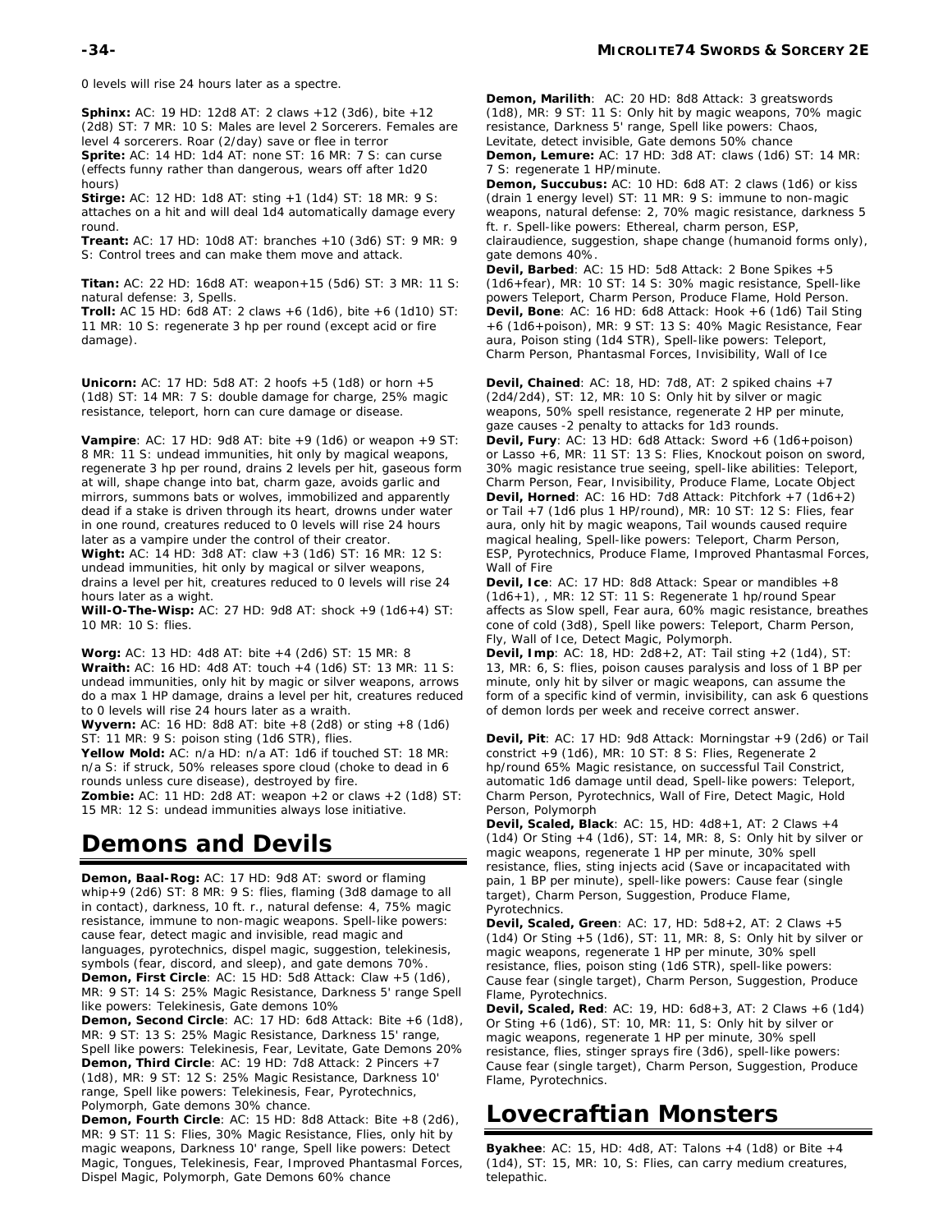0 levels will rise 24 hours later as a spectre.

**Sphinx:** AC: 19 HD: 12d8 AT: 2 claws +12 (3d6), bite +12 (2d8) ST: 7 MR: 10 S: Males are level 2 Sorcerers. Females are level 4 sorcerers. Roar (2/day) save or flee in terror
**Sprite:** AC: 14 HD: 1d4 AT: none ST: 16 MR: 7 S: can curse (effects funny rather than dangerous, wears off after 1d20 hours)
**Stirge:** AC: 12 HD: 1d8 AT: sting +1 (1d4) ST: 18 MR: 9 S: attaches on a hit and will deal 1d4 automatically damage every round.
**Treant:** AC: 17 HD: 10d8 AT: branches +10 (3d6) ST: 9 MR: 9 S: Control trees and can make them move and attack.

**Titan:** AC: 22 HD: 16d8 AT: weapon+15 (5d6) ST: 3 MR: 11 S: natural defense: 3, Spells.
**Troll:** AC 15 HD: 6d8 AT: 2 claws +6 (1d6), bite +6 (1d10) ST: 11 MR: 10 S: regenerate 3 hp per round (except acid or fire damage).

**Unicorn:** AC: 17 HD: 5d8 AT: 2 hoofs +5 (1d8) or horn +5 (1d8) ST: 14 MR: 7 S: double damage for charge, 25% magic resistance, teleport, horn can cure damage or disease.

**Vampire**: AC: 17 HD: 9d8 AT: bite +9 (1d6) or weapon +9 ST: 8 MR: 11 S: undead immunities, hit only by magical weapons, regenerate 3 hp per round, drains 2 levels per hit, gaseous form at will, shape change into bat, charm gaze, avoids garlic and mirrors, summons bats or wolves, immobilized and apparently dead if a stake is driven through its heart, drowns under water in one round, creatures reduced to 0 levels will rise 24 hours later as a vampire under the control of their creator.
**Wight:** AC: 14 HD: 3d8 AT: claw +3 (1d6) ST: 16 MR: 12 S: undead immunities, hit only by magical or silver weapons, drains a level per hit, creatures reduced to 0 levels will rise 24 hours later as a wight.
**Will-O-The-Wisp:** AC: 27 HD: 9d8 AT: shock +9 (1d6+4) ST: 10 MR: 10 S: flies.

**Worg:** AC: 13 HD: 4d8 AT: bite +4 (2d6) ST: 15 MR: 8
**Wraith:** AC: 16 HD: 4d8 AT: touch +4 (1d6) ST: 13 MR: 11 S: undead immunities, only hit by magic or silver weapons, arrows do a max 1 HP damage, drains a level per hit, creatures reduced to 0 levels will rise 24 hours later as a wraith.
**Wyvern:** AC: 16 HD: 8d8 AT: bite +8 (2d8) or sting +8 (1d6) ST: 11 MR: 9 S: poison sting (1d6 STR), flies.
**Yellow Mold:** AC: n/a HD: n/a AT: 1d6 if touched ST: 18 MR: n/a S: if struck, 50% releases spore cloud (choke to dead in 6 rounds unless cure disease), destroyed by fire.
**Zombie:** AC: 11 HD: 2d8 AT: weapon +2 or claws +2 (1d8) ST: 15 MR: 12 S: undead immunities always lose initiative.

# Demons and Devils

**Demon, Baal-Rog:** AC: 17 HD: 9d8 AT: sword or flaming whip+9 (2d6) ST: 8 MR: 9 S: flies, flaming (3d8 damage to all in contact), darkness, 10 ft. r., natural defense: 4, 75% magic resistance, immune to non-magic weapons. Spell-like powers: cause fear, detect magic and invisible, read magic and languages, pyrotechnics, dispel magic, suggestion, telekinesis, symbols (fear, discord, and sleep), and gate demons 70%.
**Demon, First Circle**: AC: 15 HD: 5d8 Attack: Claw +5 (1d6), MR: 9 ST: 14 S: 25% Magic Resistance, Darkness 5' range Spell like powers: Telekinesis, Gate demons 10%
**Demon, Second Circle**: AC: 17 HD: 6d8 Attack: Bite +6 (1d8), MR: 9 ST: 13 S: 25% Magic Resistance, Darkness 15' range, Spell like powers: Telekinesis, Fear, Levitate, Gate Demons 20%
**Demon, Third Circle**: AC: 19 HD: 7d8 Attack: 2 Pincers +7 (1d8), MR: 9 ST: 12 S: 25% Magic Resistance, Darkness 10' range, Spell like powers: Telekinesis, Fear, Pyrotechnics, Polymorph, Gate demons 30% chance.
**Demon, Fourth Circle**: AC: 15 HD: 8d8 Attack: Bite +8 (2d6), MR: 9 ST: 11 S: Flies, 30% Magic Resistance, Flies, only hit by magic weapons, Darkness 10' range, Spell like powers: Detect Magic, Tongues, Telekinesis, Fear, Improved Phantasmal Forces, Dispel Magic, Polymorph, Gate Demons 60% chance

**Demon, Marilith**: AC: 20 HD: 8d8 Attack: 3 greatswords (1d8), MR: 9 ST: 11 S: Only hit by magic weapons, 70% magic resistance, Darkness 5' range, Spell like powers: Chaos, Levitate, detect invisible, Gate demons 50% chance
**Demon, Lemure:** AC: 17 HD: 3d8 AT: claws (1d6) ST: 14 MR: 7 S: regenerate 1 HP/minute.
**Demon, Succubus:** AC: 10 HD: 6d8 AT: 2 claws (1d6) or kiss (drain 1 energy level) ST: 11 MR: 9 S: immune to non-magic weapons, natural defense: 2, 70% magic resistance, darkness 5 ft. r. Spell-like powers: Ethereal, charm person, ESP, clairaudience, suggestion, shape change (humanoid forms only), gate demons 40%.
**Devil, Barbed**: AC: 15 HD: 5d8 Attack: 2 Bone Spikes +5 (1d6+fear), MR: 10 ST: 14 S: 30% magic resistance, Spell-like powers Teleport, Charm Person, Produce Flame, Hold Person.
**Devil, Bone**: AC: 16 HD: 6d8 Attack: Hook +6 (1d6) Tail Sting +6 (1d6+poison), MR: 9 ST: 13 S: 40% Magic Resistance, Fear aura, Poison sting (1d4 STR), Spell-like powers: Teleport, Charm Person, Phantasmal Forces, Invisibility, Wall of Ice

**Devil, Chained**: AC: 18, HD: 7d8, AT: 2 spiked chains +7 (2d4/2d4), ST: 12, MR: 10 S: Only hit by silver or magic weapons, 50% spell resistance, regenerate 2 HP per minute, gaze causes -2 penalty to attacks for 1d3 rounds.
**Devil, Fury**: AC: 13 HD: 6d8 Attack: Sword +6 (1d6+poison) or Lasso +6, MR: 11 ST: 13 S: Flies, Knockout poison on sword, 30% magic resistance true seeing, spell-like abilities: Teleport, Charm Person, Fear, Invisibility, Produce Flame, Locate Object
**Devil, Horned**: AC: 16 HD: 7d8 Attack: Pitchfork +7 (1d6+2) or Tail +7 (1d6 plus 1 HP/round), MR: 10 ST: 12 S: Flies, fear aura, only hit by magic weapons, Tail wounds caused require magical healing, Spell-like powers: Teleport, Charm Person, ESP, Pyrotechnics, Produce Flame, Improved Phantasmal Forces, Wall of Fire
**Devil, Ice**: AC: 17 HD: 8d8 Attack: Spear or mandibles +8 (1d6+1), , MR: 12 ST: 11 S: Regenerate 1 hp/round Spear affects as Slow spell, Fear aura, 60% magic resistance, breathes cone of cold (3d8), Spell like powers: Teleport, Charm Person, Fly, Wall of Ice, Detect Magic, Polymorph.
**Devil, Imp**: AC: 18, HD: 2d8+2, AT: Tail sting +2 (1d4), ST: 13, MR: 6, S: flies, poison causes paralysis and loss of 1 BP per minute, only hit by silver or magic weapons, can assume the form of a specific kind of vermin, invisibility, can ask 6 questions of demon lords per week and receive correct answer.

**Devil, Pit**: AC: 17 HD: 9d8 Attack: Morningstar +9 (2d6) or Tail constrict +9 (1d6), MR: 10 ST: 8 S: Flies, Regenerate 2 hp/round 65% Magic resistance, on successful Tail Constrict, automatic 1d6 damage until dead, Spell-like powers: Teleport, Charm Person, Pyrotechnics, Wall of Fire, Detect Magic, Hold Person, Polymorph
**Devil, Scaled, Black**: AC: 15, HD: 4d8+1, AT: 2 Claws +4 (1d4) Or Sting +4 (1d6), ST: 14, MR: 8, S: Only hit by silver or magic weapons, regenerate 1 HP per minute, 30% spell resistance, flies, sting injects acid (Save or incapacitated with pain, 1 BP per minute), spell-like powers: Cause fear (single target), Charm Person, Suggestion, Produce Flame, Pyrotechnics.
**Devil, Scaled, Green**: AC: 17, HD: 5d8+2, AT: 2 Claws +5 (1d4) Or Sting +5 (1d6), ST: 11, MR: 8, S: Only hit by silver or magic weapons, regenerate 1 HP per minute, 30% spell resistance, flies, poison sting (1d6 STR), spell-like powers: Cause fear (single target), Charm Person, Suggestion, Produce Flame, Pyrotechnics.
**Devil, Scaled, Red**: AC: 19, HD: 6d8+3, AT: 2 Claws +6 (1d4) Or Sting +6 (1d6), ST: 10, MR: 11, S: Only hit by silver or magic weapons, regenerate 1 HP per minute, 30% spell resistance, flies, stinger sprays fire (3d6), spell-like powers: Cause fear (single target), Charm Person, Suggestion, Produce Flame, Pyrotechnics.

# Lovecraftian Monsters

**Byakhee**: AC: 15, HD: 4d8, AT: Talons +4 (1d8) or Bite +4 (1d4), ST: 15, MR: 10, S: Flies, can carry medium creatures, telepathic.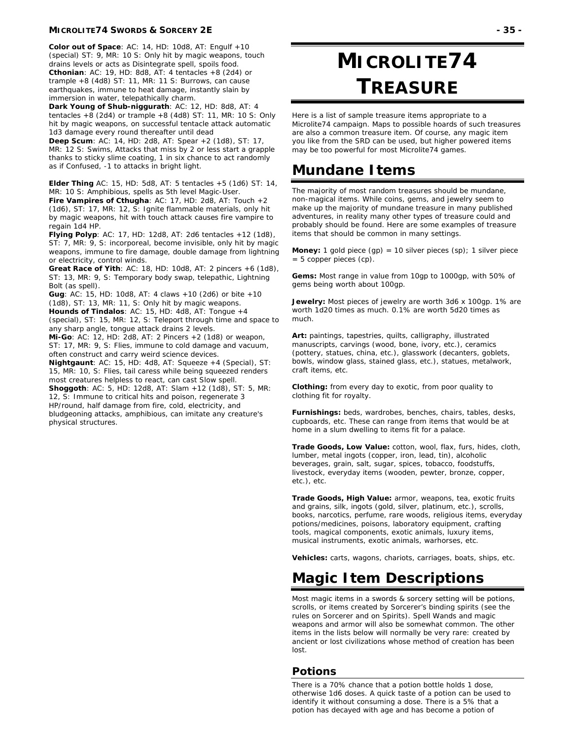**Color out of Space**: AC: 14, HD: 10d8, AT: Engulf +10 (special) ST: 9, MR: 10 S: Only hit by magic weapons, touch drains levels or acts as Disintegrate spell, spoils food.
**Cthonian**: AC: 19, HD: 8d8, AT: 4 tentacles +8 (2d4) or trample +8 (4d8) ST: 11, MR: 11 S: Burrows, can cause earthquakes, immune to heat damage, instantly slain by immersion in water, telepathically charm.
**Dark Young of Shub-niggurath**: AC: 12, HD: 8d8, AT: 4 tentacles +8 (2d4) or trample +8 (4d8) ST: 11, MR: 10 S: Only hit by magic weapons, on successful tentacle attack automatic 1d3 damage every round thereafter until dead
**Deep Scum**: AC: 14, HD: 2d8, AT: Spear +2 (1d8), ST: 17, MR: 12 S: Swims, Attacks that miss by 2 or less start a grapple thanks to sticky slime coating, 1 in six chance to act randomly as if Confused, -1 to attacks in bright light.

**Elder Thing** AC: 15, HD: 5d8, AT: 5 tentacles +5 (1d6) ST: 14, MR: 10 S: Amphibious, spells as 5th level Magic-User.
**Fire Vampires of Cthugha**: AC: 17, HD: 2d8, AT: Touch +2 (1d6), ST: 17, MR: 12, S: Ignite flammable materials, only hit by magic weapons, hit with touch attack causes fire vampire to regain 1d4 HP.
**Flying Polyp**: AC: 17, HD: 12d8, AT: 2d6 tentacles +12 (1d8), ST: 7, MR: 9, S: incorporeal, become invisible, only hit by magic weapons, immune to fire damage, double damage from lightning or electricity, control winds.
**Great Race of Yith**: AC: 18, HD: 10d8, AT: 2 pincers +6 (1d8), ST: 13, MR: 9, S: Temporary body swap, telepathic, Lightning Bolt (as spell).
**Gug**: AC: 15, HD: 10d8, AT: 4 claws +10 (2d6) or bite +10 (1d8), ST: 13, MR: 11, S: Only hit by magic weapons.
**Hounds of Tindalos**: AC: 15, HD: 4d8, AT: Tongue +4 (special), ST: 15, MR: 12, S: Teleport through time and space to any sharp angle, tongue attack drains 2 levels.
**Mi-Go**: AC: 12, HD: 2d8, AT: 2 Pincers +2 (1d8) or weapon, ST: 17, MR: 9, S: Flies, immune to cold damage and vacuum, often construct and carry weird science devices.
**Nightgaunt**: AC: 15, HD: 4d8, AT: Squeeze +4 (Special), ST: 15, MR: 10, S: Flies, tail caress while being squeezed renders most creatures helpless to react, can cast Slow spell.
**Shoggoth**: AC: 5, HD: 12d8, AT: Slam +12 (1d8), ST: 5, MR: 12, S: Immune to critical hits and poison, regenerate 3 HP/round, half damage from fire, cold, electricity, and bludgeoning attacks, amphibious, can imitate any creature's physical structures.

# MICROLITE74 TREASURE

Here is a list of sample treasure items appropriate to a Microlite74 campaign. Maps to possible hoards of such treasures are also a common treasure item. Of course, any magic item you like from the SRD can be used, but higher powered items may be too powerful for most Microlite74 games.

# Mundane Items

The majority of most random treasures should be mundane, non-magical items. While coins, gems, and jewelry seem to make up the majority of mundane treasure in many published adventures, in reality many other types of treasure could and probably should be found. Here are some examples of treasure items that should be common in many settings.

**Money:** 1 gold piece (gp) = 10 silver pieces (sp); 1 silver piece = 5 copper pieces (cp).

**Gems:** Most range in value from 10gp to 1000gp, with 50% of gems being worth about 100gp.

**Jewelry:** Most pieces of jewelry are worth 3d6 x 100gp. 1% are worth 1d20 times as much. 0.1% are worth 5d20 times as much.

**Art:** paintings, tapestries, quilts, calligraphy, illustrated manuscripts, carvings (wood, bone, ivory, etc.), ceramics (pottery, statues, china, etc.), glasswork (decanters, goblets, bowls, window glass, stained glass, etc.), statues, metalwork, craft items, etc.

**Clothing:** from every day to exotic, from poor quality to clothing fit for royalty.

**Furnishings:** beds, wardrobes, benches, chairs, tables, desks, cupboards, etc. These can range from items that would be at home in a slum dwelling to items fit for a palace.

**Trade Goods, Low Value:** cotton, wool, flax, furs, hides, cloth, lumber, metal ingots (copper, iron, lead, tin), alcoholic beverages, grain, salt, sugar, spices, tobacco, foodstuffs, livestock, everyday items (wooden, pewter, bronze, copper, etc.), etc.

**Trade Goods, High Value:** armor, weapons, tea, exotic fruits and grains, silk, ingots (gold, silver, platinum, etc.), scrolls, books, narcotics, perfume, rare woods, religious items, everyday potions/medicines, poisons, laboratory equipment, crafting tools, magical components, exotic animals, luxury items, musical instruments, exotic animals, warhorses, etc.

**Vehicles:** carts, wagons, chariots, carriages, boats, ships, etc.

# Magic Item Descriptions

Most magic items in a swords & sorcery setting will be potions, scrolls, or items created by Sorcerer's binding spirits (see the rules on Sorcerer and on Spirits). Spell Wands and magic weapons and armor will also be somewhat common. The other items in the lists below will normally be very rare: created by ancient or lost civilizations whose method of creation has been lost.

## Potions

There is a 70% chance that a potion bottle holds 1 dose, otherwise 1d6 doses. A quick taste of a potion can be used to identify it without consuming a dose. There is a 5% that a potion has decayed with age and has become a potion of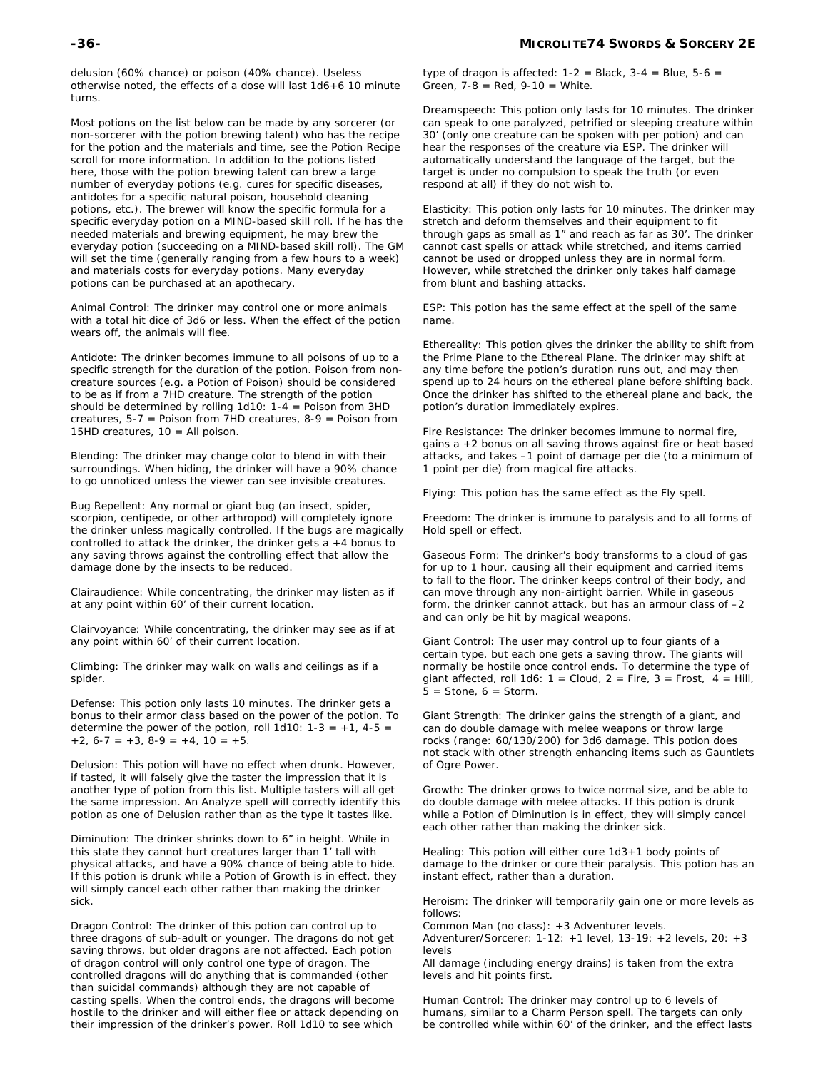delusion (60% chance) or poison (40% chance). Useless otherwise noted, the effects of a dose will last 1d6+6 10 minute turns.

Most potions on the list below can be made by any sorcerer (or non-sorcerer with the potion brewing talent) who has the recipe for the potion and the materials and time, see the Potion Recipe scroll for more information. In addition to the potions listed here, those with the potion brewing talent can brew a large number of everyday potions (e.g. cures for specific diseases, antidotes for a specific natural poison, household cleaning potions, etc.). The brewer will know the specific formula for a specific everyday potion on a MIND-based skill roll. If he has the needed materials and brewing equipment, he may brew the everyday potion (succeeding on a MIND-based skill roll). The GM will set the time (generally ranging from a few hours to a week) and materials costs for everyday potions. Many everyday potions can be purchased at an apothecary.

Animal Control: The drinker may control one or more animals with a total hit dice of 3d6 or less. When the effect of the potion wears off, the animals will flee.

Antidote: The drinker becomes immune to all poisons of up to a specific strength for the duration of the potion. Poison from non-creature sources (e.g. a Potion of Poison) should be considered to be as if from a 7HD creature. The strength of the potion should be determined by rolling 1d10: 1-4 = Poison from 3HD creatures, 5-7 = Poison from 7HD creatures, 8-9 = Poison from 15HD creatures, 10 = All poison.

Blending: The drinker may change color to blend in with their surroundings. When hiding, the drinker will have a 90% chance to go unnoticed unless the viewer can see invisible creatures.

Bug Repellent: Any normal or giant bug (an insect, spider, scorpion, centipede, or other arthropod) will completely ignore the drinker unless magically controlled. If the bugs are magically controlled to attack the drinker, the drinker gets a +4 bonus to any saving throws against the controlling effect that allow the damage done by the insects to be reduced.

Clairaudience: While concentrating, the drinker may listen as if at any point within 60' of their current location.

Clairvoyance: While concentrating, the drinker may see as if at any point within 60' of their current location.

Climbing: The drinker may walk on walls and ceilings as if a spider.

Defense: This potion only lasts 10 minutes. The drinker gets a bonus to their armor class based on the power of the potion. To determine the power of the potion, roll 1d10: 1-3 = +1, 4-5 = +2, 6-7 = +3, 8-9 = +4, 10 = +5.

Delusion: This potion will have no effect when drunk. However, if tasted, it will falsely give the taster the impression that it is another type of potion from this list. Multiple tasters will all get the same impression. An Analyze spell will correctly identify this potion as one of Delusion rather than as the type it tastes like.

Diminution: The drinker shrinks down to 6" in height. While in this state they cannot hurt creatures larger than 1' tall with physical attacks, and have a 90% chance of being able to hide. If this potion is drunk while a Potion of Growth is in effect, they will simply cancel each other rather than making the drinker sick.

Dragon Control: The drinker of this potion can control up to three dragons of sub-adult or younger. The dragons do not get saving throws, but older dragons are not affected. Each potion of dragon control will only control one type of dragon. The controlled dragons will do anything that is commanded (other than suicidal commands) although they are not capable of casting spells. When the control ends, the dragons will become hostile to the drinker and will either flee or attack depending on their impression of the drinker's power. Roll 1d10 to see which type of dragon is affected: 1-2 = Black, 3-4 = Blue, 5-6 = Green, 7-8 = Red, 9-10 = White.

Dreamspeech: This potion only lasts for 10 minutes. The drinker can speak to one paralyzed, petrified or sleeping creature within 30' (only one creature can be spoken with per potion) and can hear the responses of the creature via ESP. The drinker will automatically understand the language of the target, but the target is under no compulsion to speak the truth (or even respond at all) if they do not wish to.

Elasticity: This potion only lasts for 10 minutes. The drinker may stretch and deform themselves and their equipment to fit through gaps as small as 1" and reach as far as 30'. The drinker cannot cast spells or attack while stretched, and items carried cannot be used or dropped unless they are in normal form. However, while stretched the drinker only takes half damage from blunt and bashing attacks.

ESP: This potion has the same effect at the spell of the same name.

Ethereality: This potion gives the drinker the ability to shift from the Prime Plane to the Ethereal Plane. The drinker may shift at any time before the potion's duration runs out, and may then spend up to 24 hours on the ethereal plane before shifting back. Once the drinker has shifted to the ethereal plane and back, the potion's duration immediately expires.

Fire Resistance: The drinker becomes immune to normal fire, gains a +2 bonus on all saving throws against fire or heat based attacks, and takes –1 point of damage per die (to a minimum of 1 point per die) from magical fire attacks.

Flying: This potion has the same effect as the Fly spell.

Freedom: The drinker is immune to paralysis and to all forms of Hold spell or effect.

Gaseous Form: The drinker's body transforms to a cloud of gas for up to 1 hour, causing all their equipment and carried items to fall to the floor. The drinker keeps control of their body, and can move through any non-airtight barrier. While in gaseous form, the drinker cannot attack, but has an armour class of –2 and can only be hit by magical weapons.

Giant Control: The user may control up to four giants of a certain type, but each one gets a saving throw. The giants will normally be hostile once control ends. To determine the type of giant affected, roll 1d6: 1 = Cloud, 2 = Fire, 3 = Frost, 4 = Hill, 5 = Stone, 6 = Storm.

Giant Strength: The drinker gains the strength of a giant, and can do double damage with melee weapons or throw large rocks (range: 60/130/200) for 3d6 damage. This potion does not stack with other strength enhancing items such as Gauntlets of Ogre Power.

Growth: The drinker grows to twice normal size, and be able to do double damage with melee attacks. If this potion is drunk while a Potion of Diminution is in effect, they will simply cancel each other rather than making the drinker sick.

Healing: This potion will either cure 1d3+1 body points of damage to the drinker or cure their paralysis. This potion has an instant effect, rather than a duration.

Heroism: The drinker will temporarily gain one or more levels as follows:
Common Man (no class): +3 Adventurer levels.
Adventurer/Sorcerer: 1-12: +1 level, 13-19: +2 levels, 20: +3 levels
All damage (including energy drains) is taken from the extra levels and hit points first.

Human Control: The drinker may control up to 6 levels of humans, similar to a Charm Person spell. The targets can only be controlled while within 60' of the drinker, and the effect lasts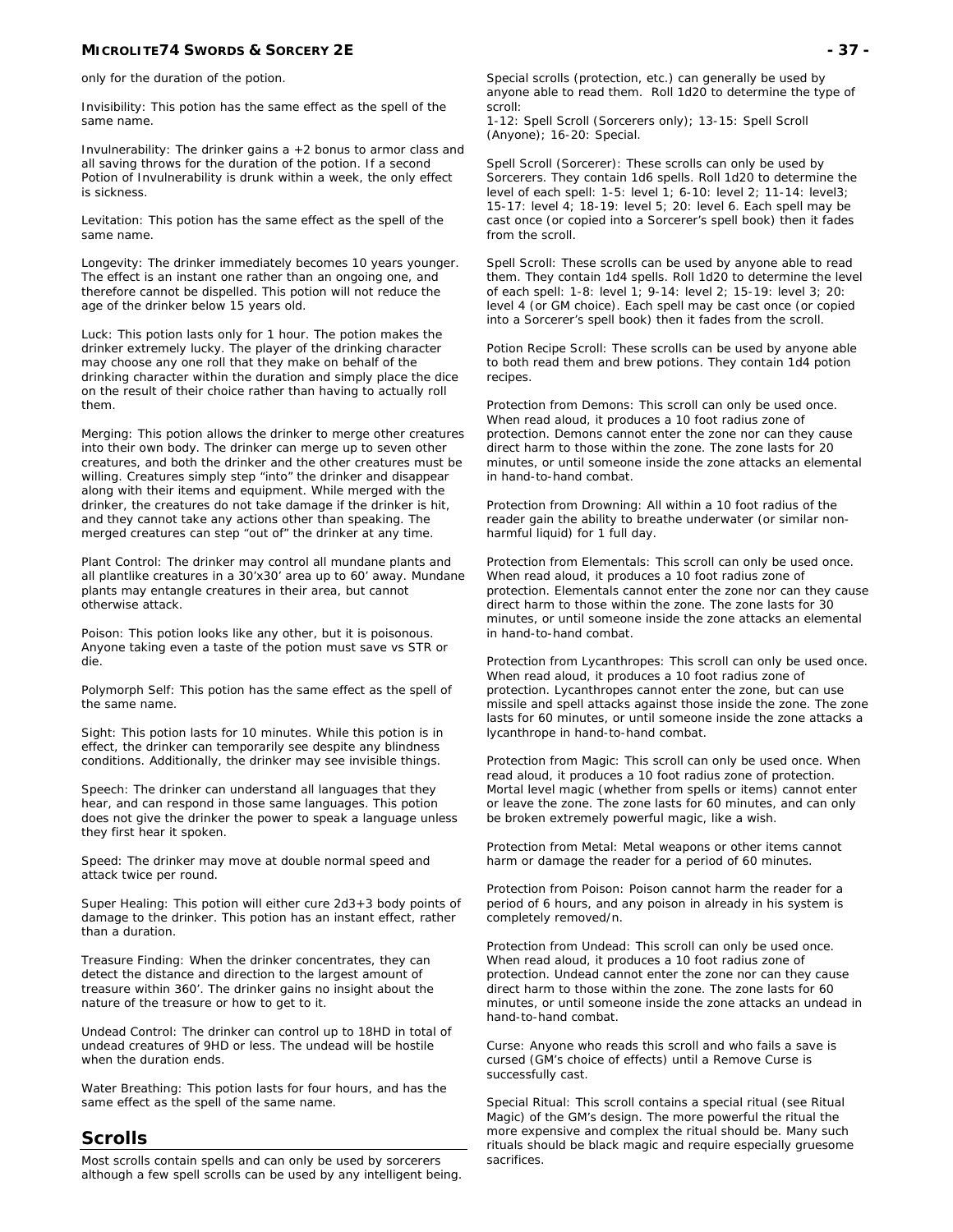only for the duration of the potion.

Invisibility: This potion has the same effect as the spell of the same name.

Invulnerability: The drinker gains a +2 bonus to armor class and all saving throws for the duration of the potion. If a second Potion of Invulnerability is drunk within a week, the only effect is sickness.

Levitation: This potion has the same effect as the spell of the same name.

Longevity: The drinker immediately becomes 10 years younger. The effect is an instant one rather than an ongoing one, and therefore cannot be dispelled. This potion will not reduce the age of the drinker below 15 years old.

Luck: This potion lasts only for 1 hour. The potion makes the drinker extremely lucky. The player of the drinking character may choose any one roll that they make on behalf of the drinking character within the duration and simply place the dice on the result of their choice rather than having to actually roll them.

Merging: This potion allows the drinker to merge other creatures into their own body. The drinker can merge up to seven other creatures, and both the drinker and the other creatures must be willing. Creatures simply step "into" the drinker and disappear along with their items and equipment. While merged with the drinker, the creatures do not take damage if the drinker is hit, and they cannot take any actions other than speaking. The merged creatures can step "out of" the drinker at any time.

Plant Control: The drinker may control all mundane plants and all plantlike creatures in a 30'x30' area up to 60' away. Mundane plants may entangle creatures in their area, but cannot otherwise attack.

Poison: This potion looks like any other, but it is poisonous. Anyone taking even a taste of the potion must save vs STR or die.

Polymorph Self: This potion has the same effect as the spell of the same name.

Sight: This potion lasts for 10 minutes. While this potion is in effect, the drinker can temporarily see despite any blindness conditions. Additionally, the drinker may see invisible things.

Speech: The drinker can understand all languages that they hear, and can respond in those same languages. This potion does not give the drinker the power to speak a language unless they first hear it spoken.

Speed: The drinker may move at double normal speed and attack twice per round.

Super Healing: This potion will either cure 2d3+3 body points of damage to the drinker. This potion has an instant effect, rather than a duration.

Treasure Finding: When the drinker concentrates, they can detect the distance and direction to the largest amount of treasure within 360'. The drinker gains no insight about the nature of the treasure or how to get to it.

Undead Control: The drinker can control up to 18HD in total of undead creatures of 9HD or less. The undead will be hostile when the duration ends.

Water Breathing: This potion lasts for four hours, and has the same effect as the spell of the same name.

## Scrolls

Most scrolls contain spells and can only be used by sorcerers although a few spell scrolls can be used by any intelligent being. Special scrolls (protection, etc.) can generally be used by anyone able to read them. Roll 1d20 to determine the type of scroll:
1-12: Spell Scroll (Sorcerers only); 13-15: Spell Scroll (Anyone); 16-20: Special.

Spell Scroll (Sorcerer): These scrolls can only be used by Sorcerers. They contain 1d6 spells. Roll 1d20 to determine the level of each spell: 1-5: level 1; 6-10: level 2; 11-14: level3; 15-17: level 4; 18-19: level 5; 20: level 6. Each spell may be cast once (or copied into a Sorcerer's spell book) then it fades from the scroll.

Spell Scroll: These scrolls can be used by anyone able to read them. They contain 1d4 spells. Roll 1d20 to determine the level of each spell: 1-8: level 1; 9-14: level 2; 15-19: level 3; 20: level 4 (or GM choice). Each spell may be cast once (or copied into a Sorcerer's spell book) then it fades from the scroll.

Potion Recipe Scroll: These scrolls can be used by anyone able to both read them and brew potions. They contain 1d4 potion recipes.

Protection from Demons: This scroll can only be used once. When read aloud, it produces a 10 foot radius zone of protection. Demons cannot enter the zone nor can they cause direct harm to those within the zone. The zone lasts for 20 minutes, or until someone inside the zone attacks an elemental in hand-to-hand combat.

Protection from Drowning: All within a 10 foot radius of the reader gain the ability to breathe underwater (or similar non-harmful liquid) for 1 full day.

Protection from Elementals: This scroll can only be used once. When read aloud, it produces a 10 foot radius zone of protection. Elementals cannot enter the zone nor can they cause direct harm to those within the zone. The zone lasts for 30 minutes, or until someone inside the zone attacks an elemental in hand-to-hand combat.

Protection from Lycanthropes: This scroll can only be used once. When read aloud, it produces a 10 foot radius zone of protection. Lycanthropes cannot enter the zone, but can use missile and spell attacks against those inside the zone. The zone lasts for 60 minutes, or until someone inside the zone attacks a lycanthrope in hand-to-hand combat.

Protection from Magic: This scroll can only be used once. When read aloud, it produces a 10 foot radius zone of protection. Mortal level magic (whether from spells or items) cannot enter or leave the zone. The zone lasts for 60 minutes, and can only be broken extremely powerful magic, like a wish.

Protection from Metal: Metal weapons or other items cannot harm or damage the reader for a period of 60 minutes.

Protection from Poison: Poison cannot harm the reader for a period of 6 hours, and any poison in already in his system is completely removed/n.

Protection from Undead: This scroll can only be used once. When read aloud, it produces a 10 foot radius zone of protection. Undead cannot enter the zone nor can they cause direct harm to those within the zone. The zone lasts for 60 minutes, or until someone inside the zone attacks an undead in hand-to-hand combat.

Curse: Anyone who reads this scroll and who fails a save is cursed (GM's choice of effects) until a Remove Curse is successfully cast.

Special Ritual: This scroll contains a special ritual (see Ritual Magic) of the GM's design. The more powerful the ritual the more expensive and complex the ritual should be. Many such rituals should be black magic and require especially gruesome sacrifices.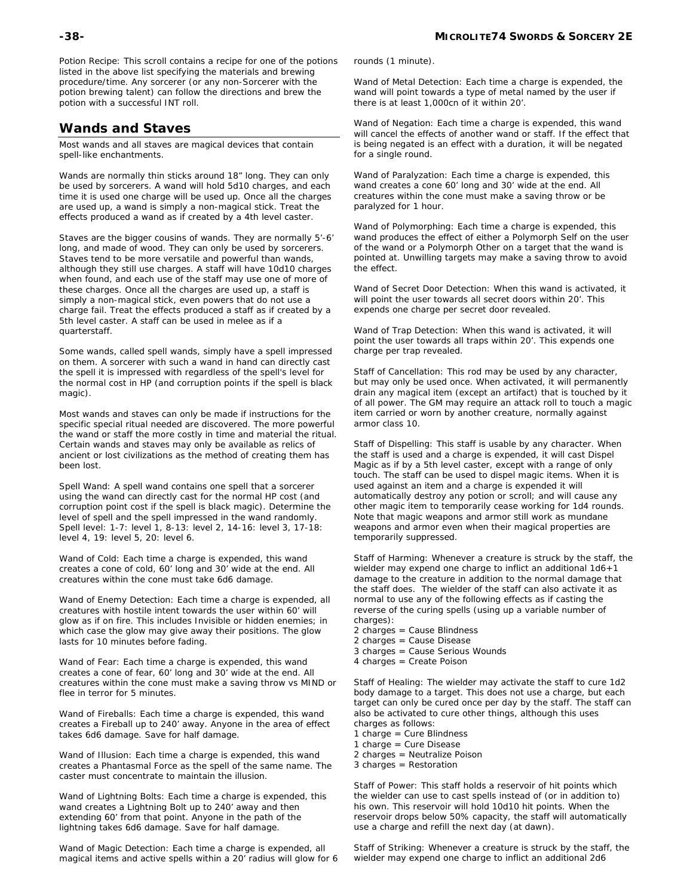Potion Recipe: This scroll contains a recipe for one of the potions listed in the above list specifying the materials and brewing procedure/time. Any sorcerer (or any non-Sorcerer with the potion brewing talent) can follow the directions and brew the potion with a successful INT roll.

## Wands and Staves

Most wands and all staves are magical devices that contain spell-like enchantments.

Wands are normally thin sticks around 18” long. They can only be used by sorcerers. A wand will hold 5d10 charges, and each time it is used one charge will be used up. Once all the charges are used up, a wand is simply a non-magical stick. Treat the effects produced a wand as if created by a 4th level caster.

Staves are the bigger cousins of wands. They are normally 5’-6’ long, and made of wood. They can only be used by sorcerers. Staves tend to be more versatile and powerful than wands, although they still use charges. A staff will have 10d10 charges when found, and each use of the staff may use one of more of these charges. Once all the charges are used up, a staff is simply a non-magical stick, even powers that do not use a charge fail. Treat the effects produced a staff as if created by a 5th level caster. A staff can be used in melee as if a quarterstaff.

Some wands, called spell wands, simply have a spell impressed on them. A sorcerer with such a wand in hand can directly cast the spell it is impressed with regardless of the spell's level for the normal cost in HP (and corruption points if the spell is black magic).

Most wands and staves can only be made if instructions for the specific special ritual needed are discovered. The more powerful the wand or staff the more costly in time and material the ritual. Certain wands and staves may only be available as relics of ancient or lost civilizations as the method of creating them has been lost.

Spell Wand: A spell wand contains one spell that a sorcerer using the wand can directly cast for the normal HP cost (and corruption point cost if the spell is black magic). Determine the level of spell and the spell impressed in the wand randomly. Spell level: 1-7: level 1, 8-13: level 2, 14-16: level 3, 17-18: level 4, 19: level 5, 20: level 6.

Wand of Cold: Each time a charge is expended, this wand creates a cone of cold, 60’ long and 30’ wide at the end. All creatures within the cone must take 6d6 damage.

Wand of Enemy Detection: Each time a charge is expended, all creatures with hostile intent towards the user within 60’ will glow as if on fire. This includes Invisible or hidden enemies; in which case the glow may give away their positions. The glow lasts for 10 minutes before fading.

Wand of Fear: Each time a charge is expended, this wand creates a cone of fear, 60’ long and 30’ wide at the end. All creatures within the cone must make a saving throw vs MIND or flee in terror for 5 minutes.

Wand of Fireballs: Each time a charge is expended, this wand creates a Fireball up to 240’ away. Anyone in the area of effect takes 6d6 damage. Save for half damage.

Wand of Illusion: Each time a charge is expended, this wand creates a Phantasmal Force as the spell of the same name. The caster must concentrate to maintain the illusion.

Wand of Lightning Bolts: Each time a charge is expended, this wand creates a Lightning Bolt up to 240’ away and then extending 60’ from that point. Anyone in the path of the lightning takes 6d6 damage. Save for half damage.

Wand of Magic Detection: Each time a charge is expended, all magical items and active spells within a 20’ radius will glow for 6 rounds (1 minute).

Wand of Metal Detection: Each time a charge is expended, the wand will point towards a type of metal named by the user if there is at least 1,000cn of it within 20’.

Wand of Negation: Each time a charge is expended, this wand will cancel the effects of another wand or staff. If the effect that is being negated is an effect with a duration, it will be negated for a single round.

Wand of Paralyzation: Each time a charge is expended, this wand creates a cone 60’ long and 30’ wide at the end. All creatures within the cone must make a saving throw or be paralyzed for 1 hour.

Wand of Polymorphing: Each time a charge is expended, this wand produces the effect of either a Polymorph Self on the user of the wand or a Polymorph Other on a target that the wand is pointed at. Unwilling targets may make a saving throw to avoid the effect.

Wand of Secret Door Detection: When this wand is activated, it will point the user towards all secret doors within 20’. This expends one charge per secret door revealed.

Wand of Trap Detection: When this wand is activated, it will point the user towards all traps within 20’. This expends one charge per trap revealed.

Staff of Cancellation: This rod may be used by any character, but may only be used once. When activated, it will permanently drain any magical item (except an artifact) that is touched by it of all power. The GM may require an attack roll to touch a magic item carried or worn by another creature, normally against armor class 10.

Staff of Dispelling: This staff is usable by any character. When the staff is used and a charge is expended, it will cast Dispel Magic as if by a 5th level caster, except with a range of only touch. The staff can be used to dispel magic items. When it is used against an item and a charge is expended it will automatically destroy any potion or scroll; and will cause any other magic item to temporarily cease working for 1d4 rounds. Note that magic weapons and armor still work as mundane weapons and armor even when their magical properties are temporarily suppressed.

Staff of Harming: Whenever a creature is struck by the staff, the wielder may expend one charge to inflict an additional 1d6+1 damage to the creature in addition to the normal damage that the staff does. The wielder of the staff can also activate it as normal to use any of the following effects as if casting the reverse of the curing spells (using up a variable number of charges):
2 charges = Cause Blindness
2 charges = Cause Disease
3 charges = Cause Serious Wounds
4 charges = Create Poison

Staff of Healing: The wielder may activate the staff to cure 1d2 body damage to a target. This does not use a charge, but each target can only be cured once per day by the staff. The staff can also be activated to cure other things, although this uses charges as follows:
1 charge = Cure Blindness
1 charge = Cure Disease
2 charges = Neutralize Poison
3 charges = Restoration

Staff of Power: This staff holds a reservoir of hit points which the wielder can use to cast spells instead of (or in addition to) his own. This reservoir will hold 10d10 hit points. When the reservoir drops below 50% capacity, the staff will automatically use a charge and refill the next day (at dawn).

Staff of Striking: Whenever a creature is struck by the staff, the wielder may expend one charge to inflict an additional 2d6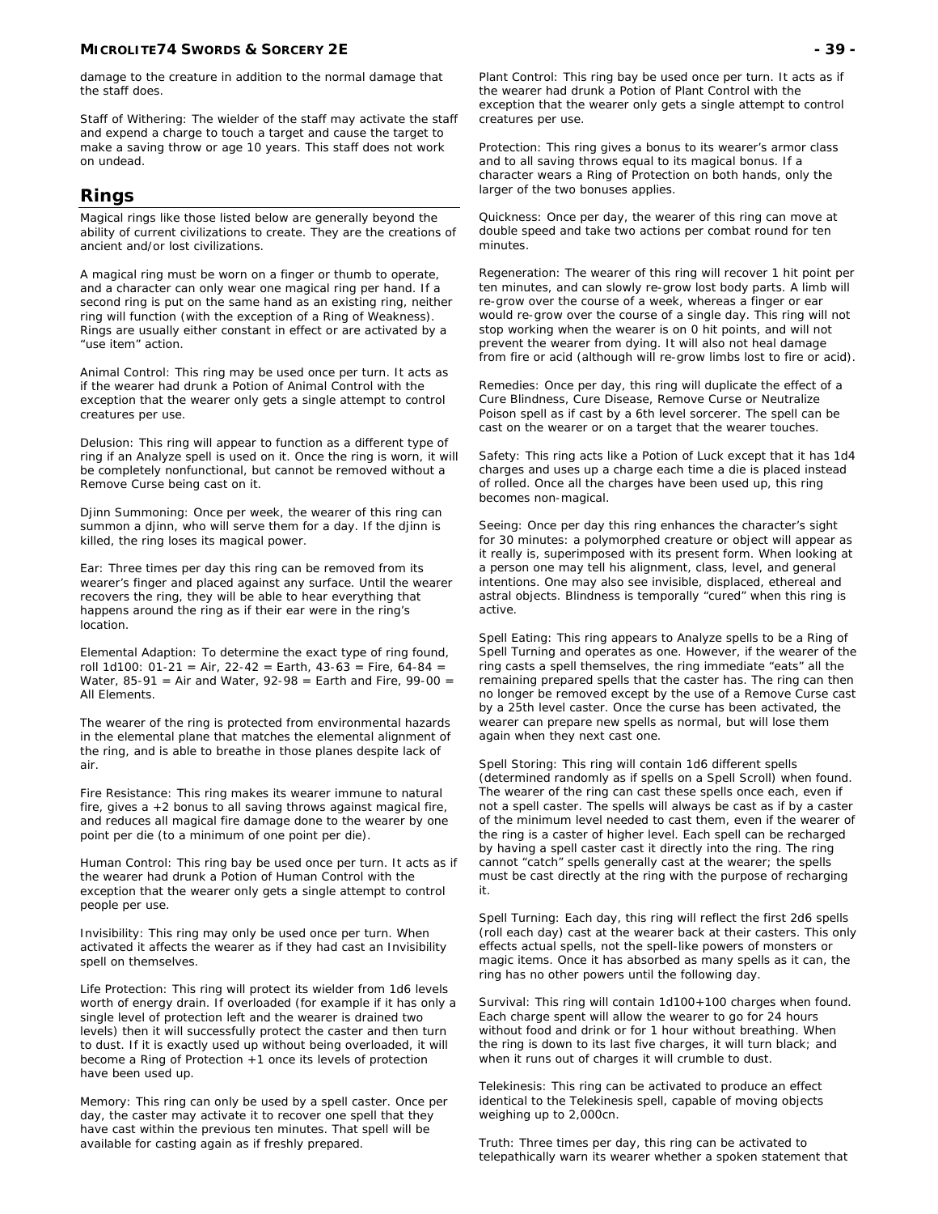damage to the creature in addition to the normal damage that the staff does.

Staff of Withering: The wielder of the staff may activate the staff and expend a charge to touch a target and cause the target to make a saving throw or age 10 years. This staff does not work on undead.

## Rings

Magical rings like those listed below are generally beyond the ability of current civilizations to create. They are the creations of ancient and/or lost civilizations.

A magical ring must be worn on a finger or thumb to operate, and a character can only wear one magical ring per hand. If a second ring is put on the same hand as an existing ring, neither ring will function (with the exception of a Ring of Weakness). Rings are usually either constant in effect or are activated by a "use item" action.

Animal Control: This ring may be used once per turn. It acts as if the wearer had drunk a Potion of Animal Control with the exception that the wearer only gets a single attempt to control creatures per use.

Delusion: This ring will appear to function as a different type of ring if an Analyze spell is used on it. Once the ring is worn, it will be completely nonfunctional, but cannot be removed without a Remove Curse being cast on it.

Djinn Summoning: Once per week, the wearer of this ring can summon a djinn, who will serve them for a day. If the djinn is killed, the ring loses its magical power.

Ear: Three times per day this ring can be removed from its wearer's finger and placed against any surface. Until the wearer recovers the ring, they will be able to hear everything that happens around the ring as if their ear were in the ring's location.

Elemental Adaption: To determine the exact type of ring found, roll 1d100: 01-21 = Air, 22-42 = Earth, 43-63 = Fire, 64-84 = Water, 85-91 = Air and Water, 92-98 = Earth and Fire, 99-00 = All Elements.

The wearer of the ring is protected from environmental hazards in the elemental plane that matches the elemental alignment of the ring, and is able to breathe in those planes despite lack of air.

Fire Resistance: This ring makes its wearer immune to natural fire, gives a +2 bonus to all saving throws against magical fire, and reduces all magical fire damage done to the wearer by one point per die (to a minimum of one point per die).

Human Control: This ring bay be used once per turn. It acts as if the wearer had drunk a Potion of Human Control with the exception that the wearer only gets a single attempt to control people per use.

Invisibility: This ring may only be used once per turn. When activated it affects the wearer as if they had cast an Invisibility spell on themselves.

Life Protection: This ring will protect its wielder from 1d6 levels worth of energy drain. If overloaded (for example if it has only a single level of protection left and the wearer is drained two levels) then it will successfully protect the caster and then turn to dust. If it is exactly used up without being overloaded, it will become a Ring of Protection +1 once its levels of protection have been used up.

Memory: This ring can only be used by a spell caster. Once per day, the caster may activate it to recover one spell that they have cast within the previous ten minutes. That spell will be available for casting again as if freshly prepared.

Plant Control: This ring bay be used once per turn. It acts as if the wearer had drunk a Potion of Plant Control with the exception that the wearer only gets a single attempt to control creatures per use.

Protection: This ring gives a bonus to its wearer's armor class and to all saving throws equal to its magical bonus. If a character wears a Ring of Protection on both hands, only the larger of the two bonuses applies.

Quickness: Once per day, the wearer of this ring can move at double speed and take two actions per combat round for ten minutes.

Regeneration: The wearer of this ring will recover 1 hit point per ten minutes, and can slowly re-grow lost body parts. A limb will re-grow over the course of a week, whereas a finger or ear would re-grow over the course of a single day. This ring will not stop working when the wearer is on 0 hit points, and will not prevent the wearer from dying. It will also not heal damage from fire or acid (although will re-grow limbs lost to fire or acid).

Remedies: Once per day, this ring will duplicate the effect of a Cure Blindness, Cure Disease, Remove Curse or Neutralize Poison spell as if cast by a 6th level sorcerer. The spell can be cast on the wearer or on a target that the wearer touches.

Safety: This ring acts like a Potion of Luck except that it has 1d4 charges and uses up a charge each time a die is placed instead of rolled. Once all the charges have been used up, this ring becomes non-magical.

Seeing: Once per day this ring enhances the character's sight for 30 minutes: a polymorphed creature or object will appear as it really is, superimposed with its present form. When looking at a person one may tell his alignment, class, level, and general intentions. One may also see invisible, displaced, ethereal and astral objects. Blindness is temporally "cured" when this ring is active.

Spell Eating: This ring appears to Analyze spells to be a Ring of Spell Turning and operates as one. However, if the wearer of the ring casts a spell themselves, the ring immediate "eats" all the remaining prepared spells that the caster has. The ring can then no longer be removed except by the use of a Remove Curse cast by a 25th level caster. Once the curse has been activated, the wearer can prepare new spells as normal, but will lose them again when they next cast one.

Spell Storing: This ring will contain 1d6 different spells (determined randomly as if spells on a Spell Scroll) when found. The wearer of the ring can cast these spells once each, even if not a spell caster. The spells will always be cast as if by a caster of the minimum level needed to cast them, even if the wearer of the ring is a caster of higher level. Each spell can be recharged by having a spell caster cast it directly into the ring. The ring cannot "catch" spells generally cast at the wearer; the spells must be cast directly at the ring with the purpose of recharging it.

Spell Turning: Each day, this ring will reflect the first 2d6 spells (roll each day) cast at the wearer back at their casters. This only effects actual spells, not the spell-like powers of monsters or magic items. Once it has absorbed as many spells as it can, the ring has no other powers until the following day.

Survival: This ring will contain 1d100+100 charges when found. Each charge spent will allow the wearer to go for 24 hours without food and drink or for 1 hour without breathing. When the ring is down to its last five charges, it will turn black; and when it runs out of charges it will crumble to dust.

Telekinesis: This ring can be activated to produce an effect identical to the Telekinesis spell, capable of moving objects weighing up to 2,000cn.

Truth: Three times per day, this ring can be activated to telepathically warn its wearer whether a spoken statement that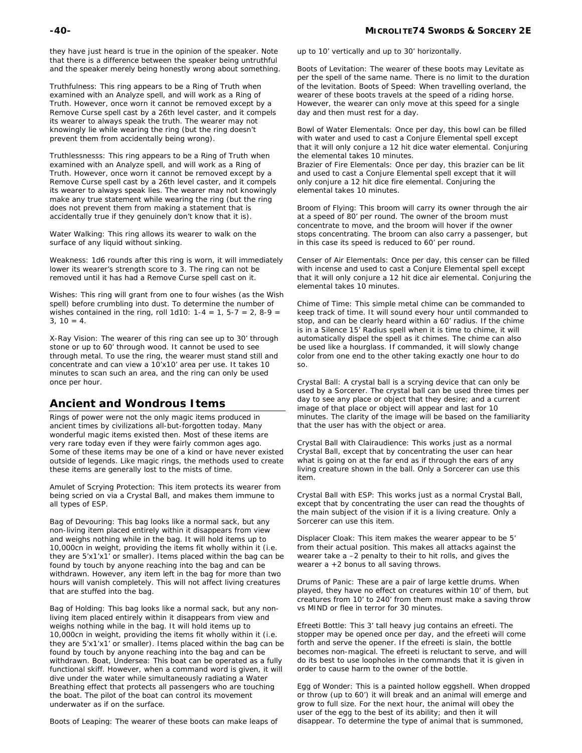they have just heard is true in the opinion of the speaker. Note that there is a difference between the speaker being untruthful and the speaker merely being honestly wrong about something.

Truthfulness: This ring appears to be a Ring of Truth when examined with an Analyze spell, and will work as a Ring of Truth. However, once worn it cannot be removed except by a Remove Curse spell cast by a 26th level caster, and it compels its wearer to always speak the truth. The wearer may not knowingly lie while wearing the ring (but the ring doesn't prevent them from accidentally being wrong).

Truthlessnesss: This ring appears to be a Ring of Truth when examined with an Analyze spell, and will work as a Ring of Truth. However, once worn it cannot be removed except by a Remove Curse spell cast by a 26th level caster, and it compels its wearer to always speak lies. The wearer may not knowingly make any true statement while wearing the ring (but the ring does not prevent them from making a statement that is accidentally true if they genuinely don't know that it is).

Water Walking: This ring allows its wearer to walk on the surface of any liquid without sinking.

Weakness: 1d6 rounds after this ring is worn, it will immediately lower its wearer's strength score to 3. The ring can not be removed until it has had a Remove Curse spell cast on it.

Wishes: This ring will grant from one to four wishes (as the Wish spell) before crumbling into dust. To determine the number of wishes contained in the ring, roll 1d10: 1-4 = 1, 5-7 = 2, 8-9 = 3, 10 = 4.

X-Ray Vision: The wearer of this ring can see up to 30' through stone or up to 60' through wood. It cannot be used to see through metal. To use the ring, the wearer must stand still and concentrate and can view a 10'x10' area per use. It takes 10 minutes to scan such an area, and the ring can only be used once per hour.

## Ancient and Wondrous Items

Rings of power were not the only magic items produced in ancient times by civilizations all-but-forgotten today. Many wonderful magic items existed then. Most of these items are very rare today even if they were fairly common ages ago. Some of these items may be one of a kind or have never existed outside of legends. Like magic rings, the methods used to create these items are generally lost to the mists of time.

Amulet of Scrying Protection: This item protects its wearer from being scried on via a Crystal Ball, and makes them immune to all types of ESP.

Bag of Devouring: This bag looks like a normal sack, but any non-living item placed entirely within it disappears from view and weighs nothing while in the bag. It will hold items up to 10,000cn in weight, providing the items fit wholly within it (i.e. they are 5'x1'x1' or smaller). Items placed within the bag can be found by touch by anyone reaching into the bag and can be withdrawn. However, any item left in the bag for more than two hours will vanish completely. This will not affect living creatures that are stuffed into the bag.

Bag of Holding: This bag looks like a normal sack, but any non-living item placed entirely within it disappears from view and weighs nothing while in the bag. It will hold items up to 10,000cn in weight, providing the items fit wholly within it (i.e. they are 5'x1'x1' or smaller). Items placed within the bag can be found by touch by anyone reaching into the bag and can be withdrawn. Boat, Undersea: This boat can be operated as a fully functional skiff. However, when a command word is given, it will dive under the water while simultaneously radiating a Water Breathing effect that protects all passengers who are touching the boat. The pilot of the boat can control its movement underwater as if on the surface.

Boots of Leaping: The wearer of these boots can make leaps of up to 10' vertically and up to 30' horizontally.

Boots of Levitation: The wearer of these boots may Levitate as per the spell of the same name. There is no limit to the duration of the levitation. Boots of Speed: When travelling overland, the wearer of these boots travels at the speed of a riding horse. However, the wearer can only move at this speed for a single day and then must rest for a day.

Bowl of Water Elementals: Once per day, this bowl can be filled with water and used to cast a Conjure Elemental spell except that it will only conjure a 12 hit dice water elemental. Conjuring the elemental takes 10 minutes.
Brazier of Fire Elementals: Once per day, this brazier can be lit and used to cast a Conjure Elemental spell except that it will only conjure a 12 hit dice fire elemental. Conjuring the elemental takes 10 minutes.

Broom of Flying: This broom will carry its owner through the air at a speed of 80' per round. The owner of the broom must concentrate to move, and the broom will hover if the owner stops concentrating. The broom can also carry a passenger, but in this case its speed is reduced to 60' per round.

Censer of Air Elementals: Once per day, this censer can be filled with incense and used to cast a Conjure Elemental spell except that it will only conjure a 12 hit dice air elemental. Conjuring the elemental takes 10 minutes.

Chime of Time: This simple metal chime can be commanded to keep track of time. It will sound every hour until commanded to stop, and can be clearly heard within a 60' radius. If the chime is in a Silence 15' Radius spell when it is time to chime, it will automatically dispel the spell as it chimes. The chime can also be used like a hourglass. If commanded, it will slowly change color from one end to the other taking exactly one hour to do so.

Crystal Ball: A crystal ball is a scrying device that can only be used by a Sorcerer. The crystal ball can be used three times per day to see any place or object that they desire; and a current image of that place or object will appear and last for 10 minutes. The clarity of the image will be based on the familiarity that the user has with the object or area.

Crystal Ball with Clairaudience: This works just as a normal Crystal Ball, except that by concentrating the user can hear what is going on at the far end as if through the ears of any living creature shown in the ball. Only a Sorcerer can use this item.

Crystal Ball with ESP: This works just as a normal Crystal Ball, except that by concentrating the user can read the thoughts of the main subject of the vision if it is a living creature. Only a Sorcerer can use this item.

Displacer Cloak: This item makes the wearer appear to be 5' from their actual position. This makes all attacks against the wearer take a –2 penalty to their to hit rolls, and gives the wearer a +2 bonus to all saving throws.

Drums of Panic: These are a pair of large kettle drums. When played, they have no effect on creatures within 10' of them, but creatures from 10' to 240' from them must make a saving throw vs MIND or flee in terror for 30 minutes.

Efreeti Bottle: This 3' tall heavy jug contains an efreeti. The stopper may be opened once per day, and the efreeti will come forth and serve the opener. If the efreeti is slain, the bottle becomes non-magical. The efreeti is reluctant to serve, and will do its best to use loopholes in the commands that it is given in order to cause harm to the owner of the bottle.

Egg of Wonder: This is a painted hollow eggshell. When dropped or throw (up to 60') it will break and an animal will emerge and grow to full size. For the next hour, the animal will obey the user of the egg to the best of its ability; and then it will disappear. To determine the type of animal that is summoned,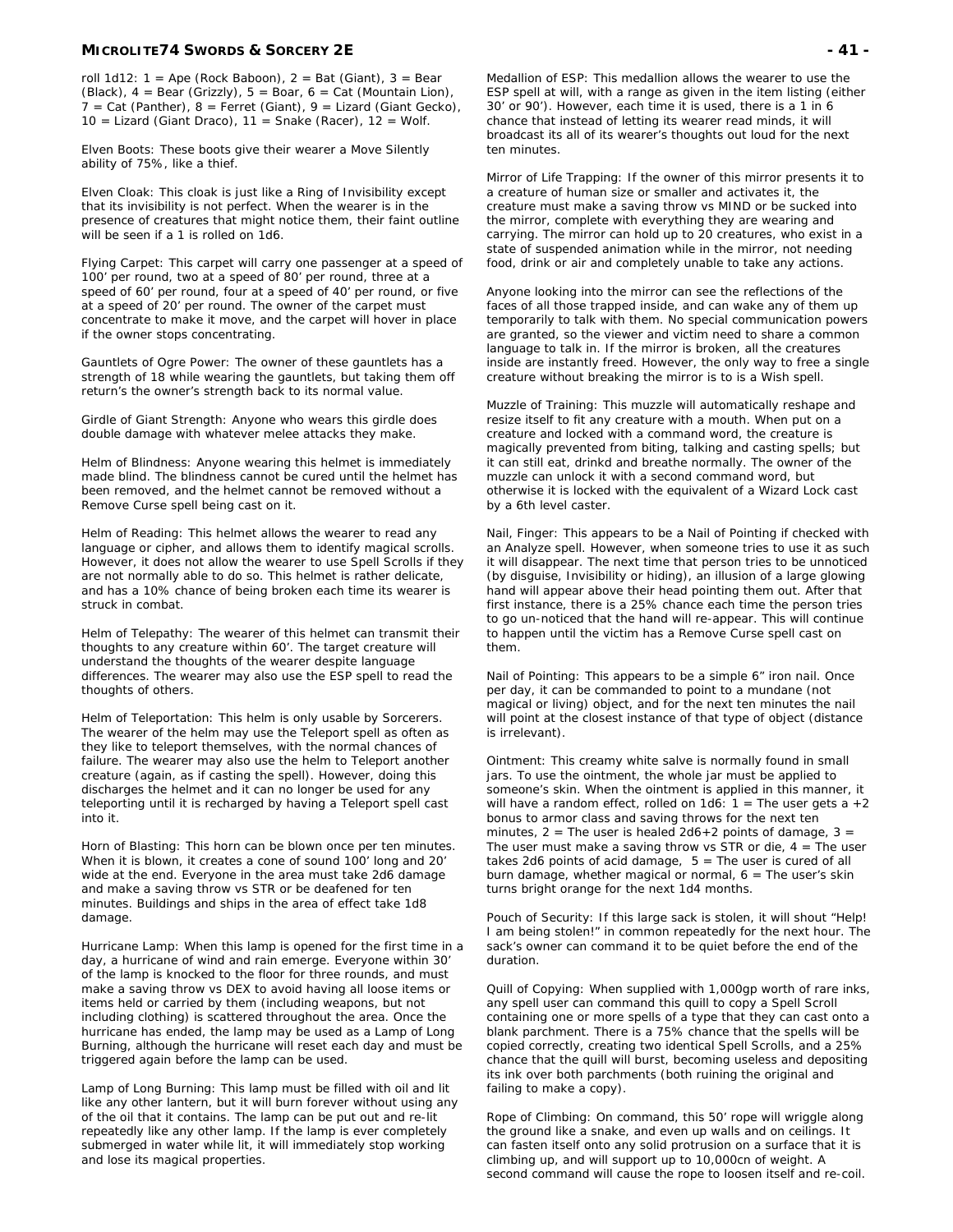roll 1d12: 1 = Ape (Rock Baboon), 2 = Bat (Giant), 3 = Bear (Black), 4 = Bear (Grizzly), 5 = Boar, 6 = Cat (Mountain Lion), 7 = Cat (Panther), 8 = Ferret (Giant), 9 = Lizard (Giant Gecko), 10 = Lizard (Giant Draco), 11 = Snake (Racer), 12 = Wolf.

Elven Boots: These boots give their wearer a Move Silently ability of 75%, like a thief.

Elven Cloak: This cloak is just like a Ring of Invisibility except that its invisibility is not perfect. When the wearer is in the presence of creatures that might notice them, their faint outline will be seen if a 1 is rolled on 1d6.

Flying Carpet: This carpet will carry one passenger at a speed of 100' per round, two at a speed of 80' per round, three at a speed of 60' per round, four at a speed of 40' per round, or five at a speed of 20' per round. The owner of the carpet must concentrate to make it move, and the carpet will hover in place if the owner stops concentrating.

Gauntlets of Ogre Power: The owner of these gauntlets has a strength of 18 while wearing the gauntlets, but taking them off return's the owner's strength back to its normal value.

Girdle of Giant Strength: Anyone who wears this girdle does double damage with whatever melee attacks they make.

Helm of Blindness: Anyone wearing this helmet is immediately made blind. The blindness cannot be cured until the helmet has been removed, and the helmet cannot be removed without a Remove Curse spell being cast on it.

Helm of Reading: This helmet allows the wearer to read any language or cipher, and allows them to identify magical scrolls. However, it does not allow the wearer to use Spell Scrolls if they are not normally able to do so. This helmet is rather delicate, and has a 10% chance of being broken each time its wearer is struck in combat.

Helm of Telepathy: The wearer of this helmet can transmit their thoughts to any creature within 60'. The target creature will understand the thoughts of the wearer despite language differences. The wearer may also use the ESP spell to read the thoughts of others.

Helm of Teleportation: This helm is only usable by Sorcerers. The wearer of the helm may use the Teleport spell as often as they like to teleport themselves, with the normal chances of failure. The wearer may also use the helm to Teleport another creature (again, as if casting the spell). However, doing this discharges the helmet and it can no longer be used for any teleporting until it is recharged by having a Teleport spell cast into it.

Horn of Blasting: This horn can be blown once per ten minutes. When it is blown, it creates a cone of sound 100' long and 20' wide at the end. Everyone in the area must take 2d6 damage and make a saving throw vs STR or be deafened for ten minutes. Buildings and ships in the area of effect take 1d8 damage.

Hurricane Lamp: When this lamp is opened for the first time in a day, a hurricane of wind and rain emerge. Everyone within 30' of the lamp is knocked to the floor for three rounds, and must make a saving throw vs DEX to avoid having all loose items or items held or carried by them (including weapons, but not including clothing) is scattered throughout the area. Once the hurricane has ended, the lamp may be used as a Lamp of Long Burning, although the hurricane will reset each day and must be triggered again before the lamp can be used.

Lamp of Long Burning: This lamp must be filled with oil and lit like any other lantern, but it will burn forever without using any of the oil that it contains. The lamp can be put out and re-lit repeatedly like any other lamp. If the lamp is ever completely submerged in water while lit, it will immediately stop working and lose its magical properties.

Medallion of ESP: This medallion allows the wearer to use the ESP spell at will, with a range as given in the item listing (either 30' or 90'). However, each time it is used, there is a 1 in 6 chance that instead of letting its wearer read minds, it will broadcast its all of its wearer's thoughts out loud for the next ten minutes.

Mirror of Life Trapping: If the owner of this mirror presents it to a creature of human size or smaller and activates it, the creature must make a saving throw vs MIND or be sucked into the mirror, complete with everything they are wearing and carrying. The mirror can hold up to 20 creatures, who exist in a state of suspended animation while in the mirror, not needing food, drink or air and completely unable to take any actions.

Anyone looking into the mirror can see the reflections of the faces of all those trapped inside, and can wake any of them up temporarily to talk with them. No special communication powers are granted, so the viewer and victim need to share a common language to talk in. If the mirror is broken, all the creatures inside are instantly freed. However, the only way to free a single creature without breaking the mirror is to is a Wish spell.

Muzzle of Training: This muzzle will automatically reshape and resize itself to fit any creature with a mouth. When put on a creature and locked with a command word, the creature is magically prevented from biting, talking and casting spells; but it can still eat, drinkd and breathe normally. The owner of the muzzle can unlock it with a second command word, but otherwise it is locked with the equivalent of a Wizard Lock cast by a 6th level caster.

Nail, Finger: This appears to be a Nail of Pointing if checked with an Analyze spell. However, when someone tries to use it as such it will disappear. The next time that person tries to be unnoticed (by disguise, Invisibility or hiding), an illusion of a large glowing hand will appear above their head pointing them out. After that first instance, there is a 25% chance each time the person tries to go un-noticed that the hand will re-appear. This will continue to happen until the victim has a Remove Curse spell cast on them.

Nail of Pointing: This appears to be a simple 6" iron nail. Once per day, it can be commanded to point to a mundane (not magical or living) object, and for the next ten minutes the nail will point at the closest instance of that type of object (distance is irrelevant).

Ointment: This creamy white salve is normally found in small jars. To use the ointment, the whole jar must be applied to someone's skin. When the ointment is applied in this manner, it will have a random effect, rolled on 1d6: 1 = The user gets a +2 bonus to armor class and saving throws for the next ten minutes, 2 = The user is healed 2d6+2 points of damage, 3 = The user must make a saving throw vs STR or die, 4 = The user takes 2d6 points of acid damage, 5 = The user is cured of all burn damage, whether magical or normal, 6 = The user's skin turns bright orange for the next 1d4 months.

Pouch of Security: If this large sack is stolen, it will shout "Help! I am being stolen!" in common repeatedly for the next hour. The sack's owner can command it to be quiet before the end of the duration.

Quill of Copying: When supplied with 1,000gp worth of rare inks, any spell user can command this quill to copy a Spell Scroll containing one or more spells of a type that they can cast onto a blank parchment. There is a 75% chance that the spells will be copied correctly, creating two identical Spell Scrolls, and a 25% chance that the quill will burst, becoming useless and depositing its ink over both parchments (both ruining the original and failing to make a copy).

Rope of Climbing: On command, this 50' rope will wriggle along the ground like a snake, and even up walls and on ceilings. It can fasten itself onto any solid protrusion on a surface that it is climbing up, and will support up to 10,000cn of weight. A second command will cause the rope to loosen itself and re-coil.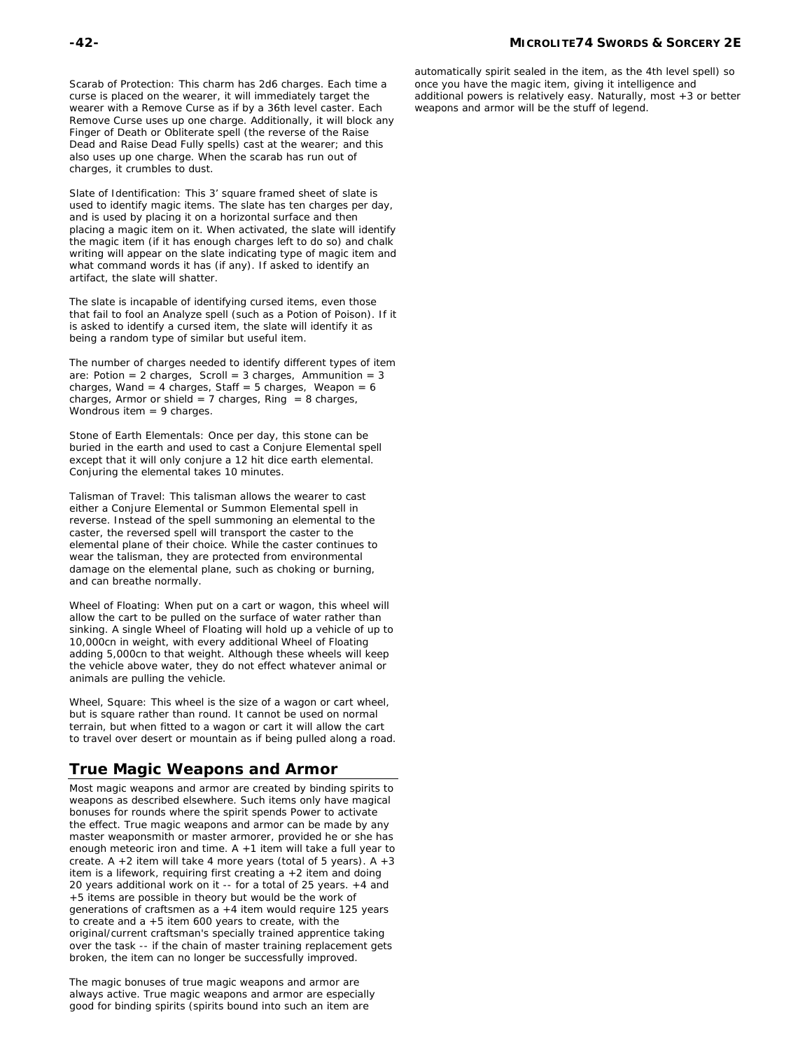Scarab of Protection: This charm has 2d6 charges. Each time a curse is placed on the wearer, it will immediately target the wearer with a Remove Curse as if by a 36th level caster. Each Remove Curse uses up one charge. Additionally, it will block any Finger of Death or Obliterate spell (the reverse of the Raise Dead and Raise Dead Fully spells) cast at the wearer; and this also uses up one charge. When the scarab has run out of charges, it crumbles to dust.

Slate of Identification: This 3' square framed sheet of slate is used to identify magic items. The slate has ten charges per day, and is used by placing it on a horizontal surface and then placing a magic item on it. When activated, the slate will identify the magic item (if it has enough charges left to do so) and chalk writing will appear on the slate indicating type of magic item and what command words it has (if any). If asked to identify an artifact, the slate will shatter.

The slate is incapable of identifying cursed items, even those that fail to fool an Analyze spell (such as a Potion of Poison). If it is asked to identify a cursed item, the slate will identify it as being a random type of similar but useful item.

The number of charges needed to identify different types of item are: Potion = 2 charges, Scroll = 3 charges, Ammunition = 3 charges, Wand = 4 charges, Staff = 5 charges, Weapon = 6 charges, Armor or shield = 7 charges, Ring = 8 charges, Wondrous item = 9 charges.

Stone of Earth Elementals: Once per day, this stone can be buried in the earth and used to cast a Conjure Elemental spell except that it will only conjure a 12 hit dice earth elemental. Conjuring the elemental takes 10 minutes.

Talisman of Travel: This talisman allows the wearer to cast either a Conjure Elemental or Summon Elemental spell in reverse. Instead of the spell summoning an elemental to the caster, the reversed spell will transport the caster to the elemental plane of their choice. While the caster continues to wear the talisman, they are protected from environmental damage on the elemental plane, such as choking or burning, and can breathe normally.

Wheel of Floating: When put on a cart or wagon, this wheel will allow the cart to be pulled on the surface of water rather than sinking. A single Wheel of Floating will hold up a vehicle of up to 10,000cn in weight, with every additional Wheel of Floating adding 5,000cn to that weight. Although these wheels will keep the vehicle above water, they do not effect whatever animal or animals are pulling the vehicle.

Wheel, Square: This wheel is the size of a wagon or cart wheel, but is square rather than round. It cannot be used on normal terrain, but when fitted to a wagon or cart it will allow the cart to travel over desert or mountain as if being pulled along a road.

## True Magic Weapons and Armor

Most magic weapons and armor are created by binding spirits to weapons as described elsewhere. Such items only have magical bonuses for rounds where the spirit spends Power to activate the effect. True magic weapons and armor can be made by any master weaponsmith or master armorer, provided he or she has enough meteoric iron and time. A +1 item will take a full year to create. A +2 item will take 4 more years (total of 5 years). A +3 item is a lifework, requiring first creating a +2 item and doing 20 years additional work on it -- for a total of 25 years. +4 and +5 items are possible in theory but would be the work of generations of craftsmen as a +4 item would require 125 years to create and a +5 item 600 years to create, with the original/current craftsman's specially trained apprentice taking over the task -- if the chain of master training replacement gets broken, the item can no longer be successfully improved.

The magic bonuses of true magic weapons and armor are always active. True magic weapons and armor are especially good for binding spirits (spirits bound into such an item are automatically spirit sealed in the item, as the 4th level spell) so once you have the magic item, giving it intelligence and additional powers is relatively easy. Naturally, most +3 or better weapons and armor will be the stuff of legend.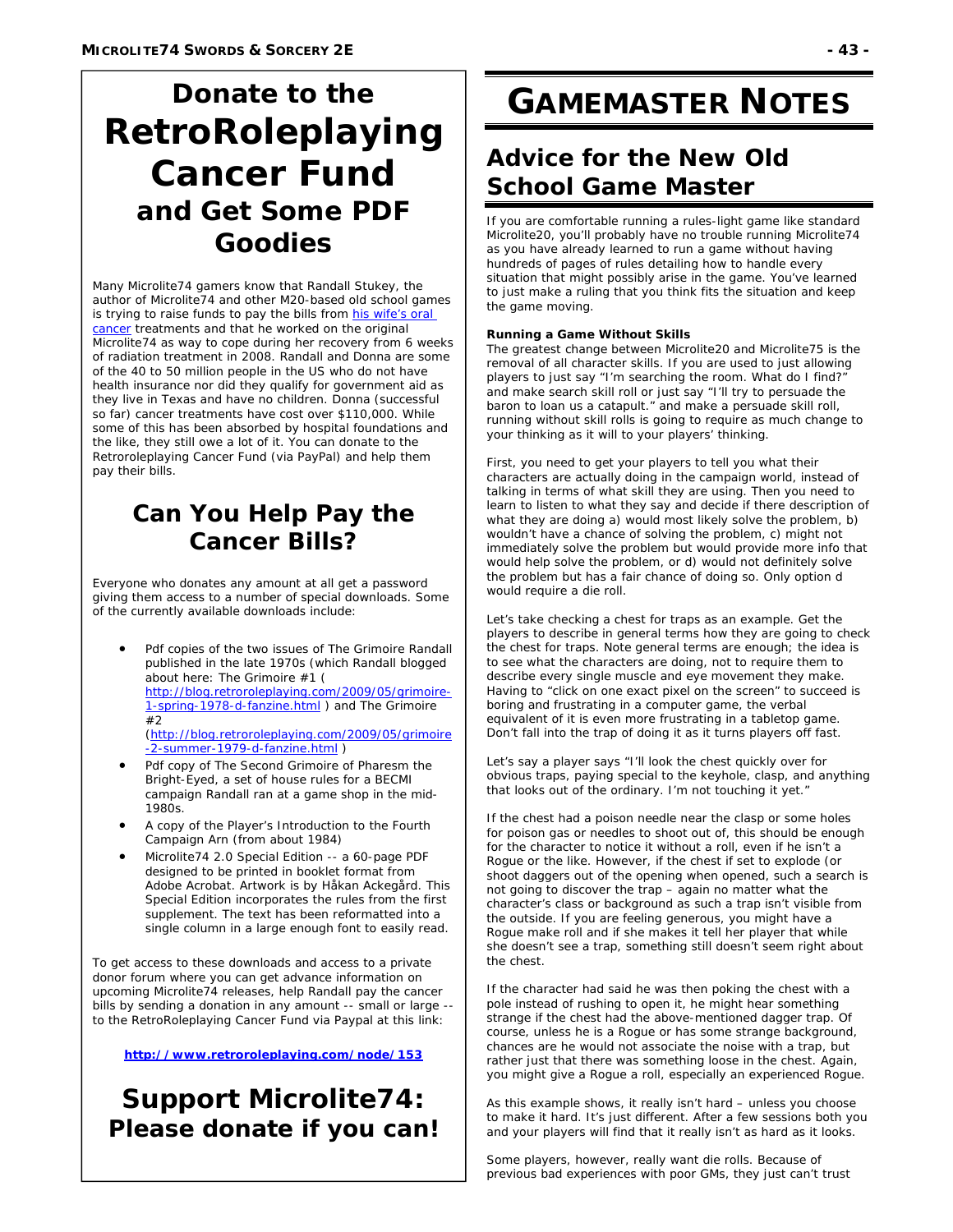# Donate to the RetroRoleplaying Cancer Fund

## and Get Some PDF Goodies

Many Microlite74 gamers know that Randall Stukey, the author of Microlite74 and other M20-based old school games is trying to raise funds to pay the bills from [his wife's oral cancer](#) treatments and that he worked on the original Microlite74 as way to cope during her recovery from 6 weeks of radiation treatment in 2008. Randall and Donna are some of the 40 to 50 million people in the US who do not have health insurance nor did they qualify for government aid as they live in Texas and have no children. Donna (successful so far) cancer treatments have cost over $110,000. While some of this has been absorbed by hospital foundations and the like, they still owe a lot of it. You can donate to the Retroroleplaying Cancer Fund (via PayPal) and help them pay their bills.

## Can You Help Pay the Cancer Bills?

Everyone who donates any amount at all get a password giving them access to a number of special downloads. Some of the currently available downloads include:

- Pdf copies of the two issues of The Grimoire Randall published in the late 1970s (which Randall blogged about here: The Grimoire #1 ( http://blog.retroroleplaying.com/2009/05/grimoire-1-spring-1978-d-fanzine.html ) and The Grimoire #2 (http://blog.retroroleplaying.com/2009/05/grimoire-2-summer-1979-d-fanzine.html )
- Pdf copy of The Second Grimoire of Pharesm the Bright-Eyed, a set of house rules for a BECMI campaign Randall ran at a game shop in the mid-1980s.
- A copy of the Player's Introduction to the Fourth Campaign Arn (from about 1984)
- Microlite74 2.0 Special Edition -- a 60-page PDF designed to be printed in booklet format from Adobe Acrobat. Artwork is by Håkan Ackegård. This Special Edition incorporates the rules from the first supplement. The text has been reformatted into a single column in a large enough font to easily read.

To get access to these downloads and access to a private donor forum where you can get advance information on upcoming Microlite74 releases, help Randall pay the cancer bills by sending a donation in any amount -- small or large -- to the RetroRoleplaying Cancer Fund via Paypal at this link:

**http://www.retroroleplaying.com/node/153**

## Support Microlite74: Please donate if you can!

# GAMEMASTER NOTES

## Advice for the New Old School Game Master

If you are comfortable running a rules-light game like standard Microlite20, you'll probably have no trouble running Microlite74 as you have already learned to run a game without having hundreds of pages of rules detailing how to handle every situation that might possibly arise in the game. You've learned to just make a ruling that you think fits the situation and keep the game moving.

**Running a Game Without Skills**

The greatest change between Microlite20 and Microlite75 is the removal of all character skills. If you are used to just allowing players to just say "I'm searching the room. What do I find?" and make search skill roll or just say "I'll try to persuade the baron to loan us a catapult." and make a persuade skill roll, running without skill rolls is going to require as much change to your thinking as it will to your players' thinking.

First, you need to get your players to tell you what their characters are actually doing in the campaign world, instead of talking in terms of what skill they are using. Then you need to learn to listen to what they say and decide if there description of what they are doing a) would most likely solve the problem, b) wouldn't have a chance of solving the problem, c) might not immediately solve the problem but would provide more info that would help solve the problem, or d) would not definitely solve the problem but has a fair chance of doing so. Only option d would require a die roll.

Let's take checking a chest for traps as an example. Get the players to describe in general terms how they are going to check the chest for traps. Note general terms are enough; the idea is to see what the characters are doing, not to require them to describe every single muscle and eye movement they make. Having to "click on one exact pixel on the screen" to succeed is boring and frustrating in a computer game, the verbal equivalent of it is even more frustrating in a tabletop game. Don't fall into the trap of doing it as it turns players off fast.

Let's say a player says "I'll look the chest quickly over for obvious traps, paying special to the keyhole, clasp, and anything that looks out of the ordinary. I'm not touching it yet."

If the chest had a poison needle near the clasp or some holes for poison gas or needles to shoot out of, this should be enough for the character to notice it without a roll, even if he isn't a Rogue or the like. However, if the chest if set to explode (or shoot daggers out of the opening when opened, such a search is not going to discover the trap – again no matter what the character's class or background as such a trap isn't visible from the outside. If you are feeling generous, you might have a Rogue make roll and if she makes it tell her player that while she doesn't see a trap, something still doesn't seem right about the chest.

If the character had said he was then poking the chest with a pole instead of rushing to open it, he might hear something strange if the chest had the above-mentioned dagger trap. Of course, unless he is a Rogue or has some strange background, chances are he would not associate the noise with a trap, but rather just that there was something loose in the chest. Again, you might give a Rogue a roll, especially an experienced Rogue.

As this example shows, it really isn't hard – unless you choose to make it hard. It's just different. After a few sessions both you and your players will find that it really isn't as hard as it looks.

Some players, however, really want die rolls. Because of previous bad experiences with poor GMs, they just can't trust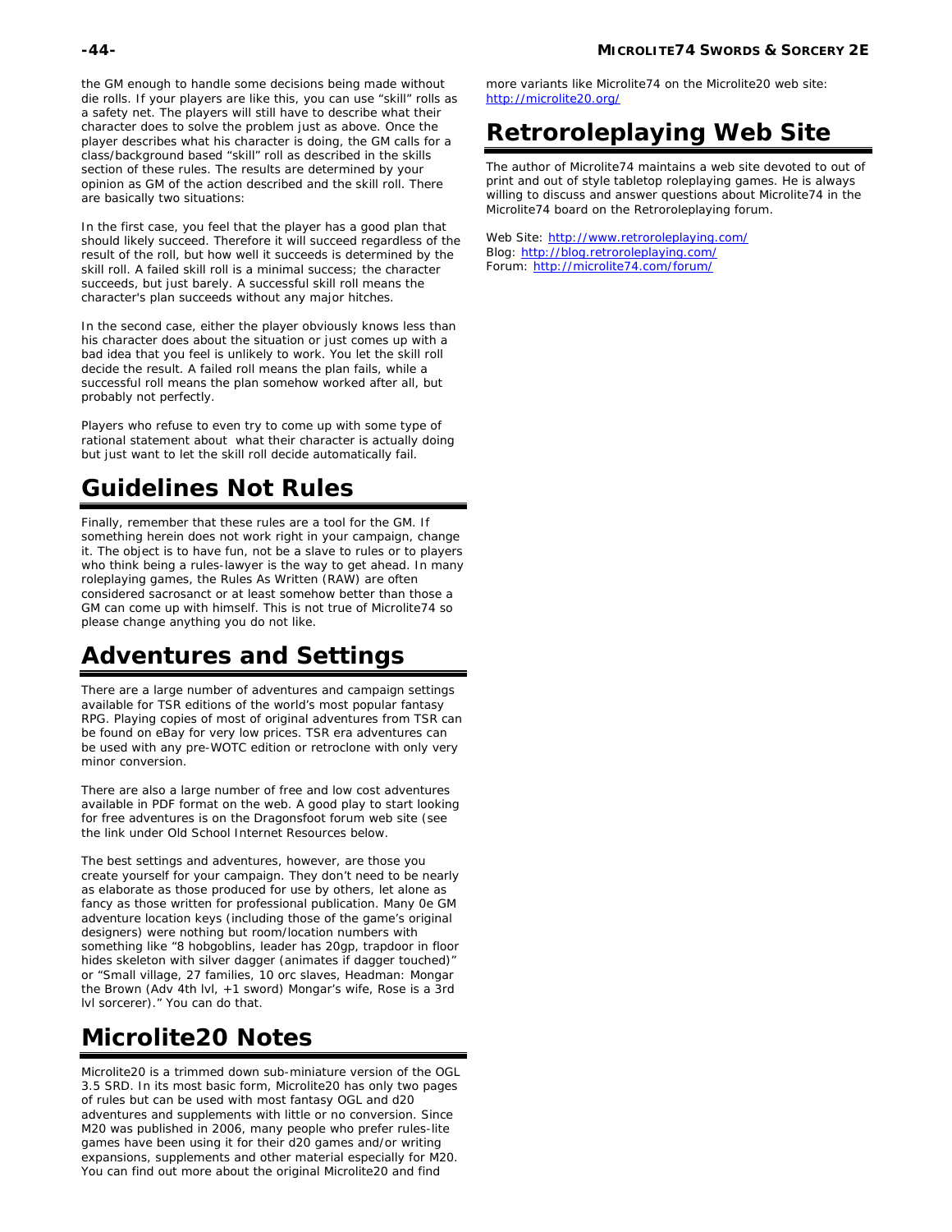the GM enough to handle some decisions being made without die rolls. If your players are like this, you can use "skill" rolls as a safety net. The players will still have to describe what their character does to solve the problem just as above. Once the player describes what his character is doing, the GM calls for a class/background based "skill" roll as described in the skills section of these rules. The results are determined by your opinion as GM of the action described and the skill roll. There are basically two situations:

In the first case, you feel that the player has a good plan that should likely succeed. Therefore it will succeed regardless of the result of the roll, but how well it succeeds is determined by the skill roll. A failed skill roll is a minimal success; the character succeeds, but just barely. A successful skill roll means the character's plan succeeds without any major hitches.

In the second case, either the player obviously knows less than his character does about the situation or just comes up with a bad idea that you feel is unlikely to work. You let the skill roll decide the result. A failed roll means the plan fails, while a successful roll means the plan somehow worked after all, but probably not perfectly.

Players who refuse to even try to come up with some type of rational statement about what their character is actually doing but just want to let the skill roll decide automatically fail.

# Guidelines Not Rules

Finally, remember that these rules are a tool for the GM. If something herein does not work right in your campaign, change it. The object is to have fun, not be a slave to rules or to players who think being a rules-lawyer is the way to get ahead. In many roleplaying games, the Rules As Written (RAW) are often considered sacrosanct or at least somehow better than those a GM can come up with himself. This is not true of Microlite74 so please change anything you do not like.

# Adventures and Settings

There are a large number of adventures and campaign settings available for TSR editions of the world's most popular fantasy RPG. Playing copies of most of original adventures from TSR can be found on eBay for very low prices. TSR era adventures can be used with any pre-WOTC edition or retroclone with only very minor conversion.

There are also a large number of free and low cost adventures available in PDF format on the web. A good play to start looking for free adventures is on the Dragonsfoot forum web site (see the link under Old School Internet Resources below.

The best settings and adventures, however, are those you create yourself for your campaign. They don't need to be nearly as elaborate as those produced for use by others, let alone as fancy as those written for professional publication. Many 0e GM adventure location keys (including those of the game's original designers) were nothing but room/location numbers with something like "8 hobgoblins, leader has 20gp, trapdoor in floor hides skeleton with silver dagger (animates if dagger touched)" or "Small village, 27 families, 10 orc slaves, Headman: Mongar the Brown (Adv 4th lvl, +1 sword) Mongar's wife, Rose is a 3rd lvl sorcerer)." You can do that.

# Microlite20 Notes

Microlite20 is a trimmed down sub-miniature version of the OGL 3.5 SRD. In its most basic form, Microlite20 has only two pages of rules but can be used with most fantasy OGL and d20 adventures and supplements with little or no conversion. Since M20 was published in 2006, many people who prefer rules-lite games have been using it for their d20 games and/or writing expansions, supplements and other material especially for M20. You can find out more about the original Microlite20 and find more variants like Microlite74 on the Microlite20 web site: http://microlite20.org/

# Retroroleplaying Web Site

The author of Microlite74 maintains a web site devoted to out of print and out of style tabletop roleplaying games. He is always willing to discuss and answer questions about Microlite74 in the Microlite74 board on the Retroroleplaying forum.

Web Site: http://www.retroroleplaying.com/
Blog: http://blog.retroroleplaying.com/
Forum: http://microlite74.com/forum/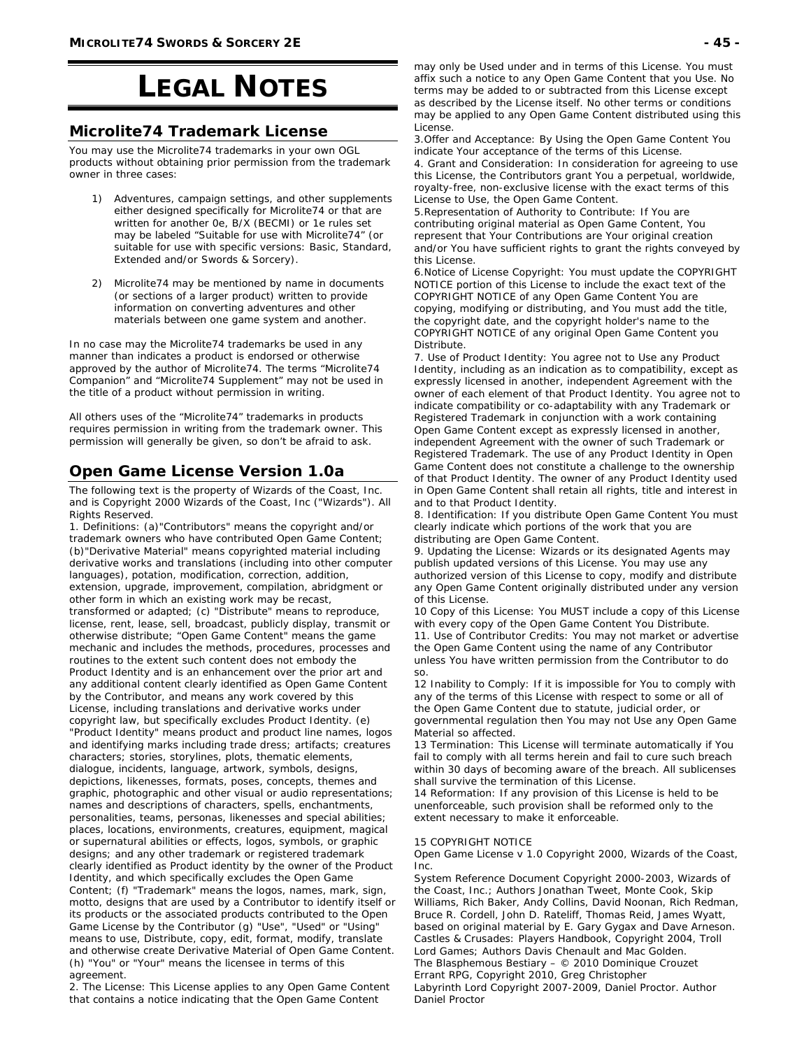# LEGAL NOTES

## Microlite74 Trademark License

You may use the Microlite74 trademarks in your own OGL products without obtaining prior permission from the trademark owner in three cases:

1) Adventures, campaign settings, and other supplements either designed specifically for Microlite74 or that are written for another 0e, B/X (BECMI) or 1e rules set may be labeled "Suitable for use with Microlite74" (or suitable for use with specific versions: Basic, Standard, Extended and/or Swords & Sorcery).

2) Microlite74 may be mentioned by name in documents (or sections of a larger product) written to provide information on converting adventures and other materials between one game system and another.

In no case may the Microlite74 trademarks be used in any manner than indicates a product is endorsed or otherwise approved by the author of Microlite74. The terms "Microlite74 Companion" and "Microlite74 Supplement" may not be used in the title of a product without permission in writing.

All others uses of the "Microlite74" trademarks in products requires permission in writing from the trademark owner. This permission will generally be given, so don't be afraid to ask.

## Open Game License Version 1.0a

The following text is the property of Wizards of the Coast, Inc. and is Copyright 2000 Wizards of the Coast, Inc ("Wizards"). All Rights Reserved.

1. Definitions: (a)"Contributors" means the copyright and/or trademark owners who have contributed Open Game Content; (b)"Derivative Material" means copyrighted material including derivative works and translations (including into other computer languages), potation, modification, correction, addition, extension, upgrade, improvement, compilation, abridgment or other form in which an existing work may be recast, transformed or adapted; (c) "Distribute" means to reproduce, license, rent, lease, sell, broadcast, publicly display, transmit or otherwise distribute; "Open Game Content" means the game mechanic and includes the methods, procedures, processes and routines to the extent such content does not embody the Product Identity and is an enhancement over the prior art and any additional content clearly identified as Open Game Content by the Contributor, and means any work covered by this License, including translations and derivative works under copyright law, but specifically excludes Product Identity. (e) "Product Identity" means product and product line names, logos and identifying marks including trade dress; artifacts; creatures characters; stories, storylines, plots, thematic elements, dialogue, incidents, language, artwork, symbols, designs, depictions, likenesses, formats, poses, concepts, themes and graphic, photographic and other visual or audio representations; names and descriptions of characters, spells, enchantments, personalities, teams, personas, likenesses and special abilities; places, locations, environments, creatures, equipment, magical or supernatural abilities or effects, logos, symbols, or graphic designs; and any other trademark or registered trademark clearly identified as Product identity by the owner of the Product Identity, and which specifically excludes the Open Game Content; (f) "Trademark" means the logos, names, mark, sign, motto, designs that are used by a Contributor to identify itself or its products or the associated products contributed to the Open Game License by the Contributor (g) "Use", "Used" or "Using" means to use, Distribute, copy, edit, format, modify, translate and otherwise create Derivative Material of Open Game Content. (h) "You" or "Your" means the licensee in terms of this agreement.
2. The License: This License applies to any Open Game Content that contains a notice indicating that the Open Game Content may only be Used under and in terms of this License. You must affix such a notice to any Open Game Content that you Use. No terms may be added to or subtracted from this License except as described by the License itself. No other terms or conditions may be applied to any Open Game Content distributed using this License.
3.Offer and Acceptance: By Using the Open Game Content You indicate Your acceptance of the terms of this License.
4. Grant and Consideration: In consideration for agreeing to use this License, the Contributors grant You a perpetual, worldwide, royalty-free, non-exclusive license with the exact terms of this License to Use, the Open Game Content.
5.Representation of Authority to Contribute: If You are contributing original material as Open Game Content, You represent that Your Contributions are Your original creation and/or You have sufficient rights to grant the rights conveyed by this License.
6.Notice of License Copyright: You must update the COPYRIGHT NOTICE portion of this License to include the exact text of the COPYRIGHT NOTICE of any Open Game Content You are copying, modifying or distributing, and You must add the title, the copyright date, and the copyright holder's name to the COPYRIGHT NOTICE of any original Open Game Content you Distribute.
7. Use of Product Identity: You agree not to Use any Product Identity, including as an indication as to compatibility, except as expressly licensed in another, independent Agreement with the owner of each element of that Product Identity. You agree not to indicate compatibility or co-adaptability with any Trademark or Registered Trademark in conjunction with a work containing Open Game Content except as expressly licensed in another, independent Agreement with the owner of such Trademark or Registered Trademark. The use of any Product Identity in Open Game Content does not constitute a challenge to the ownership of that Product Identity. The owner of any Product Identity used in Open Game Content shall retain all rights, title and interest in and to that Product Identity.
8. Identification: If you distribute Open Game Content You must clearly indicate which portions of the work that you are distributing are Open Game Content.
9. Updating the License: Wizards or its designated Agents may publish updated versions of this License. You may use any authorized version of this License to copy, modify and distribute any Open Game Content originally distributed under any version of this License.
10 Copy of this License: You MUST include a copy of this License with every copy of the Open Game Content You Distribute.
11. Use of Contributor Credits: You may not market or advertise the Open Game Content using the name of any Contributor unless You have written permission from the Contributor to do so.
12 Inability to Comply: If it is impossible for You to comply with any of the terms of this License with respect to some or all of the Open Game Content due to statute, judicial order, or governmental regulation then You may not Use any Open Game Material so affected.
13 Termination: This License will terminate automatically if You fail to comply with all terms herein and fail to cure such breach within 30 days of becoming aware of the breach. All sublicenses shall survive the termination of this License.
14 Reformation: If any provision of this License is held to be unenforceable, such provision shall be reformed only to the extent necessary to make it enforceable.

15 COPYRIGHT NOTICE
Open Game License v 1.0 Copyright 2000, Wizards of the Coast, Inc.
System Reference Document Copyright 2000-2003, Wizards of the Coast, Inc.; Authors Jonathan Tweet, Monte Cook, Skip Williams, Rich Baker, Andy Collins, David Noonan, Rich Redman, Bruce R. Cordell, John D. Rateliff, Thomas Reid, James Wyatt, based on original material by E. Gary Gygax and Dave Arneson.
Castles & Crusades: Players Handbook, Copyright 2004, Troll Lord Games; Authors Davis Chenault and Mac Golden.
The Blasphemous Bestiary – © 2010 Dominique Crouzet
Errant RPG, Copyright 2010, Greg Christopher
Labyrinth Lord Copyright 2007-2009, Daniel Proctor. Author Daniel Proctor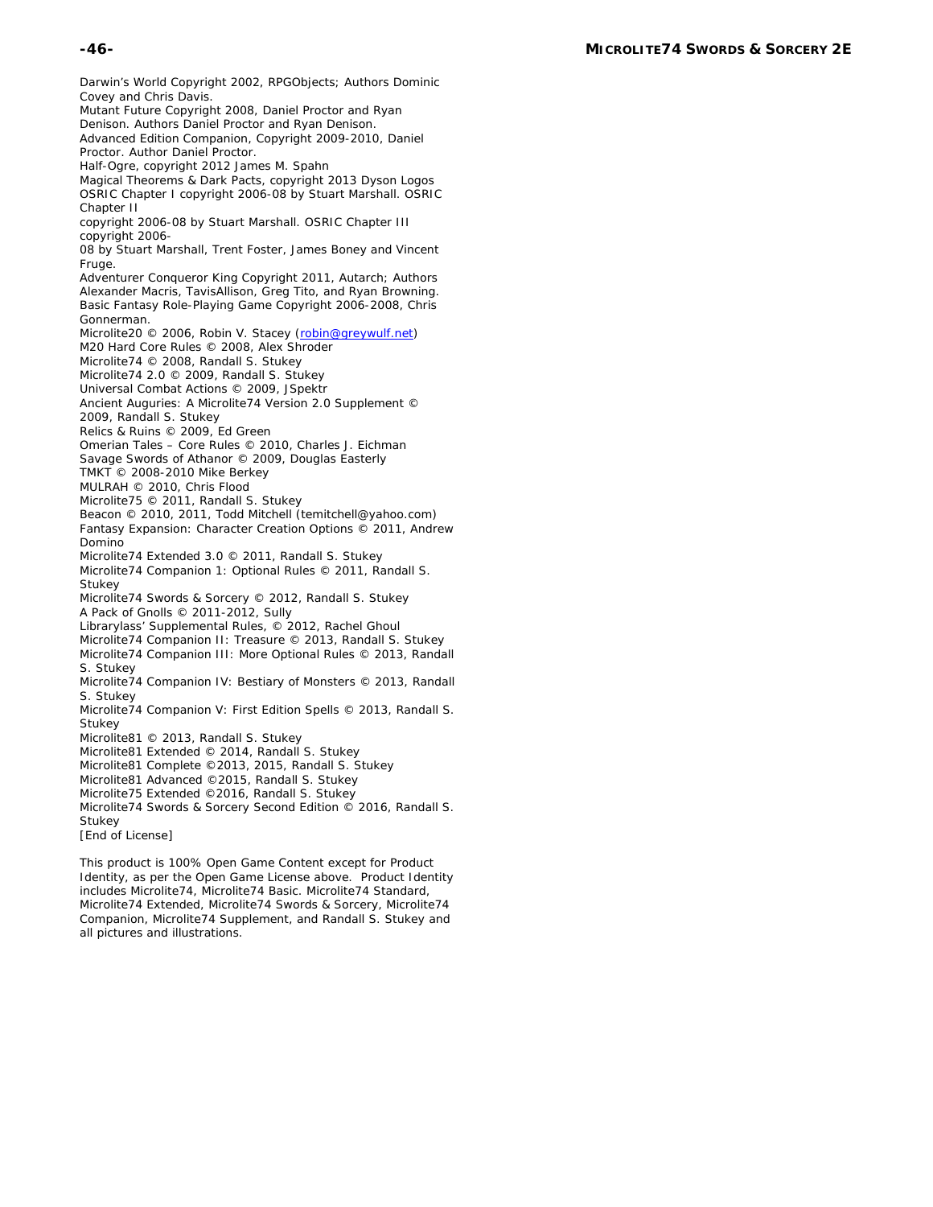Darwin's World Copyright 2002, RPGObjects; Authors Dominic Covey and Chris Davis.
Mutant Future Copyright 2008, Daniel Proctor and Ryan Denison. Authors Daniel Proctor and Ryan Denison.
Advanced Edition Companion, Copyright 2009-2010, Daniel Proctor. Author Daniel Proctor.
Half-Ogre, copyright 2012 James M. Spahn
Magical Theorems & Dark Pacts, copyright 2013 Dyson Logos
OSRIC Chapter I copyright 2006-08 by Stuart Marshall. OSRIC Chapter II
copyright 2006-08 by Stuart Marshall. OSRIC Chapter III copyright 2006-
08 by Stuart Marshall, Trent Foster, James Boney and Vincent Fruge.
Adventurer Conqueror King Copyright 2011, Autarch; Authors Alexander Macris, TavisAllison, Greg Tito, and Ryan Browning.
Basic Fantasy Role-Playing Game Copyright 2006-2008, Chris Gonnerman.
Microlite20 © 2006, Robin V. Stacey (robin@greywulf.net)
M20 Hard Core Rules © 2008, Alex Shroder
Microlite74 © 2008, Randall S. Stukey
Microlite74 2.0 © 2009, Randall S. Stukey
Universal Combat Actions © 2009, JSpektr
Ancient Auguries: A Microlite74 Version 2.0 Supplement © 2009, Randall S. Stukey
Relics & Ruins © 2009, Ed Green
Omerian Tales – Core Rules © 2010, Charles J. Eichman
Savage Swords of Athanor © 2009, Douglas Easterly
TMKT © 2008-2010 Mike Berkey
MULRAH © 2010, Chris Flood
Microlite75 © 2011, Randall S. Stukey
Beacon © 2010, 2011, Todd Mitchell (temitchell@yahoo.com)
Fantasy Expansion: Character Creation Options © 2011, Andrew Domino
Microlite74 Extended 3.0 © 2011, Randall S. Stukey
Microlite74 Companion 1: Optional Rules © 2011, Randall S. Stukey
Microlite74 Swords & Sorcery © 2012, Randall S. Stukey
A Pack of Gnolls © 2011-2012, Sully
Librarylass' Supplemental Rules, © 2012, Rachel Ghoul
Microlite74 Companion II: Treasure © 2013, Randall S. Stukey
Microlite74 Companion III: More Optional Rules © 2013, Randall S. Stukey
Microlite74 Companion IV: Bestiary of Monsters © 2013, Randall S. Stukey
Microlite74 Companion V: First Edition Spells © 2013, Randall S. Stukey
Microlite81 © 2013, Randall S. Stukey
Microlite81 Extended © 2014, Randall S. Stukey
Microlite81 Complete ©2013, 2015, Randall S. Stukey
Microlite81 Advanced ©2015, Randall S. Stukey
Microlite75 Extended ©2016, Randall S. Stukey
Microlite74 Swords & Sorcery Second Edition © 2016, Randall S. Stukey
[End of License]

This product is 100% Open Game Content except for Product Identity, as per the Open Game License above. Product Identity includes Microlite74, Microlite74 Basic. Microlite74 Standard, Microlite74 Extended, Microlite74 Swords & Sorcery, Microlite74 Companion, Microlite74 Supplement, and Randall S. Stukey and all pictures and illustrations.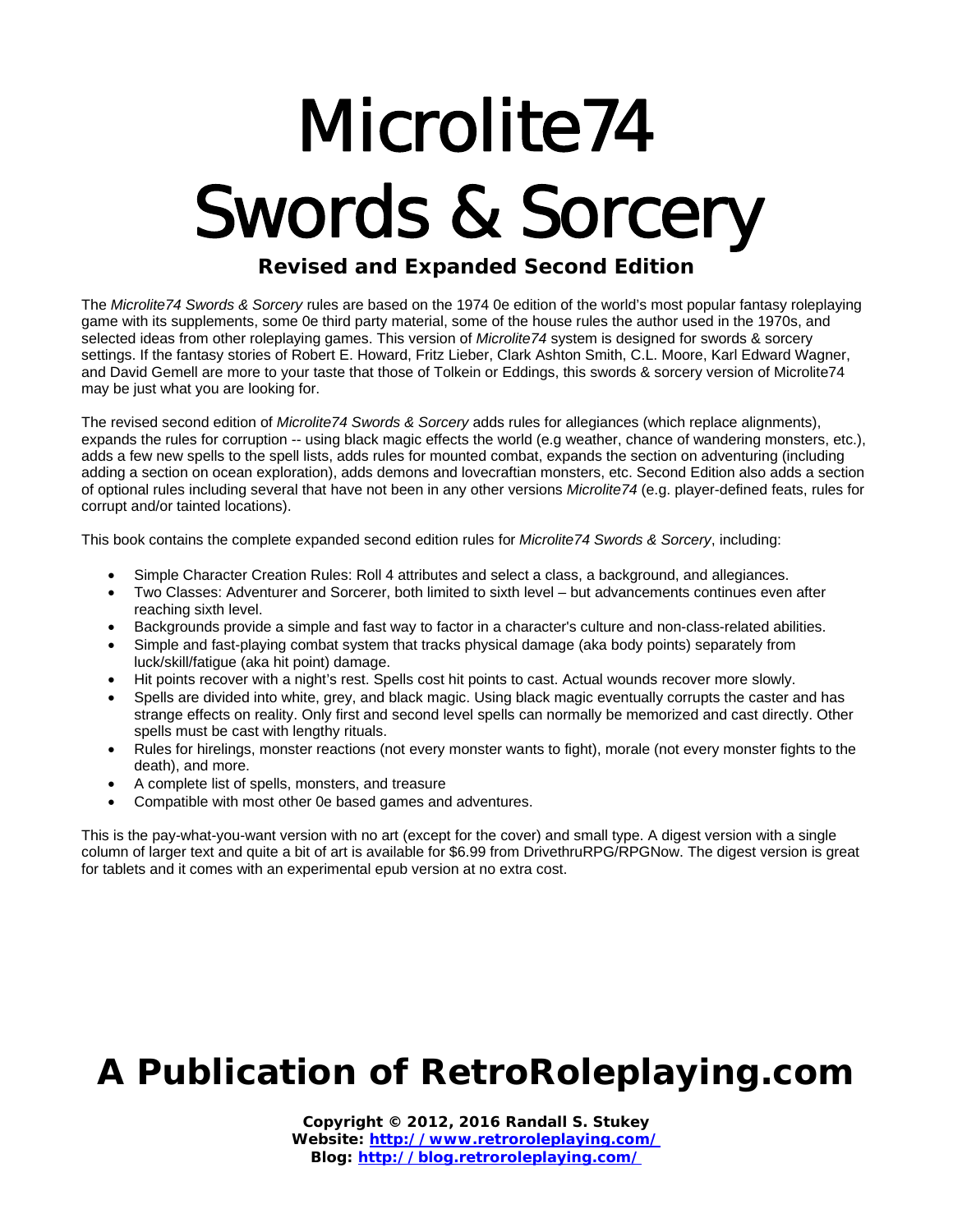# Microlite74 Swords & Sorcery

**Revised and Expanded Second Edition**

The *Microlite74 Swords & Sorcery* rules are based on the 1974 0e edition of the world's most popular fantasy roleplaying game with its supplements, some 0e third party material, some of the house rules the author used in the 1970s, and selected ideas from other roleplaying games. This version of *Microlite74* system is designed for swords & sorcery settings. If the fantasy stories of Robert E. Howard, Fritz Leiber, Clark Ashton Smith, C.L. Moore, Karl Edward Wagner, and David Gemell are more to your taste that those of Tolkein or Eddings, this swords & sorcery version of Microlite74 may be just what you are looking for.

The revised second edition of *Microlite74 Swords & Sorcery* adds rules for allegiances (which replace alignments), expands the rules for corruption -- using black magic effects the world (e.g weather, chance of wandering monsters, etc.), adds a few new spells to the spell lists, adds rules for mounted combat, expands the section on adventuring (including adding a section on ocean exploration), adds demons and lovecraftian monsters, etc. Second Edition also adds a section of optional rules including several that have not been in any other versions *Microlite74* (e.g. player-defined feats, rules for corrupt and/or tainted locations).

This book contains the complete expanded second edition rules for *Microlite74 Swords & Sorcery*, including:

- Simple Character Creation Rules: Roll 4 attributes and select a class, a background, and allegiances.
- Two Classes: Adventurer and Sorcerer, both limited to sixth level – but advancements continues even after reaching sixth level.
- Backgrounds provide a simple and fast way to factor in a character's culture and non-class-related abilities.
- Simple and fast-playing combat system that tracks physical damage (aka body points) separately from luck/skill/fatigue (aka hit point) damage.
- Hit points recover with a night's rest. Spells cost hit points to cast. Actual wounds recover more slowly.
- Spells are divided into white, grey, and black magic. Using black magic eventually corrupts the caster and has strange effects on reality. Only first and second level spells can normally be memorized and cast directly. Other spells must be cast with lengthy rituals.
- Rules for hirelings, monster reactions (not every monster wants to fight), morale (not every monster fights to the death), and more.
- A complete list of spells, monsters, and treasure
- Compatible with most other 0e based games and adventures.

This is the pay-what-you-want version with no art (except for the cover) and small type. A digest version with a single column of larger text and quite a bit of art is available for $6.99 from DrivethruRPG/RPGNow. The digest version is great for tablets and it comes with an experimental epub version at no extra cost.

# A Publication of RetroRoleplaying.com

**Copyright © 2012, 2016 Randall S. Stukey**
**Website: http://www.retroroleplaying.com/**
**Blog: http://blog.retroroleplaying.com/**